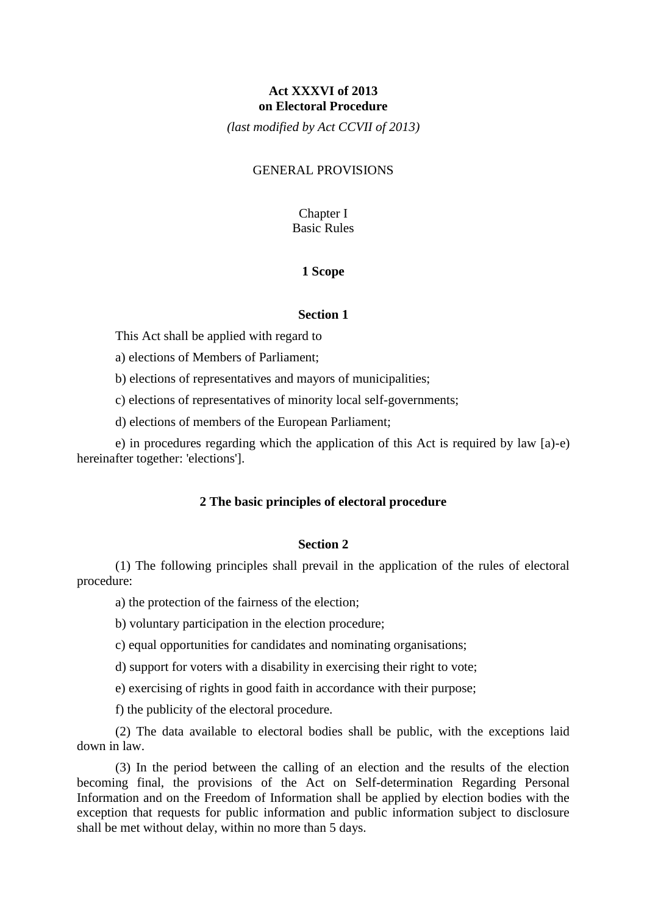# Act XXXVI of 2013 on Electoral Procedure

*(last modified by Act CCVII of 2013)*

GENERAL PROVISIONS

Chapter I
Basic Rules

## 1 Scope

### Section 1

This Act shall be applied with regard to

a) elections of Members of Parliament;

b) elections of representatives and mayors of municipalities;

c) elections of representatives of minority local self-governments;

d) elections of members of the European Parliament;

e) in procedures regarding which the application of this Act is required by law [a)-e) hereinafter together: 'elections'].

## 2 The basic principles of electoral procedure

### Section 2

(1) The following principles shall prevail in the application of the rules of electoral procedure:

a) the protection of the fairness of the election;

b) voluntary participation in the election procedure;

c) equal opportunities for candidates and nominating organisations;

d) support for voters with a disability in exercising their right to vote;

e) exercising of rights in good faith in accordance with their purpose;

f) the publicity of the electoral procedure.

(2) The data available to electoral bodies shall be public, with the exceptions laid down in law.

(3) In the period between the calling of an election and the results of the election becoming final, the provisions of the Act on Self-determination Regarding Personal Information and on the Freedom of Information shall be applied by election bodies with the exception that requests for public information and public information subject to disclosure shall be met without delay, within no more than 5 days.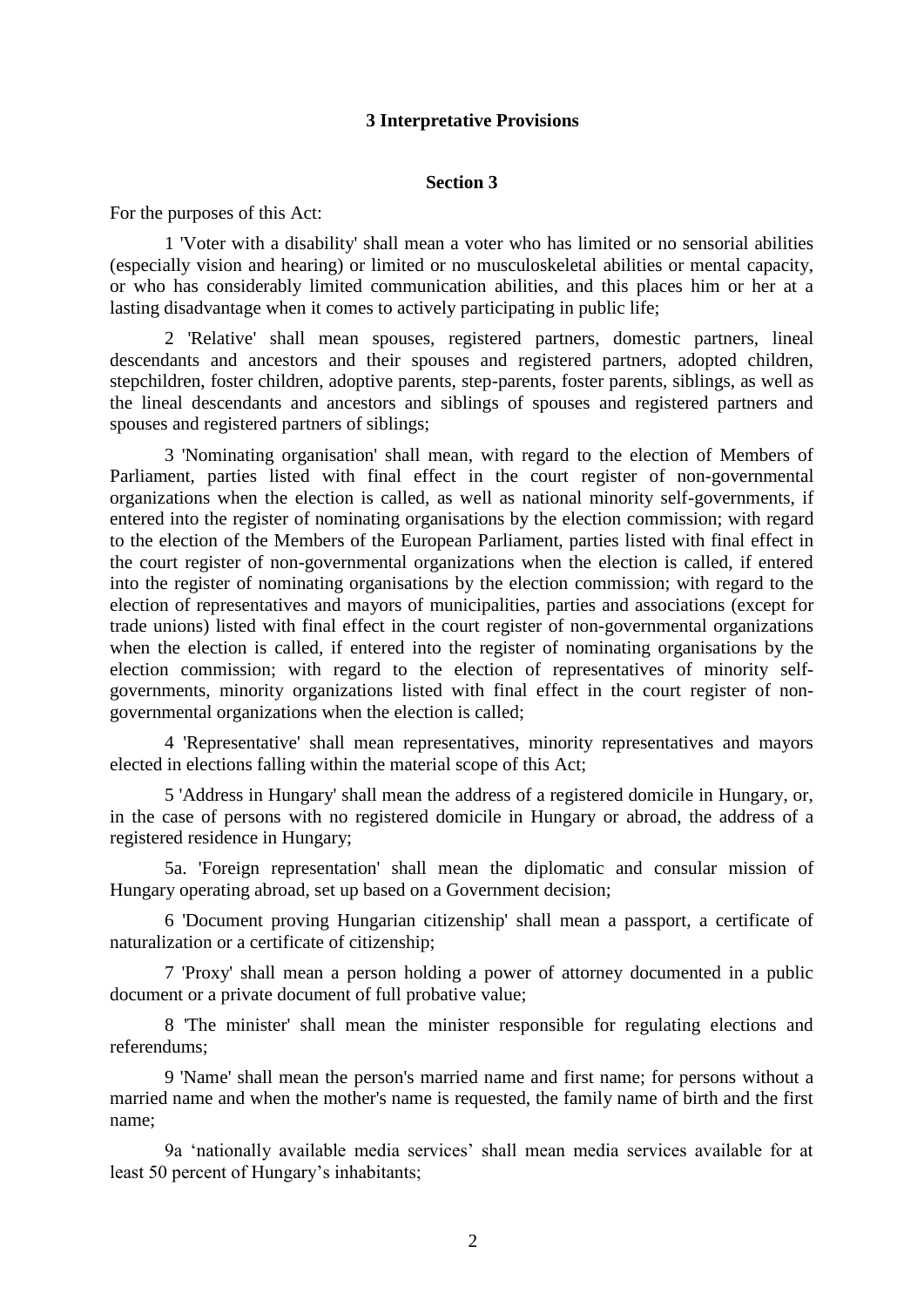## 3 Interpretative Provisions

### Section 3

For the purposes of this Act:

1 'Voter with a disability' shall mean a voter who has limited or no sensorial abilities (especially vision and hearing) or limited or no musculoskeletal abilities or mental capacity, or who has considerably limited communication abilities, and this places him or her at a lasting disadvantage when it comes to actively participating in public life;

2 'Relative' shall mean spouses, registered partners, domestic partners, lineal descendants and ancestors and their spouses and registered partners, adopted children, stepchildren, foster children, adoptive parents, step-parents, foster parents, siblings, as well as the lineal descendants and ancestors and siblings of spouses and registered partners and spouses and registered partners of siblings;

3 'Nominating organisation' shall mean, with regard to the election of Members of Parliament, parties listed with final effect in the court register of non-governmental organizations when the election is called, as well as national minority self-governments, if entered into the register of nominating organisations by the election commission; with regard to the election of the Members of the European Parliament, parties listed with final effect in the court register of non-governmental organizations when the election is called, if entered into the register of nominating organisations by the election commission; with regard to the election of representatives and mayors of municipalities, parties and associations (except for trade unions) listed with final effect in the court register of non-governmental organizations when the election is called, if entered into the register of nominating organisations by the election commission; with regard to the election of representatives of minority self-governments, minority organizations listed with final effect in the court register of non-governmental organizations when the election is called;

4 'Representative' shall mean representatives, minority representatives and mayors elected in elections falling within the material scope of this Act;

5 'Address in Hungary' shall mean the address of a registered domicile in Hungary, or, in the case of persons with no registered domicile in Hungary or abroad, the address of a registered residence in Hungary;

5a. 'Foreign representation' shall mean the diplomatic and consular mission of Hungary operating abroad, set up based on a Government decision;

6 'Document proving Hungarian citizenship' shall mean a passport, a certificate of naturalization or a certificate of citizenship;

7 'Proxy' shall mean a person holding a power of attorney documented in a public document or a private document of full probative value;

8 'The minister' shall mean the minister responsible for regulating elections and referendums;

9 'Name' shall mean the person's married name and first name; for persons without a married name and when the mother's name is requested, the family name of birth and the first name;

9a 'nationally available media services' shall mean media services available for at least 50 percent of Hungary's inhabitants;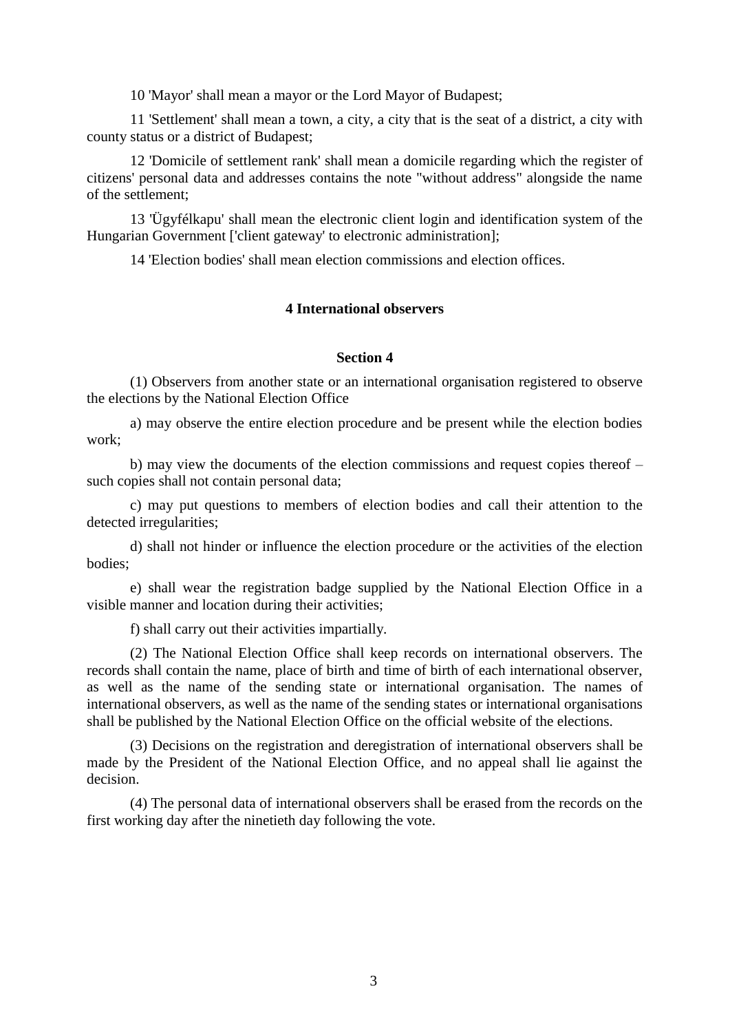10 'Mayor' shall mean a mayor or the Lord Mayor of Budapest;

11 'Settlement' shall mean a town, a city, a city that is the seat of a district, a city with county status or a district of Budapest;

12 'Domicile of settlement rank' shall mean a domicile regarding which the register of citizens' personal data and addresses contains the note "without address" alongside the name of the settlement;

13 'Ügyfélkapu' shall mean the electronic client login and identification system of the Hungarian Government ['client gateway' to electronic administration];

14 'Election bodies' shall mean election commissions and election offices.

## 4 International observers

### Section 4

(1) Observers from another state or an international organisation registered to observe the elections by the National Election Office

a) may observe the entire election procedure and be present while the election bodies work;

b) may view the documents of the election commissions and request copies thereof – such copies shall not contain personal data;

c) may put questions to members of election bodies and call their attention to the detected irregularities;

d) shall not hinder or influence the election procedure or the activities of the election bodies;

e) shall wear the registration badge supplied by the National Election Office in a visible manner and location during their activities;

f) shall carry out their activities impartially.

(2) The National Election Office shall keep records on international observers. The records shall contain the name, place of birth and time of birth of each international observer, as well as the name of the sending state or international organisation. The names of international observers, as well as the name of the sending states or international organisations shall be published by the National Election Office on the official website of the elections.

(3) Decisions on the registration and deregistration of international observers shall be made by the President of the National Election Office, and no appeal shall lie against the decision.

(4) The personal data of international observers shall be erased from the records on the first working day after the ninetieth day following the vote.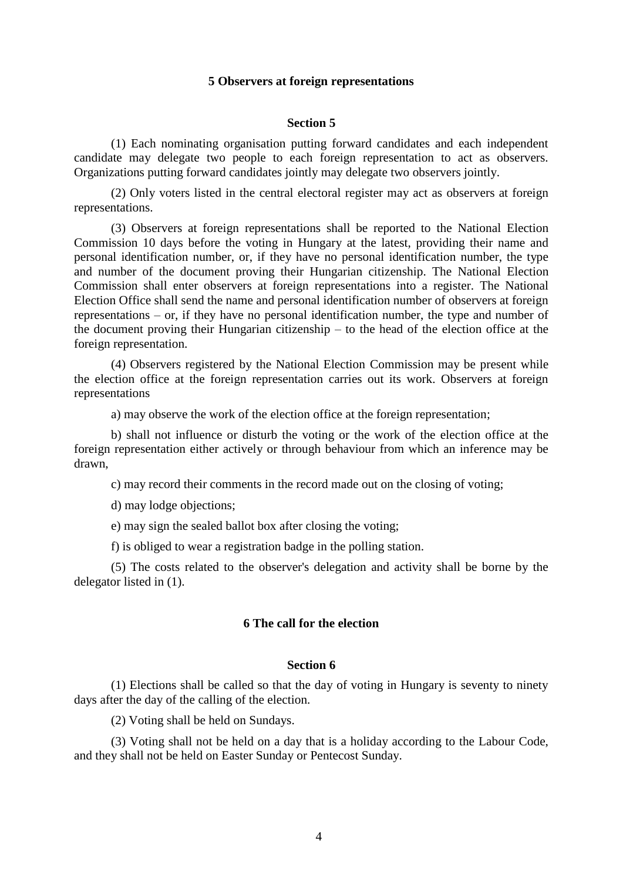## 5 Observers at foreign representations

### Section 5

(1) Each nominating organisation putting forward candidates and each independent candidate may delegate two people to each foreign representation to act as observers. Organizations putting forward candidates jointly may delegate two observers jointly.

(2) Only voters listed in the central electoral register may act as observers at foreign representations.

(3) Observers at foreign representations shall be reported to the National Election Commission 10 days before the voting in Hungary at the latest, providing their name and personal identification number, or, if they have no personal identification number, the type and number of the document proving their Hungarian citizenship. The National Election Commission shall enter observers at foreign representations into a register. The National Election Office shall send the name and personal identification number of observers at foreign representations – or, if they have no personal identification number, the type and number of the document proving their Hungarian citizenship – to the head of the election office at the foreign representation.

(4) Observers registered by the National Election Commission may be present while the election office at the foreign representation carries out its work. Observers at foreign representations

a) may observe the work of the election office at the foreign representation;

b) shall not influence or disturb the voting or the work of the election office at the foreign representation either actively or through behaviour from which an inference may be drawn,

c) may record their comments in the record made out on the closing of voting;

d) may lodge objections;

e) may sign the sealed ballot box after closing the voting;

f) is obliged to wear a registration badge in the polling station.

(5) The costs related to the observer's delegation and activity shall be borne by the delegator listed in (1).

## 6 The call for the election

### Section 6

(1) Elections shall be called so that the day of voting in Hungary is seventy to ninety days after the day of the calling of the election.

(2) Voting shall be held on Sundays.

(3) Voting shall not be held on a day that is a holiday according to the Labour Code, and they shall not be held on Easter Sunday or Pentecost Sunday.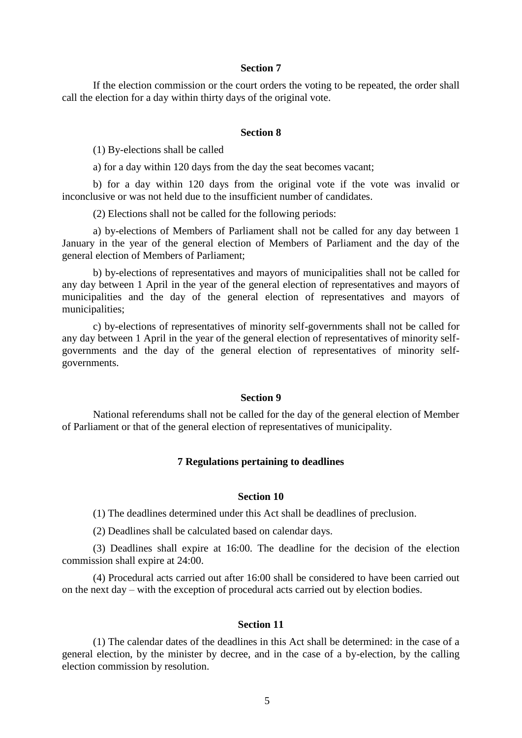### Section 7

If the election commission or the court orders the voting to be repeated, the order shall call the election for a day within thirty days of the original vote.

### Section 8

(1) By-elections shall be called

a) for a day within 120 days from the day the seat becomes vacant;

b) for a day within 120 days from the original vote if the vote was invalid or inconclusive or was not held due to the insufficient number of candidates.

(2) Elections shall not be called for the following periods:

a) by-elections of Members of Parliament shall not be called for any day between 1 January in the year of the general election of Members of Parliament and the day of the general election of Members of Parliament;

b) by-elections of representatives and mayors of municipalities shall not be called for any day between 1 April in the year of the general election of representatives and mayors of municipalities and the day of the general election of representatives and mayors of municipalities;

c) by-elections of representatives of minority self-governments shall not be called for any day between 1 April in the year of the general election of representatives of minority self-governments and the day of the general election of representatives of minority self-governments.

### Section 9

National referendums shall not be called for the day of the general election of Member of Parliament or that of the general election of representatives of municipality.

## 7 Regulations pertaining to deadlines

### Section 10

(1) The deadlines determined under this Act shall be deadlines of preclusion.

(2) Deadlines shall be calculated based on calendar days.

(3) Deadlines shall expire at 16:00. The deadline for the decision of the election commission shall expire at 24:00.

(4) Procedural acts carried out after 16:00 shall be considered to have been carried out on the next day – with the exception of procedural acts carried out by election bodies.

### Section 11

(1) The calendar dates of the deadlines in this Act shall be determined: in the case of a general election, by the minister by decree, and in the case of a by-election, by the calling election commission by resolution.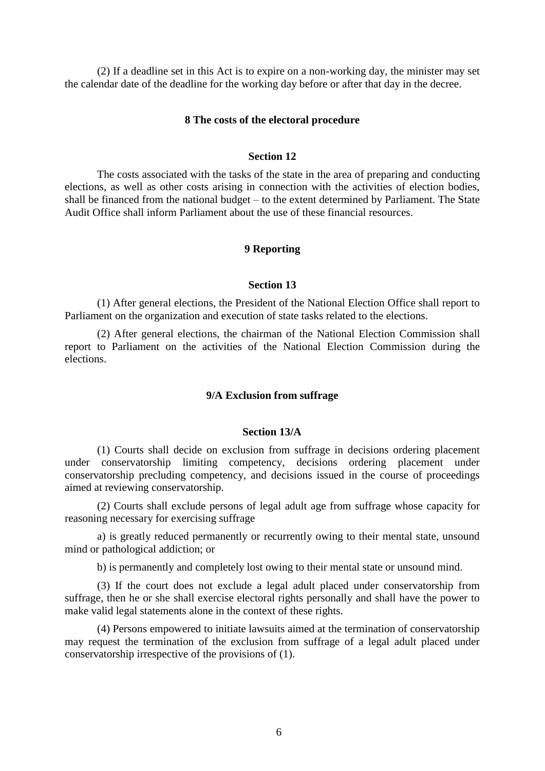(2) If a deadline set in this Act is to expire on a non-working day, the minister may set the calendar date of the deadline for the working day before or after that day in the decree.

### 8 The costs of the electoral procedure

#### Section 12

The costs associated with the tasks of the state in the area of preparing and conducting elections, as well as other costs arising in connection with the activities of election bodies, shall be financed from the national budget – to the extent determined by Parliament. The State Audit Office shall inform Parliament about the use of these financial resources.

### 9 Reporting

#### Section 13

(1) After general elections, the President of the National Election Office shall report to Parliament on the organization and execution of state tasks related to the elections.

(2) After general elections, the chairman of the National Election Commission shall report to Parliament on the activities of the National Election Commission during the elections.

### 9/A Exclusion from suffrage

#### Section 13/A

(1) Courts shall decide on exclusion from suffrage in decisions ordering placement under conservatorship limiting competency, decisions ordering placement under conservatorship precluding competency, and decisions issued in the course of proceedings aimed at reviewing conservatorship.

(2) Courts shall exclude persons of legal adult age from suffrage whose capacity for reasoning necessary for exercising suffrage

a) is greatly reduced permanently or recurrently owing to their mental state, unsound mind or pathological addiction; or

b) is permanently and completely lost owing to their mental state or unsound mind.

(3) If the court does not exclude a legal adult placed under conservatorship from suffrage, then he or she shall exercise electoral rights personally and shall have the power to make valid legal statements alone in the context of these rights.

(4) Persons empowered to initiate lawsuits aimed at the termination of conservatorship may request the termination of the exclusion from suffrage of a legal adult placed under conservatorship irrespective of the provisions of (1).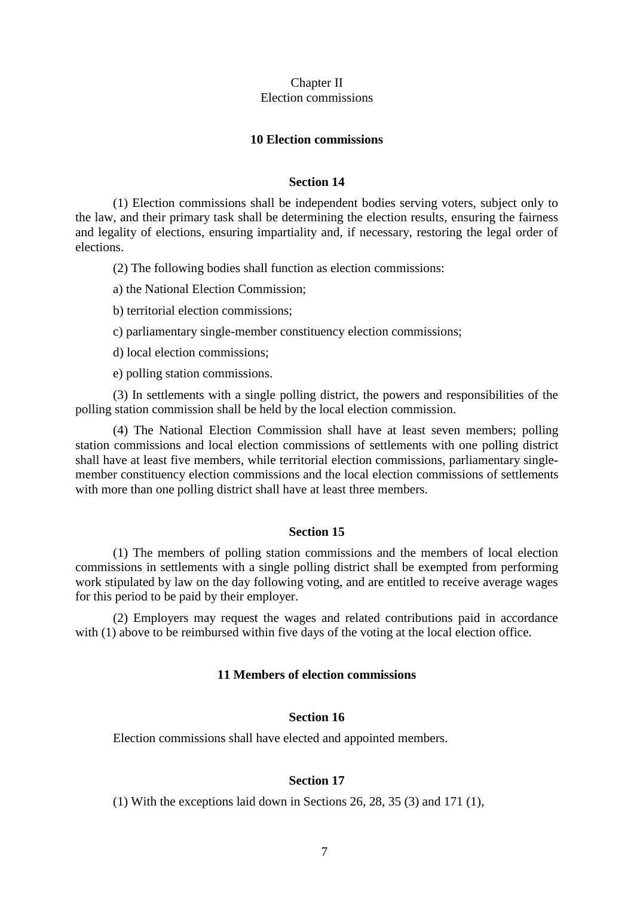# Chapter II
# Election commissions

## 10 Election commissions

### Section 14

(1) Election commissions shall be independent bodies serving voters, subject only to the law, and their primary task shall be determining the election results, ensuring the fairness and legality of elections, ensuring impartiality and, if necessary, restoring the legal order of elections.

(2) The following bodies shall function as election commissions:

a) the National Election Commission;

b) territorial election commissions;

c) parliamentary single-member constituency election commissions;

d) local election commissions;

e) polling station commissions.

(3) In settlements with a single polling district, the powers and responsibilities of the polling station commission shall be held by the local election commission.

(4) The National Election Commission shall have at least seven members; polling station commissions and local election commissions of settlements with one polling district shall have at least five members, while territorial election commissions, parliamentary single-member constituency election commissions and the local election commissions of settlements with more than one polling district shall have at least three members.

### Section 15

(1) The members of polling station commissions and the members of local election commissions in settlements with a single polling district shall be exempted from performing work stipulated by law on the day following voting, and are entitled to receive average wages for this period to be paid by their employer.

(2) Employers may request the wages and related contributions paid in accordance with (1) above to be reimbursed within five days of the voting at the local election office.

## 11 Members of election commissions

### Section 16

Election commissions shall have elected and appointed members.

### Section 17

(1) With the exceptions laid down in Sections 26, 28, 35 (3) and 171 (1),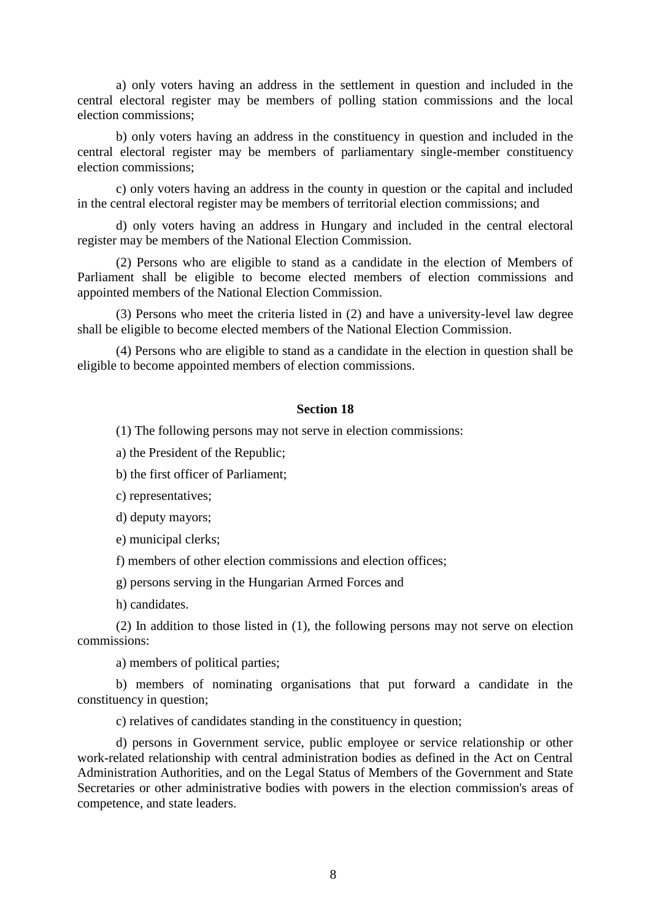a) only voters having an address in the settlement in question and included in the central electoral register may be members of polling station commissions and the local election commissions;

b) only voters having an address in the constituency in question and included in the central electoral register may be members of parliamentary single-member constituency election commissions;

c) only voters having an address in the county in question or the capital and included in the central electoral register may be members of territorial election commissions; and

d) only voters having an address in Hungary and included in the central electoral register may be members of the National Election Commission.

(2) Persons who are eligible to stand as a candidate in the election of Members of Parliament shall be eligible to become elected members of election commissions and appointed members of the National Election Commission.

(3) Persons who meet the criteria listed in (2) and have a university-level law degree shall be eligible to become elected members of the National Election Commission.

(4) Persons who are eligible to stand as a candidate in the election in question shall be eligible to become appointed members of election commissions.

### Section 18

(1) The following persons may not serve in election commissions:

a) the President of the Republic;

b) the first officer of Parliament;

c) representatives;

d) deputy mayors;

e) municipal clerks;

f) members of other election commissions and election offices;

g) persons serving in the Hungarian Armed Forces and

h) candidates.

(2) In addition to those listed in (1), the following persons may not serve on election commissions:

a) members of political parties;

b) members of nominating organisations that put forward a candidate in the constituency in question;

c) relatives of candidates standing in the constituency in question;

d) persons in Government service, public employee or service relationship or other work-related relationship with central administration bodies as defined in the Act on Central Administration Authorities, and on the Legal Status of Members of the Government and State Secretaries or other administrative bodies with powers in the election commission's areas of competence, and state leaders.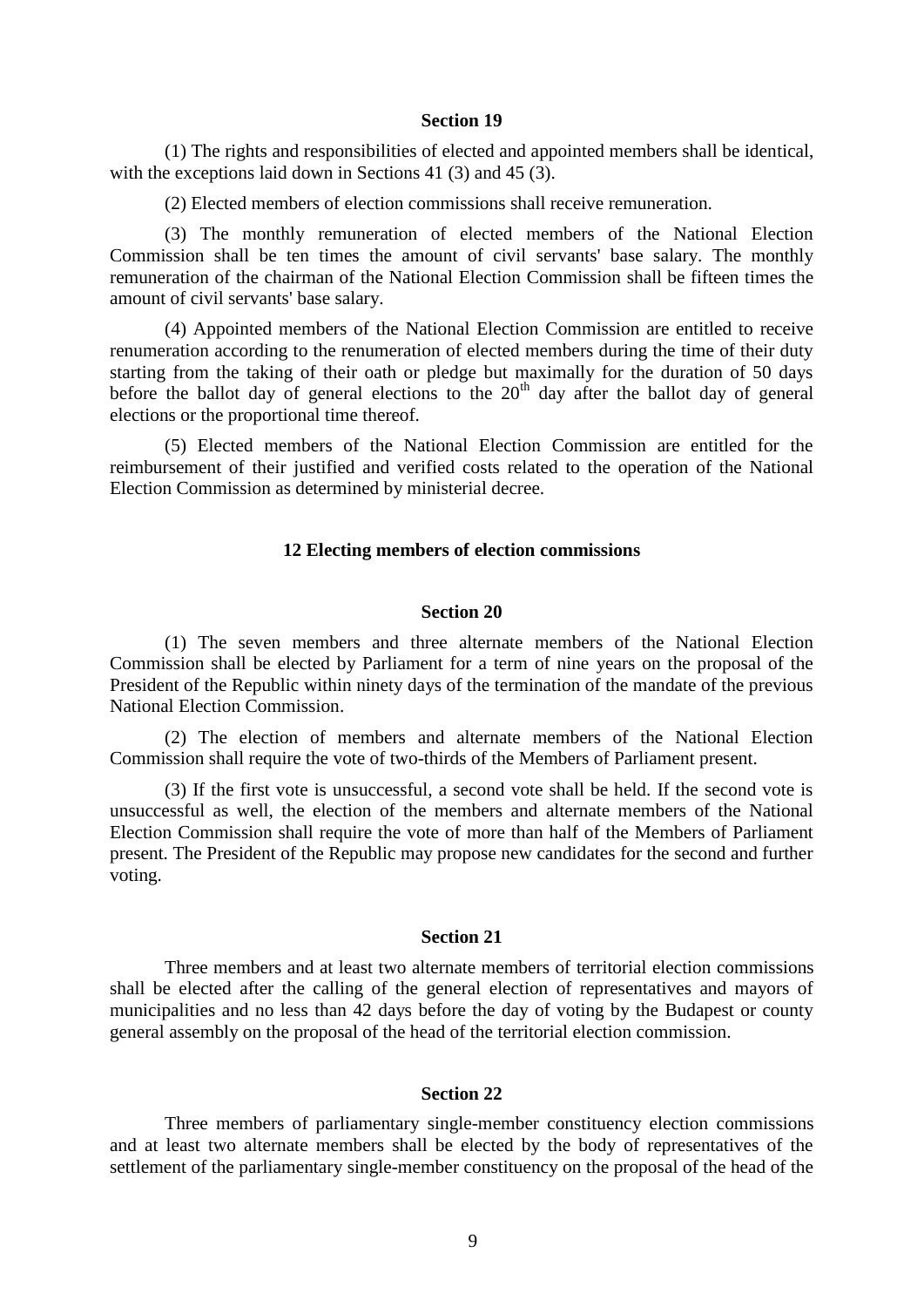### Section 19

(1) The rights and responsibilities of elected and appointed members shall be identical, with the exceptions laid down in Sections 41 (3) and 45 (3).

(2) Elected members of election commissions shall receive remuneration.

(3) The monthly remuneration of elected members of the National Election Commission shall be ten times the amount of civil servants' base salary. The monthly remuneration of the chairman of the National Election Commission shall be fifteen times the amount of civil servants' base salary.

(4) Appointed members of the National Election Commission are entitled to receive renumeration according to the renumeration of elected members during the time of their duty starting from the taking of their oath or pledge but maximally for the duration of 50 days before the ballot day of general elections to the 20th day after the ballot day of general elections or the proportional time thereof.

(5) Elected members of the National Election Commission are entitled for the reimbursement of their justified and verified costs related to the operation of the National Election Commission as determined by ministerial decree.

## 12 Electing members of election commissions

### Section 20

(1) The seven members and three alternate members of the National Election Commission shall be elected by Parliament for a term of nine years on the proposal of the President of the Republic within ninety days of the termination of the mandate of the previous National Election Commission.

(2) The election of members and alternate members of the National Election Commission shall require the vote of two-thirds of the Members of Parliament present.

(3) If the first vote is unsuccessful, a second vote shall be held. If the second vote is unsuccessful as well, the election of the members and alternate members of the National Election Commission shall require the vote of more than half of the Members of Parliament present. The President of the Republic may propose new candidates for the second and further voting.

### Section 21

Three members and at least two alternate members of territorial election commissions shall be elected after the calling of the general election of representatives and mayors of municipalities and no less than 42 days before the day of voting by the Budapest or county general assembly on the proposal of the head of the territorial election commission.

### Section 22

Three members of parliamentary single-member constituency election commissions and at least two alternate members shall be elected by the body of representatives of the settlement of the parliamentary single-member constituency on the proposal of the head of the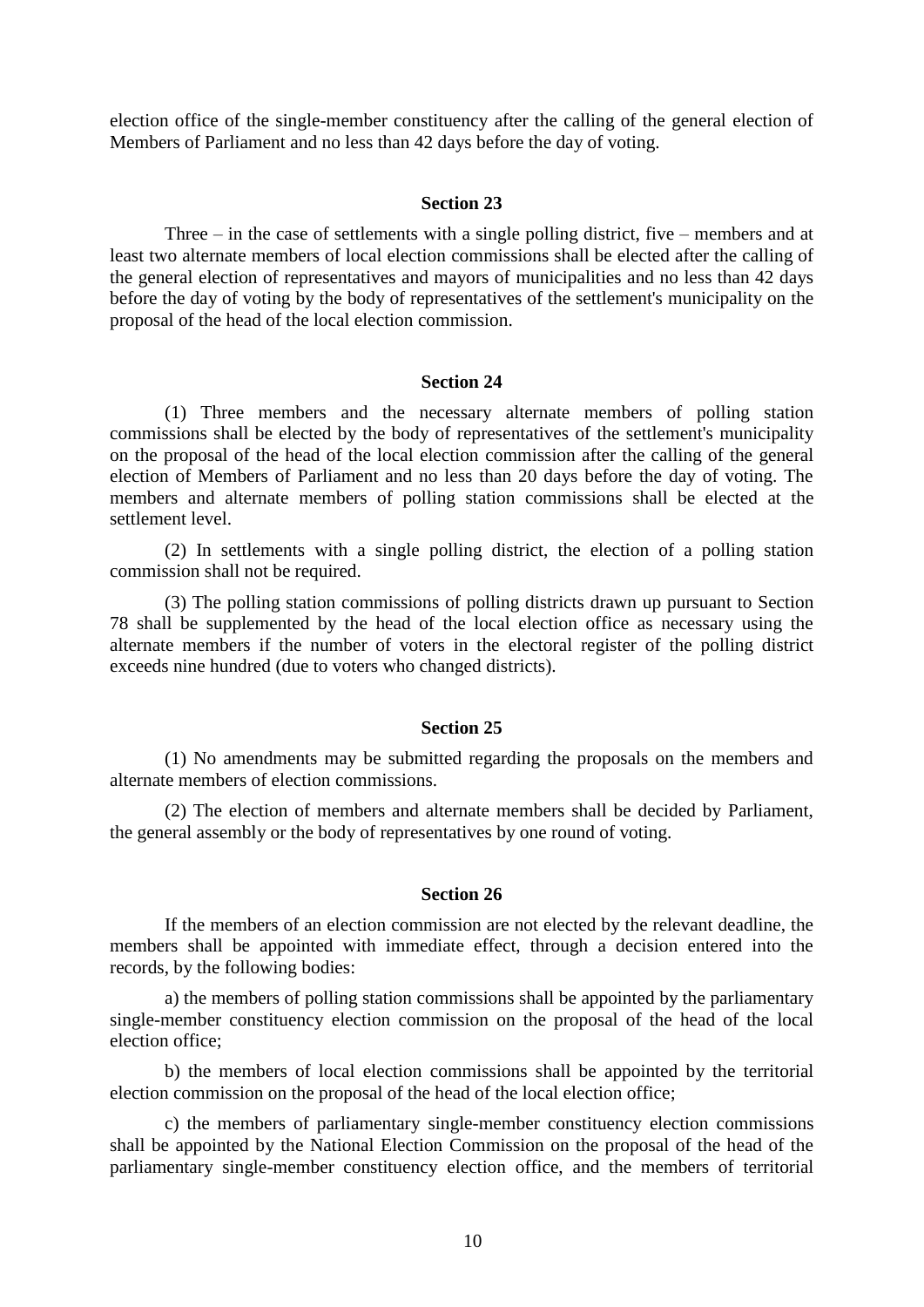election office of the single-member constituency after the calling of the general election of Members of Parliament and no less than 42 days before the day of voting.

### Section 23

Three – in the case of settlements with a single polling district, five – members and at least two alternate members of local election commissions shall be elected after the calling of the general election of representatives and mayors of municipalities and no less than 42 days before the day of voting by the body of representatives of the settlement's municipality on the proposal of the head of the local election commission.

### Section 24

(1) Three members and the necessary alternate members of polling station commissions shall be elected by the body of representatives of the settlement's municipality on the proposal of the head of the local election commission after the calling of the general election of Members of Parliament and no less than 20 days before the day of voting. The members and alternate members of polling station commissions shall be elected at the settlement level.

(2) In settlements with a single polling district, the election of a polling station commission shall not be required.

(3) The polling station commissions of polling districts drawn up pursuant to Section 78 shall be supplemented by the head of the local election office as necessary using the alternate members if the number of voters in the electoral register of the polling district exceeds nine hundred (due to voters who changed districts).

### Section 25

(1) No amendments may be submitted regarding the proposals on the members and alternate members of election commissions.

(2) The election of members and alternate members shall be decided by Parliament, the general assembly or the body of representatives by one round of voting.

### Section 26

If the members of an election commission are not elected by the relevant deadline, the members shall be appointed with immediate effect, through a decision entered into the records, by the following bodies:

a) the members of polling station commissions shall be appointed by the parliamentary single-member constituency election commission on the proposal of the head of the local election office;

b) the members of local election commissions shall be appointed by the territorial election commission on the proposal of the head of the local election office;

c) the members of parliamentary single-member constituency election commissions shall be appointed by the National Election Commission on the proposal of the head of the parliamentary single-member constituency election office, and the members of territorial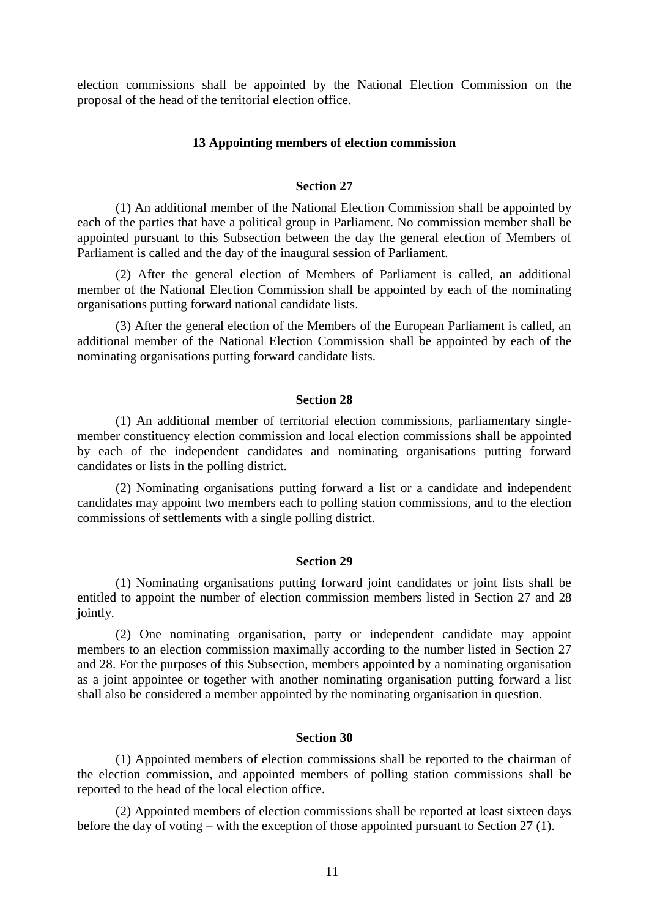election commissions shall be appointed by the National Election Commission on the proposal of the head of the territorial election office.

### 13 Appointing members of election commission

#### Section 27

(1) An additional member of the National Election Commission shall be appointed by each of the parties that have a political group in Parliament. No commission member shall be appointed pursuant to this Subsection between the day the general election of Members of Parliament is called and the day of the inaugural session of Parliament.

(2) After the general election of Members of Parliament is called, an additional member of the National Election Commission shall be appointed by each of the nominating organisations putting forward national candidate lists.

(3) After the general election of the Members of the European Parliament is called, an additional member of the National Election Commission shall be appointed by each of the nominating organisations putting forward candidate lists.

#### Section 28

(1) An additional member of territorial election commissions, parliamentary single-member constituency election commission and local election commissions shall be appointed by each of the independent candidates and nominating organisations putting forward candidates or lists in the polling district.

(2) Nominating organisations putting forward a list or a candidate and independent candidates may appoint two members each to polling station commissions, and to the election commissions of settlements with a single polling district.

#### Section 29

(1) Nominating organisations putting forward joint candidates or joint lists shall be entitled to appoint the number of election commission members listed in Section 27 and 28 jointly.

(2) One nominating organisation, party or independent candidate may appoint members to an election commission maximally according to the number listed in Section 27 and 28. For the purposes of this Subsection, members appointed by a nominating organisation as a joint appointee or together with another nominating organisation putting forward a list shall also be considered a member appointed by the nominating organisation in question.

#### Section 30

(1) Appointed members of election commissions shall be reported to the chairman of the election commission, and appointed members of polling station commissions shall be reported to the head of the local election office.

(2) Appointed members of election commissions shall be reported at least sixteen days before the day of voting – with the exception of those appointed pursuant to Section 27 (1).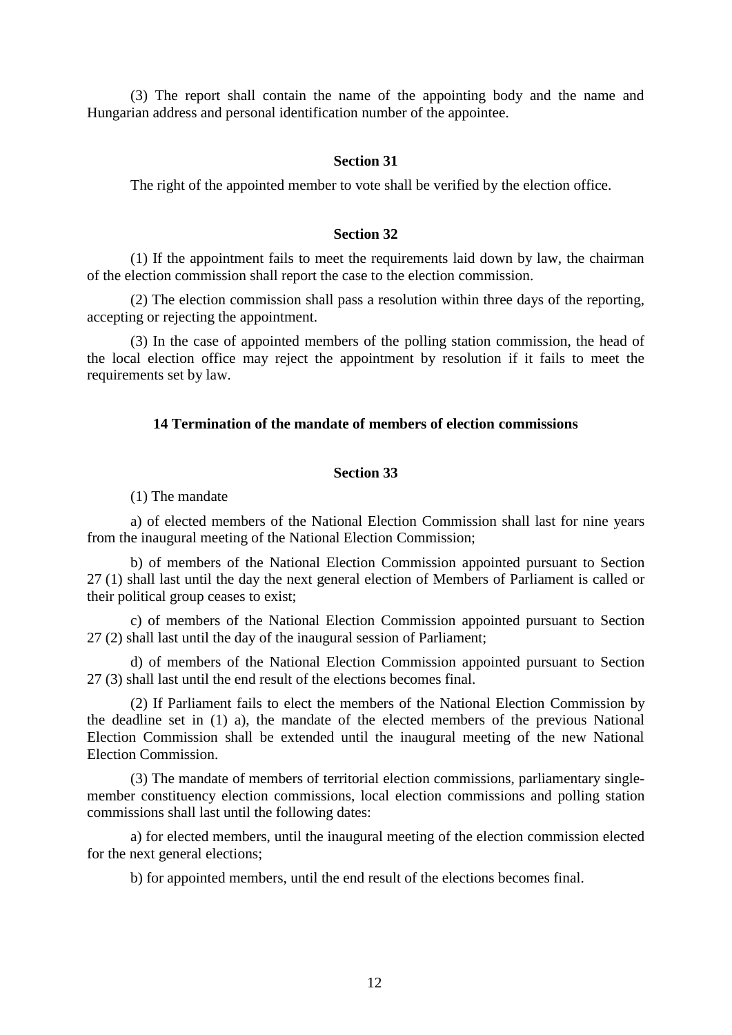(3) The report shall contain the name of the appointing body and the name and Hungarian address and personal identification number of the appointee.

### Section 31

The right of the appointed member to vote shall be verified by the election office.

### Section 32

(1) If the appointment fails to meet the requirements laid down by law, the chairman of the election commission shall report the case to the election commission.

(2) The election commission shall pass a resolution within three days of the reporting, accepting or rejecting the appointment.

(3) In the case of appointed members of the polling station commission, the head of the local election office may reject the appointment by resolution if it fails to meet the requirements set by law.

## 14 Termination of the mandate of members of election commissions

### Section 33

(1) The mandate

a) of elected members of the National Election Commission shall last for nine years from the inaugural meeting of the National Election Commission;

b) of members of the National Election Commission appointed pursuant to Section 27 (1) shall last until the day the next general election of Members of Parliament is called or their political group ceases to exist;

c) of members of the National Election Commission appointed pursuant to Section 27 (2) shall last until the day of the inaugural session of Parliament;

d) of members of the National Election Commission appointed pursuant to Section 27 (3) shall last until the end result of the elections becomes final.

(2) If Parliament fails to elect the members of the National Election Commission by the deadline set in (1) a), the mandate of the elected members of the previous National Election Commission shall be extended until the inaugural meeting of the new National Election Commission.

(3) The mandate of members of territorial election commissions, parliamentary single-member constituency election commissions, local election commissions and polling station commissions shall last until the following dates:

a) for elected members, until the inaugural meeting of the election commission elected for the next general elections;

b) for appointed members, until the end result of the elections becomes final.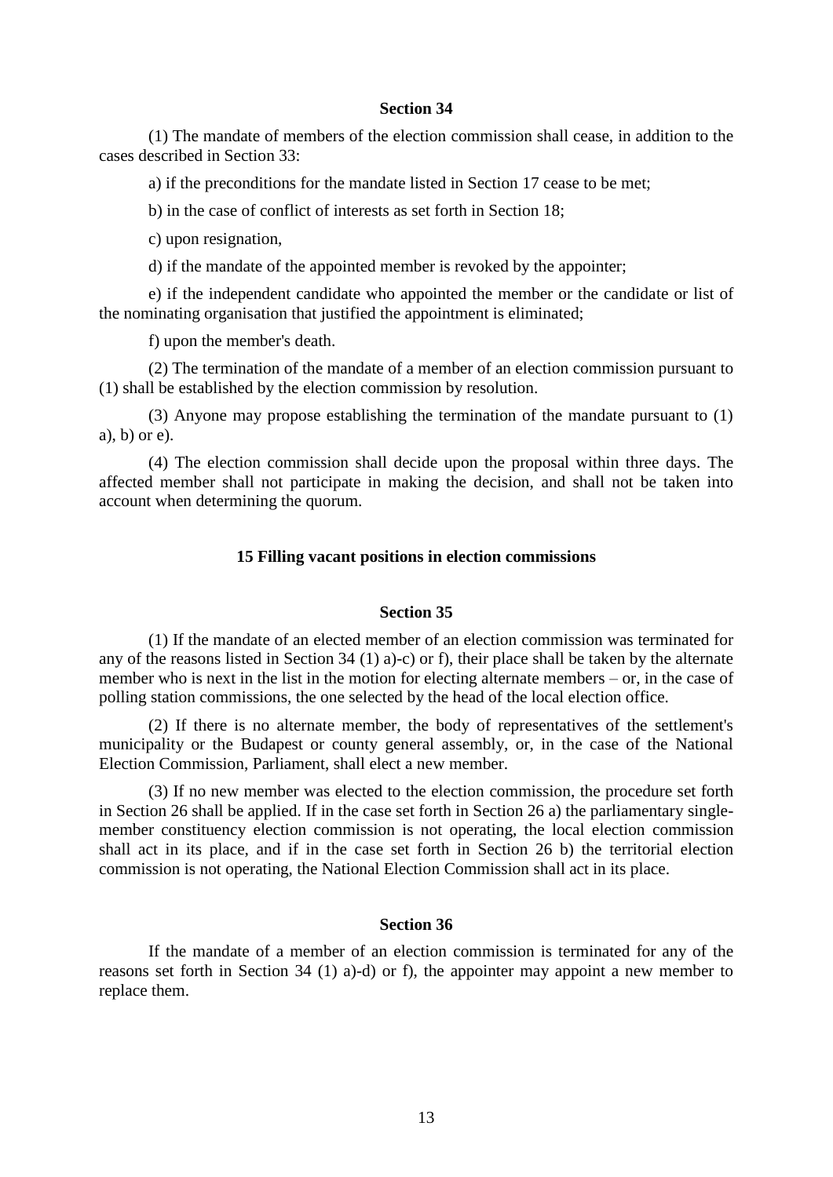### Section 34

(1) The mandate of members of the election commission shall cease, in addition to the cases described in Section 33:

a) if the preconditions for the mandate listed in Section 17 cease to be met;

b) in the case of conflict of interests as set forth in Section 18;

c) upon resignation,

d) if the mandate of the appointed member is revoked by the appointer;

e) if the independent candidate who appointed the member or the candidate or list of the nominating organisation that justified the appointment is eliminated;

f) upon the member's death.

(2) The termination of the mandate of a member of an election commission pursuant to (1) shall be established by the election commission by resolution.

(3) Anyone may propose establishing the termination of the mandate pursuant to (1) a), b) or e).

(4) The election commission shall decide upon the proposal within three days. The affected member shall not participate in making the decision, and shall not be taken into account when determining the quorum.

## 15 Filling vacant positions in election commissions

### Section 35

(1) If the mandate of an elected member of an election commission was terminated for any of the reasons listed in Section 34 (1) a)-c) or f), their place shall be taken by the alternate member who is next in the list in the motion for electing alternate members – or, in the case of polling station commissions, the one selected by the head of the local election office.

(2) If there is no alternate member, the body of representatives of the settlement's municipality or the Budapest or county general assembly, or, in the case of the National Election Commission, Parliament, shall elect a new member.

(3) If no new member was elected to the election commission, the procedure set forth in Section 26 shall be applied. If in the case set forth in Section 26 a) the parliamentary single-member constituency election commission is not operating, the local election commission shall act in its place, and if in the case set forth in Section 26 b) the territorial election commission is not operating, the National Election Commission shall act in its place.

### Section 36

If the mandate of a member of an election commission is terminated for any of the reasons set forth in Section 34 (1) a)-d) or f), the appointer may appoint a new member to replace them.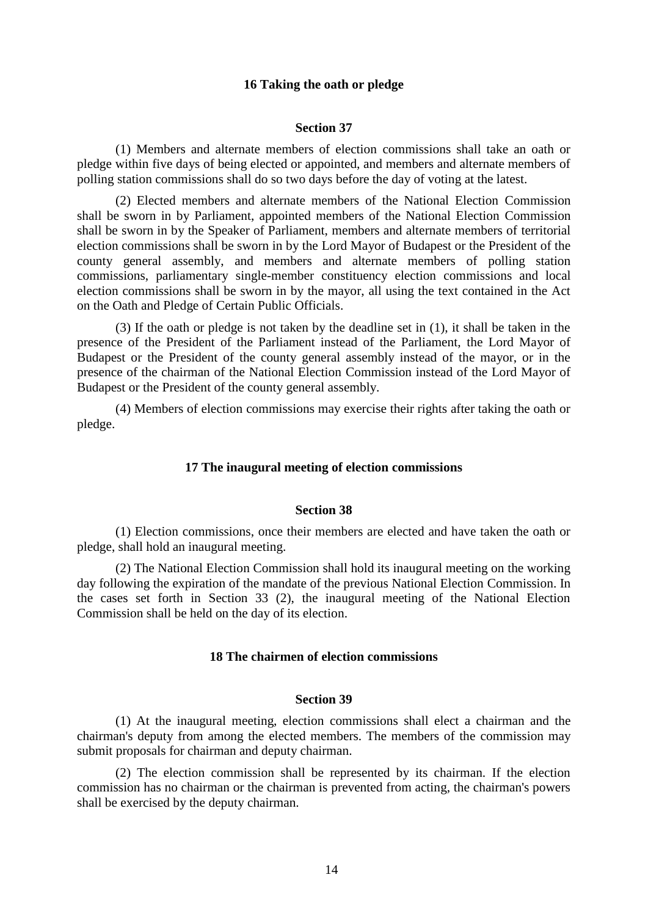### 16 Taking the oath or pledge

#### Section 37

(1) Members and alternate members of election commissions shall take an oath or pledge within five days of being elected or appointed, and members and alternate members of polling station commissions shall do so two days before the day of voting at the latest.

(2) Elected members and alternate members of the National Election Commission shall be sworn in by Parliament, appointed members of the National Election Commission shall be sworn in by the Speaker of Parliament, members and alternate members of territorial election commissions shall be sworn in by the Lord Mayor of Budapest or the President of the county general assembly, and members and alternate members of polling station commissions, parliamentary single-member constituency election commissions and local election commissions shall be sworn in by the mayor, all using the text contained in the Act on the Oath and Pledge of Certain Public Officials.

(3) If the oath or pledge is not taken by the deadline set in (1), it shall be taken in the presence of the President of the Parliament instead of the Parliament, the Lord Mayor of Budapest or the President of the county general assembly instead of the mayor, or in the presence of the chairman of the National Election Commission instead of the Lord Mayor of Budapest or the President of the county general assembly.

(4) Members of election commissions may exercise their rights after taking the oath or pledge.

### 17 The inaugural meeting of election commissions

#### Section 38

(1) Election commissions, once their members are elected and have taken the oath or pledge, shall hold an inaugural meeting.

(2) The National Election Commission shall hold its inaugural meeting on the working day following the expiration of the mandate of the previous National Election Commission. In the cases set forth in Section 33 (2), the inaugural meeting of the National Election Commission shall be held on the day of its election.

### 18 The chairmen of election commissions

#### Section 39

(1) At the inaugural meeting, election commissions shall elect a chairman and the chairman's deputy from among the elected members. The members of the commission may submit proposals for chairman and deputy chairman.

(2) The election commission shall be represented by its chairman. If the election commission has no chairman or the chairman is prevented from acting, the chairman's powers shall be exercised by the deputy chairman.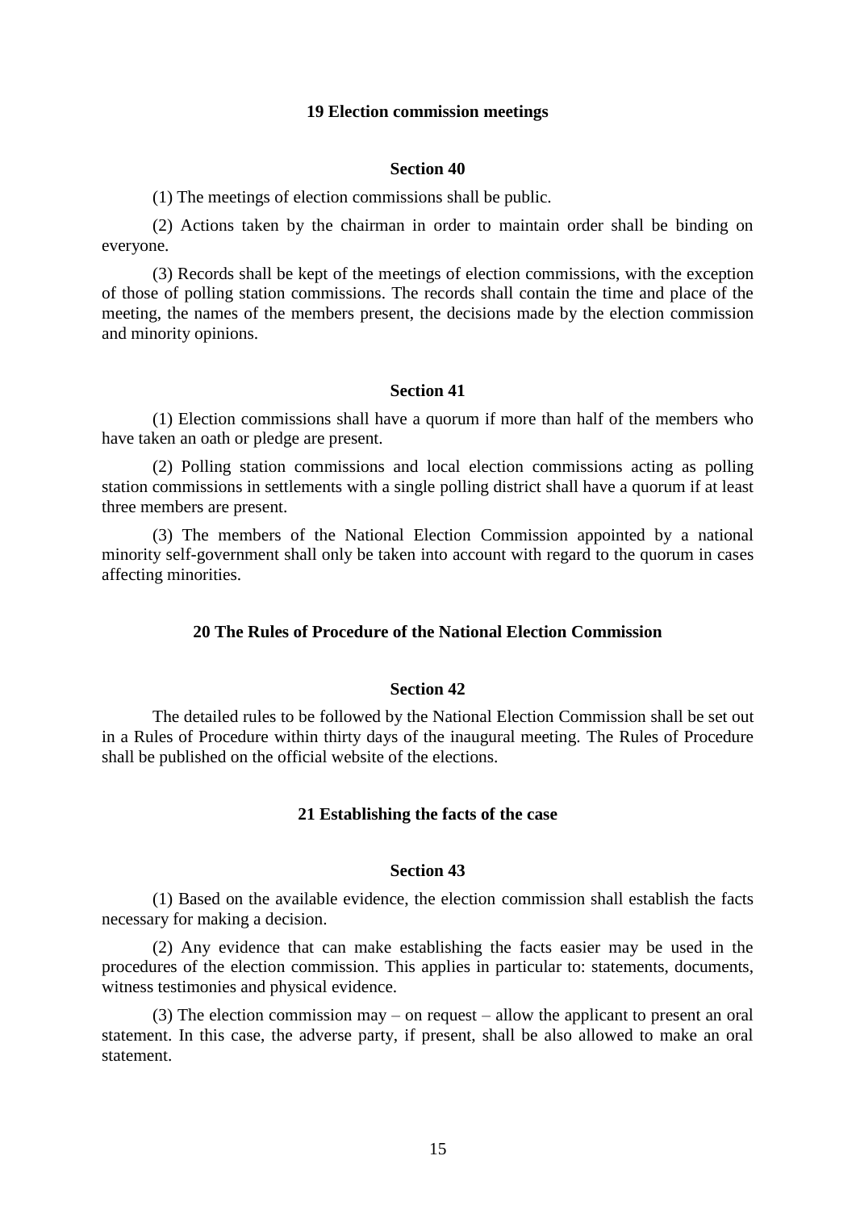## 19 Election commission meetings

### Section 40

(1) The meetings of election commissions shall be public.

(2) Actions taken by the chairman in order to maintain order shall be binding on everyone.

(3) Records shall be kept of the meetings of election commissions, with the exception of those of polling station commissions. The records shall contain the time and place of the meeting, the names of the members present, the decisions made by the election commission and minority opinions.

### Section 41

(1) Election commissions shall have a quorum if more than half of the members who have taken an oath or pledge are present.

(2) Polling station commissions and local election commissions acting as polling station commissions in settlements with a single polling district shall have a quorum if at least three members are present.

(3) The members of the National Election Commission appointed by a national minority self-government shall only be taken into account with regard to the quorum in cases affecting minorities.

## 20 The Rules of Procedure of the National Election Commission

### Section 42

The detailed rules to be followed by the National Election Commission shall be set out in a Rules of Procedure within thirty days of the inaugural meeting. The Rules of Procedure shall be published on the official website of the elections.

## 21 Establishing the facts of the case

### Section 43

(1) Based on the available evidence, the election commission shall establish the facts necessary for making a decision.

(2) Any evidence that can make establishing the facts easier may be used in the procedures of the election commission. This applies in particular to: statements, documents, witness testimonies and physical evidence.

(3) The election commission may – on request – allow the applicant to present an oral statement. In this case, the adverse party, if present, shall be also allowed to make an oral statement.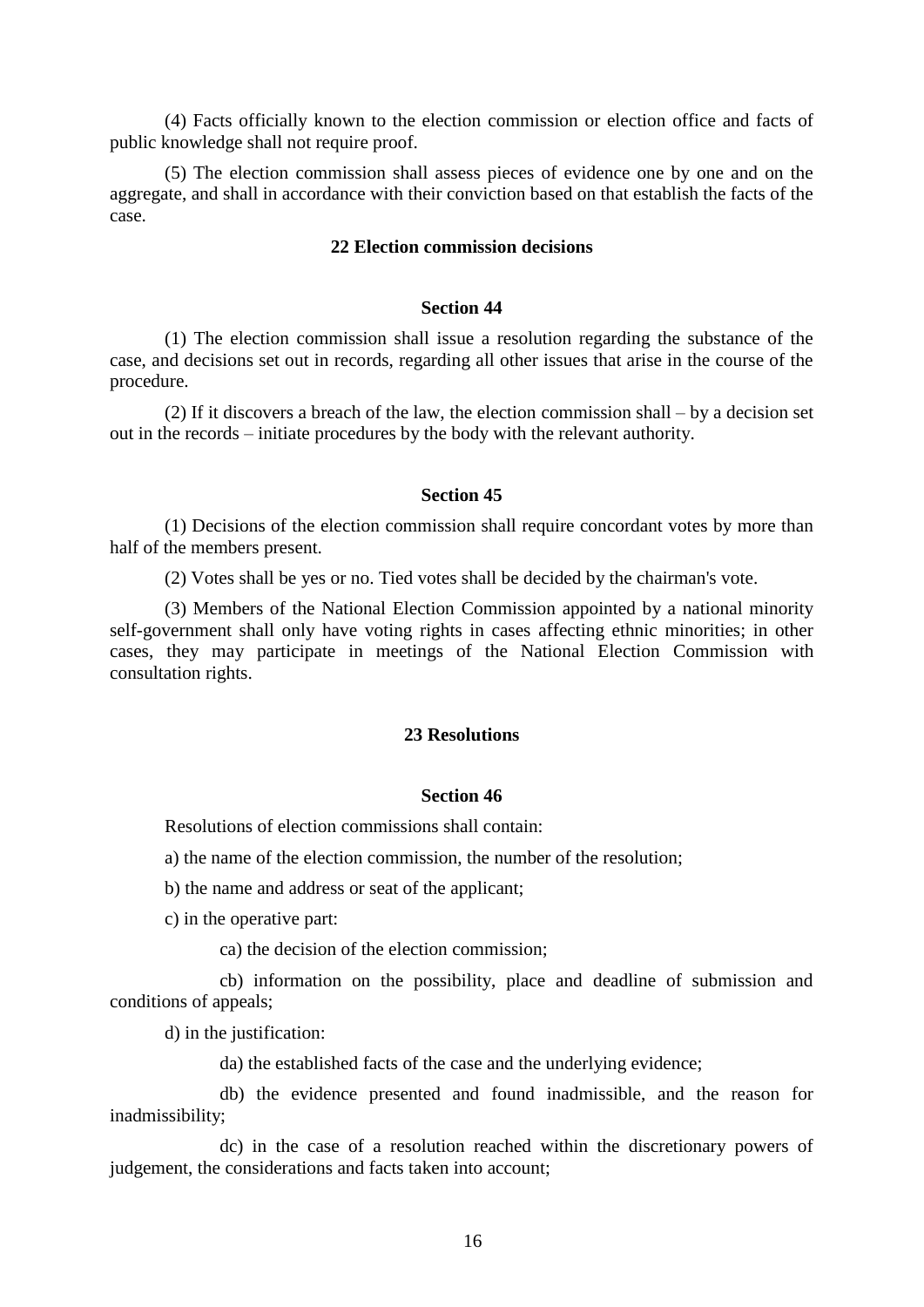(4) Facts officially known to the election commission or election office and facts of public knowledge shall not require proof.

(5) The election commission shall assess pieces of evidence one by one and on the aggregate, and shall in accordance with their conviction based on that establish the facts of the case.

## 22 Election commission decisions

### Section 44

(1) The election commission shall issue a resolution regarding the substance of the case, and decisions set out in records, regarding all other issues that arise in the course of the procedure.

(2) If it discovers a breach of the law, the election commission shall – by a decision set out in the records – initiate procedures by the body with the relevant authority.

### Section 45

(1) Decisions of the election commission shall require concordant votes by more than half of the members present.

(2) Votes shall be yes or no. Tied votes shall be decided by the chairman's vote.

(3) Members of the National Election Commission appointed by a national minority self-government shall only have voting rights in cases affecting ethnic minorities; in other cases, they may participate in meetings of the National Election Commission with consultation rights.

## 23 Resolutions

### Section 46

Resolutions of election commissions shall contain:

a) the name of the election commission, the number of the resolution;

b) the name and address or seat of the applicant;

c) in the operative part:

ca) the decision of the election commission;

cb) information on the possibility, place and deadline of submission and conditions of appeals;

d) in the justification:

da) the established facts of the case and the underlying evidence;

db) the evidence presented and found inadmissible, and the reason for inadmissibility;

dc) in the case of a resolution reached within the discretionary powers of judgement, the considerations and facts taken into account;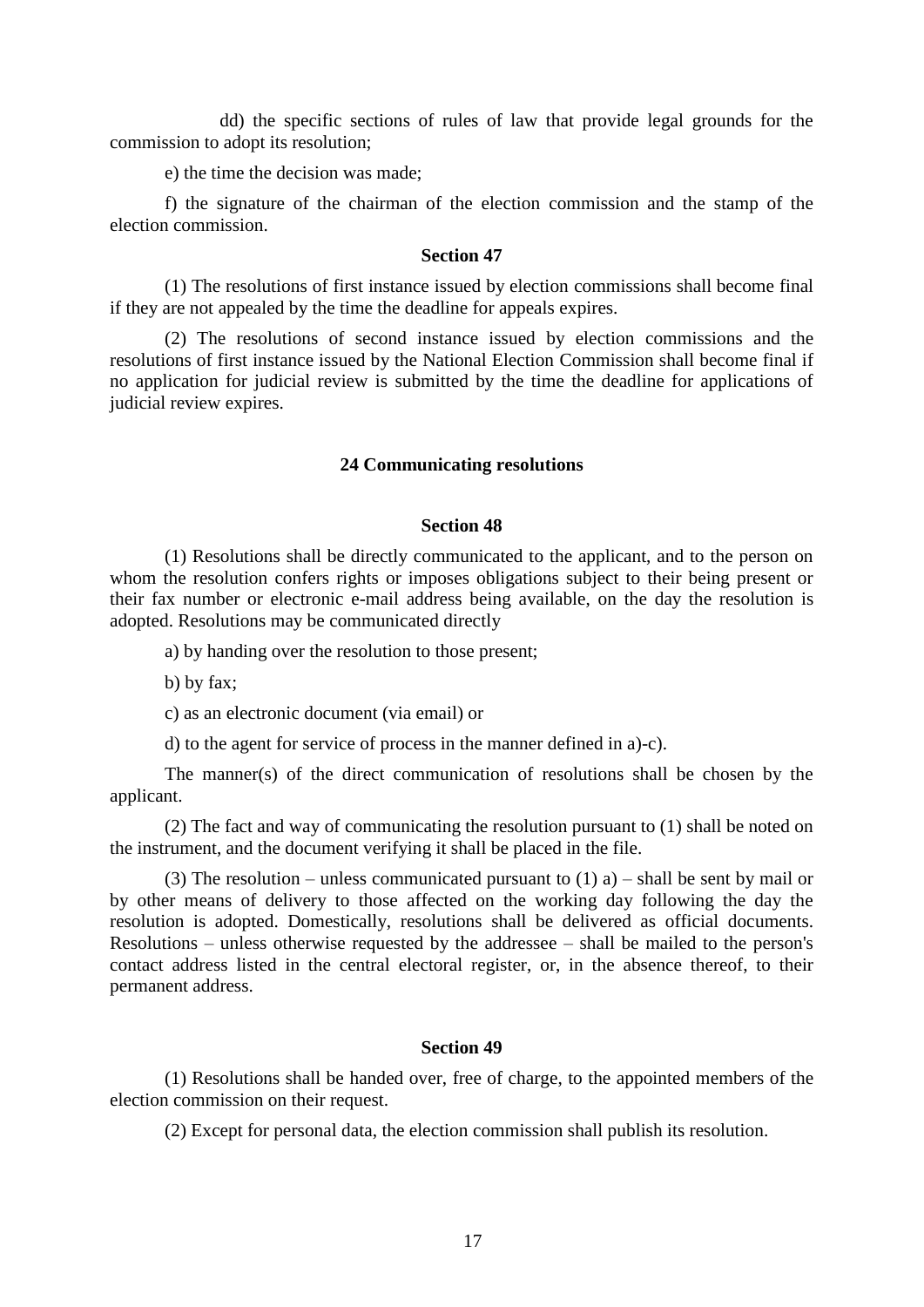dd) the specific sections of rules of law that provide legal grounds for the commission to adopt its resolution;

e) the time the decision was made;

f) the signature of the chairman of the election commission and the stamp of the election commission.

#### Section 47

(1) The resolutions of first instance issued by election commissions shall become final if they are not appealed by the time the deadline for appeals expires.

(2) The resolutions of second instance issued by election commissions and the resolutions of first instance issued by the National Election Commission shall become final if no application for judicial review is submitted by the time the deadline for applications of judicial review expires.

### 24 Communicating resolutions

#### Section 48

(1) Resolutions shall be directly communicated to the applicant, and to the person on whom the resolution confers rights or imposes obligations subject to their being present or their fax number or electronic e-mail address being available, on the day the resolution is adopted. Resolutions may be communicated directly

a) by handing over the resolution to those present;

b) by fax;

c) as an electronic document (via email) or

d) to the agent for service of process in the manner defined in a)-c).

The manner(s) of the direct communication of resolutions shall be chosen by the applicant.

(2) The fact and way of communicating the resolution pursuant to (1) shall be noted on the instrument, and the document verifying it shall be placed in the file.

(3) The resolution – unless communicated pursuant to (1) a) – shall be sent by mail or by other means of delivery to those affected on the working day following the day the resolution is adopted. Domestically, resolutions shall be delivered as official documents. Resolutions – unless otherwise requested by the addressee – shall be mailed to the person's contact address listed in the central electoral register, or, in the absence thereof, to their permanent address.

#### Section 49

(1) Resolutions shall be handed over, free of charge, to the appointed members of the election commission on their request.

(2) Except for personal data, the election commission shall publish its resolution.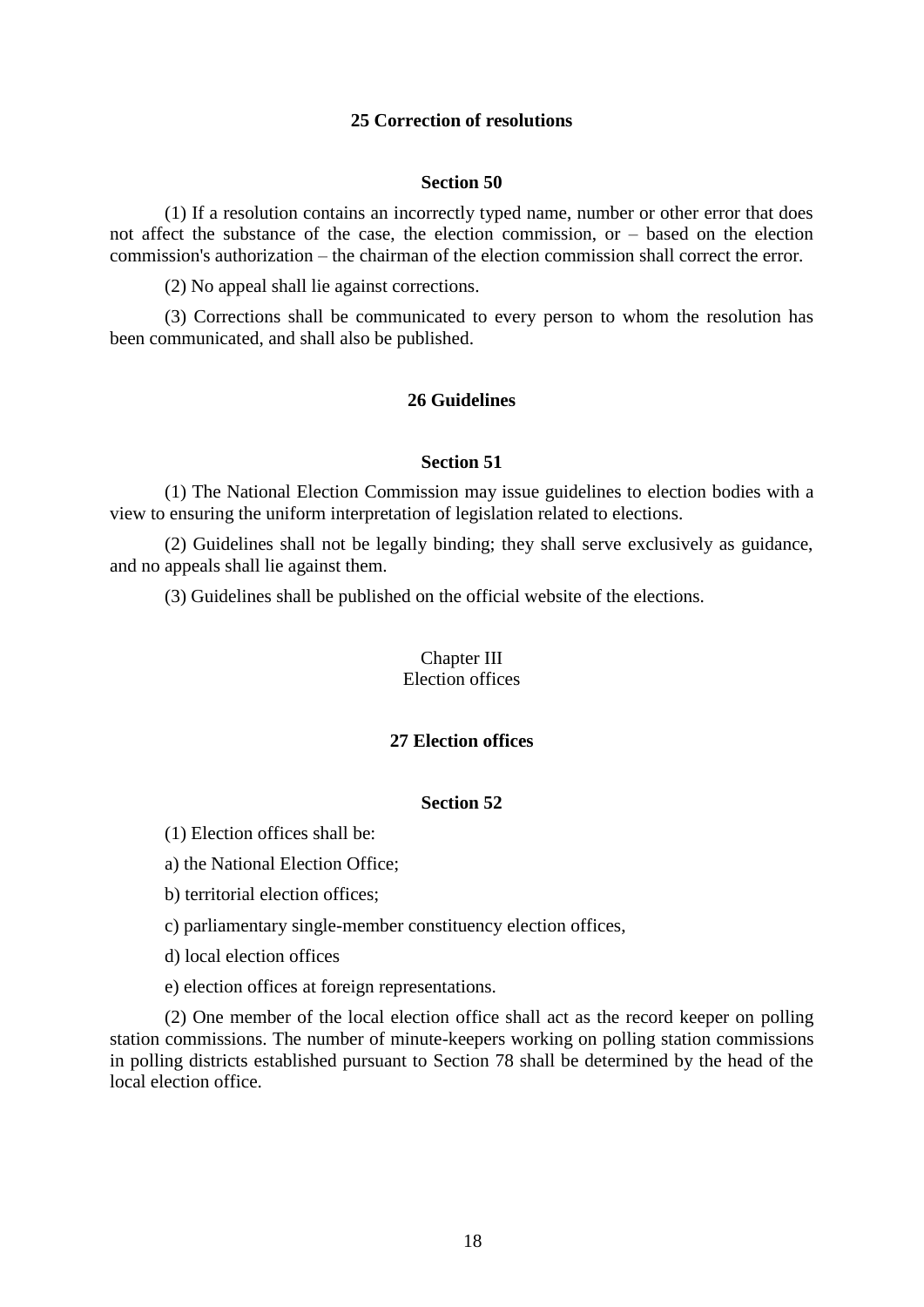### 25 Correction of resolutions

#### Section 50

(1) If a resolution contains an incorrectly typed name, number or other error that does not affect the substance of the case, the election commission, or – based on the election commission's authorization – the chairman of the election commission shall correct the error.

(2) No appeal shall lie against corrections.

(3) Corrections shall be communicated to every person to whom the resolution has been communicated, and shall also be published.

### 26 Guidelines

#### Section 51

(1) The National Election Commission may issue guidelines to election bodies with a view to ensuring the uniform interpretation of legislation related to elections.

(2) Guidelines shall not be legally binding; they shall serve exclusively as guidance, and no appeals shall lie against them.

(3) Guidelines shall be published on the official website of the elections.

## Chapter III
## Election offices

### 27 Election offices

#### Section 52

(1) Election offices shall be:

a) the National Election Office;

b) territorial election offices;

c) parliamentary single-member constituency election offices,

d) local election offices

e) election offices at foreign representations.

(2) One member of the local election office shall act as the record keeper on polling station commissions. The number of minute-keepers working on polling station commissions in polling districts established pursuant to Section 78 shall be determined by the head of the local election office.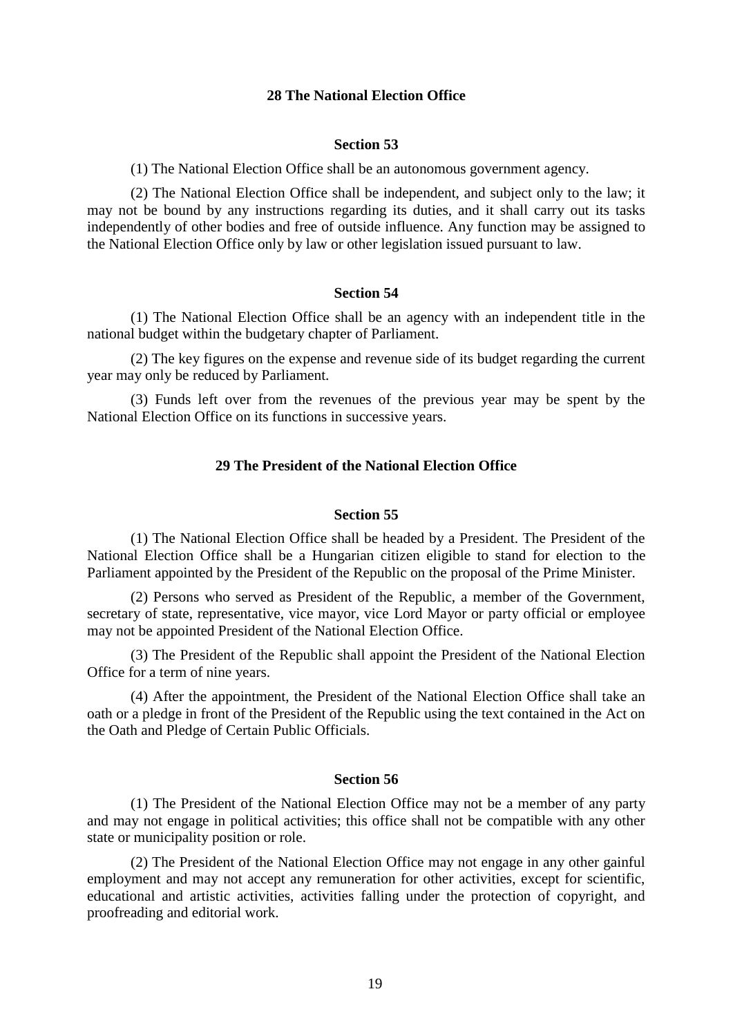## 28 The National Election Office

### Section 53

(1) The National Election Office shall be an autonomous government agency.

(2) The National Election Office shall be independent, and subject only to the law; it may not be bound by any instructions regarding its duties, and it shall carry out its tasks independently of other bodies and free of outside influence. Any function may be assigned to the National Election Office only by law or other legislation issued pursuant to law.

### Section 54

(1) The National Election Office shall be an agency with an independent title in the national budget within the budgetary chapter of Parliament.

(2) The key figures on the expense and revenue side of its budget regarding the current year may only be reduced by Parliament.

(3) Funds left over from the revenues of the previous year may be spent by the National Election Office on its functions in successive years.

## 29 The President of the National Election Office

### Section 55

(1) The National Election Office shall be headed by a President. The President of the National Election Office shall be a Hungarian citizen eligible to stand for election to the Parliament appointed by the President of the Republic on the proposal of the Prime Minister.

(2) Persons who served as President of the Republic, a member of the Government, secretary of state, representative, vice mayor, vice Lord Mayor or party official or employee may not be appointed President of the National Election Office.

(3) The President of the Republic shall appoint the President of the National Election Office for a term of nine years.

(4) After the appointment, the President of the National Election Office shall take an oath or a pledge in front of the President of the Republic using the text contained in the Act on the Oath and Pledge of Certain Public Officials.

### Section 56

(1) The President of the National Election Office may not be a member of any party and may not engage in political activities; this office shall not be compatible with any other state or municipality position or role.

(2) The President of the National Election Office may not engage in any other gainful employment and may not accept any remuneration for other activities, except for scientific, educational and artistic activities, activities falling under the protection of copyright, and proofreading and editorial work.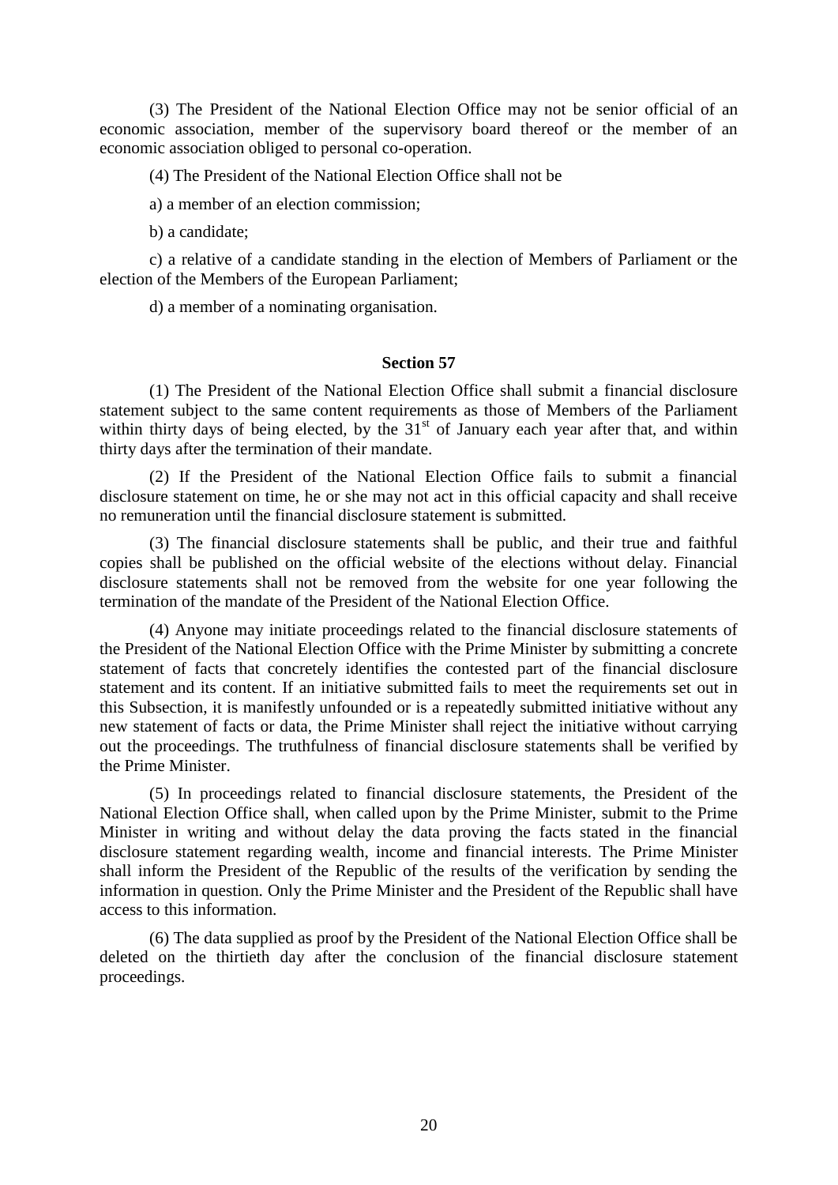(3) The President of the National Election Office may not be senior official of an economic association, member of the supervisory board thereof or the member of an economic association obliged to personal co-operation.

(4) The President of the National Election Office shall not be

a) a member of an election commission;

b) a candidate;

c) a relative of a candidate standing in the election of Members of Parliament or the election of the Members of the European Parliament;

d) a member of a nominating organisation.

### Section 57

(1) The President of the National Election Office shall submit a financial disclosure statement subject to the same content requirements as those of Members of the Parliament within thirty days of being elected, by the 31st of January each year after that, and within thirty days after the termination of their mandate.

(2) If the President of the National Election Office fails to submit a financial disclosure statement on time, he or she may not act in this official capacity and shall receive no remuneration until the financial disclosure statement is submitted.

(3) The financial disclosure statements shall be public, and their true and faithful copies shall be published on the official website of the elections without delay. Financial disclosure statements shall not be removed from the website for one year following the termination of the mandate of the President of the National Election Office.

(4) Anyone may initiate proceedings related to the financial disclosure statements of the President of the National Election Office with the Prime Minister by submitting a concrete statement of facts that concretely identifies the contested part of the financial disclosure statement and its content. If an initiative submitted fails to meet the requirements set out in this Subsection, it is manifestly unfounded or is a repeatedly submitted initiative without any new statement of facts or data, the Prime Minister shall reject the initiative without carrying out the proceedings. The truthfulness of financial disclosure statements shall be verified by the Prime Minister.

(5) In proceedings related to financial disclosure statements, the President of the National Election Office shall, when called upon by the Prime Minister, submit to the Prime Minister in writing and without delay the data proving the facts stated in the financial disclosure statement regarding wealth, income and financial interests. The Prime Minister shall inform the President of the Republic of the results of the verification by sending the information in question. Only the Prime Minister and the President of the Republic shall have access to this information.

(6) The data supplied as proof by the President of the National Election Office shall be deleted on the thirtieth day after the conclusion of the financial disclosure statement proceedings.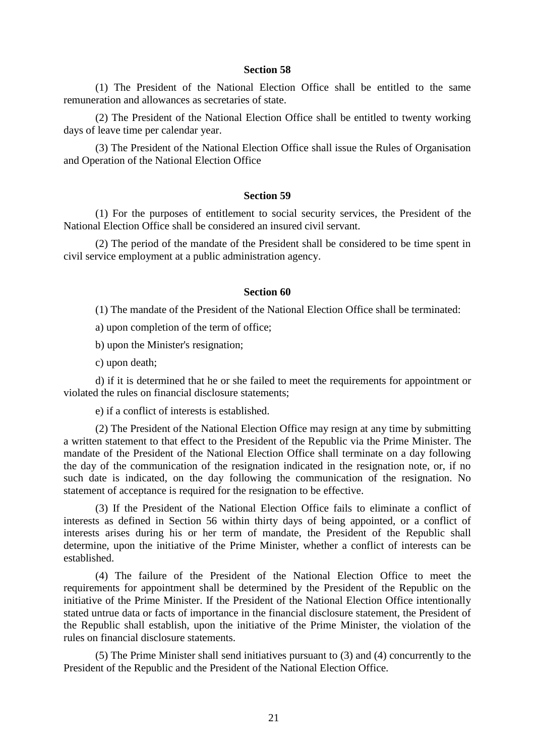**Section 58**

(1) The President of the National Election Office shall be entitled to the same remuneration and allowances as secretaries of state.

(2) The President of the National Election Office shall be entitled to twenty working days of leave time per calendar year.

(3) The President of the National Election Office shall issue the Rules of Organisation and Operation of the National Election Office

**Section 59**

(1) For the purposes of entitlement to social security services, the President of the National Election Office shall be considered an insured civil servant.

(2) The period of the mandate of the President shall be considered to be time spent in civil service employment at a public administration agency.

**Section 60**

(1) The mandate of the President of the National Election Office shall be terminated:

a) upon completion of the term of office;

b) upon the Minister's resignation;

c) upon death;

d) if it is determined that he or she failed to meet the requirements for appointment or violated the rules on financial disclosure statements;

e) if a conflict of interests is established.

(2) The President of the National Election Office may resign at any time by submitting a written statement to that effect to the President of the Republic via the Prime Minister. The mandate of the President of the National Election Office shall terminate on a day following the day of the communication of the resignation indicated in the resignation note, or, if no such date is indicated, on the day following the communication of the resignation. No statement of acceptance is required for the resignation to be effective.

(3) If the President of the National Election Office fails to eliminate a conflict of interests as defined in Section 56 within thirty days of being appointed, or a conflict of interests arises during his or her term of mandate, the President of the Republic shall determine, upon the initiative of the Prime Minister, whether a conflict of interests can be established.

(4) The failure of the President of the National Election Office to meet the requirements for appointment shall be determined by the President of the Republic on the initiative of the Prime Minister. If the President of the National Election Office intentionally stated untrue data or facts of importance in the financial disclosure statement, the President of the Republic shall establish, upon the initiative of the Prime Minister, the violation of the rules on financial disclosure statements.

(5) The Prime Minister shall send initiatives pursuant to (3) and (4) concurrently to the President of the Republic and the President of the National Election Office.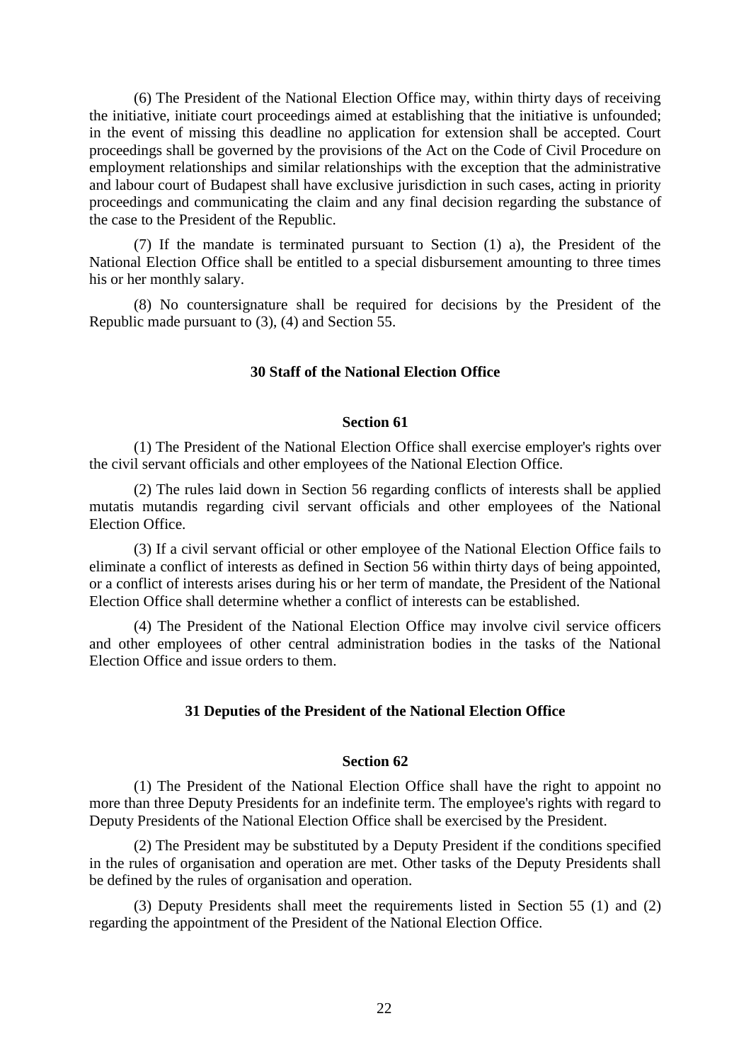(6) The President of the National Election Office may, within thirty days of receiving the initiative, initiate court proceedings aimed at establishing that the initiative is unfounded; in the event of missing this deadline no application for extension shall be accepted. Court proceedings shall be governed by the provisions of the Act on the Code of Civil Procedure on employment relationships and similar relationships with the exception that the administrative and labour court of Budapest shall have exclusive jurisdiction in such cases, acting in priority proceedings and communicating the claim and any final decision regarding the substance of the case to the President of the Republic.

(7) If the mandate is terminated pursuant to Section (1) a), the President of the National Election Office shall be entitled to a special disbursement amounting to three times his or her monthly salary.

(8) No countersignature shall be required for decisions by the President of the Republic made pursuant to (3), (4) and Section 55.

### 30 Staff of the National Election Office

#### Section 61

(1) The President of the National Election Office shall exercise employer's rights over the civil servant officials and other employees of the National Election Office.

(2) The rules laid down in Section 56 regarding conflicts of interests shall be applied mutatis mutandis regarding civil servant officials and other employees of the National Election Office.

(3) If a civil servant official or other employee of the National Election Office fails to eliminate a conflict of interests as defined in Section 56 within thirty days of being appointed, or a conflict of interests arises during his or her term of mandate, the President of the National Election Office shall determine whether a conflict of interests can be established.

(4) The President of the National Election Office may involve civil service officers and other employees of other central administration bodies in the tasks of the National Election Office and issue orders to them.

### 31 Deputies of the President of the National Election Office

#### Section 62

(1) The President of the National Election Office shall have the right to appoint no more than three Deputy Presidents for an indefinite term. The employee's rights with regard to Deputy Presidents of the National Election Office shall be exercised by the President.

(2) The President may be substituted by a Deputy President if the conditions specified in the rules of organisation and operation are met. Other tasks of the Deputy Presidents shall be defined by the rules of organisation and operation.

(3) Deputy Presidents shall meet the requirements listed in Section 55 (1) and (2) regarding the appointment of the President of the National Election Office.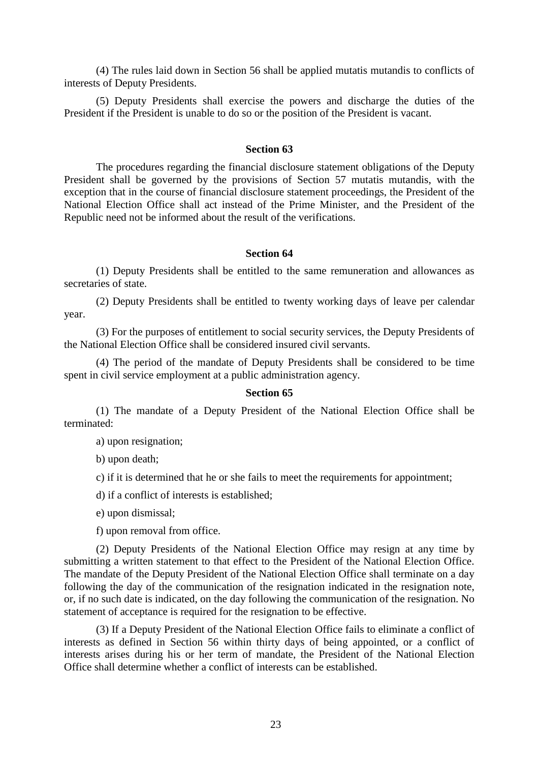(4) The rules laid down in Section 56 shall be applied mutatis mutandis to conflicts of interests of Deputy Presidents.

(5) Deputy Presidents shall exercise the powers and discharge the duties of the President if the President is unable to do so or the position of the President is vacant.

### Section 63

The procedures regarding the financial disclosure statement obligations of the Deputy President shall be governed by the provisions of Section 57 mutatis mutandis, with the exception that in the course of financial disclosure statement proceedings, the President of the National Election Office shall act instead of the Prime Minister, and the President of the Republic need not be informed about the result of the verifications.

### Section 64

(1) Deputy Presidents shall be entitled to the same remuneration and allowances as secretaries of state.

(2) Deputy Presidents shall be entitled to twenty working days of leave per calendar year.

(3) For the purposes of entitlement to social security services, the Deputy Presidents of the National Election Office shall be considered insured civil servants.

(4) The period of the mandate of Deputy Presidents shall be considered to be time spent in civil service employment at a public administration agency.

### Section 65

(1) The mandate of a Deputy President of the National Election Office shall be terminated:

a) upon resignation;

b) upon death;

c) if it is determined that he or she fails to meet the requirements for appointment;

d) if a conflict of interests is established;

e) upon dismissal;

f) upon removal from office.

(2) Deputy Presidents of the National Election Office may resign at any time by submitting a written statement to that effect to the President of the National Election Office. The mandate of the Deputy President of the National Election Office shall terminate on a day following the day of the communication of the resignation indicated in the resignation note, or, if no such date is indicated, on the day following the communication of the resignation. No statement of acceptance is required for the resignation to be effective.

(3) If a Deputy President of the National Election Office fails to eliminate a conflict of interests as defined in Section 56 within thirty days of being appointed, or a conflict of interests arises during his or her term of mandate, the President of the National Election Office shall determine whether a conflict of interests can be established.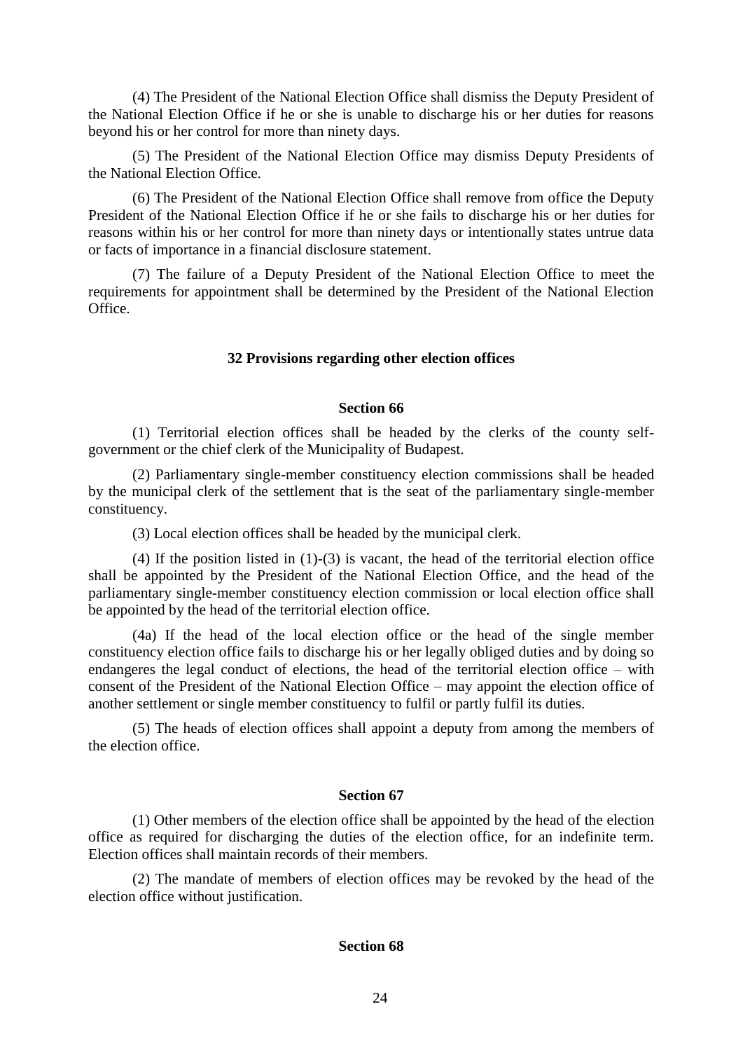(4) The President of the National Election Office shall dismiss the Deputy President of the National Election Office if he or she is unable to discharge his or her duties for reasons beyond his or her control for more than ninety days.

(5) The President of the National Election Office may dismiss Deputy Presidents of the National Election Office.

(6) The President of the National Election Office shall remove from office the Deputy President of the National Election Office if he or she fails to discharge his or her duties for reasons within his or her control for more than ninety days or intentionally states untrue data or facts of importance in a financial disclosure statement.

(7) The failure of a Deputy President of the National Election Office to meet the requirements for appointment shall be determined by the President of the National Election Office.

### 32 Provisions regarding other election offices

#### Section 66

(1) Territorial election offices shall be headed by the clerks of the county self-government or the chief clerk of the Municipality of Budapest.

(2) Parliamentary single-member constituency election commissions shall be headed by the municipal clerk of the settlement that is the seat of the parliamentary single-member constituency.

(3) Local election offices shall be headed by the municipal clerk.

(4) If the position listed in (1)-(3) is vacant, the head of the territorial election office shall be appointed by the President of the National Election Office, and the head of the parliamentary single-member constituency election commission or local election office shall be appointed by the head of the territorial election office.

(4a) If the head of the local election office or the head of the single member constituency election office fails to discharge his or her legally obliged duties and by doing so endangeres the legal conduct of elections, the head of the territorial election office – with consent of the President of the National Election Office – may appoint the election office of another settlement or single member constituency to fulfil or partly fulfil its duties.

(5) The heads of election offices shall appoint a deputy from among the members of the election office.

#### Section 67

(1) Other members of the election office shall be appointed by the head of the election office as required for discharging the duties of the election office, for an indefinite term. Election offices shall maintain records of their members.

(2) The mandate of members of election offices may be revoked by the head of the election office without justification.

#### Section 68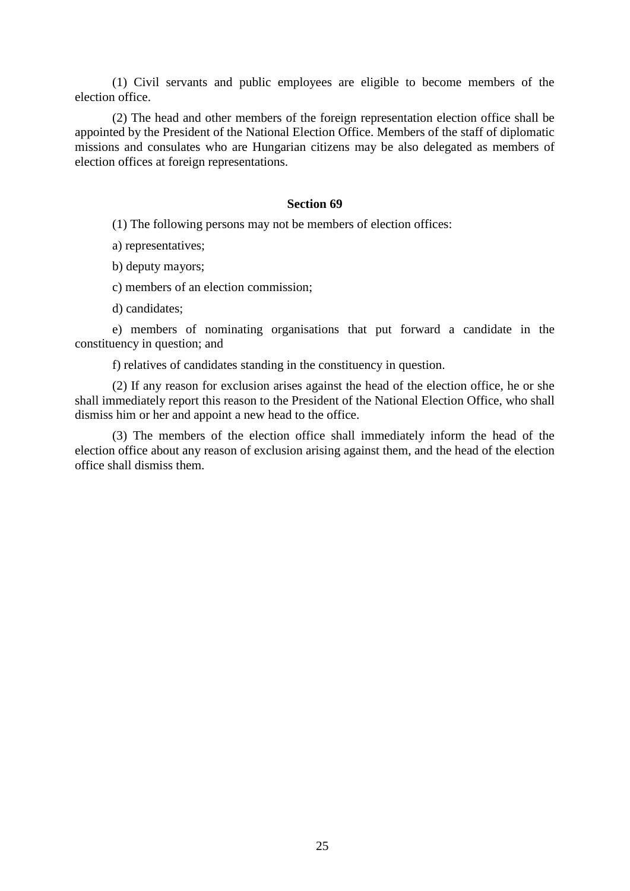(1) Civil servants and public employees are eligible to become members of the election office.

(2) The head and other members of the foreign representation election office shall be appointed by the President of the National Election Office. Members of the staff of diplomatic missions and consulates who are Hungarian citizens may be also delegated as members of election offices at foreign representations.

### Section 69

(1) The following persons may not be members of election offices:

a) representatives;

b) deputy mayors;

c) members of an election commission;

d) candidates;

e) members of nominating organisations that put forward a candidate in the constituency in question; and

f) relatives of candidates standing in the constituency in question.

(2) If any reason for exclusion arises against the head of the election office, he or she shall immediately report this reason to the President of the National Election Office, who shall dismiss him or her and appoint a new head to the office.

(3) The members of the election office shall immediately inform the head of the election office about any reason of exclusion arising against them, and the head of the election office shall dismiss them.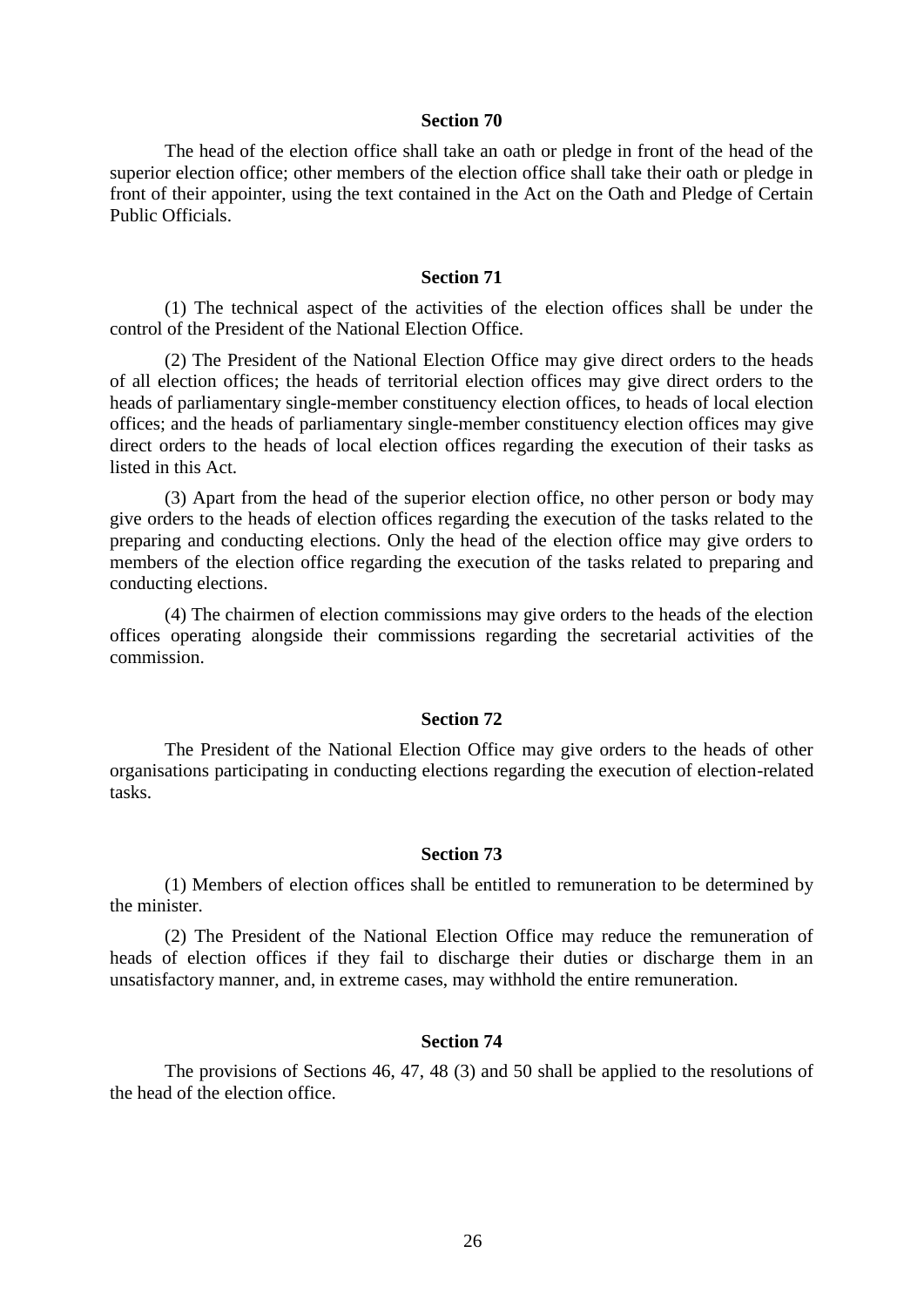### Section 70

The head of the election office shall take an oath or pledge in front of the head of the superior election office; other members of the election office shall take their oath or pledge in front of their appointer, using the text contained in the Act on the Oath and Pledge of Certain Public Officials.

### Section 71

(1) The technical aspect of the activities of the election offices shall be under the control of the President of the National Election Office.

(2) The President of the National Election Office may give direct orders to the heads of all election offices; the heads of territorial election offices may give direct orders to the heads of parliamentary single-member constituency election offices, to heads of local election offices; and the heads of parliamentary single-member constituency election offices may give direct orders to the heads of local election offices regarding the execution of their tasks as listed in this Act.

(3) Apart from the head of the superior election office, no other person or body may give orders to the heads of election offices regarding the execution of the tasks related to the preparing and conducting elections. Only the head of the election office may give orders to members of the election office regarding the execution of the tasks related to preparing and conducting elections.

(4) The chairmen of election commissions may give orders to the heads of the election offices operating alongside their commissions regarding the secretarial activities of the commission.

### Section 72

The President of the National Election Office may give orders to the heads of other organisations participating in conducting elections regarding the execution of election-related tasks.

### Section 73

(1) Members of election offices shall be entitled to remuneration to be determined by the minister.

(2) The President of the National Election Office may reduce the remuneration of heads of election offices if they fail to discharge their duties or discharge them in an unsatisfactory manner, and, in extreme cases, may withhold the entire remuneration.

### Section 74

The provisions of Sections 46, 47, 48 (3) and 50 shall be applied to the resolutions of the head of the election office.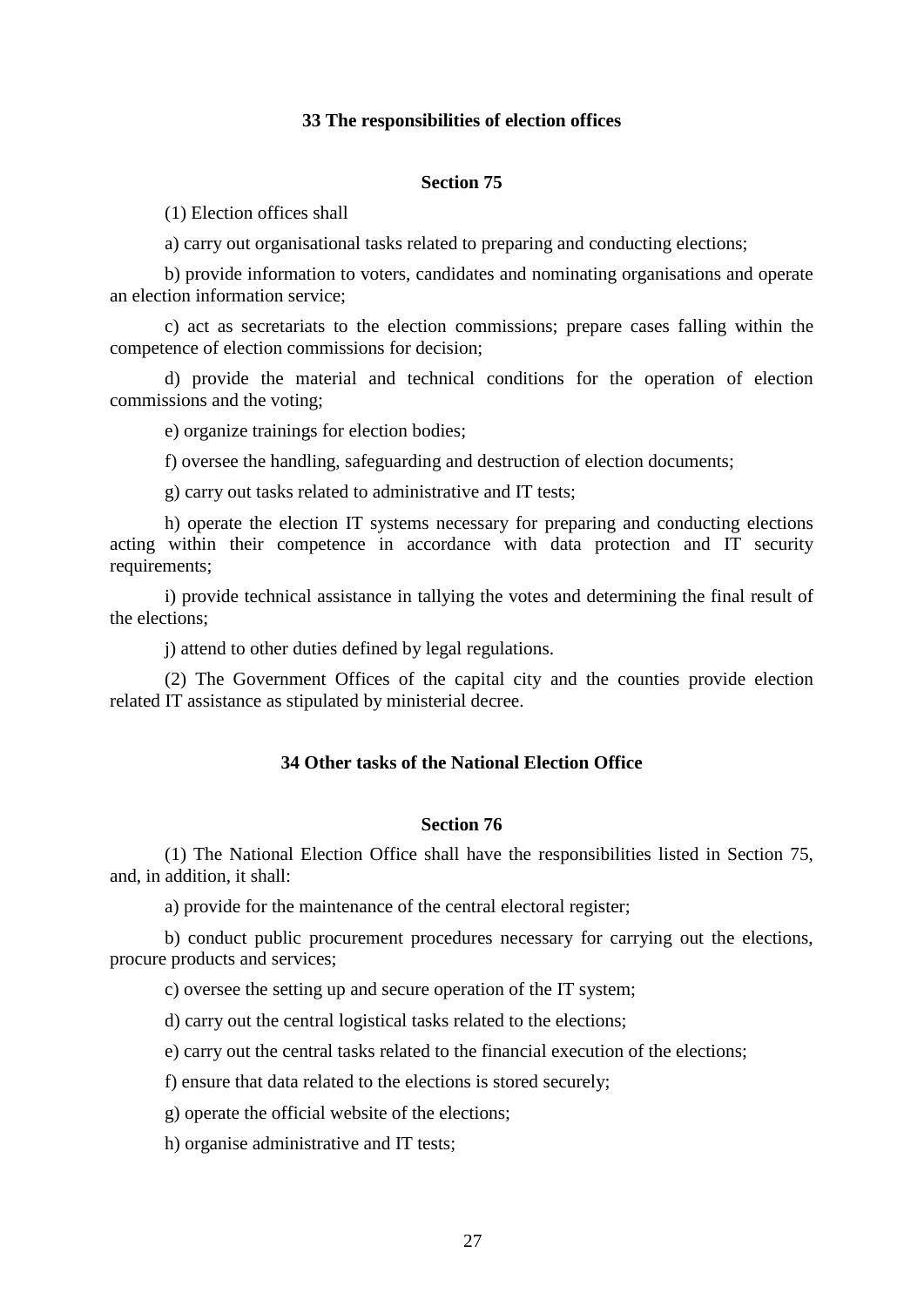### 33 The responsibilities of election offices

#### Section 75

(1) Election offices shall

a) carry out organisational tasks related to preparing and conducting elections;

b) provide information to voters, candidates and nominating organisations and operate an election information service;

c) act as secretariats to the election commissions; prepare cases falling within the competence of election commissions for decision;

d) provide the material and technical conditions for the operation of election commissions and the voting;

e) organize trainings for election bodies;

f) oversee the handling, safeguarding and destruction of election documents;

g) carry out tasks related to administrative and IT tests;

h) operate the election IT systems necessary for preparing and conducting elections acting within their competence in accordance with data protection and IT security requirements;

i) provide technical assistance in tallying the votes and determining the final result of the elections;

j) attend to other duties defined by legal regulations.

(2) The Government Offices of the capital city and the counties provide election related IT assistance as stipulated by ministerial decree.

### 34 Other tasks of the National Election Office

#### Section 76

(1) The National Election Office shall have the responsibilities listed in Section 75, and, in addition, it shall:

a) provide for the maintenance of the central electoral register;

b) conduct public procurement procedures necessary for carrying out the elections, procure products and services;

c) oversee the setting up and secure operation of the IT system;

d) carry out the central logistical tasks related to the elections;

e) carry out the central tasks related to the financial execution of the elections;

f) ensure that data related to the elections is stored securely;

g) operate the official website of the elections;

h) organise administrative and IT tests;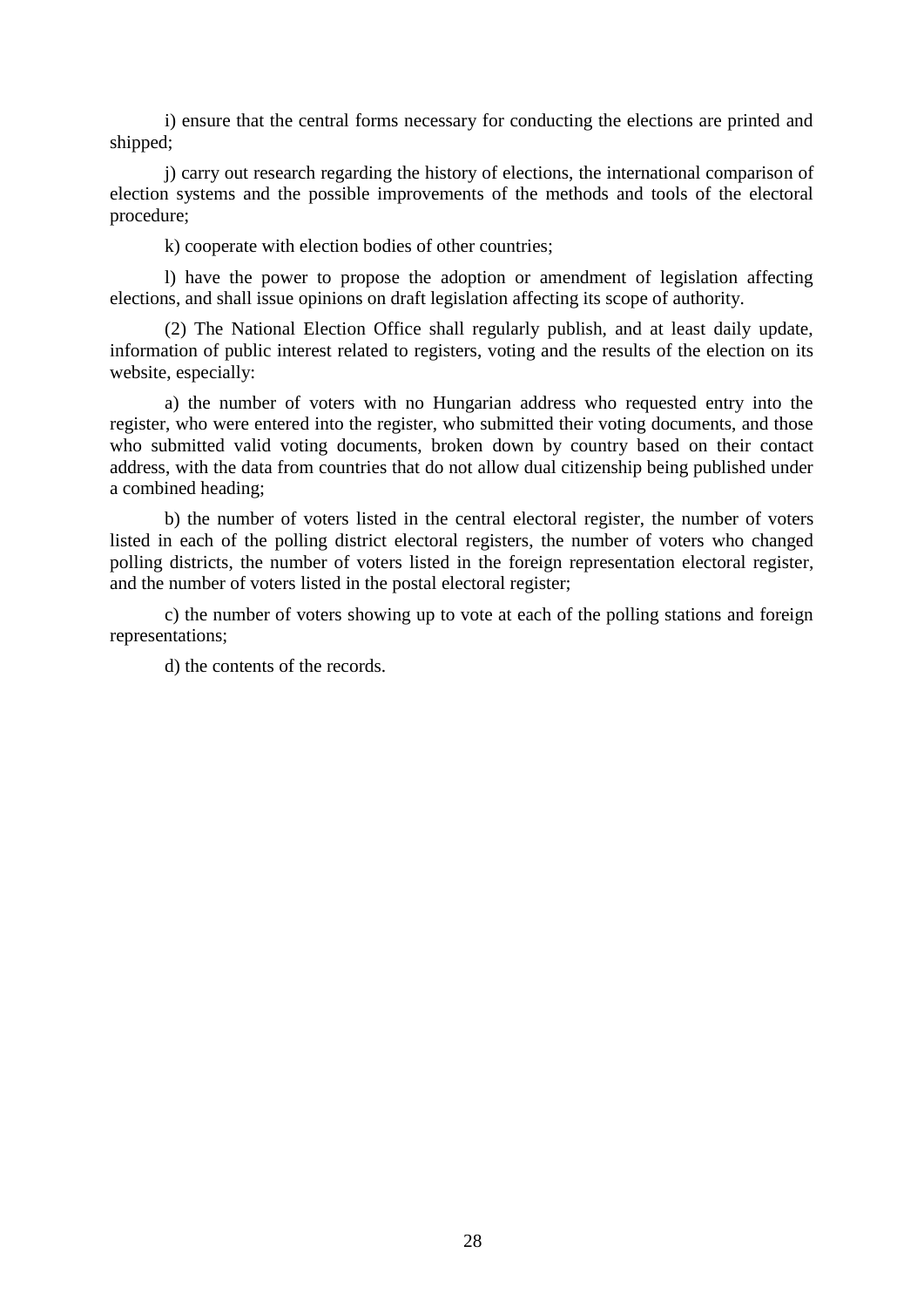i) ensure that the central forms necessary for conducting the elections are printed and shipped;

j) carry out research regarding the history of elections, the international comparison of election systems and the possible improvements of the methods and tools of the electoral procedure;

k) cooperate with election bodies of other countries;

l) have the power to propose the adoption or amendment of legislation affecting elections, and shall issue opinions on draft legislation affecting its scope of authority.

(2) The National Election Office shall regularly publish, and at least daily update, information of public interest related to registers, voting and the results of the election on its website, especially:

a) the number of voters with no Hungarian address who requested entry into the register, who were entered into the register, who submitted their voting documents, and those who submitted valid voting documents, broken down by country based on their contact address, with the data from countries that do not allow dual citizenship being published under a combined heading;

b) the number of voters listed in the central electoral register, the number of voters listed in each of the polling district electoral registers, the number of voters who changed polling districts, the number of voters listed in the foreign representation electoral register, and the number of voters listed in the postal electoral register;

c) the number of voters showing up to vote at each of the polling stations and foreign representations;

d) the contents of the records.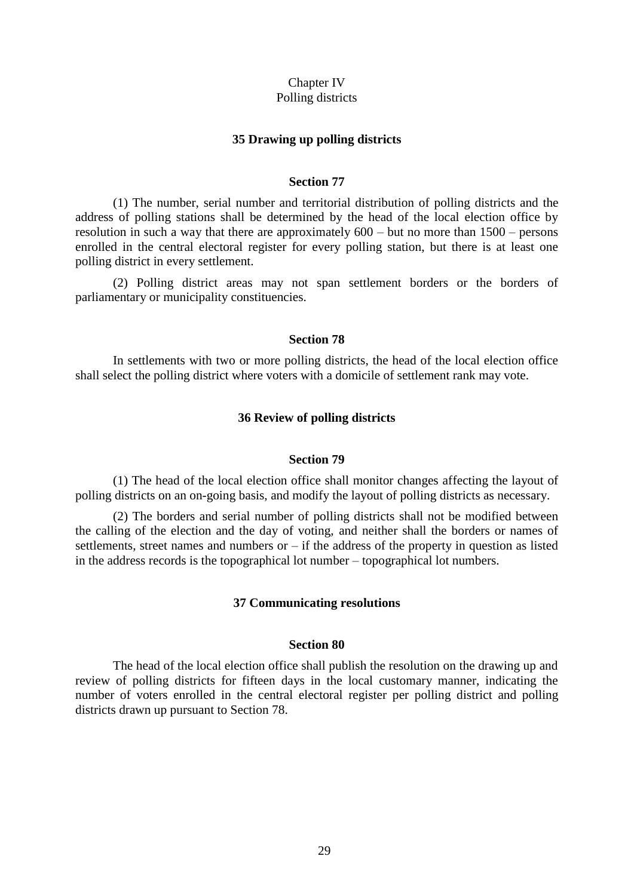# Chapter IV
# Polling districts

## 35 Drawing up polling districts

### Section 77

(1) The number, serial number and territorial distribution of polling districts and the address of polling stations shall be determined by the head of the local election office by resolution in such a way that there are approximately 600 – but no more than 1500 – persons enrolled in the central electoral register for every polling station, but there is at least one polling district in every settlement.

(2) Polling district areas may not span settlement borders or the borders of parliamentary or municipality constituencies.

### Section 78

In settlements with two or more polling districts, the head of the local election office shall select the polling district where voters with a domicile of settlement rank may vote.

## 36 Review of polling districts

### Section 79

(1) The head of the local election office shall monitor changes affecting the layout of polling districts on an on-going basis, and modify the layout of polling districts as necessary.

(2) The borders and serial number of polling districts shall not be modified between the calling of the election and the day of voting, and neither shall the borders or names of settlements, street names and numbers or – if the address of the property in question as listed in the address records is the topographical lot number – topographical lot numbers.

## 37 Communicating resolutions

### Section 80

The head of the local election office shall publish the resolution on the drawing up and review of polling districts for fifteen days in the local customary manner, indicating the number of voters enrolled in the central electoral register per polling district and polling districts drawn up pursuant to Section 78.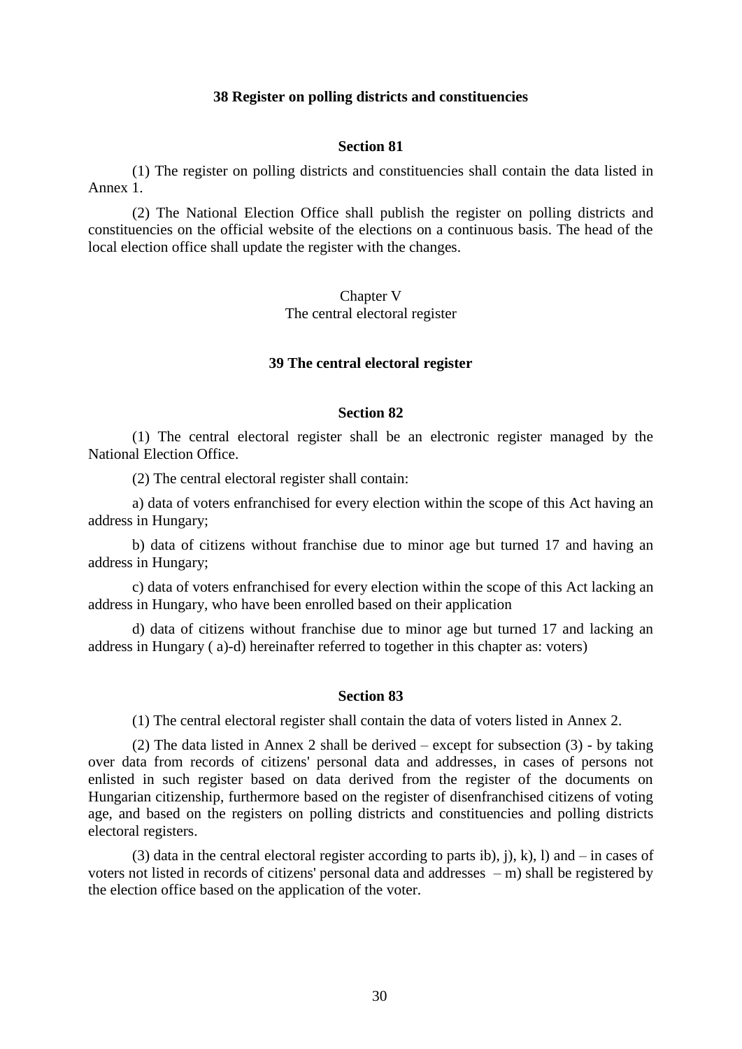### 38 Register on polling districts and constituencies

#### Section 81

(1) The register on polling districts and constituencies shall contain the data listed in Annex 1.

(2) The National Election Office shall publish the register on polling districts and constituencies on the official website of the elections on a continuous basis. The head of the local election office shall update the register with the changes.

## Chapter V
## The central electoral register

### 39 The central electoral register

#### Section 82

(1) The central electoral register shall be an electronic register managed by the National Election Office.

(2) The central electoral register shall contain:

a) data of voters enfranchised for every election within the scope of this Act having an address in Hungary;

b) data of citizens without franchise due to minor age but turned 17 and having an address in Hungary;

c) data of voters enfranchised for every election within the scope of this Act lacking an address in Hungary, who have been enrolled based on their application

d) data of citizens without franchise due to minor age but turned 17 and lacking an address in Hungary ( a)-d) hereinafter referred to together in this chapter as: voters)

#### Section 83

(1) The central electoral register shall contain the data of voters listed in Annex 2.

(2) The data listed in Annex 2 shall be derived – except for subsection (3) - by taking over data from records of citizens' personal data and addresses, in cases of persons not enlisted in such register based on data derived from the register of the documents on Hungarian citizenship, furthermore based on the register of disenfranchised citizens of voting age, and based on the registers on polling districts and constituencies and polling districts electoral registers.

(3) data in the central electoral register according to parts ib), j), k), l) and – in cases of voters not listed in records of citizens' personal data and addresses – m) shall be registered by the election office based on the application of the voter.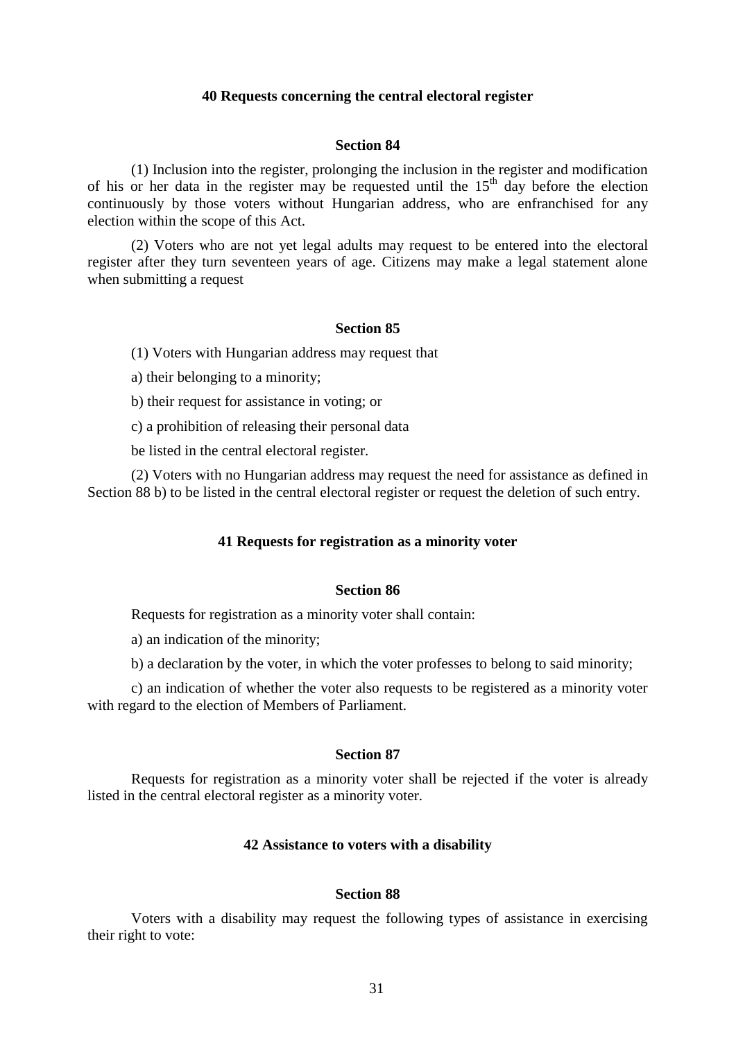### 40 Requests concerning the central electoral register

#### Section 84

(1) Inclusion into the register, prolonging the inclusion in the register and modification of his or her data in the register may be requested until the 15th day before the election continuously by those voters without Hungarian address, who are enfranchised for any election within the scope of this Act.

(2) Voters who are not yet legal adults may request to be entered into the electoral register after they turn seventeen years of age. Citizens may make a legal statement alone when submitting a request

#### Section 85

(1) Voters with Hungarian address may request that

a) their belonging to a minority;

b) their request for assistance in voting; or

c) a prohibition of releasing their personal data

be listed in the central electoral register.

(2) Voters with no Hungarian address may request the need for assistance as defined in Section 88 b) to be listed in the central electoral register or request the deletion of such entry.

### 41 Requests for registration as a minority voter

#### Section 86

Requests for registration as a minority voter shall contain:

a) an indication of the minority;

b) a declaration by the voter, in which the voter professes to belong to said minority;

c) an indication of whether the voter also requests to be registered as a minority voter with regard to the election of Members of Parliament.

#### Section 87

Requests for registration as a minority voter shall be rejected if the voter is already listed in the central electoral register as a minority voter.

### 42 Assistance to voters with a disability

#### Section 88

Voters with a disability may request the following types of assistance in exercising their right to vote: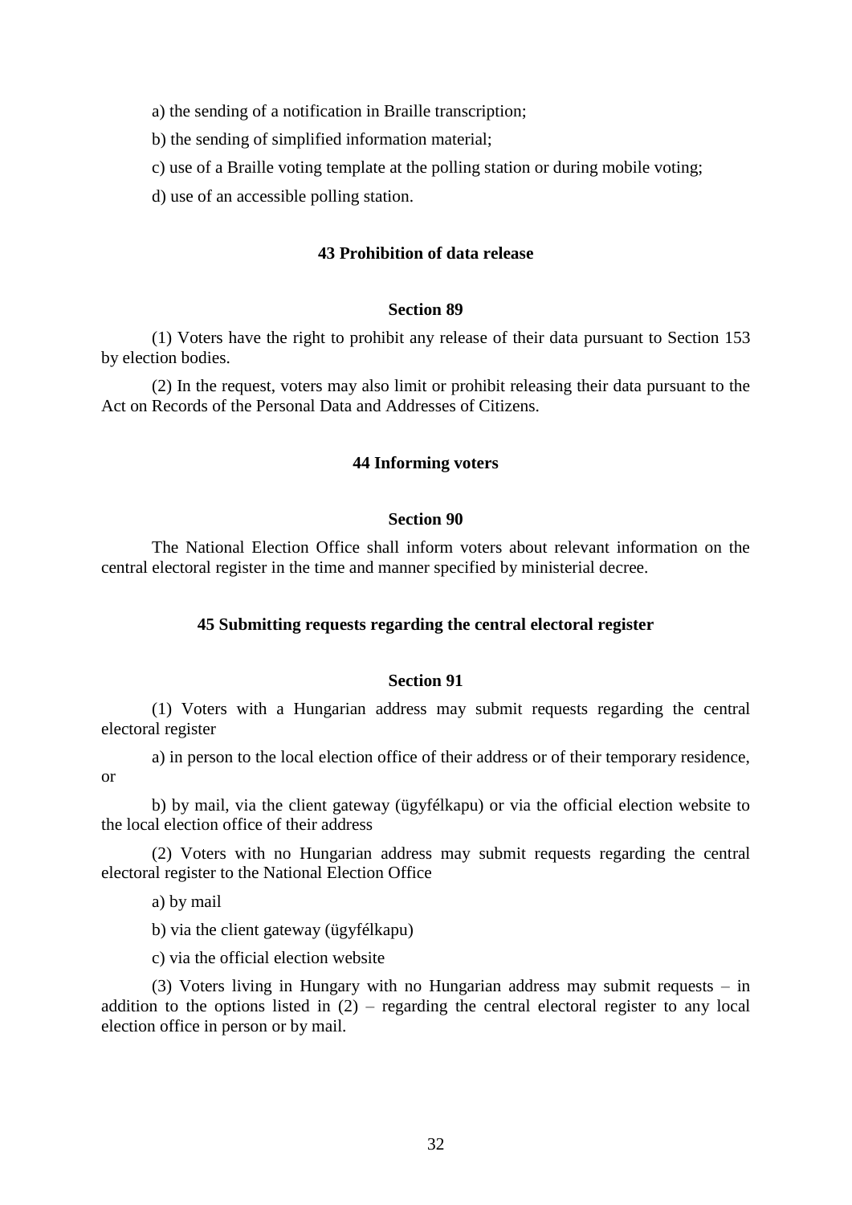a) the sending of a notification in Braille transcription;

b) the sending of simplified information material;

c) use of a Braille voting template at the polling station or during mobile voting;

d) use of an accessible polling station.

### 43 Prohibition of data release

#### Section 89

(1) Voters have the right to prohibit any release of their data pursuant to Section 153 by election bodies.

(2) In the request, voters may also limit or prohibit releasing their data pursuant to the Act on Records of the Personal Data and Addresses of Citizens.

### 44 Informing voters

#### Section 90

The National Election Office shall inform voters about relevant information on the central electoral register in the time and manner specified by ministerial decree.

### 45 Submitting requests regarding the central electoral register

#### Section 91

(1) Voters with a Hungarian address may submit requests regarding the central electoral register

a) in person to the local election office of their address or of their temporary residence, or

b) by mail, via the client gateway (ügyfélkapu) or via the official election website to the local election office of their address

(2) Voters with no Hungarian address may submit requests regarding the central electoral register to the National Election Office

a) by mail

b) via the client gateway (ügyfélkapu)

c) via the official election website

(3) Voters living in Hungary with no Hungarian address may submit requests – in addition to the options listed in (2) – regarding the central electoral register to any local election office in person or by mail.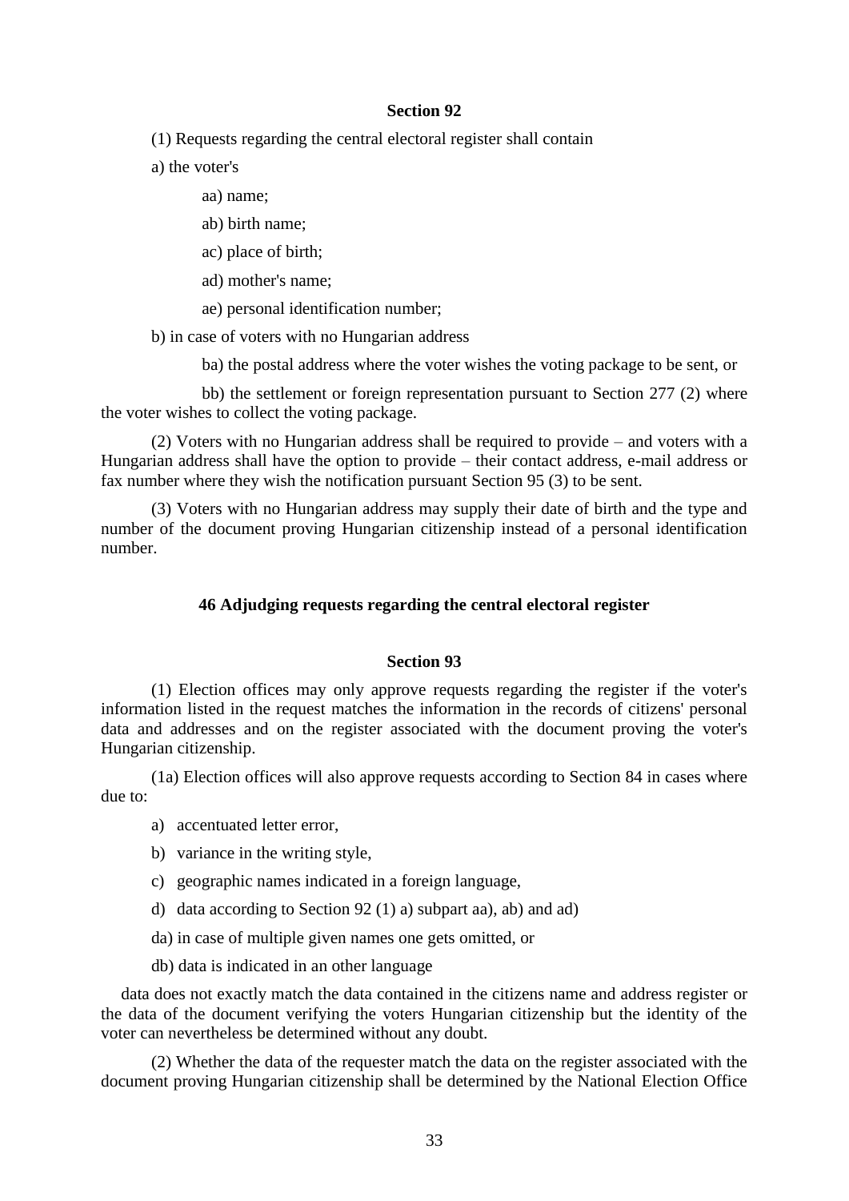**Section 92**

(1) Requests regarding the central electoral register shall contain

a) the voter's

aa) name;

ab) birth name;

ac) place of birth;

ad) mother's name;

ae) personal identification number;

b) in case of voters with no Hungarian address

ba) the postal address where the voter wishes the voting package to be sent, or

bb) the settlement or foreign representation pursuant to Section 277 (2) where the voter wishes to collect the voting package.

(2) Voters with no Hungarian address shall be required to provide – and voters with a Hungarian address shall have the option to provide – their contact address, e-mail address or fax number where they wish the notification pursuant Section 95 (3) to be sent.

(3) Voters with no Hungarian address may supply their date of birth and the type and number of the document proving Hungarian citizenship instead of a personal identification number.

**46 Adjudging requests regarding the central electoral register**

**Section 93**

(1) Election offices may only approve requests regarding the register if the voter's information listed in the request matches the information in the records of citizens' personal data and addresses and on the register associated with the document proving the voter's Hungarian citizenship.

(1a) Election offices will also approve requests according to Section 84 in cases where due to:

a) accentuated letter error,

b) variance in the writing style,

c) geographic names indicated in a foreign language,

d) data according to Section 92 (1) a) subpart aa), ab) and ad)

da) in case of multiple given names one gets omitted, or

db) data is indicated in an other language

data does not exactly match the data contained in the citizens name and address register or the data of the document verifying the voters Hungarian citizenship but the identity of the voter can nevertheless be determined without any doubt.

(2) Whether the data of the requester match the data on the register associated with the document proving Hungarian citizenship shall be determined by the National Election Office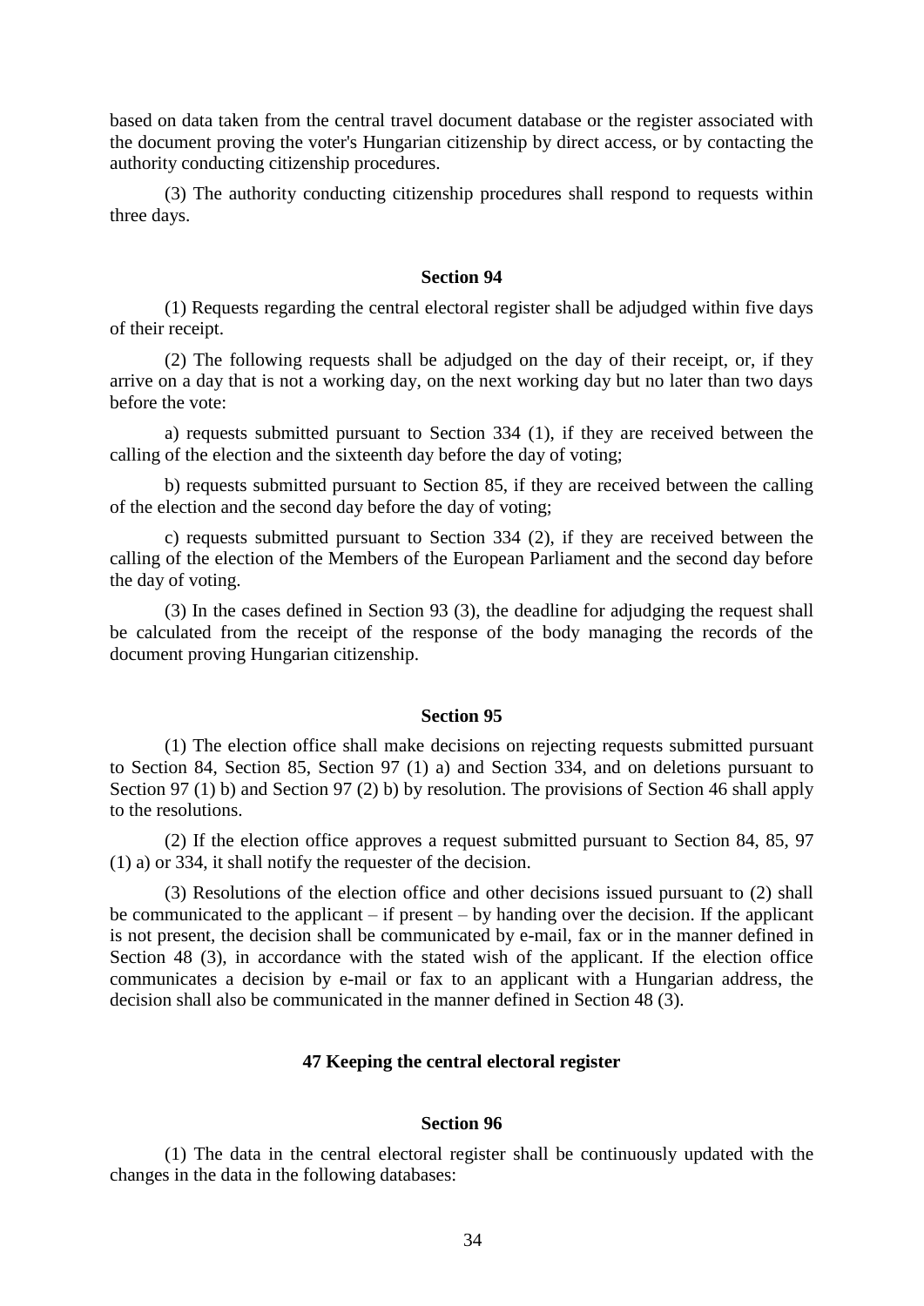based on data taken from the central travel document database or the register associated with the document proving the voter's Hungarian citizenship by direct access, or by contacting the authority conducting citizenship procedures.

(3) The authority conducting citizenship procedures shall respond to requests within three days.

### Section 94

(1) Requests regarding the central electoral register shall be adjudged within five days of their receipt.

(2) The following requests shall be adjudged on the day of their receipt, or, if they arrive on a day that is not a working day, on the next working day but no later than two days before the vote:

a) requests submitted pursuant to Section 334 (1), if they are received between the calling of the election and the sixteenth day before the day of voting;

b) requests submitted pursuant to Section 85, if they are received between the calling of the election and the second day before the day of voting;

c) requests submitted pursuant to Section 334 (2), if they are received between the calling of the election of the Members of the European Parliament and the second day before the day of voting.

(3) In the cases defined in Section 93 (3), the deadline for adjudging the request shall be calculated from the receipt of the response of the body managing the records of the document proving Hungarian citizenship.

### Section 95

(1) The election office shall make decisions on rejecting requests submitted pursuant to Section 84, Section 85, Section 97 (1) a) and Section 334, and on deletions pursuant to Section 97 (1) b) and Section 97 (2) b) by resolution. The provisions of Section 46 shall apply to the resolutions.

(2) If the election office approves a request submitted pursuant to Section 84, 85, 97 (1) a) or 334, it shall notify the requester of the decision.

(3) Resolutions of the election office and other decisions issued pursuant to (2) shall be communicated to the applicant – if present – by handing over the decision. If the applicant is not present, the decision shall be communicated by e-mail, fax or in the manner defined in Section 48 (3), in accordance with the stated wish of the applicant. If the election office communicates a decision by e-mail or fax to an applicant with a Hungarian address, the decision shall also be communicated in the manner defined in Section 48 (3).

## 47 Keeping the central electoral register

### Section 96

(1) The data in the central electoral register shall be continuously updated with the changes in the data in the following databases: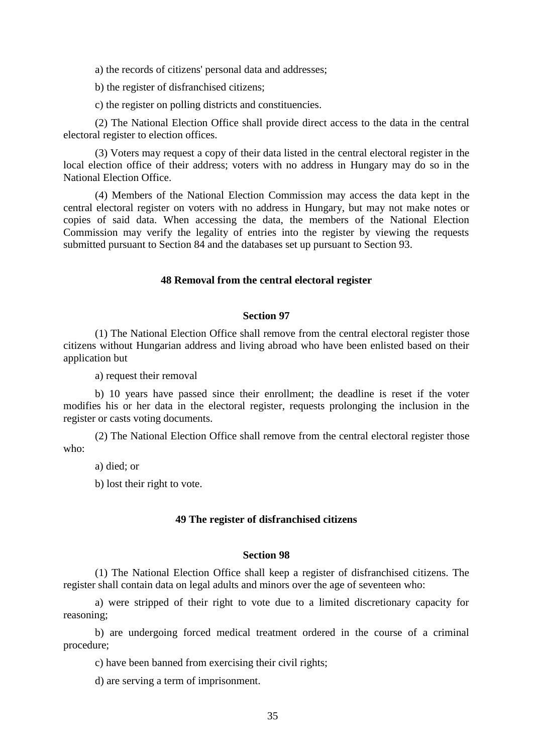a) the records of citizens' personal data and addresses;

b) the register of disfranchised citizens;

c) the register on polling districts and constituencies.

(2) The National Election Office shall provide direct access to the data in the central electoral register to election offices.

(3) Voters may request a copy of their data listed in the central electoral register in the local election office of their address; voters with no address in Hungary may do so in the National Election Office.

(4) Members of the National Election Commission may access the data kept in the central electoral register on voters with no address in Hungary, but may not make notes or copies of said data. When accessing the data, the members of the National Election Commission may verify the legality of entries into the register by viewing the requests submitted pursuant to Section 84 and the databases set up pursuant to Section 93.

### 48 Removal from the central electoral register

#### Section 97

(1) The National Election Office shall remove from the central electoral register those citizens without Hungarian address and living abroad who have been enlisted based on their application but

a) request their removal

b) 10 years have passed since their enrollment; the deadline is reset if the voter modifies his or her data in the electoral register, requests prolonging the inclusion in the register or casts voting documents.

(2) The National Election Office shall remove from the central electoral register those who:

a) died; or

b) lost their right to vote.

### 49 The register of disfranchised citizens

#### Section 98

(1) The National Election Office shall keep a register of disfranchised citizens. The register shall contain data on legal adults and minors over the age of seventeen who:

a) were stripped of their right to vote due to a limited discretionary capacity for reasoning;

b) are undergoing forced medical treatment ordered in the course of a criminal procedure;

c) have been banned from exercising their civil rights;

d) are serving a term of imprisonment.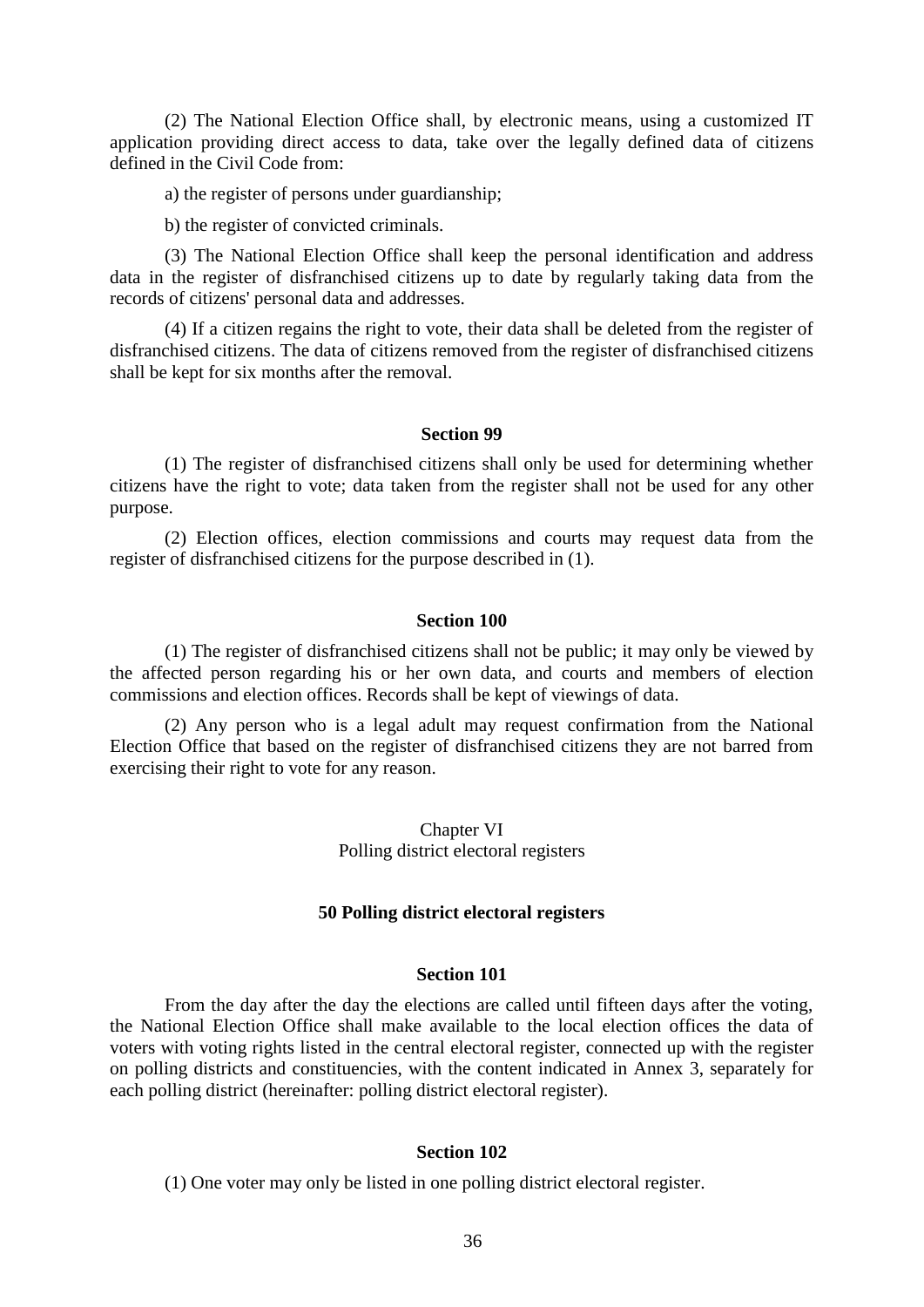(2) The National Election Office shall, by electronic means, using a customized IT application providing direct access to data, take over the legally defined data of citizens defined in the Civil Code from:

a) the register of persons under guardianship;

b) the register of convicted criminals.

(3) The National Election Office shall keep the personal identification and address data in the register of disfranchised citizens up to date by regularly taking data from the records of citizens' personal data and addresses.

(4) If a citizen regains the right to vote, their data shall be deleted from the register of disfranchised citizens. The data of citizens removed from the register of disfranchised citizens shall be kept for six months after the removal.

**Section 99**

(1) The register of disfranchised citizens shall only be used for determining whether citizens have the right to vote; data taken from the register shall not be used for any other purpose.

(2) Election offices, election commissions and courts may request data from the register of disfranchised citizens for the purpose described in (1).

**Section 100**

(1) The register of disfranchised citizens shall not be public; it may only be viewed by the affected person regarding his or her own data, and courts and members of election commissions and election offices. Records shall be kept of viewings of data.

(2) Any person who is a legal adult may request confirmation from the National Election Office that based on the register of disfranchised citizens they are not barred from exercising their right to vote for any reason.

## Chapter VI
## Polling district electoral registers

### 50 Polling district electoral registers

**Section 101**

From the day after the day the elections are called until fifteen days after the voting, the National Election Office shall make available to the local election offices the data of voters with voting rights listed in the central electoral register, connected up with the register on polling districts and constituencies, with the content indicated in Annex 3, separately for each polling district (hereinafter: polling district electoral register).

**Section 102**

(1) One voter may only be listed in one polling district electoral register.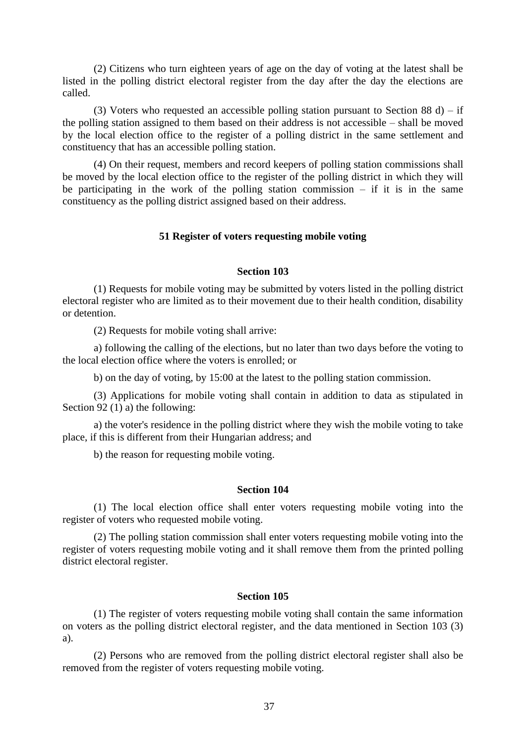(2) Citizens who turn eighteen years of age on the day of voting at the latest shall be listed in the polling district electoral register from the day after the day the elections are called.

(3) Voters who requested an accessible polling station pursuant to Section 88 d) – if the polling station assigned to them based on their address is not accessible – shall be moved by the local election office to the register of a polling district in the same settlement and constituency that has an accessible polling station.

(4) On their request, members and record keepers of polling station commissions shall be moved by the local election office to the register of the polling district in which they will be participating in the work of the polling station commission – if it is in the same constituency as the polling district assigned based on their address.

### 51 Register of voters requesting mobile voting

#### Section 103

(1) Requests for mobile voting may be submitted by voters listed in the polling district electoral register who are limited as to their movement due to their health condition, disability or detention.

(2) Requests for mobile voting shall arrive:

a) following the calling of the elections, but no later than two days before the voting to the local election office where the voters is enrolled; or

b) on the day of voting, by 15:00 at the latest to the polling station commission.

(3) Applications for mobile voting shall contain in addition to data as stipulated in Section 92 (1) a) the following:

a) the voter's residence in the polling district where they wish the mobile voting to take place, if this is different from their Hungarian address; and

b) the reason for requesting mobile voting.

#### Section 104

(1) The local election office shall enter voters requesting mobile voting into the register of voters who requested mobile voting.

(2) The polling station commission shall enter voters requesting mobile voting into the register of voters requesting mobile voting and it shall remove them from the printed polling district electoral register.

#### Section 105

(1) The register of voters requesting mobile voting shall contain the same information on voters as the polling district electoral register, and the data mentioned in Section 103 (3) a).

(2) Persons who are removed from the polling district electoral register shall also be removed from the register of voters requesting mobile voting.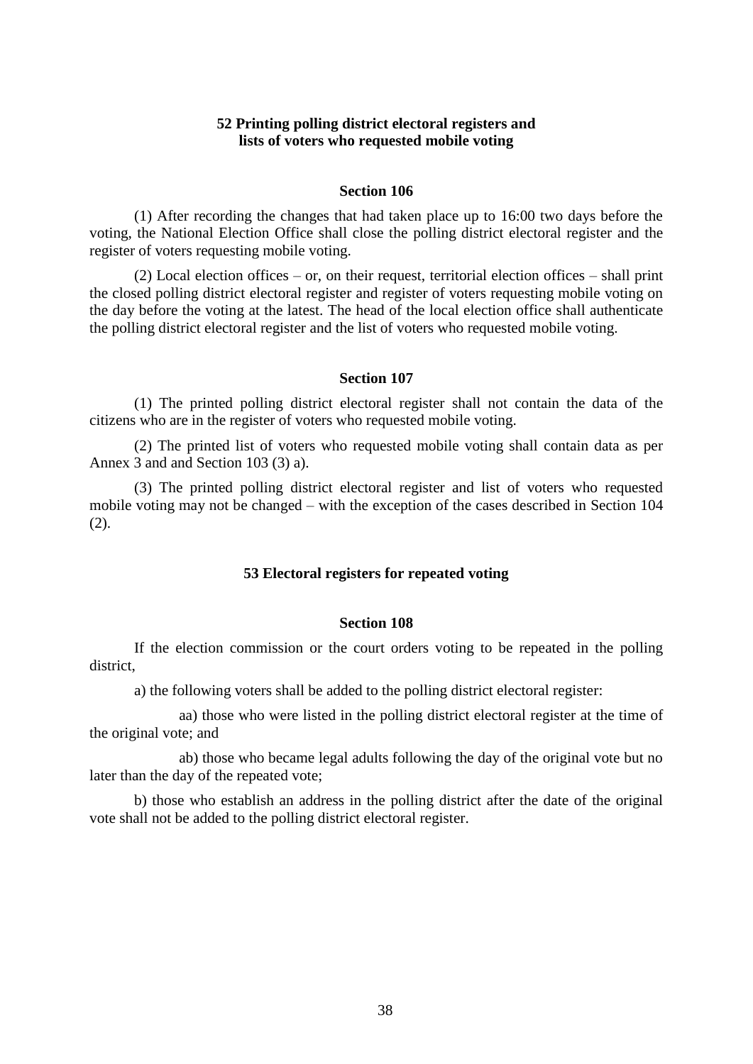## 52 Printing polling district electoral registers and lists of voters who requested mobile voting

### Section 106

(1) After recording the changes that had taken place up to 16:00 two days before the voting, the National Election Office shall close the polling district electoral register and the register of voters requesting mobile voting.

(2) Local election offices – or, on their request, territorial election offices – shall print the closed polling district electoral register and register of voters requesting mobile voting on the day before the voting at the latest. The head of the local election office shall authenticate the polling district electoral register and the list of voters who requested mobile voting.

### Section 107

(1) The printed polling district electoral register shall not contain the data of the citizens who are in the register of voters who requested mobile voting.

(2) The printed list of voters who requested mobile voting shall contain data as per Annex 3 and and Section 103 (3) a).

(3) The printed polling district electoral register and list of voters who requested mobile voting may not be changed – with the exception of the cases described in Section 104 (2).

## 53 Electoral registers for repeated voting

### Section 108

If the election commission or the court orders voting to be repeated in the polling district,

a) the following voters shall be added to the polling district electoral register:

aa) those who were listed in the polling district electoral register at the time of the original vote; and

ab) those who became legal adults following the day of the original vote but no later than the day of the repeated vote;

b) those who establish an address in the polling district after the date of the original vote shall not be added to the polling district electoral register.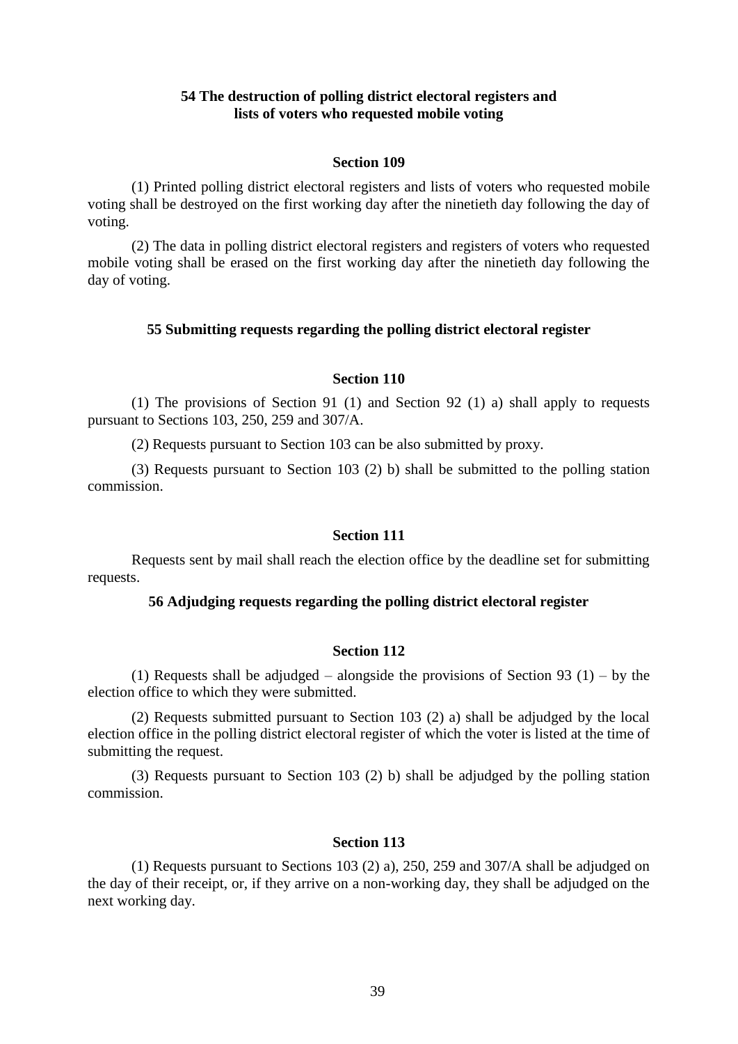## 54 The destruction of polling district electoral registers and lists of voters who requested mobile voting

### Section 109

(1) Printed polling district electoral registers and lists of voters who requested mobile voting shall be destroyed on the first working day after the ninetieth day following the day of voting.

(2) The data in polling district electoral registers and registers of voters who requested mobile voting shall be erased on the first working day after the ninetieth day following the day of voting.

## 55 Submitting requests regarding the polling district electoral register

### Section 110

(1) The provisions of Section 91 (1) and Section 92 (1) a) shall apply to requests pursuant to Sections 103, 250, 259 and 307/A.

(2) Requests pursuant to Section 103 can be also submitted by proxy.

(3) Requests pursuant to Section 103 (2) b) shall be submitted to the polling station commission.

### Section 111

Requests sent by mail shall reach the election office by the deadline set for submitting requests.

## 56 Adjudging requests regarding the polling district electoral register

### Section 112

(1) Requests shall be adjudged – alongside the provisions of Section 93 (1) – by the election office to which they were submitted.

(2) Requests submitted pursuant to Section 103 (2) a) shall be adjudged by the local election office in the polling district electoral register of which the voter is listed at the time of submitting the request.

(3) Requests pursuant to Section 103 (2) b) shall be adjudged by the polling station commission.

### Section 113

(1) Requests pursuant to Sections 103 (2) a), 250, 259 and 307/A shall be adjudged on the day of their receipt, or, if they arrive on a non-working day, they shall be adjudged on the next working day.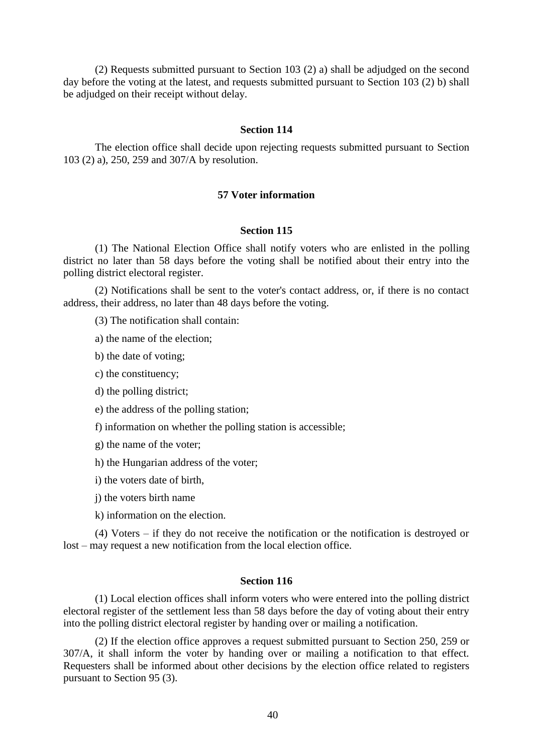(2) Requests submitted pursuant to Section 103 (2) a) shall be adjudged on the second day before the voting at the latest, and requests submitted pursuant to Section 103 (2) b) shall be adjudged on their receipt without delay.

### Section 114

The election office shall decide upon rejecting requests submitted pursuant to Section 103 (2) a), 250, 259 and 307/A by resolution.

## 57 Voter information

### Section 115

(1) The National Election Office shall notify voters who are enlisted in the polling district no later than 58 days before the voting shall be notified about their entry into the polling district electoral register.

(2) Notifications shall be sent to the voter's contact address, or, if there is no contact address, their address, no later than 48 days before the voting.

(3) The notification shall contain:

a) the name of the election;

b) the date of voting;

c) the constituency;

d) the polling district;

e) the address of the polling station;

f) information on whether the polling station is accessible;

g) the name of the voter;

h) the Hungarian address of the voter;

i) the voters date of birth,

j) the voters birth name

k) information on the election.

(4) Voters – if they do not receive the notification or the notification is destroyed or lost – may request a new notification from the local election office.

### Section 116

(1) Local election offices shall inform voters who were entered into the polling district electoral register of the settlement less than 58 days before the day of voting about their entry into the polling district electoral register by handing over or mailing a notification.

(2) If the election office approves a request submitted pursuant to Section 250, 259 or 307/A, it shall inform the voter by handing over or mailing a notification to that effect. Requesters shall be informed about other decisions by the election office related to registers pursuant to Section 95 (3).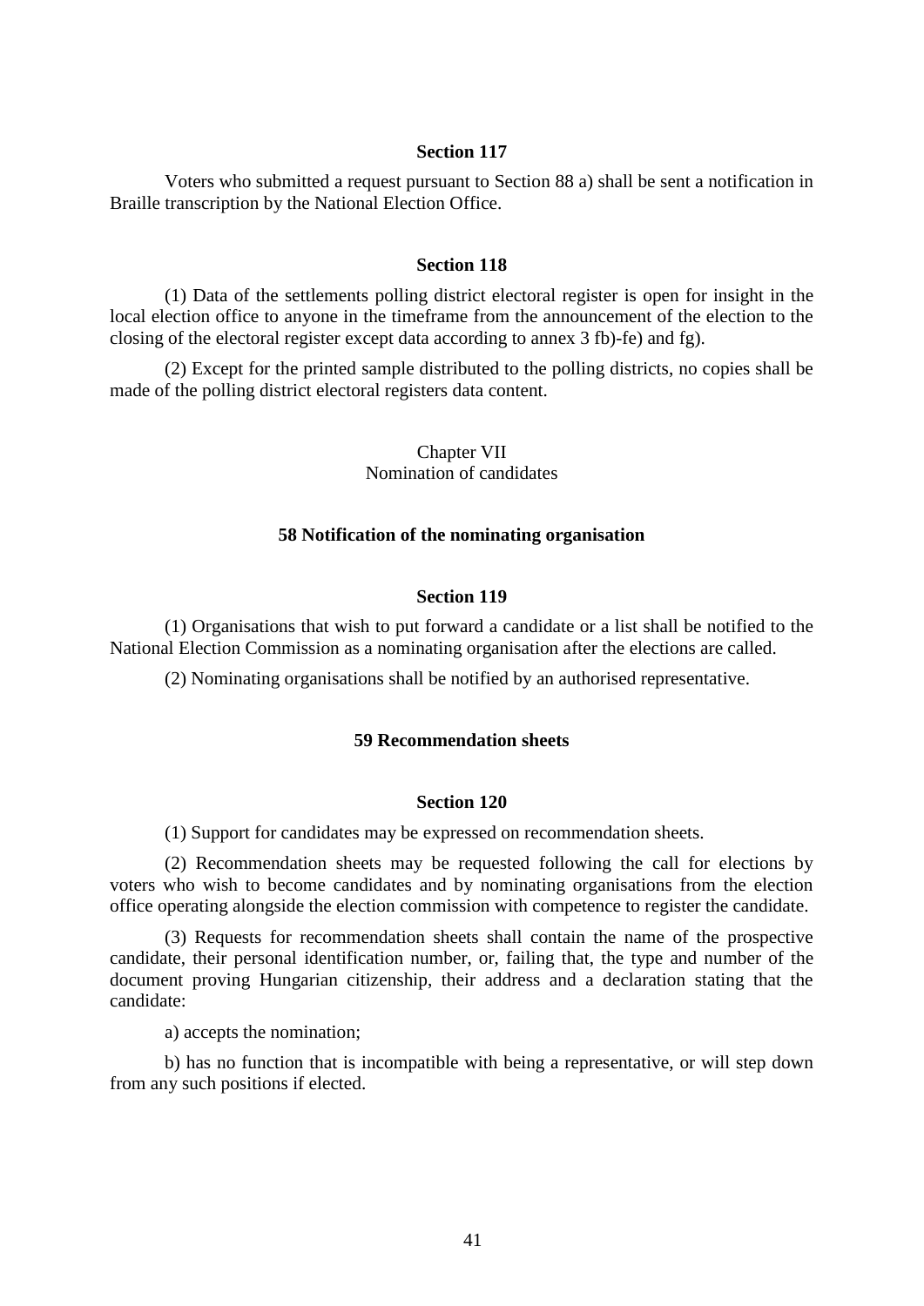### Section 117

Voters who submitted a request pursuant to Section 88 a) shall be sent a notification in Braille transcription by the National Election Office.

### Section 118

(1) Data of the settlements polling district electoral register is open for insight in the local election office to anyone in the timeframe from the announcement of the election to the closing of the electoral register except data according to annex 3 fb)-fe) and fg).

(2) Except for the printed sample distributed to the polling districts, no copies shall be made of the polling district electoral registers data content.

## Chapter VII
## Nomination of candidates

### 58 Notification of the nominating organisation

### Section 119

(1) Organisations that wish to put forward a candidate or a list shall be notified to the National Election Commission as a nominating organisation after the elections are called.

(2) Nominating organisations shall be notified by an authorised representative.

### 59 Recommendation sheets

### Section 120

(1) Support for candidates may be expressed on recommendation sheets.

(2) Recommendation sheets may be requested following the call for elections by voters who wish to become candidates and by nominating organisations from the election office operating alongside the election commission with competence to register the candidate.

(3) Requests for recommendation sheets shall contain the name of the prospective candidate, their personal identification number, or, failing that, the type and number of the document proving Hungarian citizenship, their address and a declaration stating that the candidate:

a) accepts the nomination;

b) has no function that is incompatible with being a representative, or will step down from any such positions if elected.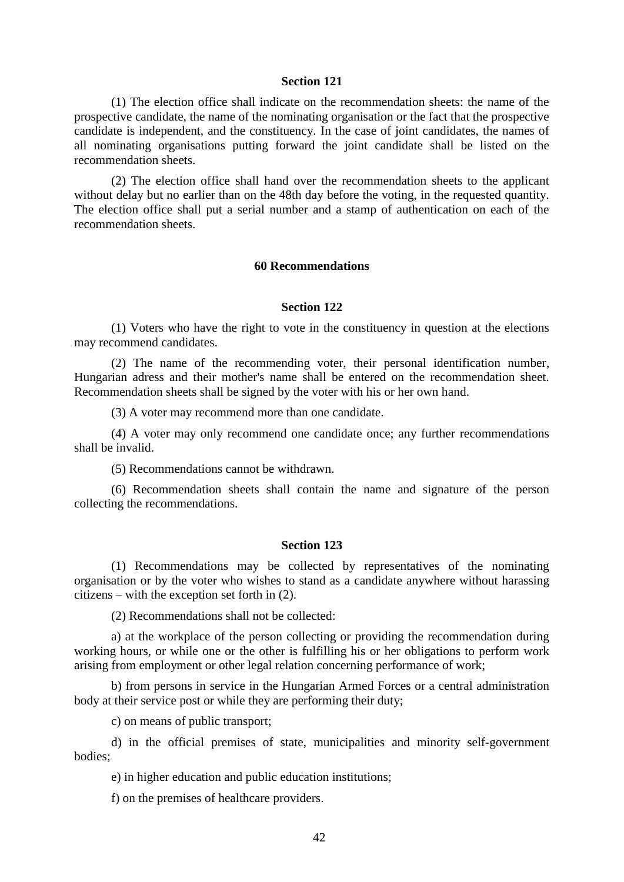### Section 121

(1) The election office shall indicate on the recommendation sheets: the name of the prospective candidate, the name of the nominating organisation or the fact that the prospective candidate is independent, and the constituency. In the case of joint candidates, the names of all nominating organisations putting forward the joint candidate shall be listed on the recommendation sheets.

(2) The election office shall hand over the recommendation sheets to the applicant without delay but no earlier than on the 48th day before the voting, in the requested quantity. The election office shall put a serial number and a stamp of authentication on each of the recommendation sheets.

## 60 Recommendations

### Section 122

(1) Voters who have the right to vote in the constituency in question at the elections may recommend candidates.

(2) The name of the recommending voter, their personal identification number, Hungarian adress and their mother's name shall be entered on the recommendation sheet. Recommendation sheets shall be signed by the voter with his or her own hand.

(3) A voter may recommend more than one candidate.

(4) A voter may only recommend one candidate once; any further recommendations shall be invalid.

(5) Recommendations cannot be withdrawn.

(6) Recommendation sheets shall contain the name and signature of the person collecting the recommendations.

### Section 123

(1) Recommendations may be collected by representatives of the nominating organisation or by the voter who wishes to stand as a candidate anywhere without harassing citizens – with the exception set forth in (2).

(2) Recommendations shall not be collected:

a) at the workplace of the person collecting or providing the recommendation during working hours, or while one or the other is fulfilling his or her obligations to perform work arising from employment or other legal relation concerning performance of work;

b) from persons in service in the Hungarian Armed Forces or a central administration body at their service post or while they are performing their duty;

c) on means of public transport;

d) in the official premises of state, municipalities and minority self-government bodies;

e) in higher education and public education institutions;

f) on the premises of healthcare providers.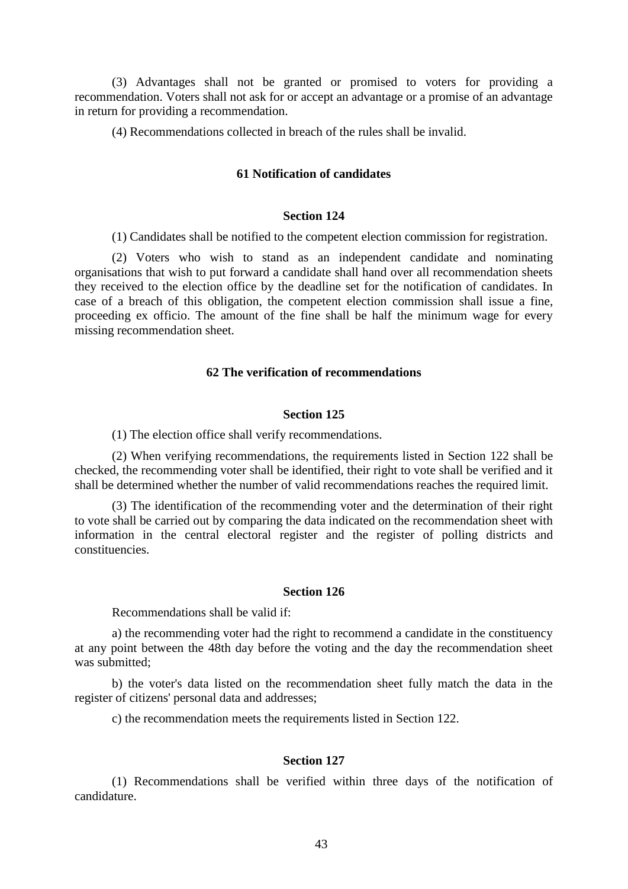(3) Advantages shall not be granted or promised to voters for providing a recommendation. Voters shall not ask for or accept an advantage or a promise of an advantage in return for providing a recommendation.

(4) Recommendations collected in breach of the rules shall be invalid.

### 61 Notification of candidates

#### Section 124

(1) Candidates shall be notified to the competent election commission for registration.

(2) Voters who wish to stand as an independent candidate and nominating organisations that wish to put forward a candidate shall hand over all recommendation sheets they received to the election office by the deadline set for the notification of candidates. In case of a breach of this obligation, the competent election commission shall issue a fine, proceeding ex officio. The amount of the fine shall be half the minimum wage for every missing recommendation sheet.

### 62 The verification of recommendations

#### Section 125

(1) The election office shall verify recommendations.

(2) When verifying recommendations, the requirements listed in Section 122 shall be checked, the recommending voter shall be identified, their right to vote shall be verified and it shall be determined whether the number of valid recommendations reaches the required limit.

(3) The identification of the recommending voter and the determination of their right to vote shall be carried out by comparing the data indicated on the recommendation sheet with information in the central electoral register and the register of polling districts and constituencies.

#### Section 126

Recommendations shall be valid if:

a) the recommending voter had the right to recommend a candidate in the constituency at any point between the 48th day before the voting and the day the recommendation sheet was submitted;

b) the voter's data listed on the recommendation sheet fully match the data in the register of citizens' personal data and addresses;

c) the recommendation meets the requirements listed in Section 122.

#### Section 127

(1) Recommendations shall be verified within three days of the notification of candidature.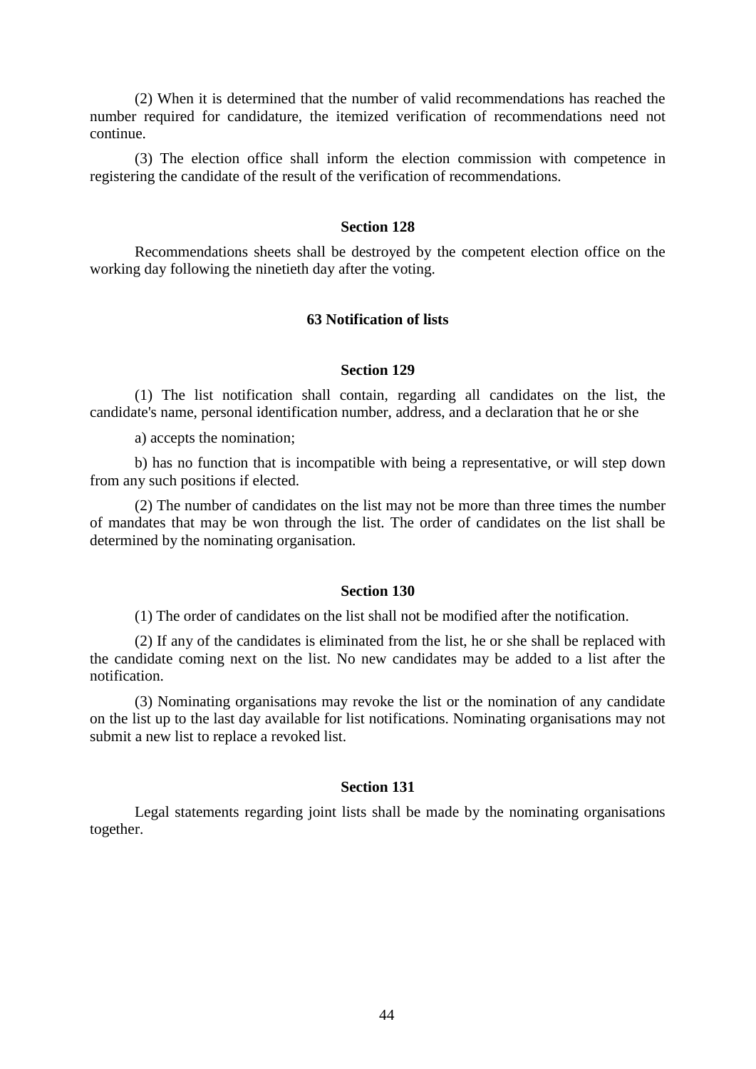(2) When it is determined that the number of valid recommendations has reached the number required for candidature, the itemized verification of recommendations need not continue.

(3) The election office shall inform the election commission with competence in registering the candidate of the result of the verification of recommendations.

### Section 128

Recommendations sheets shall be destroyed by the competent election office on the working day following the ninetieth day after the voting.

## 63 Notification of lists

### Section 129

(1) The list notification shall contain, regarding all candidates on the list, the candidate's name, personal identification number, address, and a declaration that he or she

a) accepts the nomination;

b) has no function that is incompatible with being a representative, or will step down from any such positions if elected.

(2) The number of candidates on the list may not be more than three times the number of mandates that may be won through the list. The order of candidates on the list shall be determined by the nominating organisation.

### Section 130

(1) The order of candidates on the list shall not be modified after the notification.

(2) If any of the candidates is eliminated from the list, he or she shall be replaced with the candidate coming next on the list. No new candidates may be added to a list after the notification.

(3) Nominating organisations may revoke the list or the nomination of any candidate on the list up to the last day available for list notifications. Nominating organisations may not submit a new list to replace a revoked list.

### Section 131

Legal statements regarding joint lists shall be made by the nominating organisations together.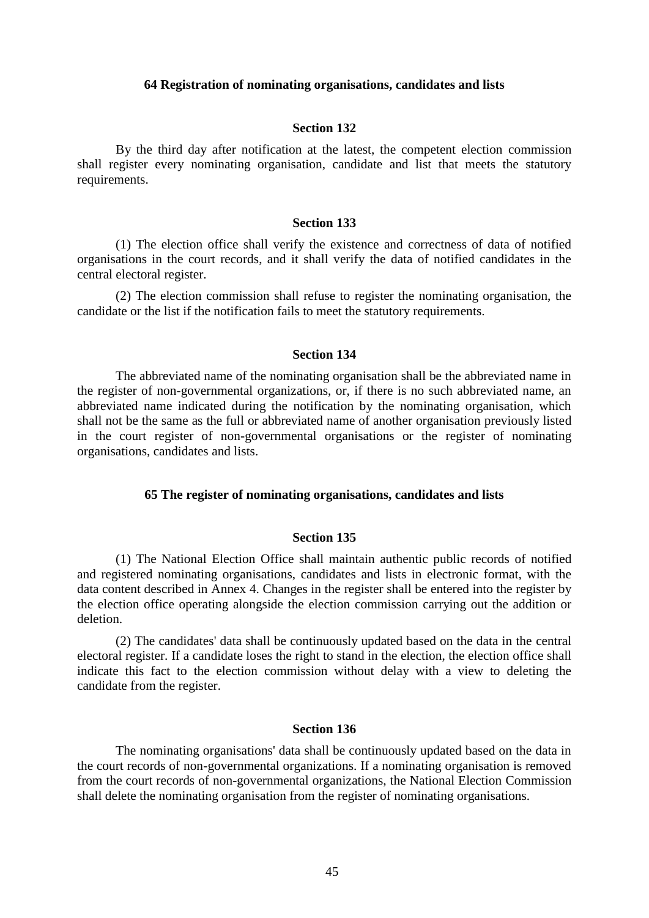## 64 Registration of nominating organisations, candidates and lists

### Section 132

By the third day after notification at the latest, the competent election commission shall register every nominating organisation, candidate and list that meets the statutory requirements.

### Section 133

(1) The election office shall verify the existence and correctness of data of notified organisations in the court records, and it shall verify the data of notified candidates in the central electoral register.

(2) The election commission shall refuse to register the nominating organisation, the candidate or the list if the notification fails to meet the statutory requirements.

### Section 134

The abbreviated name of the nominating organisation shall be the abbreviated name in the register of non-governmental organizations, or, if there is no such abbreviated name, an abbreviated name indicated during the notification by the nominating organisation, which shall not be the same as the full or abbreviated name of another organisation previously listed in the court register of non-governmental organisations or the register of nominating organisations, candidates and lists.

## 65 The register of nominating organisations, candidates and lists

### Section 135

(1) The National Election Office shall maintain authentic public records of notified and registered nominating organisations, candidates and lists in electronic format, with the data content described in Annex 4. Changes in the register shall be entered into the register by the election office operating alongside the election commission carrying out the addition or deletion.

(2) The candidates' data shall be continuously updated based on the data in the central electoral register. If a candidate loses the right to stand in the election, the election office shall indicate this fact to the election commission without delay with a view to deleting the candidate from the register.

### Section 136

The nominating organisations' data shall be continuously updated based on the data in the court records of non-governmental organizations. If a nominating organisation is removed from the court records of non-governmental organizations, the National Election Commission shall delete the nominating organisation from the register of nominating organisations.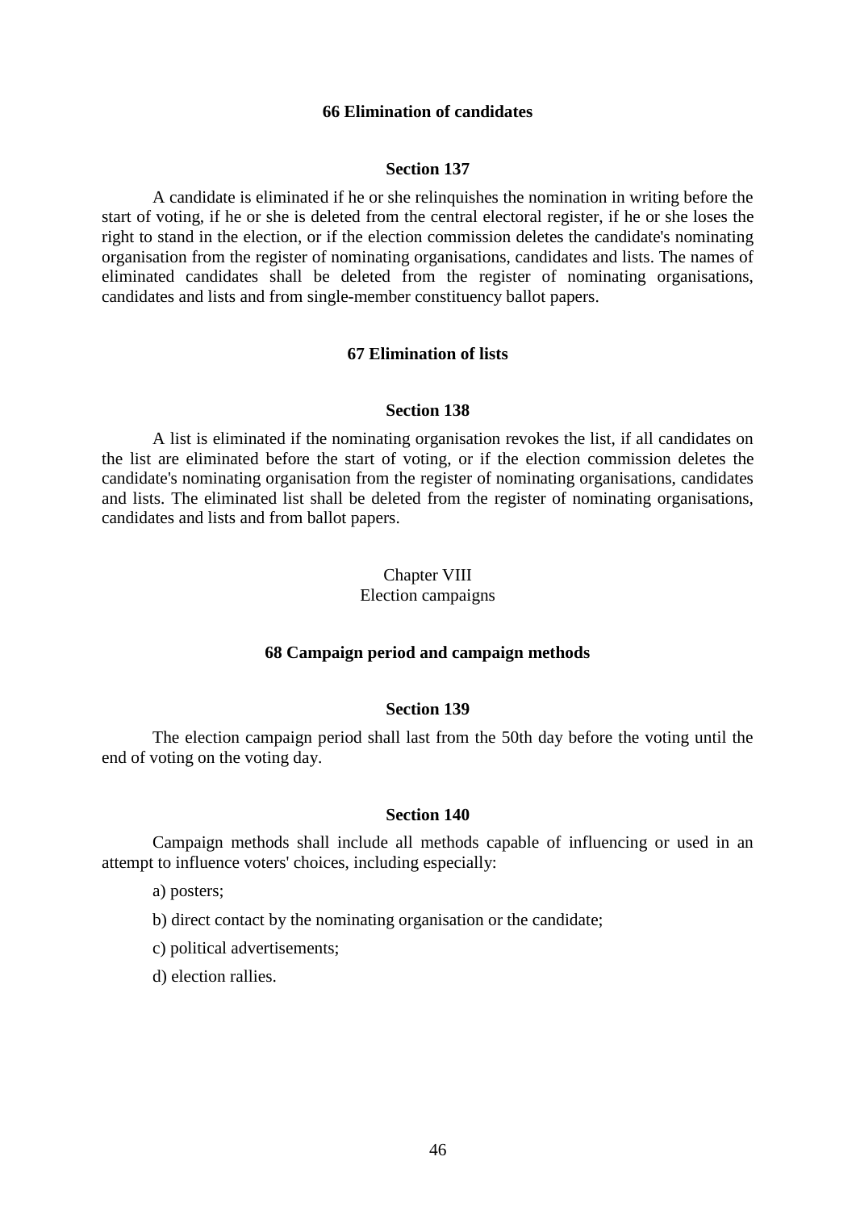### 66 Elimination of candidates

#### Section 137

A candidate is eliminated if he or she relinquishes the nomination in writing before the start of voting, if he or she is deleted from the central electoral register, if he or she loses the right to stand in the election, or if the election commission deletes the candidate's nominating organisation from the register of nominating organisations, candidates and lists. The names of eliminated candidates shall be deleted from the register of nominating organisations, candidates and lists and from single-member constituency ballot papers.

### 67 Elimination of lists

#### Section 138

A list is eliminated if the nominating organisation revokes the list, if all candidates on the list are eliminated before the start of voting, or if the election commission deletes the candidate's nominating organisation from the register of nominating organisations, candidates and lists. The eliminated list shall be deleted from the register of nominating organisations, candidates and lists and from ballot papers.

## Chapter VIII
## Election campaigns

### 68 Campaign period and campaign methods

#### Section 139

The election campaign period shall last from the 50th day before the voting until the end of voting on the voting day.

#### Section 140

Campaign methods shall include all methods capable of influencing or used in an attempt to influence voters' choices, including especially:

a) posters;

b) direct contact by the nominating organisation or the candidate;

c) political advertisements;

d) election rallies.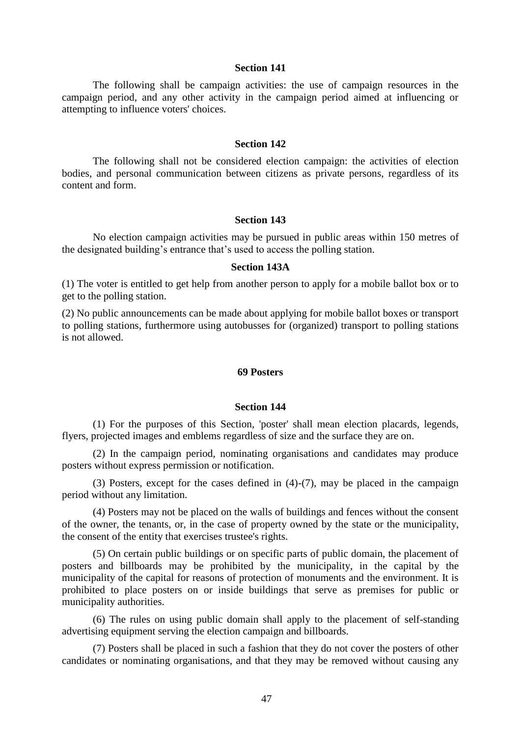### Section 141

The following shall be campaign activities: the use of campaign resources in the campaign period, and any other activity in the campaign period aimed at influencing or attempting to influence voters' choices.

### Section 142

The following shall not be considered election campaign: the activities of election bodies, and personal communication between citizens as private persons, regardless of its content and form.

### Section 143

No election campaign activities may be pursued in public areas within 150 metres of the designated building's entrance that's used to access the polling station.

### Section 143A

(1) The voter is entitled to get help from another person to apply for a mobile ballot box or to get to the polling station.

(2) No public announcements can be made about applying for mobile ballot boxes or transport to polling stations, furthermore using autobusses for (organized) transport to polling stations is not allowed.

## 69 Posters

### Section 144

(1) For the purposes of this Section, 'poster' shall mean election placards, legends, flyers, projected images and emblems regardless of size and the surface they are on.

(2) In the campaign period, nominating organisations and candidates may produce posters without express permission or notification.

(3) Posters, except for the cases defined in (4)-(7), may be placed in the campaign period without any limitation.

(4) Posters may not be placed on the walls of buildings and fences without the consent of the owner, the tenants, or, in the case of property owned by the state or the municipality, the consent of the entity that exercises trustee's rights.

(5) On certain public buildings or on specific parts of public domain, the placement of posters and billboards may be prohibited by the municipality, in the capital by the municipality of the capital for reasons of protection of monuments and the environment. It is prohibited to place posters on or inside buildings that serve as premises for public or municipality authorities.

(6) The rules on using public domain shall apply to the placement of self-standing advertising equipment serving the election campaign and billboards.

(7) Posters shall be placed in such a fashion that they do not cover the posters of other candidates or nominating organisations, and that they may be removed without causing any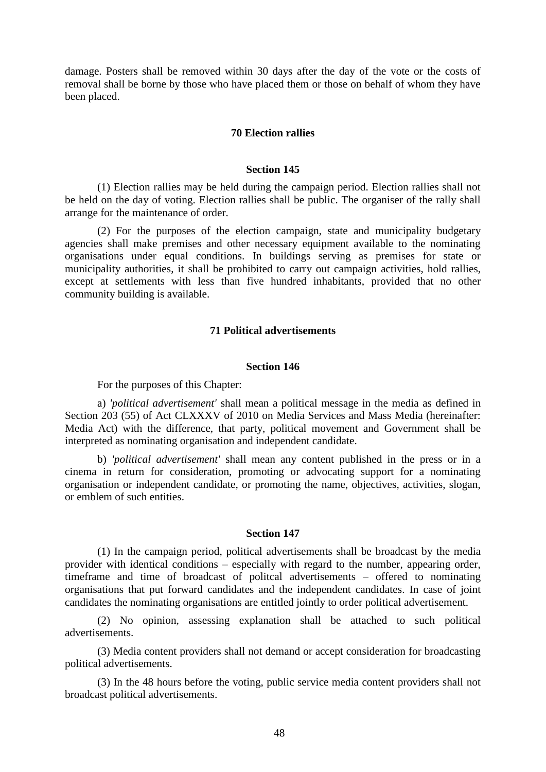damage. Posters shall be removed within 30 days after the day of the vote or the costs of removal shall be borne by those who have placed them or those on behalf of whom they have been placed.

## 70 Election rallies

### Section 145

(1) Election rallies may be held during the campaign period. Election rallies shall not be held on the day of voting. Election rallies shall be public. The organiser of the rally shall arrange for the maintenance of order.

(2) For the purposes of the election campaign, state and municipality budgetary agencies shall make premises and other necessary equipment available to the nominating organisations under equal conditions. In buildings serving as premises for state or municipality authorities, it shall be prohibited to carry out campaign activities, hold rallies, except at settlements with less than five hundred inhabitants, provided that no other community building is available.

## 71 Political advertisements

### Section 146

For the purposes of this Chapter:

a) *'political advertisement'* shall mean a political message in the media as defined in Section 203 (55) of Act CLXXXV of 2010 on Media Services and Mass Media (hereinafter: Media Act) with the difference, that party, political movement and Government shall be interpreted as nominating organisation and independent candidate.

b) *'political advertisement'* shall mean any content published in the press or in a cinema in return for consideration, promoting or advocating support for a nominating organisation or independent candidate, or promoting the name, objectives, activities, slogan, or emblem of such entities.

### Section 147

(1) In the campaign period, political advertisements shall be broadcast by the media provider with identical conditions – especially with regard to the number, appearing order, timeframe and time of broadcast of politcal advertisements – offered to nominating organisations that put forward candidates and the independent candidates. In case of joint candidates the nominating organisations are entitled jointly to order political advertisement.

(2) No opinion, assessing explanation shall be attached to such political advertisements.

(3) Media content providers shall not demand or accept consideration for broadcasting political advertisements.

(3) In the 48 hours before the voting, public service media content providers shall not broadcast political advertisements.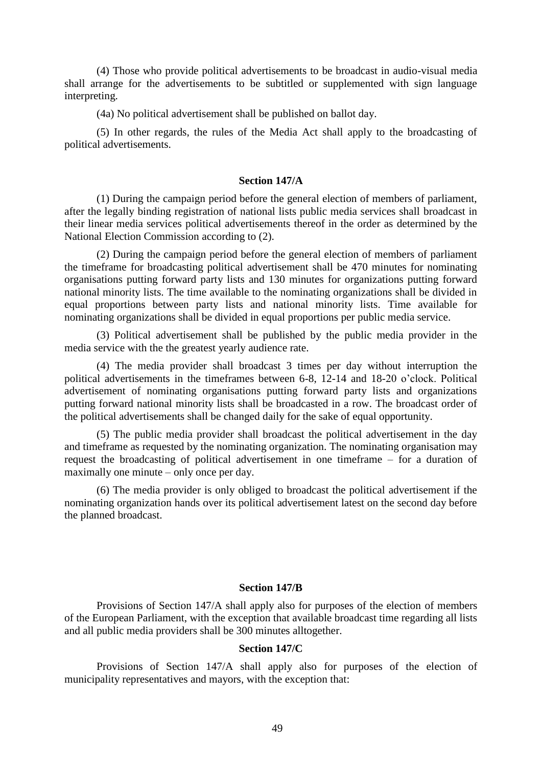(4) Those who provide political advertisements to be broadcast in audio-visual media shall arrange for the advertisements to be subtitled or supplemented with sign language interpreting.

(4a) No political advertisement shall be published on ballot day.

(5) In other regards, the rules of the Media Act shall apply to the broadcasting of political advertisements.

**Section 147/A**

(1) During the campaign period before the general election of members of parliament, after the legally binding registration of national lists public media services shall broadcast in their linear media services political advertisements thereof in the order as determined by the National Election Commission according to (2).

(2) During the campaign period before the general election of members of parliament the timeframe for broadcasting political advertisement shall be 470 minutes for nominating organisations putting forward party lists and 130 minutes for organizations putting forward national minority lists. The time available to the nominating organizations shall be divided in equal proportions between party lists and national minority lists. Time available for nominating organizations shall be divided in equal proportions per public media service.

(3) Political advertisement shall be published by the public media provider in the media service with the the greatest yearly audience rate.

(4) The media provider shall broadcast 3 times per day without interruption the political advertisements in the timeframes between 6-8, 12-14 and 18-20 o'clock. Political advertisement of nominating organisations putting forward party lists and organizations putting forward national minority lists shall be broadcasted in a row. The broadcast order of the political advertisements shall be changed daily for the sake of equal opportunity.

(5) The public media provider shall broadcast the political advertisement in the day and timeframe as requested by the nominating organization. The nominating organisation may request the broadcasting of political advertisement in one timeframe – for a duration of maximally one minute – only once per day.

(6) The media provider is only obliged to broadcast the political advertisement if the nominating organization hands over its political advertisement latest on the second day before the planned broadcast.

**Section 147/B**

Provisions of Section 147/A shall apply also for purposes of the election of members of the European Parliament, with the exception that available broadcast time regarding all lists and all public media providers shall be 300 minutes alltogether.

**Section 147/C**

Provisions of Section 147/A shall apply also for purposes of the election of municipality representatives and mayors, with the exception that: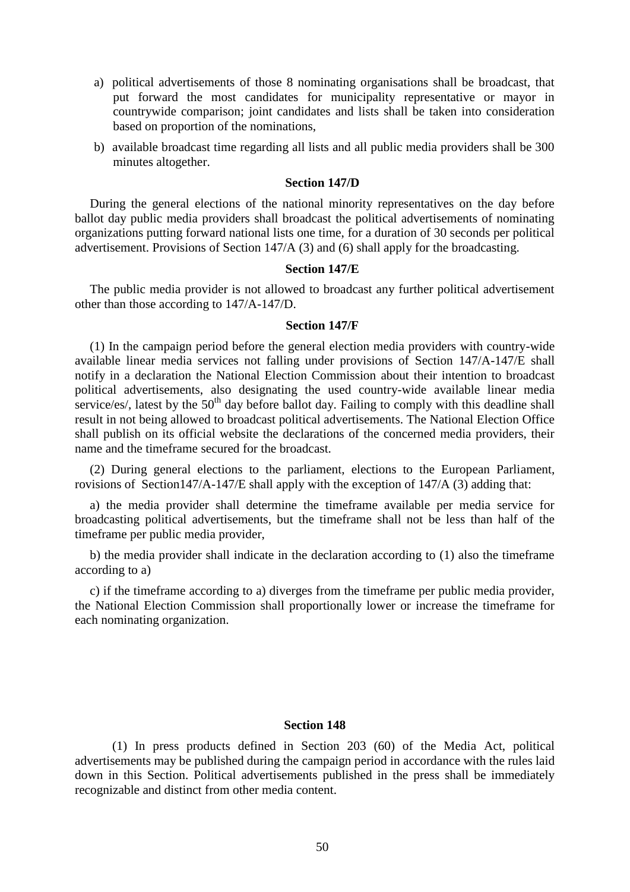a) political advertisements of those 8 nominating organisations shall be broadcast, that put forward the most candidates for municipality representative or mayor in countrywide comparison; joint candidates and lists shall be taken into consideration based on proportion of the nominations,

b) available broadcast time regarding all lists and all public media providers shall be 300 minutes altogether.

### Section 147/D

During the general elections of the national minority representatives on the day before ballot day public media providers shall broadcast the political advertisements of nominating organizations putting forward national lists one time, for a duration of 30 seconds per political advertisement. Provisions of Section 147/A (3) and (6) shall apply for the broadcasting.

### Section 147/E

The public media provider is not allowed to broadcast any further political advertisement other than those according to 147/A-147/D.

### Section 147/F

(1) In the campaign period before the general election media providers with country-wide available linear media services not falling under provisions of Section 147/A-147/E shall notify in a declaration the National Election Commission about their intention to broadcast political advertisements, also designating the used country-wide available linear media service/es/, latest by the 50th day before ballot day. Failing to comply with this deadline shall result in not being allowed to broadcast political advertisements. The National Election Office shall publish on its official website the declarations of the concerned media providers, their name and the timeframe secured for the broadcast.

(2) During general elections to the parliament, elections to the European Parliament, rovisions of Section147/A-147/E shall apply with the exception of 147/A (3) adding that:

a) the media provider shall determine the timeframe available per media service for broadcasting political advertisements, but the timeframe shall not be less than half of the timeframe per public media provider,

b) the media provider shall indicate in the declaration according to (1) also the timeframe according to a)

c) if the timeframe according to a) diverges from the timeframe per public media provider, the National Election Commission shall proportionally lower or increase the timeframe for each nominating organization.

### Section 148

(1) In press products defined in Section 203 (60) of the Media Act, political advertisements may be published during the campaign period in accordance with the rules laid down in this Section. Political advertisements published in the press shall be immediately recognizable and distinct from other media content.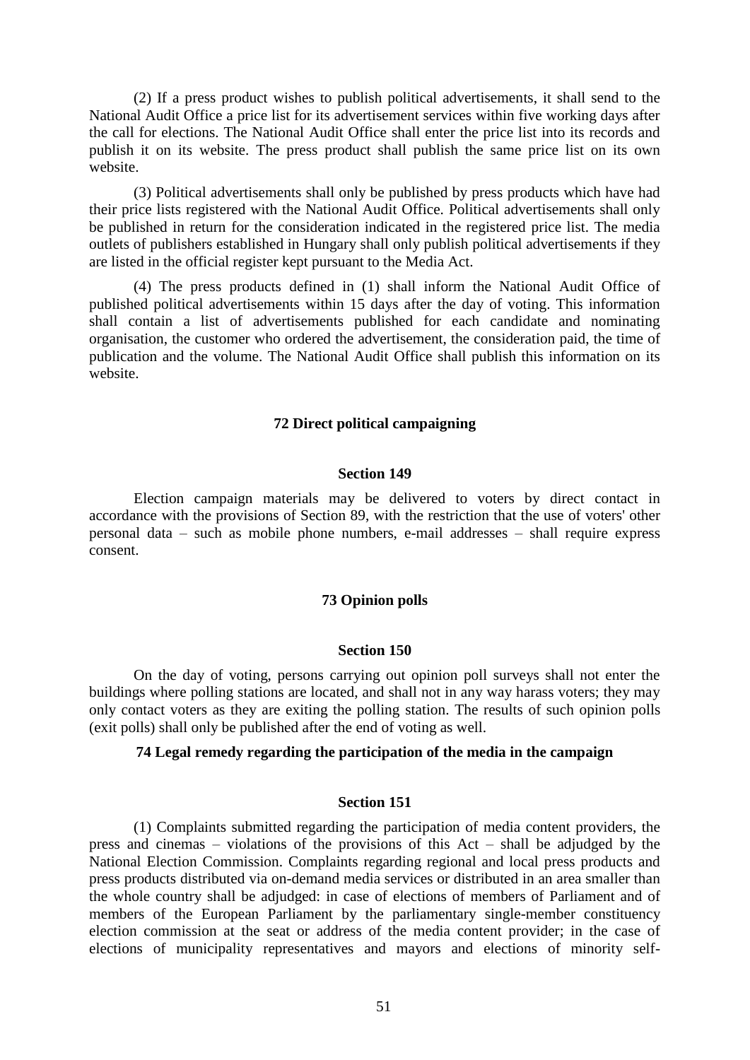(2) If a press product wishes to publish political advertisements, it shall send to the National Audit Office a price list for its advertisement services within five working days after the call for elections. The National Audit Office shall enter the price list into its records and publish it on its website. The press product shall publish the same price list on its own website.

(3) Political advertisements shall only be published by press products which have had their price lists registered with the National Audit Office. Political advertisements shall only be published in return for the consideration indicated in the registered price list. The media outlets of publishers established in Hungary shall only publish political advertisements if they are listed in the official register kept pursuant to the Media Act.

(4) The press products defined in (1) shall inform the National Audit Office of published political advertisements within 15 days after the day of voting. This information shall contain a list of advertisements published for each candidate and nominating organisation, the customer who ordered the advertisement, the consideration paid, the time of publication and the volume. The National Audit Office shall publish this information on its website.

## 72 Direct political campaigning

### Section 149

Election campaign materials may be delivered to voters by direct contact in accordance with the provisions of Section 89, with the restriction that the use of voters' other personal data – such as mobile phone numbers, e-mail addresses – shall require express consent.

## 73 Opinion polls

### Section 150

On the day of voting, persons carrying out opinion poll surveys shall not enter the buildings where polling stations are located, and shall not in any way harass voters; they may only contact voters as they are exiting the polling station. The results of such opinion polls (exit polls) shall only be published after the end of voting as well.

## 74 Legal remedy regarding the participation of the media in the campaign

### Section 151

(1) Complaints submitted regarding the participation of media content providers, the press and cinemas – violations of the provisions of this Act – shall be adjudged by the National Election Commission. Complaints regarding regional and local press products and press products distributed via on-demand media services or distributed in an area smaller than the whole country shall be adjudged: in case of elections of members of Parliament and of members of the European Parliament by the parliamentary single-member constituency election commission at the seat or address of the media content provider; in the case of elections of municipality representatives and mayors and elections of minority self-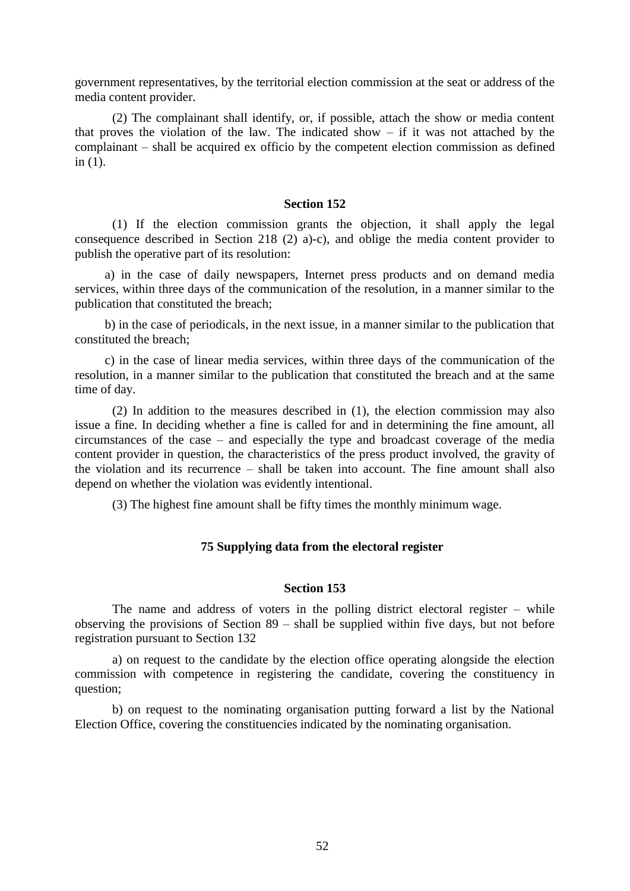government representatives, by the territorial election commission at the seat or address of the media content provider.

(2) The complainant shall identify, or, if possible, attach the show or media content that proves the violation of the law. The indicated show – if it was not attached by the complainant – shall be acquired ex officio by the competent election commission as defined in (1).

**Section 152**

(1) If the election commission grants the objection, it shall apply the legal consequence described in Section 218 (2) a)-c), and oblige the media content provider to publish the operative part of its resolution:

a) in the case of daily newspapers, Internet press products and on demand media services, within three days of the communication of the resolution, in a manner similar to the publication that constituted the breach;

b) in the case of periodicals, in the next issue, in a manner similar to the publication that constituted the breach;

c) in the case of linear media services, within three days of the communication of the resolution, in a manner similar to the publication that constituted the breach and at the same time of day.

(2) In addition to the measures described in (1), the election commission may also issue a fine. In deciding whether a fine is called for and in determining the fine amount, all circumstances of the case – and especially the type and broadcast coverage of the media content provider in question, the characteristics of the press product involved, the gravity of the violation and its recurrence – shall be taken into account. The fine amount shall also depend on whether the violation was evidently intentional.

(3) The highest fine amount shall be fifty times the monthly minimum wage.

**75 Supplying data from the electoral register**

**Section 153**

The name and address of voters in the polling district electoral register – while observing the provisions of Section 89 – shall be supplied within five days, but not before registration pursuant to Section 132

a) on request to the candidate by the election office operating alongside the election commission with competence in registering the candidate, covering the constituency in question;

b) on request to the nominating organisation putting forward a list by the National Election Office, covering the constituencies indicated by the nominating organisation.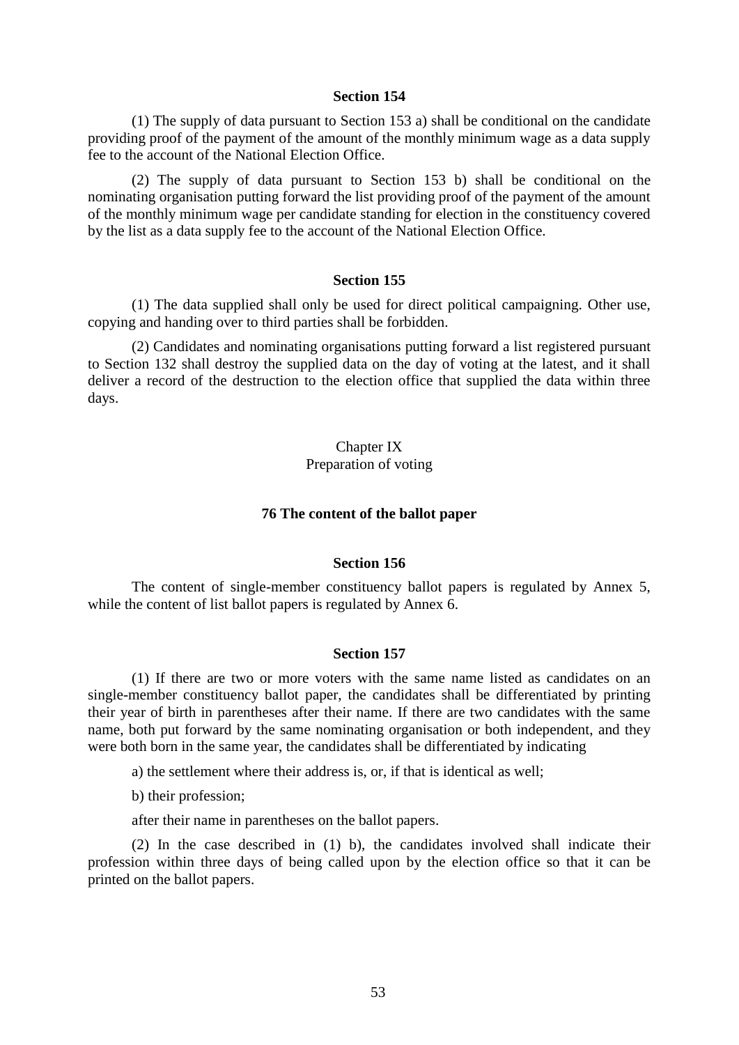### Section 154

(1) The supply of data pursuant to Section 153 a) shall be conditional on the candidate providing proof of the payment of the amount of the monthly minimum wage as a data supply fee to the account of the National Election Office.

(2) The supply of data pursuant to Section 153 b) shall be conditional on the nominating organisation putting forward the list providing proof of the payment of the amount of the monthly minimum wage per candidate standing for election in the constituency covered by the list as a data supply fee to the account of the National Election Office.

### Section 155

(1) The data supplied shall only be used for direct political campaigning. Other use, copying and handing over to third parties shall be forbidden.

(2) Candidates and nominating organisations putting forward a list registered pursuant to Section 132 shall destroy the supplied data on the day of voting at the latest, and it shall deliver a record of the destruction to the election office that supplied the data within three days.

## Chapter IX
## Preparation of voting

### 76 The content of the ballot paper

### Section 156

The content of single-member constituency ballot papers is regulated by Annex 5, while the content of list ballot papers is regulated by Annex 6.

### Section 157

(1) If there are two or more voters with the same name listed as candidates on an single-member constituency ballot paper, the candidates shall be differentiated by printing their year of birth in parentheses after their name. If there are two candidates with the same name, both put forward by the same nominating organisation or both independent, and they were both born in the same year, the candidates shall be differentiated by indicating

a) the settlement where their address is, or, if that is identical as well;

b) their profession;

after their name in parentheses on the ballot papers.

(2) In the case described in (1) b), the candidates involved shall indicate their profession within three days of being called upon by the election office so that it can be printed on the ballot papers.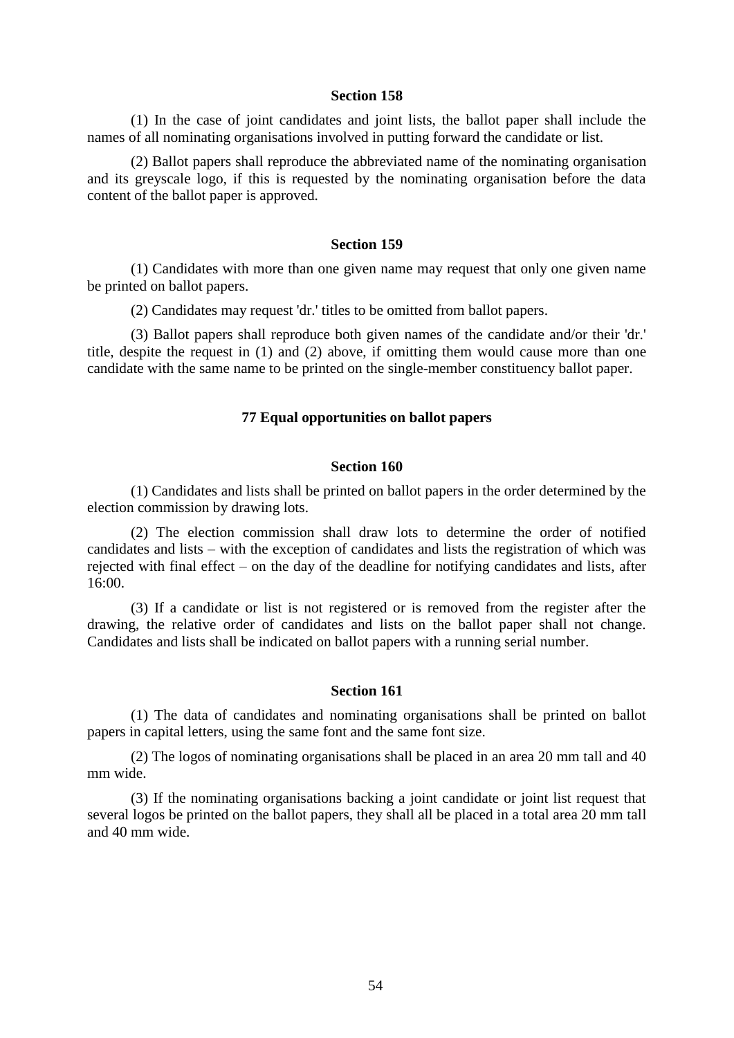### Section 158

(1) In the case of joint candidates and joint lists, the ballot paper shall include the names of all nominating organisations involved in putting forward the candidate or list.

(2) Ballot papers shall reproduce the abbreviated name of the nominating organisation and its greyscale logo, if this is requested by the nominating organisation before the data content of the ballot paper is approved.

### Section 159

(1) Candidates with more than one given name may request that only one given name be printed on ballot papers.

(2) Candidates may request 'dr.' titles to be omitted from ballot papers.

(3) Ballot papers shall reproduce both given names of the candidate and/or their 'dr.' title, despite the request in (1) and (2) above, if omitting them would cause more than one candidate with the same name to be printed on the single-member constituency ballot paper.

## 77 Equal opportunities on ballot papers

### Section 160

(1) Candidates and lists shall be printed on ballot papers in the order determined by the election commission by drawing lots.

(2) The election commission shall draw lots to determine the order of notified candidates and lists – with the exception of candidates and lists the registration of which was rejected with final effect – on the day of the deadline for notifying candidates and lists, after 16:00.

(3) If a candidate or list is not registered or is removed from the register after the drawing, the relative order of candidates and lists on the ballot paper shall not change. Candidates and lists shall be indicated on ballot papers with a running serial number.

### Section 161

(1) The data of candidates and nominating organisations shall be printed on ballot papers in capital letters, using the same font and the same font size.

(2) The logos of nominating organisations shall be placed in an area 20 mm tall and 40 mm wide.

(3) If the nominating organisations backing a joint candidate or joint list request that several logos be printed on the ballot papers, they shall all be placed in a total area 20 mm tall and 40 mm wide.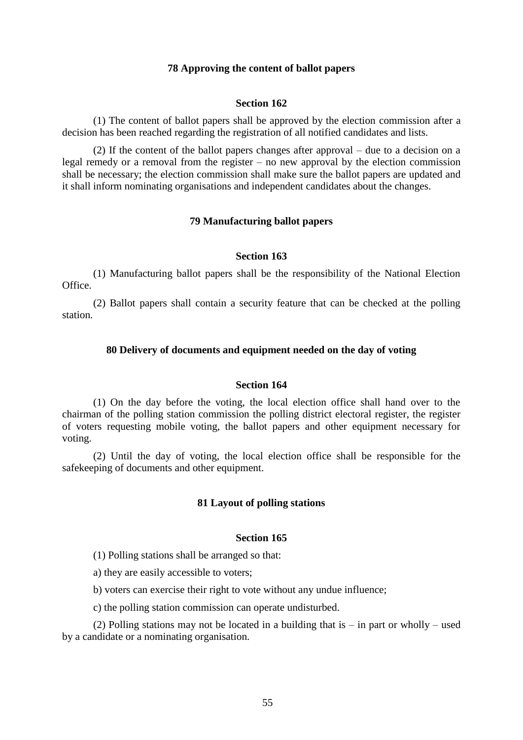### 78 Approving the content of ballot papers

#### Section 162

(1) The content of ballot papers shall be approved by the election commission after a decision has been reached regarding the registration of all notified candidates and lists.

(2) If the content of the ballot papers changes after approval – due to a decision on a legal remedy or a removal from the register – no new approval by the election commission shall be necessary; the election commission shall make sure the ballot papers are updated and it shall inform nominating organisations and independent candidates about the changes.

### 79 Manufacturing ballot papers

#### Section 163

(1) Manufacturing ballot papers shall be the responsibility of the National Election Office.

(2) Ballot papers shall contain a security feature that can be checked at the polling station.

### 80 Delivery of documents and equipment needed on the day of voting

#### Section 164

(1) On the day before the voting, the local election office shall hand over to the chairman of the polling station commission the polling district electoral register, the register of voters requesting mobile voting, the ballot papers and other equipment necessary for voting.

(2) Until the day of voting, the local election office shall be responsible for the safekeeping of documents and other equipment.

### 81 Layout of polling stations

#### Section 165

(1) Polling stations shall be arranged so that:

a) they are easily accessible to voters;

b) voters can exercise their right to vote without any undue influence;

c) the polling station commission can operate undisturbed.

(2) Polling stations may not be located in a building that is – in part or wholly – used by a candidate or a nominating organisation.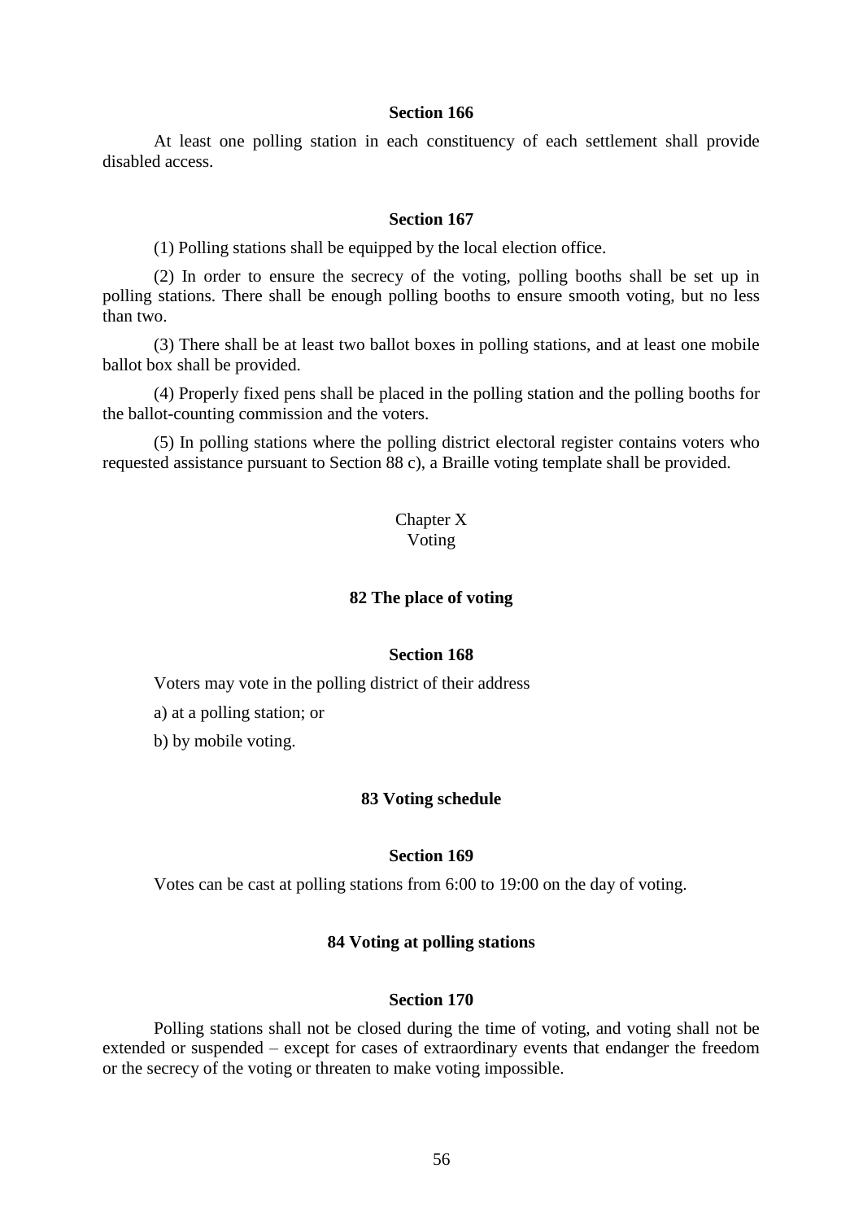### Section 166

At least one polling station in each constituency of each settlement shall provide disabled access.

### Section 167

(1) Polling stations shall be equipped by the local election office.

(2) In order to ensure the secrecy of the voting, polling booths shall be set up in polling stations. There shall be enough polling booths to ensure smooth voting, but no less than two.

(3) There shall be at least two ballot boxes in polling stations, and at least one mobile ballot box shall be provided.

(4) Properly fixed pens shall be placed in the polling station and the polling booths for the ballot-counting commission and the voters.

(5) In polling stations where the polling district electoral register contains voters who requested assistance pursuant to Section 88 c), a Braille voting template shall be provided.

## Chapter X
## Voting

### 82 The place of voting

### Section 168

Voters may vote in the polling district of their address

a) at a polling station; or

b) by mobile voting.

### 83 Voting schedule

### Section 169

Votes can be cast at polling stations from 6:00 to 19:00 on the day of voting.

### 84 Voting at polling stations

### Section 170

Polling stations shall not be closed during the time of voting, and voting shall not be extended or suspended – except for cases of extraordinary events that endanger the freedom or the secrecy of the voting or threaten to make voting impossible.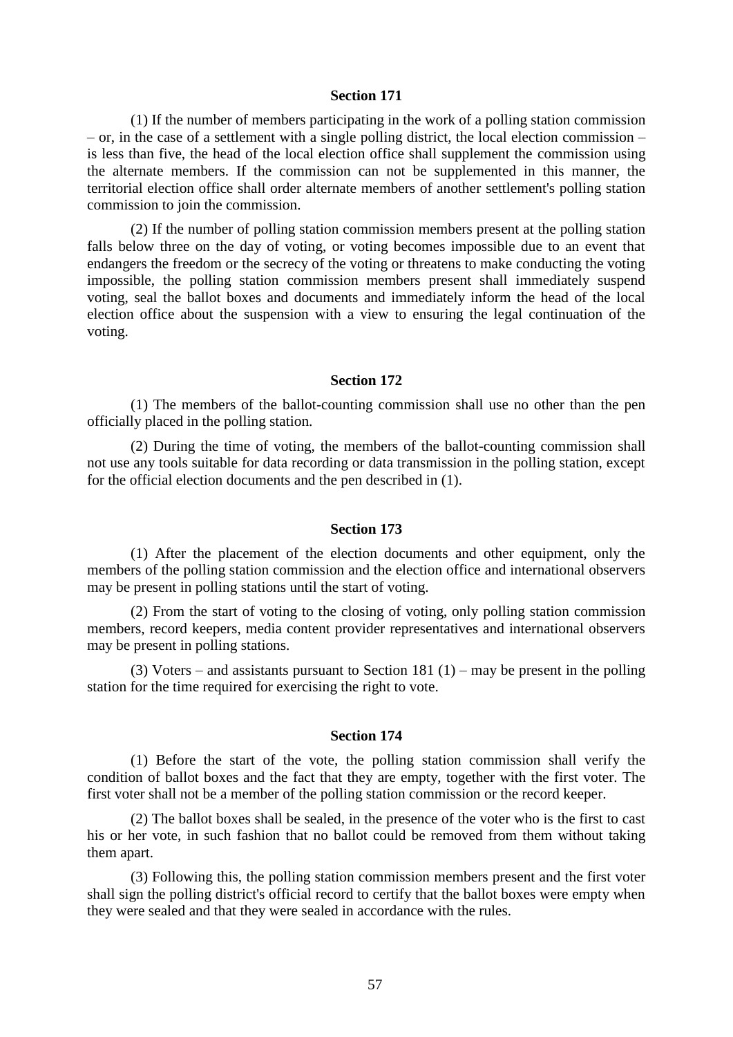### Section 171

(1) If the number of members participating in the work of a polling station commission – or, in the case of a settlement with a single polling district, the local election commission – is less than five, the head of the local election office shall supplement the commission using the alternate members. If the commission can not be supplemented in this manner, the territorial election office shall order alternate members of another settlement's polling station commission to join the commission.

(2) If the number of polling station commission members present at the polling station falls below three on the day of voting, or voting becomes impossible due to an event that endangers the freedom or the secrecy of the voting or threatens to make conducting the voting impossible, the polling station commission members present shall immediately suspend voting, seal the ballot boxes and documents and immediately inform the head of the local election office about the suspension with a view to ensuring the legal continuation of the voting.

### Section 172

(1) The members of the ballot-counting commission shall use no other than the pen officially placed in the polling station.

(2) During the time of voting, the members of the ballot-counting commission shall not use any tools suitable for data recording or data transmission in the polling station, except for the official election documents and the pen described in (1).

### Section 173

(1) After the placement of the election documents and other equipment, only the members of the polling station commission and the election office and international observers may be present in polling stations until the start of voting.

(2) From the start of voting to the closing of voting, only polling station commission members, record keepers, media content provider representatives and international observers may be present in polling stations.

(3) Voters – and assistants pursuant to Section 181 (1) – may be present in the polling station for the time required for exercising the right to vote.

### Section 174

(1) Before the start of the vote, the polling station commission shall verify the condition of ballot boxes and the fact that they are empty, together with the first voter. The first voter shall not be a member of the polling station commission or the record keeper.

(2) The ballot boxes shall be sealed, in the presence of the voter who is the first to cast his or her vote, in such fashion that no ballot could be removed from them without taking them apart.

(3) Following this, the polling station commission members present and the first voter shall sign the polling district's official record to certify that the ballot boxes were empty when they were sealed and that they were sealed in accordance with the rules.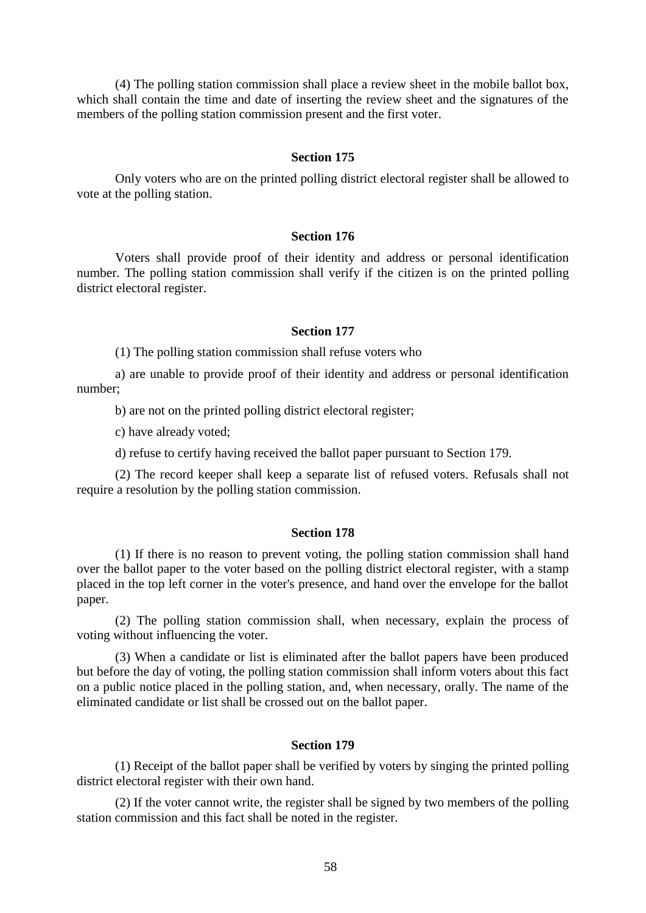(4) The polling station commission shall place a review sheet in the mobile ballot box, which shall contain the time and date of inserting the review sheet and the signatures of the members of the polling station commission present and the first voter.

**Section 175**

Only voters who are on the printed polling district electoral register shall be allowed to vote at the polling station.

**Section 176**

Voters shall provide proof of their identity and address or personal identification number. The polling station commission shall verify if the citizen is on the printed polling district electoral register.

**Section 177**

(1) The polling station commission shall refuse voters who

a) are unable to provide proof of their identity and address or personal identification number;

b) are not on the printed polling district electoral register;

c) have already voted;

d) refuse to certify having received the ballot paper pursuant to Section 179.

(2) The record keeper shall keep a separate list of refused voters. Refusals shall not require a resolution by the polling station commission.

**Section 178**

(1) If there is no reason to prevent voting, the polling station commission shall hand over the ballot paper to the voter based on the polling district electoral register, with a stamp placed in the top left corner in the voter's presence, and hand over the envelope for the ballot paper.

(2) The polling station commission shall, when necessary, explain the process of voting without influencing the voter.

(3) When a candidate or list is eliminated after the ballot papers have been produced but before the day of voting, the polling station commission shall inform voters about this fact on a public notice placed in the polling station, and, when necessary, orally. The name of the eliminated candidate or list shall be crossed out on the ballot paper.

**Section 179**

(1) Receipt of the ballot paper shall be verified by voters by singing the printed polling district electoral register with their own hand.

(2) If the voter cannot write, the register shall be signed by two members of the polling station commission and this fact shall be noted in the register.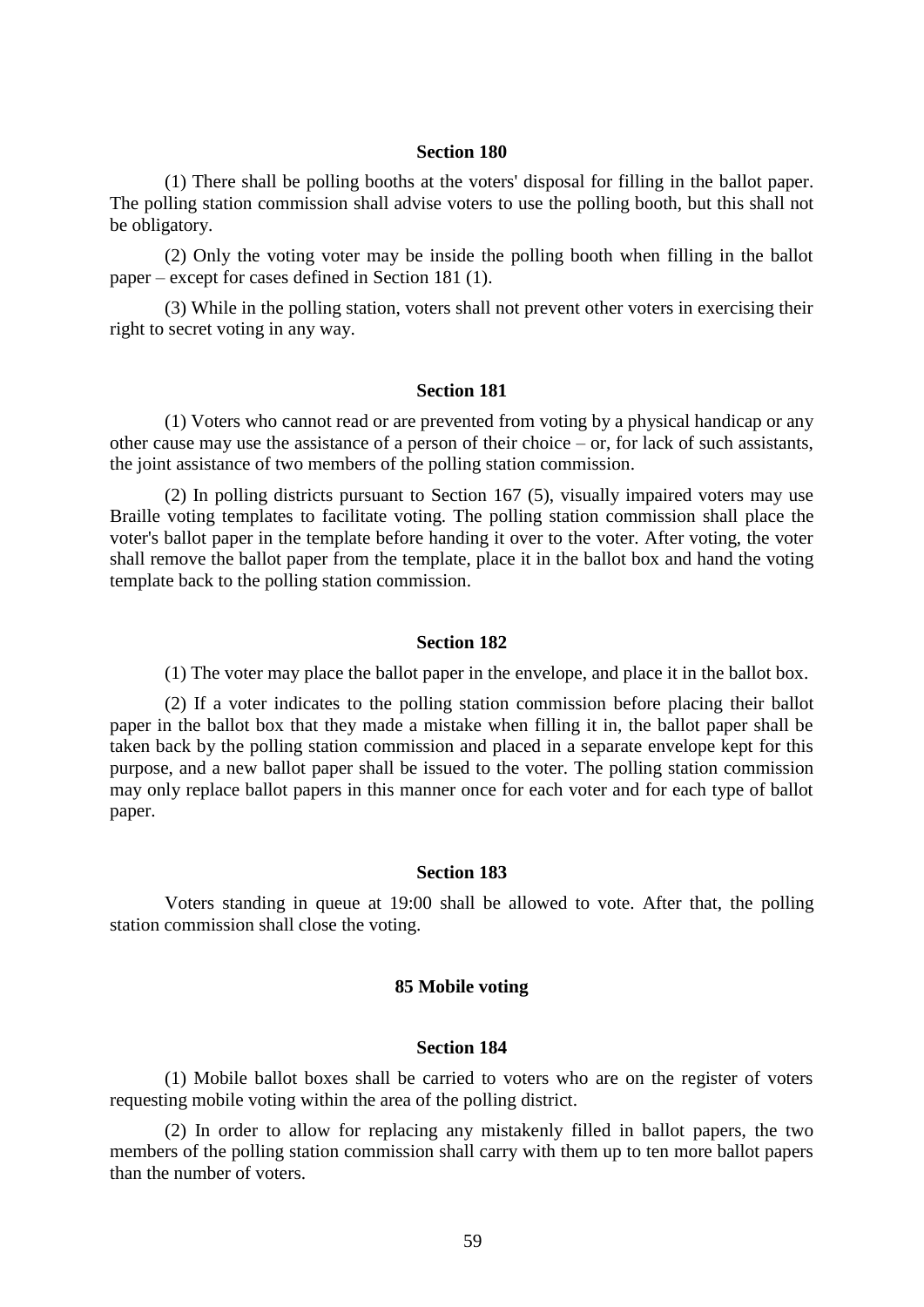### Section 180

(1) There shall be polling booths at the voters' disposal for filling in the ballot paper. The polling station commission shall advise voters to use the polling booth, but this shall not be obligatory.

(2) Only the voting voter may be inside the polling booth when filling in the ballot paper – except for cases defined in Section 181 (1).

(3) While in the polling station, voters shall not prevent other voters in exercising their right to secret voting in any way.

### Section 181

(1) Voters who cannot read or are prevented from voting by a physical handicap or any other cause may use the assistance of a person of their choice – or, for lack of such assistants, the joint assistance of two members of the polling station commission.

(2) In polling districts pursuant to Section 167 (5), visually impaired voters may use Braille voting templates to facilitate voting. The polling station commission shall place the voter's ballot paper in the template before handing it over to the voter. After voting, the voter shall remove the ballot paper from the template, place it in the ballot box and hand the voting template back to the polling station commission.

### Section 182

(1) The voter may place the ballot paper in the envelope, and place it in the ballot box.

(2) If a voter indicates to the polling station commission before placing their ballot paper in the ballot box that they made a mistake when filling it in, the ballot paper shall be taken back by the polling station commission and placed in a separate envelope kept for this purpose, and a new ballot paper shall be issued to the voter. The polling station commission may only replace ballot papers in this manner once for each voter and for each type of ballot paper.

### Section 183

Voters standing in queue at 19:00 shall be allowed to vote. After that, the polling station commission shall close the voting.

## 85 Mobile voting

### Section 184

(1) Mobile ballot boxes shall be carried to voters who are on the register of voters requesting mobile voting within the area of the polling district.

(2) In order to allow for replacing any mistakenly filled in ballot papers, the two members of the polling station commission shall carry with them up to ten more ballot papers than the number of voters.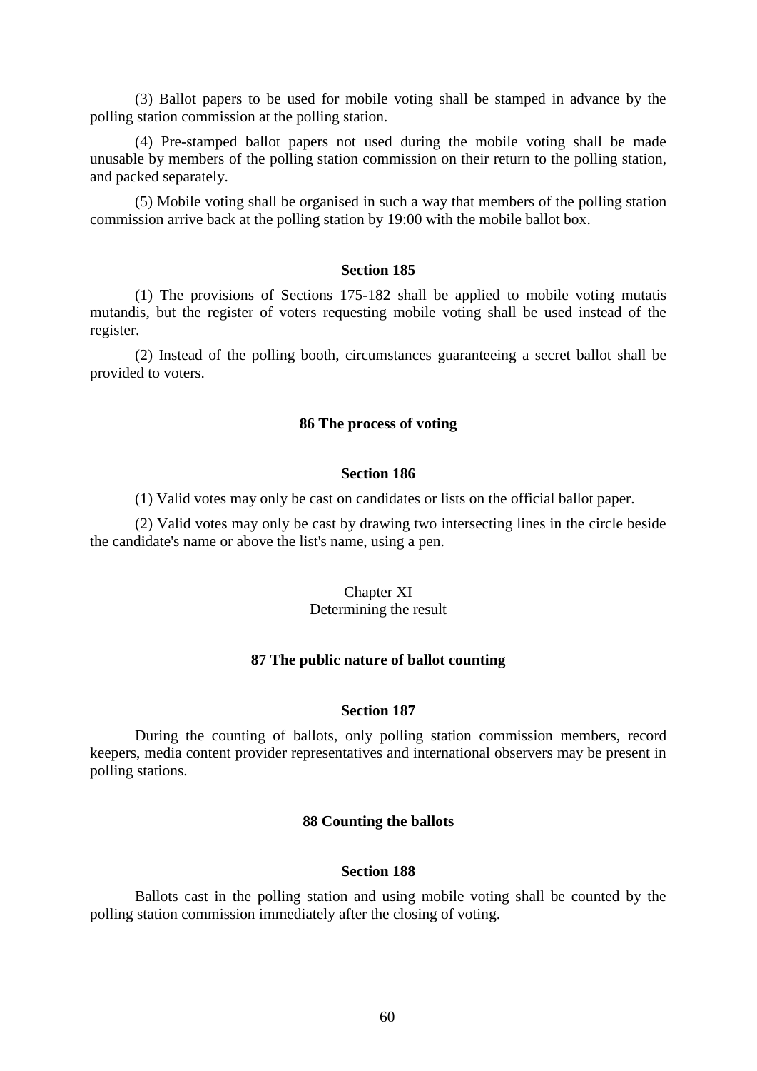(3) Ballot papers to be used for mobile voting shall be stamped in advance by the polling station commission at the polling station.

(4) Pre-stamped ballot papers not used during the mobile voting shall be made unusable by members of the polling station commission on their return to the polling station, and packed separately.

(5) Mobile voting shall be organised in such a way that members of the polling station commission arrive back at the polling station by 19:00 with the mobile ballot box.

### Section 185

(1) The provisions of Sections 175-182 shall be applied to mobile voting mutatis mutandis, but the register of voters requesting mobile voting shall be used instead of the register.

(2) Instead of the polling booth, circumstances guaranteeing a secret ballot shall be provided to voters.

## 86 The process of voting

### Section 186

(1) Valid votes may only be cast on candidates or lists on the official ballot paper.

(2) Valid votes may only be cast by drawing two intersecting lines in the circle beside the candidate's name or above the list's name, using a pen.

# Chapter XI
# Determining the result

## 87 The public nature of ballot counting

### Section 187

During the counting of ballots, only polling station commission members, record keepers, media content provider representatives and international observers may be present in polling stations.

## 88 Counting the ballots

### Section 188

Ballots cast in the polling station and using mobile voting shall be counted by the polling station commission immediately after the closing of voting.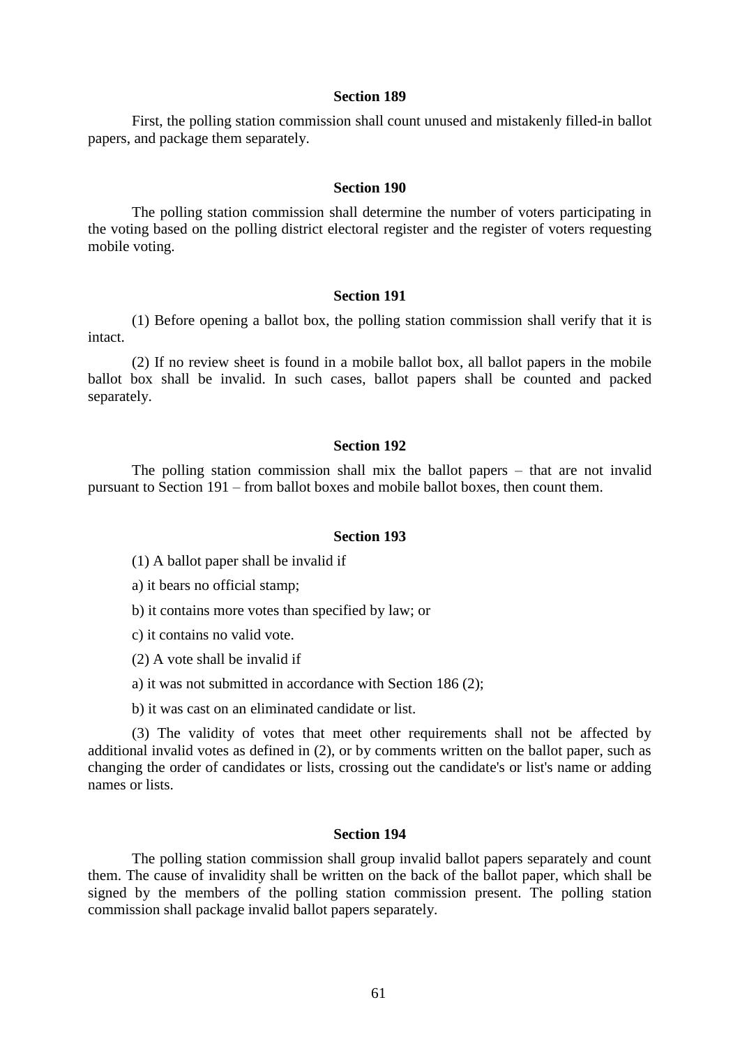### Section 189

First, the polling station commission shall count unused and mistakenly filled-in ballot papers, and package them separately.

### Section 190

The polling station commission shall determine the number of voters participating in the voting based on the polling district electoral register and the register of voters requesting mobile voting.

### Section 191

(1) Before opening a ballot box, the polling station commission shall verify that it is intact.

(2) If no review sheet is found in a mobile ballot box, all ballot papers in the mobile ballot box shall be invalid. In such cases, ballot papers shall be counted and packed separately.

### Section 192

The polling station commission shall mix the ballot papers – that are not invalid pursuant to Section 191 – from ballot boxes and mobile ballot boxes, then count them.

### Section 193

(1) A ballot paper shall be invalid if

a) it bears no official stamp;

b) it contains more votes than specified by law; or

c) it contains no valid vote.

(2) A vote shall be invalid if

a) it was not submitted in accordance with Section 186 (2);

b) it was cast on an eliminated candidate or list.

(3) The validity of votes that meet other requirements shall not be affected by additional invalid votes as defined in (2), or by comments written on the ballot paper, such as changing the order of candidates or lists, crossing out the candidate's or list's name or adding names or lists.

### Section 194

The polling station commission shall group invalid ballot papers separately and count them. The cause of invalidity shall be written on the back of the ballot paper, which shall be signed by the members of the polling station commission present. The polling station commission shall package invalid ballot papers separately.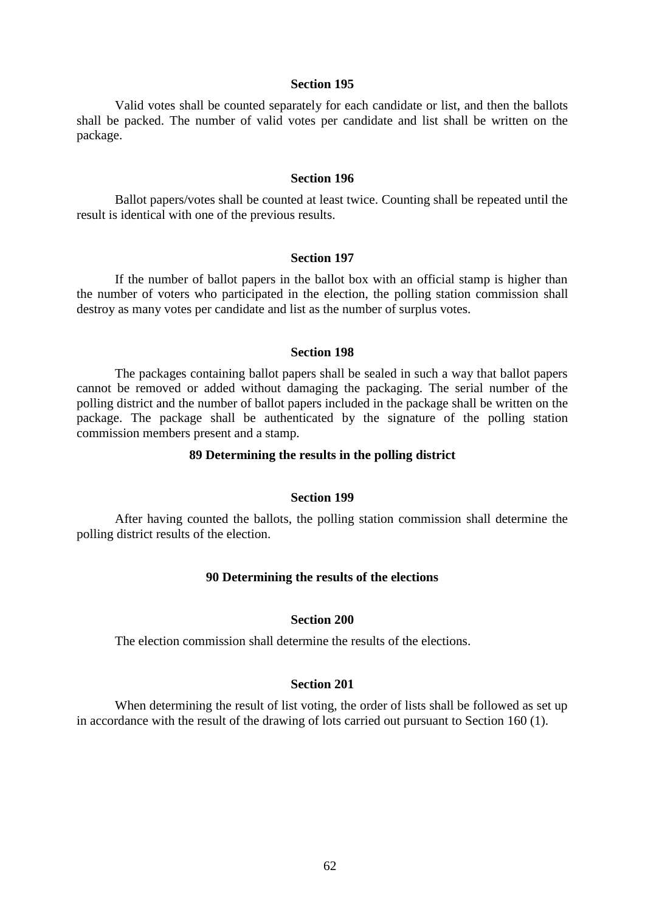### Section 195

Valid votes shall be counted separately for each candidate or list, and then the ballots shall be packed. The number of valid votes per candidate and list shall be written on the package.

### Section 196

Ballot papers/votes shall be counted at least twice. Counting shall be repeated until the result is identical with one of the previous results.

### Section 197

If the number of ballot papers in the ballot box with an official stamp is higher than the number of voters who participated in the election, the polling station commission shall destroy as many votes per candidate and list as the number of surplus votes.

### Section 198

The packages containing ballot papers shall be sealed in such a way that ballot papers cannot be removed or added without damaging the packaging. The serial number of the polling district and the number of ballot papers included in the package shall be written on the package. The package shall be authenticated by the signature of the polling station commission members present and a stamp.

## 89 Determining the results in the polling district

### Section 199

After having counted the ballots, the polling station commission shall determine the polling district results of the election.

## 90 Determining the results of the elections

### Section 200

The election commission shall determine the results of the elections.

### Section 201

When determining the result of list voting, the order of lists shall be followed as set up in accordance with the result of the drawing of lots carried out pursuant to Section 160 (1).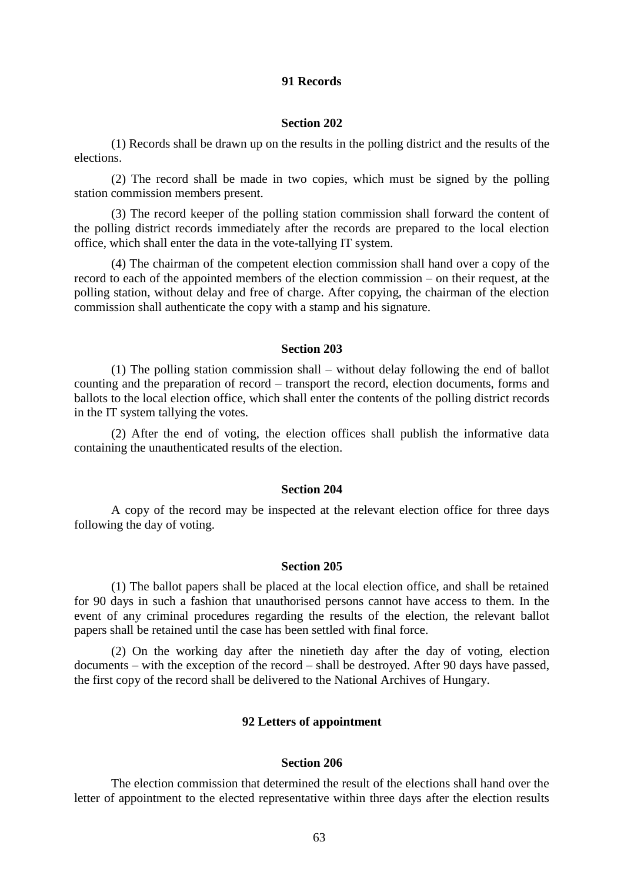## 91 Records

### Section 202

(1) Records shall be drawn up on the results in the polling district and the results of the elections.

(2) The record shall be made in two copies, which must be signed by the polling station commission members present.

(3) The record keeper of the polling station commission shall forward the content of the polling district records immediately after the records are prepared to the local election office, which shall enter the data in the vote-tallying IT system.

(4) The chairman of the competent election commission shall hand over a copy of the record to each of the appointed members of the election commission – on their request, at the polling station, without delay and free of charge. After copying, the chairman of the election commission shall authenticate the copy with a stamp and his signature.

### Section 203

(1) The polling station commission shall – without delay following the end of ballot counting and the preparation of record – transport the record, election documents, forms and ballots to the local election office, which shall enter the contents of the polling district records in the IT system tallying the votes.

(2) After the end of voting, the election offices shall publish the informative data containing the unauthenticated results of the election.

### Section 204

A copy of the record may be inspected at the relevant election office for three days following the day of voting.

### Section 205

(1) The ballot papers shall be placed at the local election office, and shall be retained for 90 days in such a fashion that unauthorised persons cannot have access to them. In the event of any criminal procedures regarding the results of the election, the relevant ballot papers shall be retained until the case has been settled with final force.

(2) On the working day after the ninetieth day after the day of voting, election documents – with the exception of the record – shall be destroyed. After 90 days have passed, the first copy of the record shall be delivered to the National Archives of Hungary.

## 92 Letters of appointment

### Section 206

The election commission that determined the result of the elections shall hand over the letter of appointment to the elected representative within three days after the election results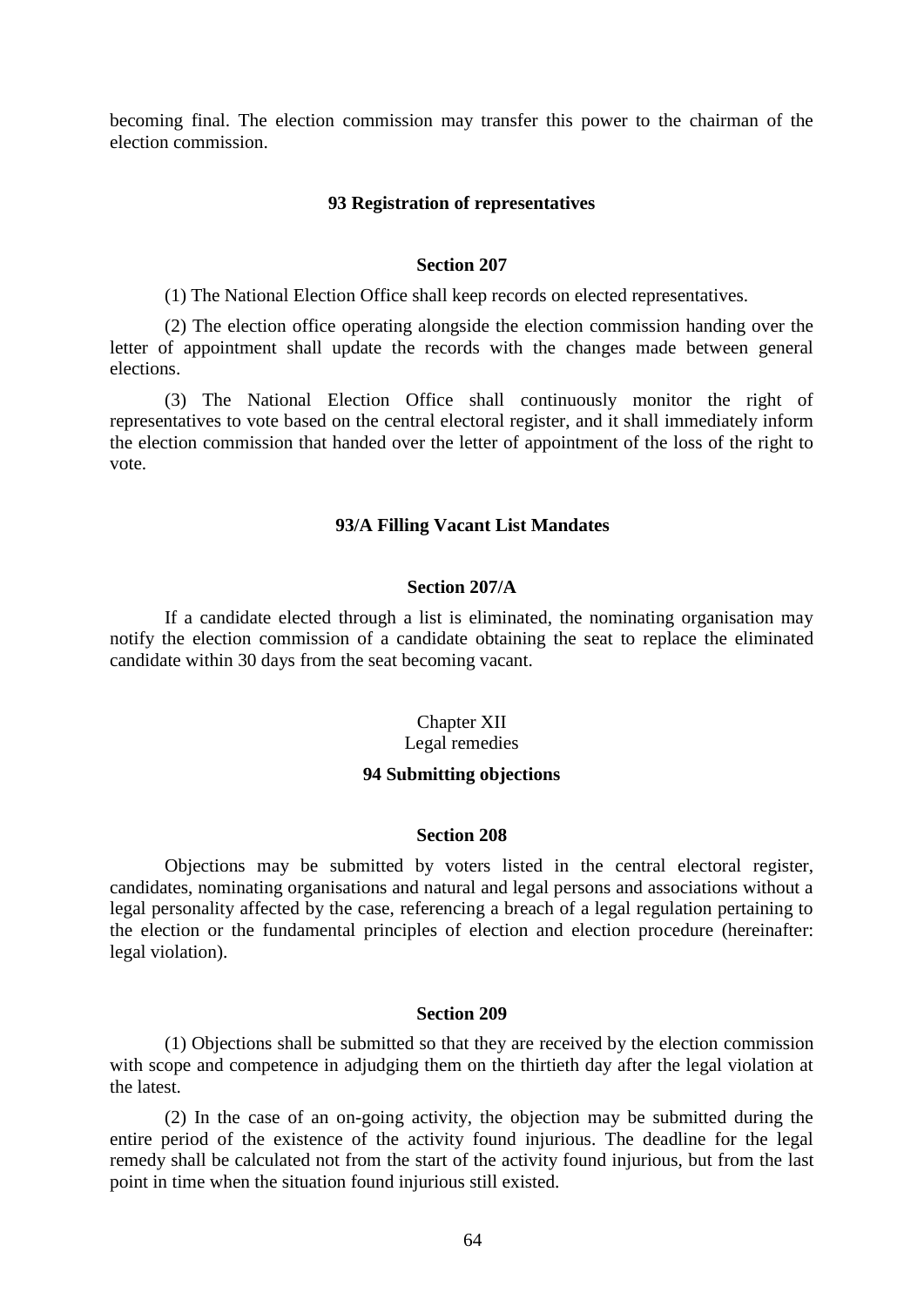becoming final. The election commission may transfer this power to the chairman of the election commission.

### 93 Registration of representatives

#### Section 207

(1) The National Election Office shall keep records on elected representatives.

(2) The election office operating alongside the election commission handing over the letter of appointment shall update the records with the changes made between general elections.

(3) The National Election Office shall continuously monitor the right of representatives to vote based on the central electoral register, and it shall immediately inform the election commission that handed over the letter of appointment of the loss of the right to vote.

### 93/A Filling Vacant List Mandates

#### Section 207/A

If a candidate elected through a list is eliminated, the nominating organisation may notify the election commission of a candidate obtaining the seat to replace the eliminated candidate within 30 days from the seat becoming vacant.

## Chapter XII
## Legal remedies

### 94 Submitting objections

#### Section 208

Objections may be submitted by voters listed in the central electoral register, candidates, nominating organisations and natural and legal persons and associations without a legal personality affected by the case, referencing a breach of a legal regulation pertaining to the election or the fundamental principles of election and election procedure (hereinafter: legal violation).

#### Section 209

(1) Objections shall be submitted so that they are received by the election commission with scope and competence in adjudging them on the thirtieth day after the legal violation at the latest.

(2) In the case of an on-going activity, the objection may be submitted during the entire period of the existence of the activity found injurious. The deadline for the legal remedy shall be calculated not from the start of the activity found injurious, but from the last point in time when the situation found injurious still existed.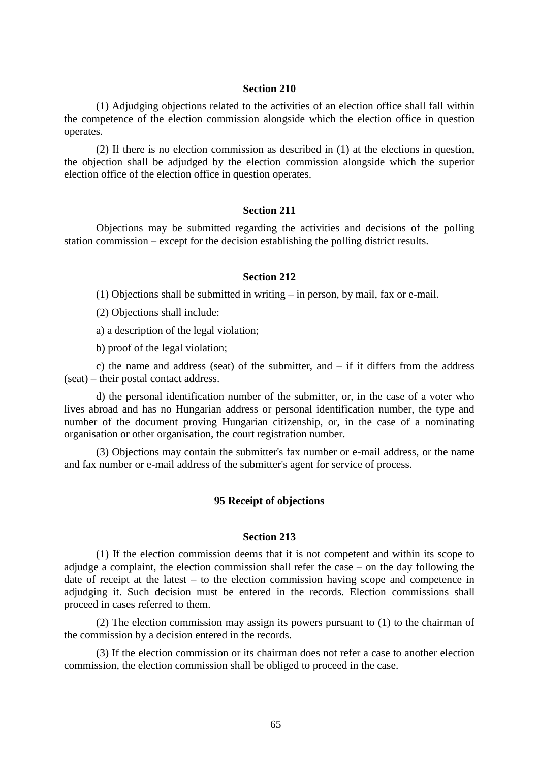**Section 210**

(1) Adjudging objections related to the activities of an election office shall fall within the competence of the election commission alongside which the election office in question operates.

(2) If there is no election commission as described in (1) at the elections in question, the objection shall be adjudged by the election commission alongside which the superior election office of the election office in question operates.

**Section 211**

Objections may be submitted regarding the activities and decisions of the polling station commission – except for the decision establishing the polling district results.

**Section 212**

(1) Objections shall be submitted in writing – in person, by mail, fax or e-mail.

(2) Objections shall include:

a) a description of the legal violation;

b) proof of the legal violation;

c) the name and address (seat) of the submitter, and – if it differs from the address (seat) – their postal contact address.

d) the personal identification number of the submitter, or, in the case of a voter who lives abroad and has no Hungarian address or personal identification number, the type and number of the document proving Hungarian citizenship, or, in the case of a nominating organisation or other organisation, the court registration number.

(3) Objections may contain the submitter's fax number or e-mail address, or the name and fax number or e-mail address of the submitter's agent for service of process.

**95 Receipt of objections**

**Section 213**

(1) If the election commission deems that it is not competent and within its scope to adjudge a complaint, the election commission shall refer the case – on the day following the date of receipt at the latest – to the election commission having scope and competence in adjudging it. Such decision must be entered in the records. Election commissions shall proceed in cases referred to them.

(2) The election commission may assign its powers pursuant to (1) to the chairman of the commission by a decision entered in the records.

(3) If the election commission or its chairman does not refer a case to another election commission, the election commission shall be obliged to proceed in the case.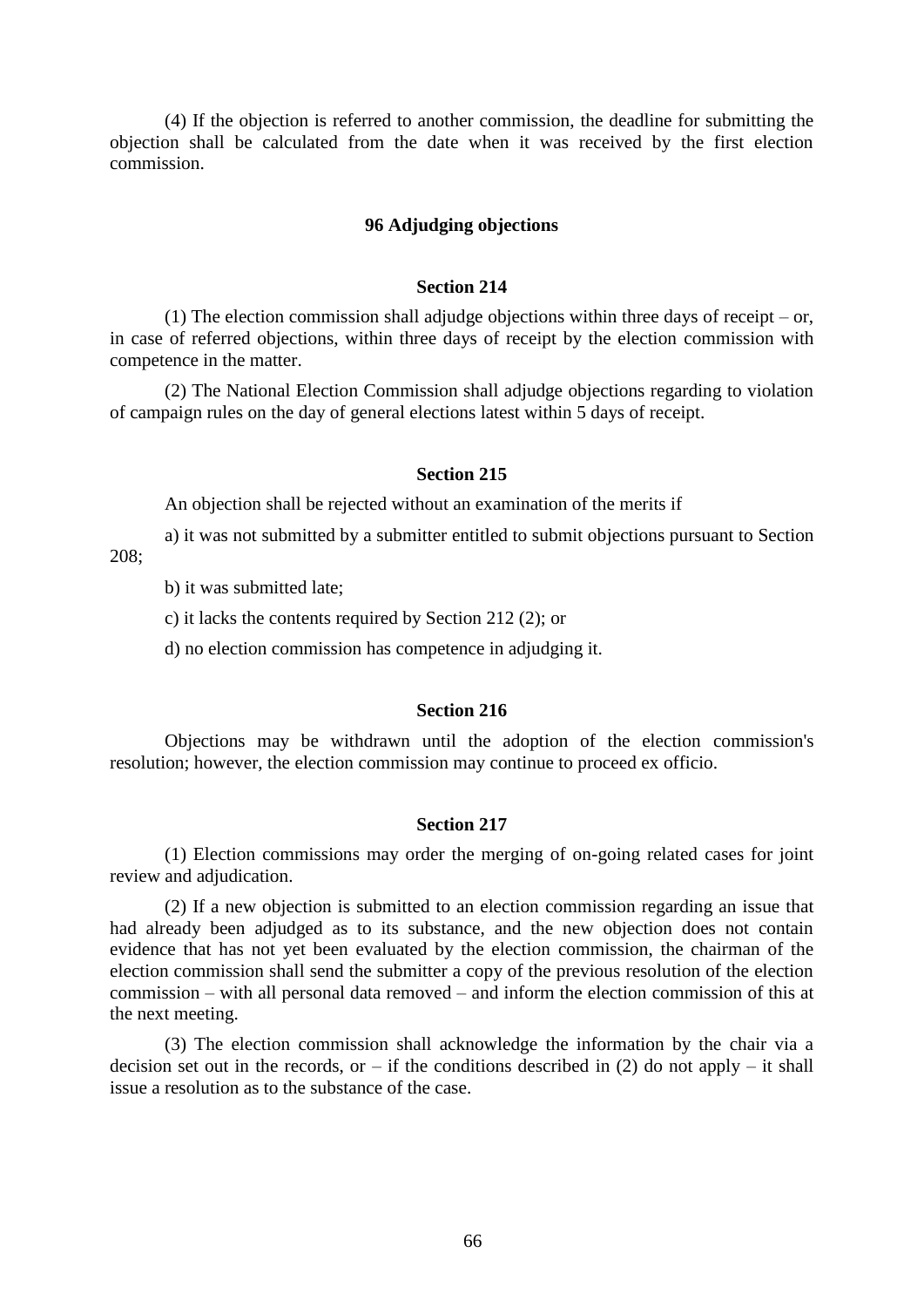(4) If the objection is referred to another commission, the deadline for submitting the objection shall be calculated from the date when it was received by the first election commission.

### 96 Adjudging objections

#### Section 214

(1) The election commission shall adjudge objections within three days of receipt – or, in case of referred objections, within three days of receipt by the election commission with competence in the matter.

(2) The National Election Commission shall adjudge objections regarding to violation of campaign rules on the day of general elections latest within 5 days of receipt.

#### Section 215

An objection shall be rejected without an examination of the merits if

a) it was not submitted by a submitter entitled to submit objections pursuant to Section 208;

b) it was submitted late;

c) it lacks the contents required by Section 212 (2); or

d) no election commission has competence in adjudging it.

#### Section 216

Objections may be withdrawn until the adoption of the election commission's resolution; however, the election commission may continue to proceed ex officio.

#### Section 217

(1) Election commissions may order the merging of on-going related cases for joint review and adjudication.

(2) If a new objection is submitted to an election commission regarding an issue that had already been adjudged as to its substance, and the new objection does not contain evidence that has not yet been evaluated by the election commission, the chairman of the election commission shall send the submitter a copy of the previous resolution of the election commission – with all personal data removed – and inform the election commission of this at the next meeting.

(3) The election commission shall acknowledge the information by the chair via a decision set out in the records, or – if the conditions described in (2) do not apply – it shall issue a resolution as to the substance of the case.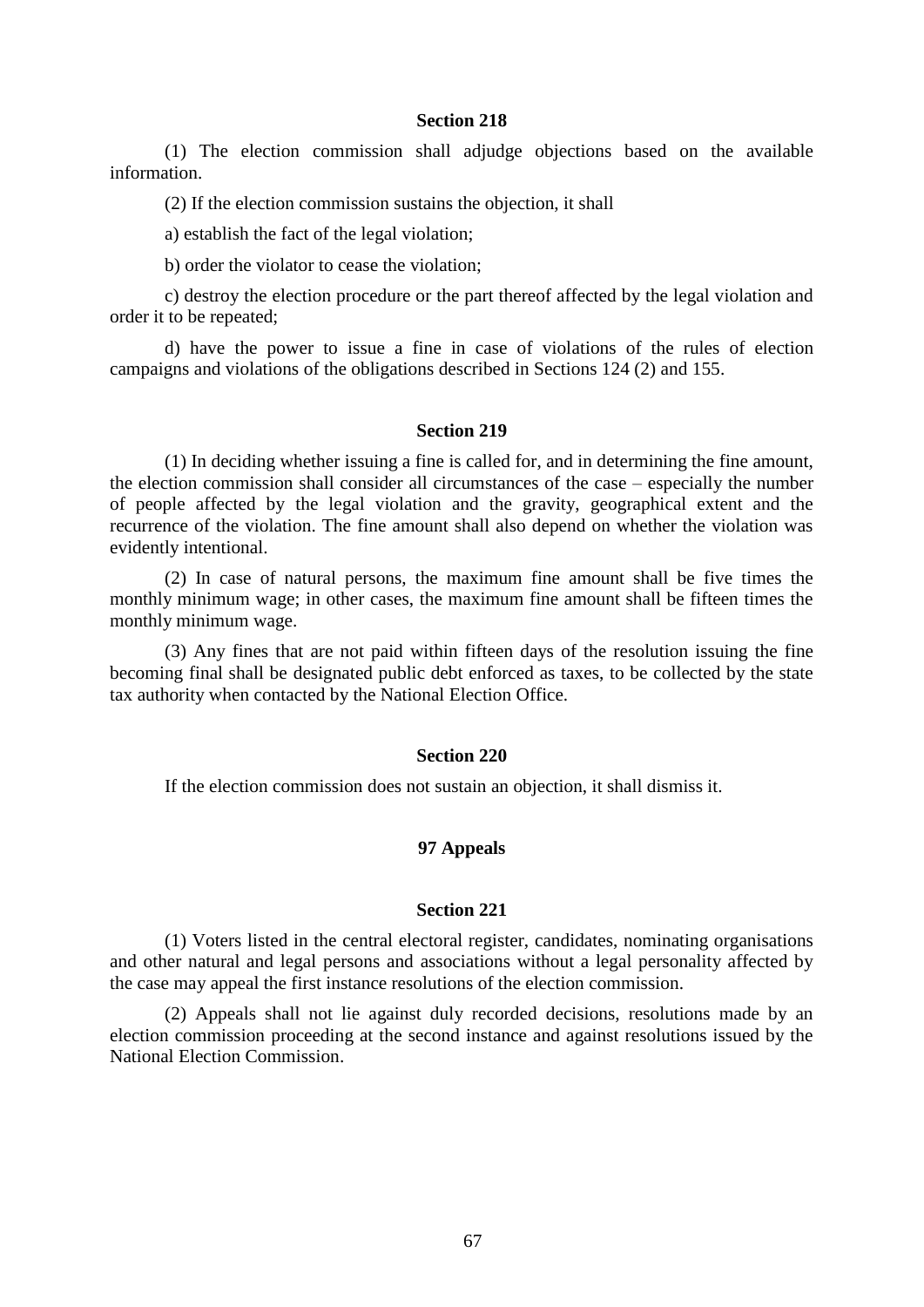### Section 218

(1) The election commission shall adjudge objections based on the available information.

(2) If the election commission sustains the objection, it shall

a) establish the fact of the legal violation;

b) order the violator to cease the violation;

c) destroy the election procedure or the part thereof affected by the legal violation and order it to be repeated;

d) have the power to issue a fine in case of violations of the rules of election campaigns and violations of the obligations described in Sections 124 (2) and 155.

### Section 219

(1) In deciding whether issuing a fine is called for, and in determining the fine amount, the election commission shall consider all circumstances of the case – especially the number of people affected by the legal violation and the gravity, geographical extent and the recurrence of the violation. The fine amount shall also depend on whether the violation was evidently intentional.

(2) In case of natural persons, the maximum fine amount shall be five times the monthly minimum wage; in other cases, the maximum fine amount shall be fifteen times the monthly minimum wage.

(3) Any fines that are not paid within fifteen days of the resolution issuing the fine becoming final shall be designated public debt enforced as taxes, to be collected by the state tax authority when contacted by the National Election Office.

### Section 220

If the election commission does not sustain an objection, it shall dismiss it.

## 97 Appeals

### Section 221

(1) Voters listed in the central electoral register, candidates, nominating organisations and other natural and legal persons and associations without a legal personality affected by the case may appeal the first instance resolutions of the election commission.

(2) Appeals shall not lie against duly recorded decisions, resolutions made by an election commission proceeding at the second instance and against resolutions issued by the National Election Commission.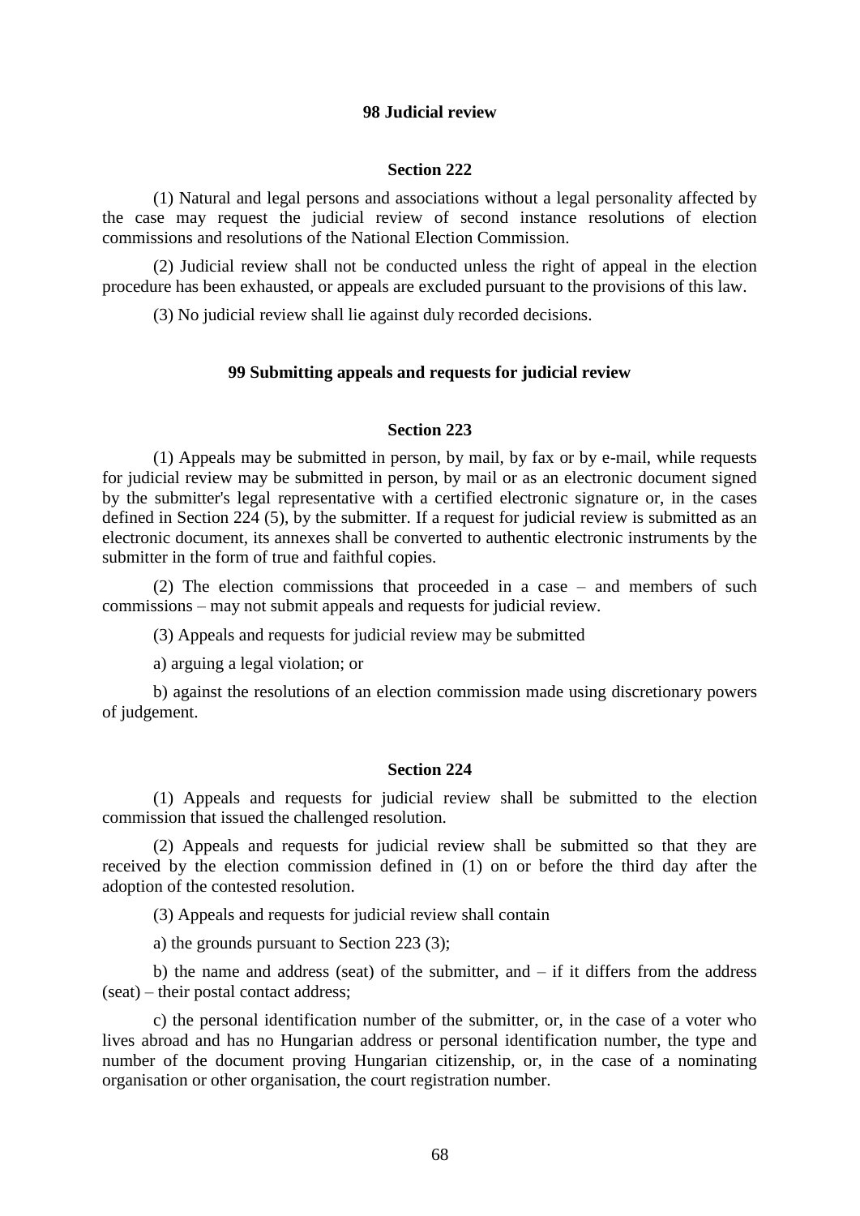## 98 Judicial review

### Section 222

(1) Natural and legal persons and associations without a legal personality affected by the case may request the judicial review of second instance resolutions of election commissions and resolutions of the National Election Commission.

(2) Judicial review shall not be conducted unless the right of appeal in the election procedure has been exhausted, or appeals are excluded pursuant to the provisions of this law.

(3) No judicial review shall lie against duly recorded decisions.

## 99 Submitting appeals and requests for judicial review

### Section 223

(1) Appeals may be submitted in person, by mail, by fax or by e-mail, while requests for judicial review may be submitted in person, by mail or as an electronic document signed by the submitter's legal representative with a certified electronic signature or, in the cases defined in Section 224 (5), by the submitter. If a request for judicial review is submitted as an electronic document, its annexes shall be converted to authentic electronic instruments by the submitter in the form of true and faithful copies.

(2) The election commissions that proceeded in a case – and members of such commissions – may not submit appeals and requests for judicial review.

(3) Appeals and requests for judicial review may be submitted

a) arguing a legal violation; or

b) against the resolutions of an election commission made using discretionary powers of judgement.

### Section 224

(1) Appeals and requests for judicial review shall be submitted to the election commission that issued the challenged resolution.

(2) Appeals and requests for judicial review shall be submitted so that they are received by the election commission defined in (1) on or before the third day after the adoption of the contested resolution.

(3) Appeals and requests for judicial review shall contain

a) the grounds pursuant to Section 223 (3);

b) the name and address (seat) of the submitter, and – if it differs from the address (seat) – their postal contact address;

c) the personal identification number of the submitter, or, in the case of a voter who lives abroad and has no Hungarian address or personal identification number, the type and number of the document proving Hungarian citizenship, or, in the case of a nominating organisation or other organisation, the court registration number.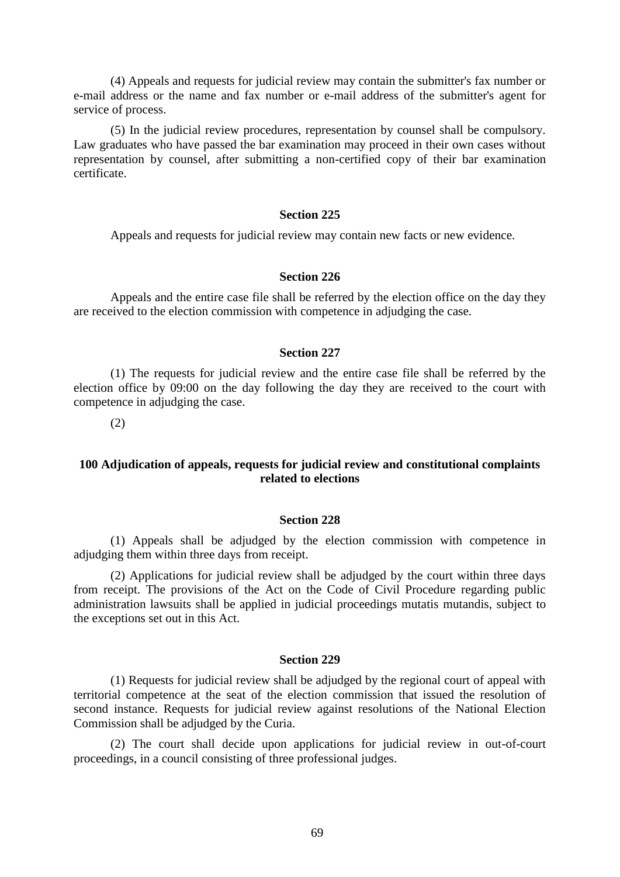(4) Appeals and requests for judicial review may contain the submitter's fax number or e-mail address or the name and fax number or e-mail address of the submitter's agent for service of process.

(5) In the judicial review procedures, representation by counsel shall be compulsory. Law graduates who have passed the bar examination may proceed in their own cases without representation by counsel, after submitting a non-certified copy of their bar examination certificate.

### Section 225

Appeals and requests for judicial review may contain new facts or new evidence.

### Section 226

Appeals and the entire case file shall be referred by the election office on the day they are received to the election commission with competence in adjudging the case.

### Section 227

(1) The requests for judicial review and the entire case file shall be referred by the election office by 09:00 on the day following the day they are received to the court with competence in adjudging the case.

(2)

## 100 Adjudication of appeals, requests for judicial review and constitutional complaints related to elections

### Section 228

(1) Appeals shall be adjudged by the election commission with competence in adjudging them within three days from receipt.

(2) Applications for judicial review shall be adjudged by the court within three days from receipt. The provisions of the Act on the Code of Civil Procedure regarding public administration lawsuits shall be applied in judicial proceedings mutatis mutandis, subject to the exceptions set out in this Act.

### Section 229

(1) Requests for judicial review shall be adjudged by the regional court of appeal with territorial competence at the seat of the election commission that issued the resolution of second instance. Requests for judicial review against resolutions of the National Election Commission shall be adjudged by the Curia.

(2) The court shall decide upon applications for judicial review in out-of-court proceedings, in a council consisting of three professional judges.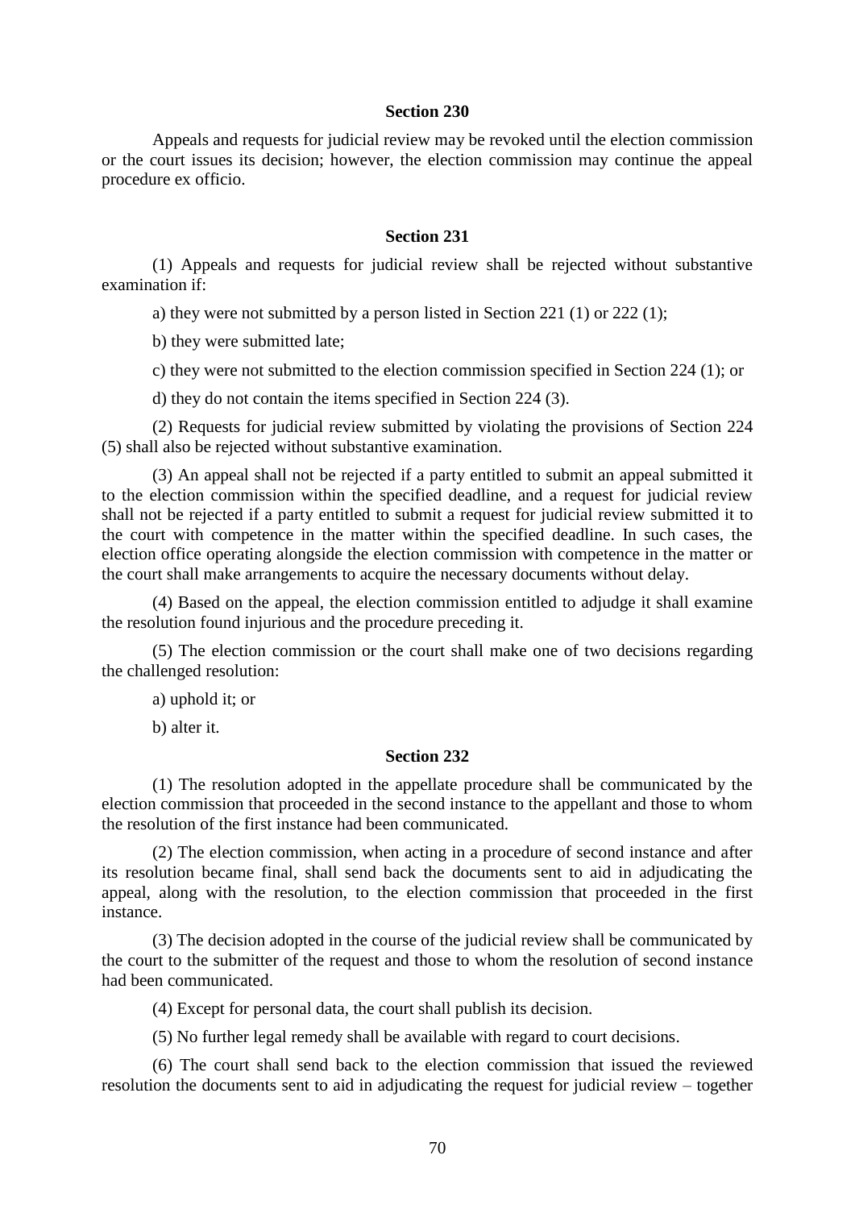### Section 230

Appeals and requests for judicial review may be revoked until the election commission or the court issues its decision; however, the election commission may continue the appeal procedure ex officio.

### Section 231

(1) Appeals and requests for judicial review shall be rejected without substantive examination if:

a) they were not submitted by a person listed in Section 221 (1) or 222 (1);

b) they were submitted late;

c) they were not submitted to the election commission specified in Section 224 (1); or

d) they do not contain the items specified in Section 224 (3).

(2) Requests for judicial review submitted by violating the provisions of Section 224 (5) shall also be rejected without substantive examination.

(3) An appeal shall not be rejected if a party entitled to submit an appeal submitted it to the election commission within the specified deadline, and a request for judicial review shall not be rejected if a party entitled to submit a request for judicial review submitted it to the court with competence in the matter within the specified deadline. In such cases, the election office operating alongside the election commission with competence in the matter or the court shall make arrangements to acquire the necessary documents without delay.

(4) Based on the appeal, the election commission entitled to adjudge it shall examine the resolution found injurious and the procedure preceding it.

(5) The election commission or the court shall make one of two decisions regarding the challenged resolution:

a) uphold it; or

b) alter it.

### Section 232

(1) The resolution adopted in the appellate procedure shall be communicated by the election commission that proceeded in the second instance to the appellant and those to whom the resolution of the first instance had been communicated.

(2) The election commission, when acting in a procedure of second instance and after its resolution became final, shall send back the documents sent to aid in adjudicating the appeal, along with the resolution, to the election commission that proceeded in the first instance.

(3) The decision adopted in the course of the judicial review shall be communicated by the court to the submitter of the request and those to whom the resolution of second instance had been communicated.

(4) Except for personal data, the court shall publish its decision.

(5) No further legal remedy shall be available with regard to court decisions.

(6) The court shall send back to the election commission that issued the reviewed resolution the documents sent to aid in adjudicating the request for judicial review – together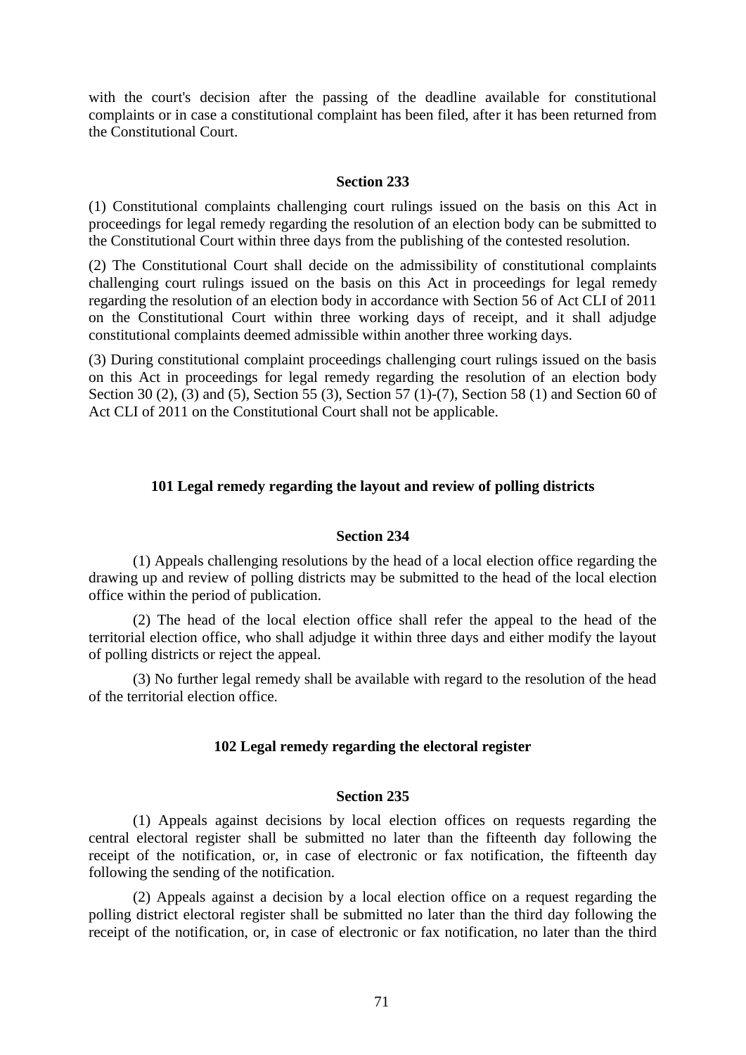with the court's decision after the passing of the deadline available for constitutional complaints or in case a constitutional complaint has been filed, after it has been returned from the Constitutional Court.

### Section 233

(1) Constitutional complaints challenging court rulings issued on the basis on this Act in proceedings for legal remedy regarding the resolution of an election body can be submitted to the Constitutional Court within three days from the publishing of the contested resolution.

(2) The Constitutional Court shall decide on the admissibility of constitutional complaints challenging court rulings issued on the basis on this Act in proceedings for legal remedy regarding the resolution of an election body in accordance with Section 56 of Act CLI of 2011 on the Constitutional Court within three working days of receipt, and it shall adjudge constitutional complaints deemed admissible within another three working days.

(3) During constitutional complaint proceedings challenging court rulings issued on the basis on this Act in proceedings for legal remedy regarding the resolution of an election body Section 30 (2), (3) and (5), Section 55 (3), Section 57 (1)-(7), Section 58 (1) and Section 60 of Act CLI of 2011 on the Constitutional Court shall not be applicable.

## 101 Legal remedy regarding the layout and review of polling districts

### Section 234

(1) Appeals challenging resolutions by the head of a local election office regarding the drawing up and review of polling districts may be submitted to the head of the local election office within the period of publication.

(2) The head of the local election office shall refer the appeal to the head of the territorial election office, who shall adjudge it within three days and either modify the layout of polling districts or reject the appeal.

(3) No further legal remedy shall be available with regard to the resolution of the head of the territorial election office.

## 102 Legal remedy regarding the electoral register

### Section 235

(1) Appeals against decisions by local election offices on requests regarding the central electoral register shall be submitted no later than the fifteenth day following the receipt of the notification, or, in case of electronic or fax notification, the fifteenth day following the sending of the notification.

(2) Appeals against a decision by a local election office on a request regarding the polling district electoral register shall be submitted no later than the third day following the receipt of the notification, or, in case of electronic or fax notification, no later than the third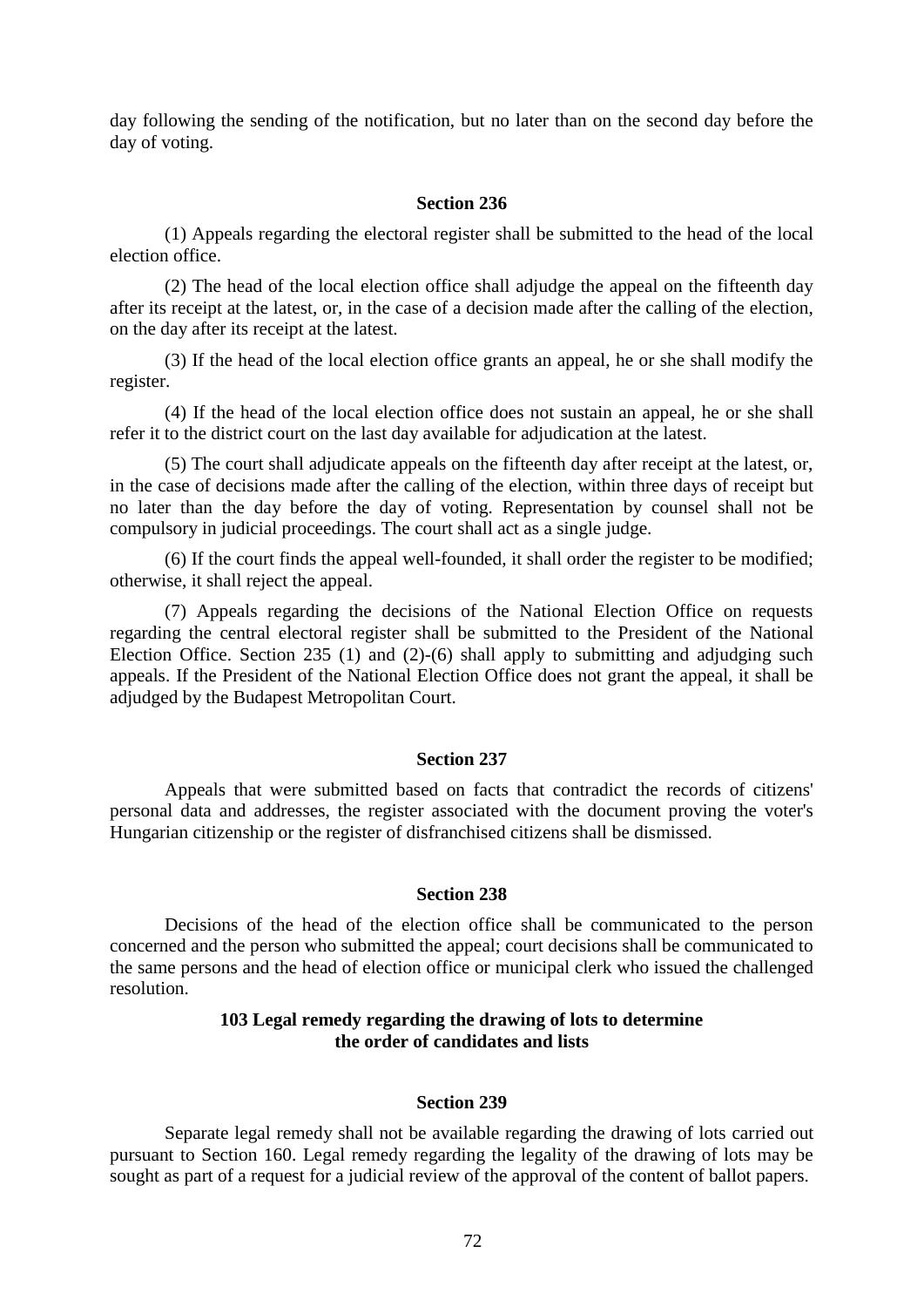day following the sending of the notification, but no later than on the second day before the day of voting.

### Section 236

(1) Appeals regarding the electoral register shall be submitted to the head of the local election office.

(2) The head of the local election office shall adjudge the appeal on the fifteenth day after its receipt at the latest, or, in the case of a decision made after the calling of the election, on the day after its receipt at the latest.

(3) If the head of the local election office grants an appeal, he or she shall modify the register.

(4) If the head of the local election office does not sustain an appeal, he or she shall refer it to the district court on the last day available for adjudication at the latest.

(5) The court shall adjudicate appeals on the fifteenth day after receipt at the latest, or, in the case of decisions made after the calling of the election, within three days of receipt but no later than the day before the day of voting. Representation by counsel shall not be compulsory in judicial proceedings. The court shall act as a single judge.

(6) If the court finds the appeal well-founded, it shall order the register to be modified; otherwise, it shall reject the appeal.

(7) Appeals regarding the decisions of the National Election Office on requests regarding the central electoral register shall be submitted to the President of the National Election Office. Section 235 (1) and (2)-(6) shall apply to submitting and adjudging such appeals. If the President of the National Election Office does not grant the appeal, it shall be adjudged by the Budapest Metropolitan Court.

### Section 237

Appeals that were submitted based on facts that contradict the records of citizens' personal data and addresses, the register associated with the document proving the voter's Hungarian citizenship or the register of disfranchised citizens shall be dismissed.

### Section 238

Decisions of the head of the election office shall be communicated to the person concerned and the person who submitted the appeal; court decisions shall be communicated to the same persons and the head of election office or municipal clerk who issued the challenged resolution.

## 103 Legal remedy regarding the drawing of lots to determine the order of candidates and lists

### Section 239

Separate legal remedy shall not be available regarding the drawing of lots carried out pursuant to Section 160. Legal remedy regarding the legality of the drawing of lots may be sought as part of a request for a judicial review of the approval of the content of ballot papers.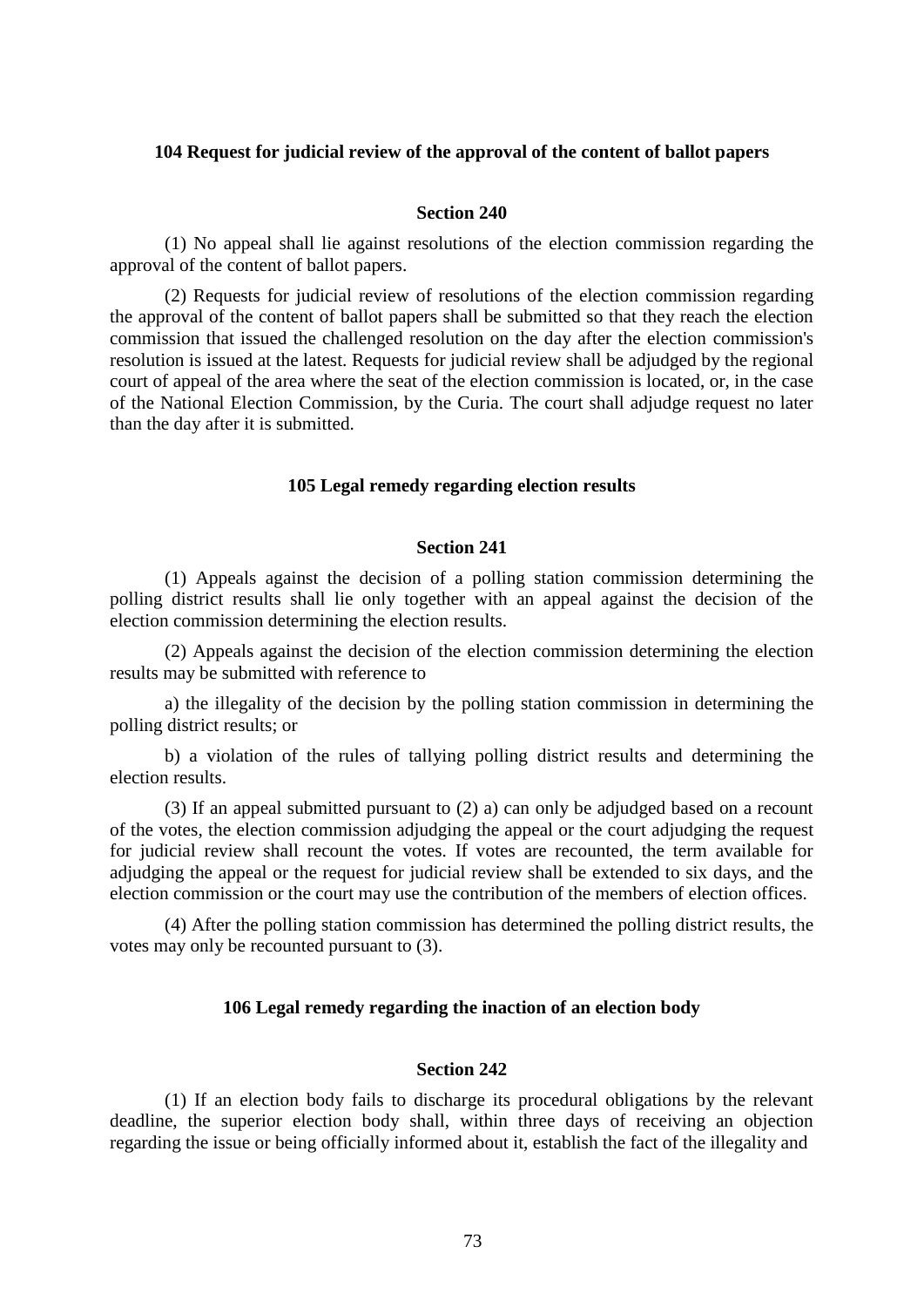### 104 Request for judicial review of the approval of the content of ballot papers

#### Section 240

(1) No appeal shall lie against resolutions of the election commission regarding the approval of the content of ballot papers.

(2) Requests for judicial review of resolutions of the election commission regarding the approval of the content of ballot papers shall be submitted so that they reach the election commission that issued the challenged resolution on the day after the election commission's resolution is issued at the latest. Requests for judicial review shall be adjudged by the regional court of appeal of the area where the seat of the election commission is located, or, in the case of the National Election Commission, by the Curia. The court shall adjudge request no later than the day after it is submitted.

### 105 Legal remedy regarding election results

#### Section 241

(1) Appeals against the decision of a polling station commission determining the polling district results shall lie only together with an appeal against the decision of the election commission determining the election results.

(2) Appeals against the decision of the election commission determining the election results may be submitted with reference to

a) the illegality of the decision by the polling station commission in determining the polling district results; or

b) a violation of the rules of tallying polling district results and determining the election results.

(3) If an appeal submitted pursuant to (2) a) can only be adjudged based on a recount of the votes, the election commission adjudging the appeal or the court adjudging the request for judicial review shall recount the votes. If votes are recounted, the term available for adjudging the appeal or the request for judicial review shall be extended to six days, and the election commission or the court may use the contribution of the members of election offices.

(4) After the polling station commission has determined the polling district results, the votes may only be recounted pursuant to (3).

### 106 Legal remedy regarding the inaction of an election body

#### Section 242

(1) If an election body fails to discharge its procedural obligations by the relevant deadline, the superior election body shall, within three days of receiving an objection regarding the issue or being officially informed about it, establish the fact of the illegality and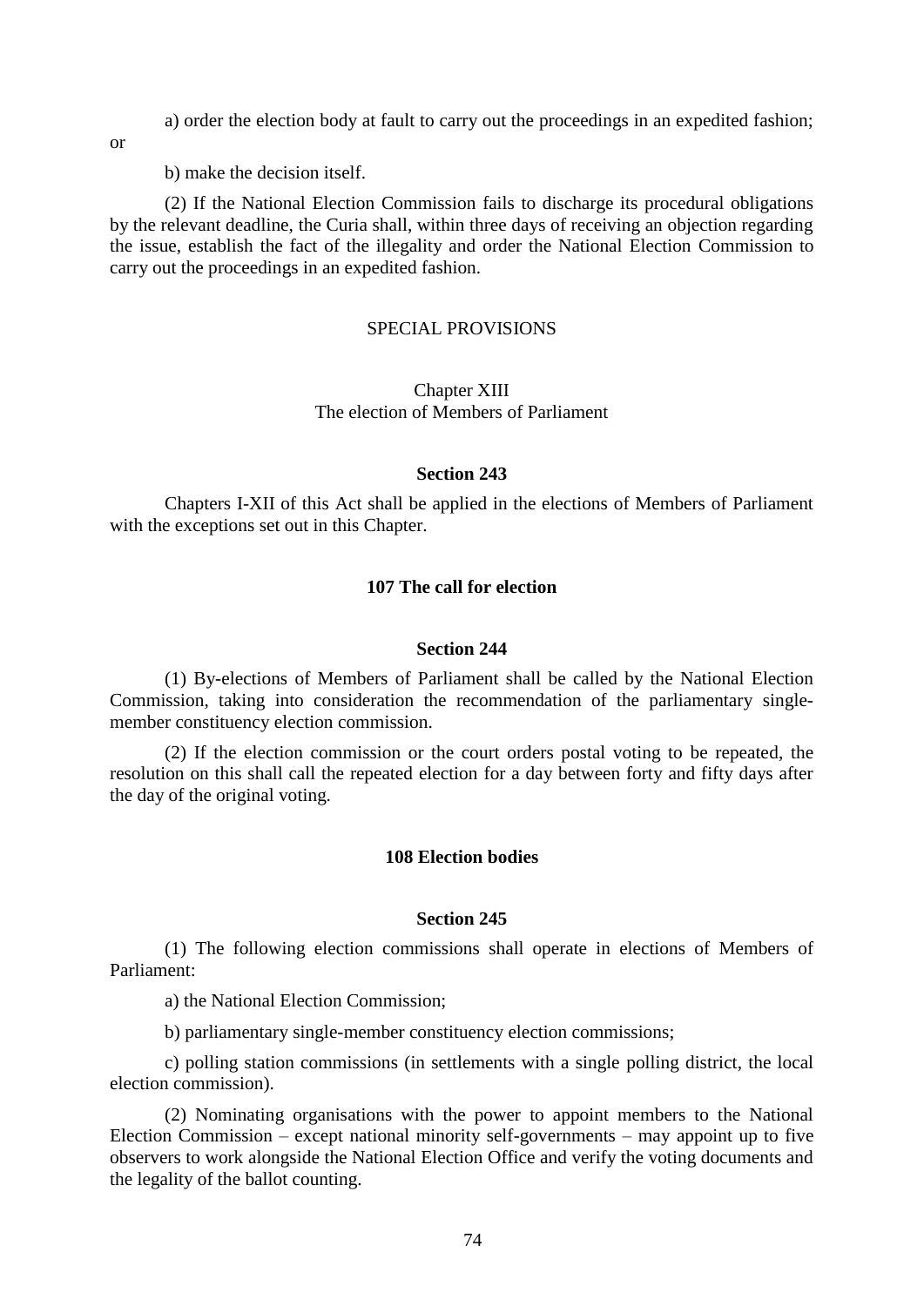a) order the election body at fault to carry out the proceedings in an expedited fashion; or

b) make the decision itself.

(2) If the National Election Commission fails to discharge its procedural obligations by the relevant deadline, the Curia shall, within three days of receiving an objection regarding the issue, establish the fact of the illegality and order the National Election Commission to carry out the proceedings in an expedited fashion.

## SPECIAL PROVISIONS

### Chapter XIII
### The election of Members of Parliament

**Section 243**

Chapters I-XII of this Act shall be applied in the elections of Members of Parliament with the exceptions set out in this Chapter.

**107 The call for election**

**Section 244**

(1) By-elections of Members of Parliament shall be called by the National Election Commission, taking into consideration the recommendation of the parliamentary single-member constituency election commission.

(2) If the election commission or the court orders postal voting to be repeated, the resolution on this shall call the repeated election for a day between forty and fifty days after the day of the original voting.

**108 Election bodies**

**Section 245**

(1) The following election commissions shall operate in elections of Members of Parliament:

a) the National Election Commission;

b) parliamentary single-member constituency election commissions;

c) polling station commissions (in settlements with a single polling district, the local election commission).

(2) Nominating organisations with the power to appoint members to the National Election Commission – except national minority self-governments – may appoint up to five observers to work alongside the National Election Office and verify the voting documents and the legality of the ballot counting.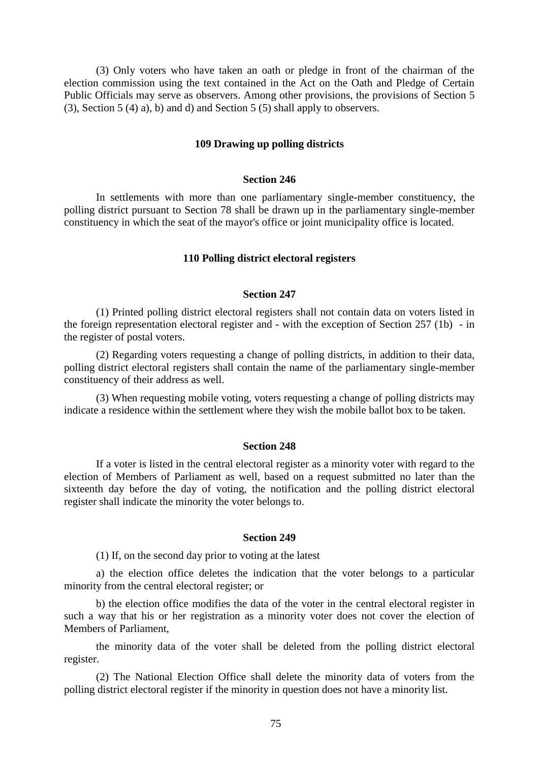(3) Only voters who have taken an oath or pledge in front of the chairman of the election commission using the text contained in the Act on the Oath and Pledge of Certain Public Officials may serve as observers. Among other provisions, the provisions of Section 5 (3), Section 5 (4) a), b) and d) and Section 5 (5) shall apply to observers.

## 109 Drawing up polling districts

### Section 246

In settlements with more than one parliamentary single-member constituency, the polling district pursuant to Section 78 shall be drawn up in the parliamentary single-member constituency in which the seat of the mayor's office or joint municipality office is located.

## 110 Polling district electoral registers

### Section 247

(1) Printed polling district electoral registers shall not contain data on voters listed in the foreign representation electoral register and - with the exception of Section 257 (1b) - in the register of postal voters.

(2) Regarding voters requesting a change of polling districts, in addition to their data, polling district electoral registers shall contain the name of the parliamentary single-member constituency of their address as well.

(3) When requesting mobile voting, voters requesting a change of polling districts may indicate a residence within the settlement where they wish the mobile ballot box to be taken.

### Section 248

If a voter is listed in the central electoral register as a minority voter with regard to the election of Members of Parliament as well, based on a request submitted no later than the sixteenth day before the day of voting, the notification and the polling district electoral register shall indicate the minority the voter belongs to.

### Section 249

(1) If, on the second day prior to voting at the latest

a) the election office deletes the indication that the voter belongs to a particular minority from the central electoral register; or

b) the election office modifies the data of the voter in the central electoral register in such a way that his or her registration as a minority voter does not cover the election of Members of Parliament,

the minority data of the voter shall be deleted from the polling district electoral register.

(2) The National Election Office shall delete the minority data of voters from the polling district electoral register if the minority in question does not have a minority list.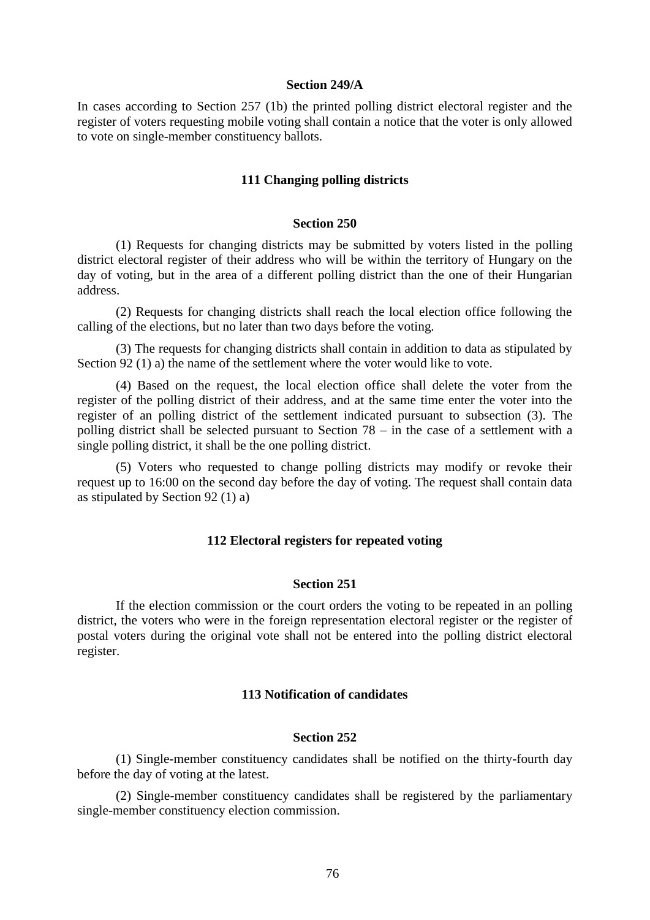### Section 249/A

In cases according to Section 257 (1b) the printed polling district electoral register and the register of voters requesting mobile voting shall contain a notice that the voter is only allowed to vote on single-member constituency ballots.

## 111 Changing polling districts

### Section 250

(1) Requests for changing districts may be submitted by voters listed in the polling district electoral register of their address who will be within the territory of Hungary on the day of voting, but in the area of a different polling district than the one of their Hungarian address.

(2) Requests for changing districts shall reach the local election office following the calling of the elections, but no later than two days before the voting.

(3) The requests for changing districts shall contain in addition to data as stipulated by Section 92 (1) a) the name of the settlement where the voter would like to vote.

(4) Based on the request, the local election office shall delete the voter from the register of the polling district of their address, and at the same time enter the voter into the register of an polling district of the settlement indicated pursuant to subsection (3). The polling district shall be selected pursuant to Section 78 – in the case of a settlement with a single polling district, it shall be the one polling district.

(5) Voters who requested to change polling districts may modify or revoke their request up to 16:00 on the second day before the day of voting. The request shall contain data as stipulated by Section 92 (1) a)

## 112 Electoral registers for repeated voting

### Section 251

If the election commission or the court orders the voting to be repeated in an polling district, the voters who were in the foreign representation electoral register or the register of postal voters during the original vote shall not be entered into the polling district electoral register.

## 113 Notification of candidates

### Section 252

(1) Single-member constituency candidates shall be notified on the thirty-fourth day before the day of voting at the latest.

(2) Single-member constituency candidates shall be registered by the parliamentary single-member constituency election commission.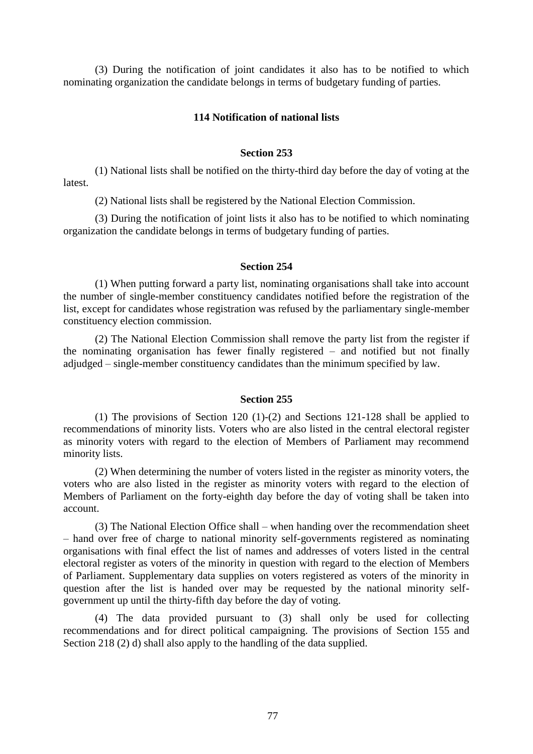(3) During the notification of joint candidates it also has to be notified to which nominating organization the candidate belongs in terms of budgetary funding of parties.

### 114 Notification of national lists

#### Section 253

(1) National lists shall be notified on the thirty-third day before the day of voting at the latest.

(2) National lists shall be registered by the National Election Commission.

(3) During the notification of joint lists it also has to be notified to which nominating organization the candidate belongs in terms of budgetary funding of parties.

#### Section 254

(1) When putting forward a party list, nominating organisations shall take into account the number of single-member constituency candidates notified before the registration of the list, except for candidates whose registration was refused by the parliamentary single-member constituency election commission.

(2) The National Election Commission shall remove the party list from the register if the nominating organisation has fewer finally registered – and notified but not finally adjudged – single-member constituency candidates than the minimum specified by law.

#### Section 255

(1) The provisions of Section 120 (1)-(2) and Sections 121-128 shall be applied to recommendations of minority lists. Voters who are also listed in the central electoral register as minority voters with regard to the election of Members of Parliament may recommend minority lists.

(2) When determining the number of voters listed in the register as minority voters, the voters who are also listed in the register as minority voters with regard to the election of Members of Parliament on the forty-eighth day before the day of voting shall be taken into account.

(3) The National Election Office shall – when handing over the recommendation sheet – hand over free of charge to national minority self-governments registered as nominating organisations with final effect the list of names and addresses of voters listed in the central electoral register as voters of the minority in question with regard to the election of Members of Parliament. Supplementary data supplies on voters registered as voters of the minority in question after the list is handed over may be requested by the national minority self-government up until the thirty-fifth day before the day of voting.

(4) The data provided pursuant to (3) shall only be used for collecting recommendations and for direct political campaigning. The provisions of Section 155 and Section 218 (2) d) shall also apply to the handling of the data supplied.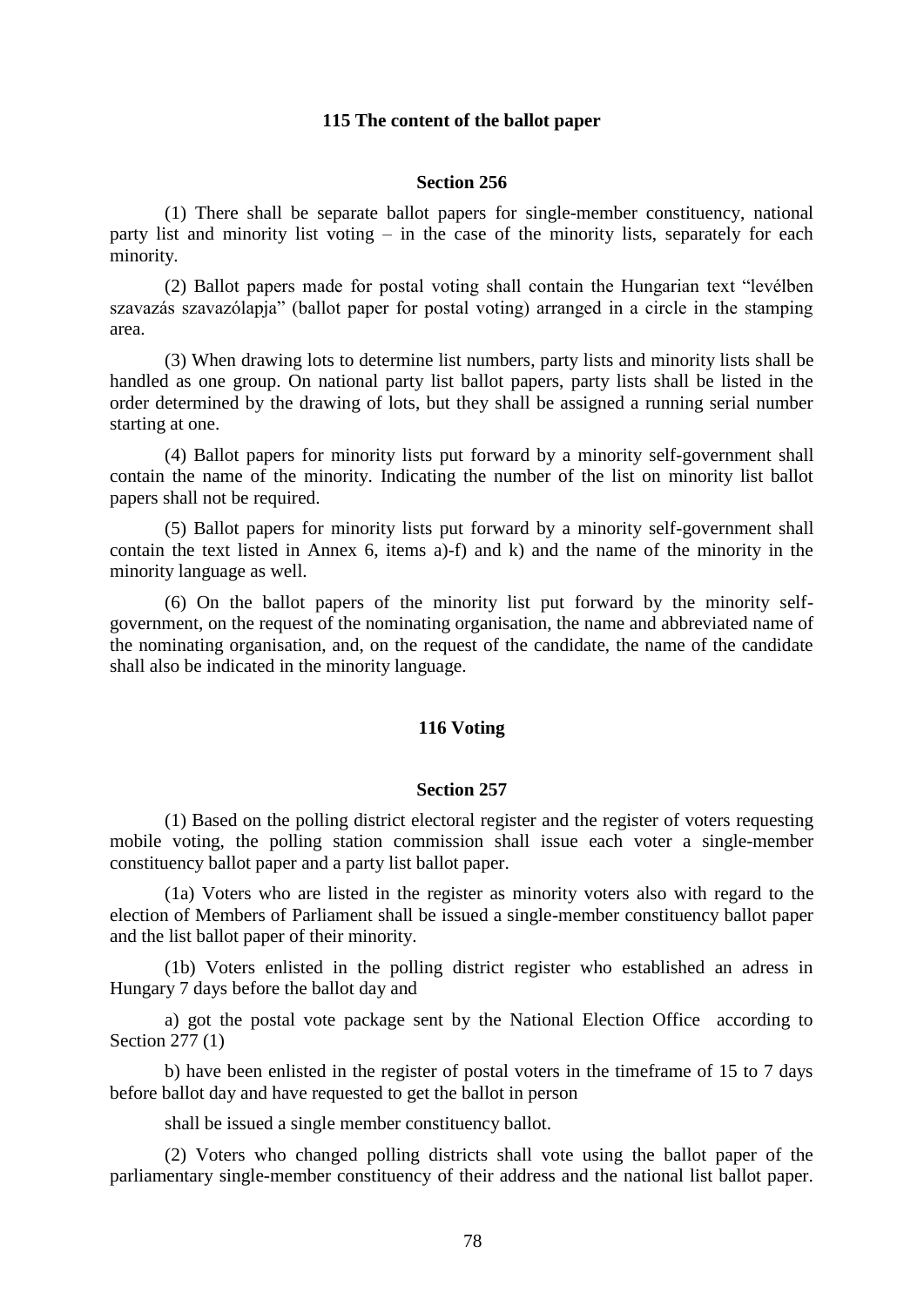### 115 The content of the ballot paper

#### Section 256

(1) There shall be separate ballot papers for single-member constituency, national party list and minority list voting – in the case of the minority lists, separately for each minority.

(2) Ballot papers made for postal voting shall contain the Hungarian text "levélben szavazás szavazólapja" (ballot paper for postal voting) arranged in a circle in the stamping area.

(3) When drawing lots to determine list numbers, party lists and minority lists shall be handled as one group. On national party list ballot papers, party lists shall be listed in the order determined by the drawing of lots, but they shall be assigned a running serial number starting at one.

(4) Ballot papers for minority lists put forward by a minority self-government shall contain the name of the minority. Indicating the number of the list on minority list ballot papers shall not be required.

(5) Ballot papers for minority lists put forward by a minority self-government shall contain the text listed in Annex 6, items a)-f) and k) and the name of the minority in the minority language as well.

(6) On the ballot papers of the minority list put forward by the minority self-government, on the request of the nominating organisation, the name and abbreviated name of the nominating organisation, and, on the request of the candidate, the name of the candidate shall also be indicated in the minority language.

### 116 Voting

#### Section 257

(1) Based on the polling district electoral register and the register of voters requesting mobile voting, the polling station commission shall issue each voter a single-member constituency ballot paper and a party list ballot paper.

(1a) Voters who are listed in the register as minority voters also with regard to the election of Members of Parliament shall be issued a single-member constituency ballot paper and the list ballot paper of their minority.

(1b) Voters enlisted in the polling district register who established an adress in Hungary 7 days before the ballot day and

a) got the postal vote package sent by the National Election Office according to Section 277 (1)

b) have been enlisted in the register of postal voters in the timeframe of 15 to 7 days before ballot day and have requested to get the ballot in person

shall be issued a single member constituency ballot.

(2) Voters who changed polling districts shall vote using the ballot paper of the parliamentary single-member constituency of their address and the national list ballot paper.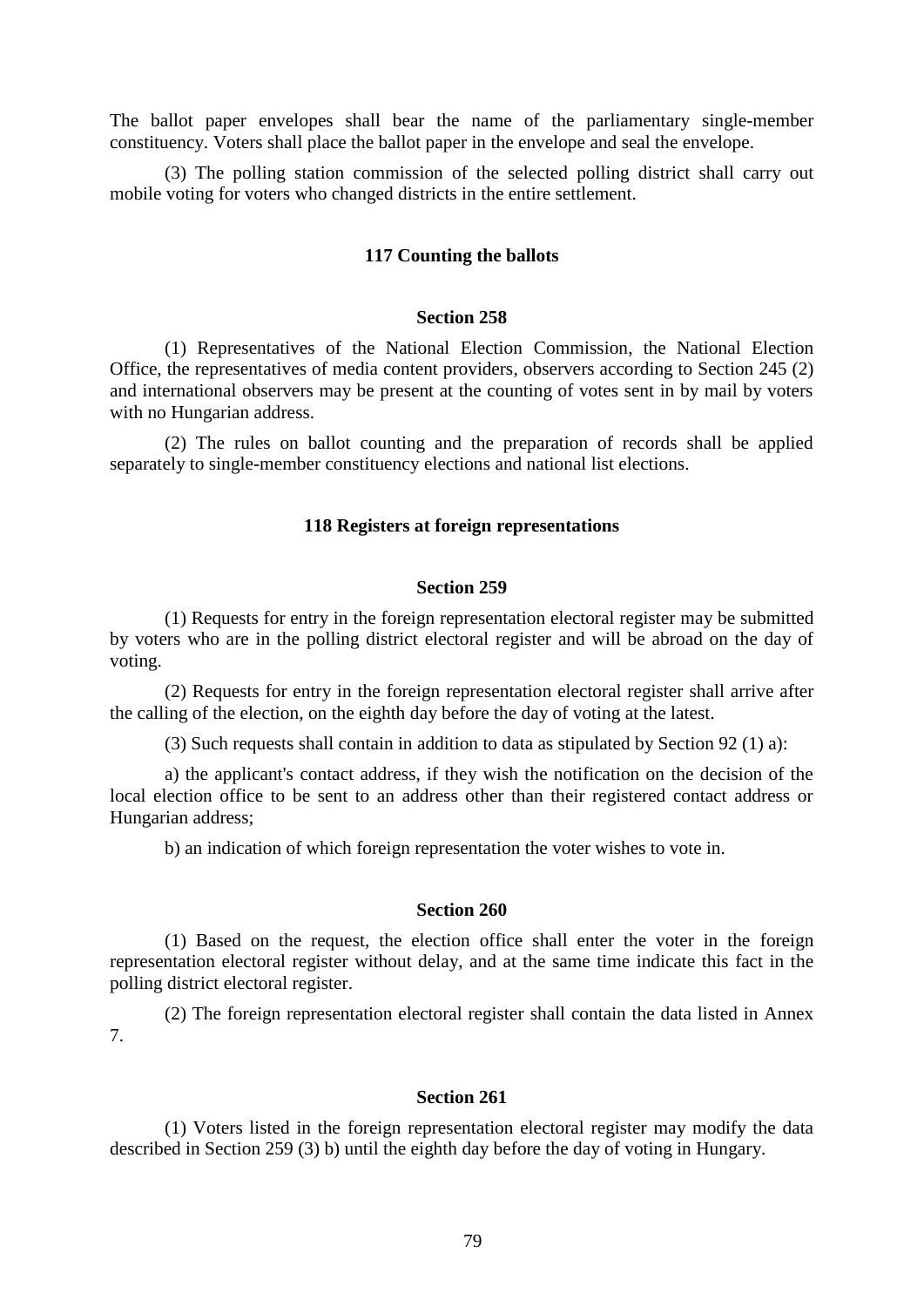The ballot paper envelopes shall bear the name of the parliamentary single-member constituency. Voters shall place the ballot paper in the envelope and seal the envelope.

(3) The polling station commission of the selected polling district shall carry out mobile voting for voters who changed districts in the entire settlement.

### 117 Counting the ballots

### Section 258

(1) Representatives of the National Election Commission, the National Election Office, the representatives of media content providers, observers according to Section 245 (2) and international observers may be present at the counting of votes sent in by mail by voters with no Hungarian address.

(2) The rules on ballot counting and the preparation of records shall be applied separately to single-member constituency elections and national list elections.

### 118 Registers at foreign representations

### Section 259

(1) Requests for entry in the foreign representation electoral register may be submitted by voters who are in the polling district electoral register and will be abroad on the day of voting.

(2) Requests for entry in the foreign representation electoral register shall arrive after the calling of the election, on the eighth day before the day of voting at the latest.

(3) Such requests shall contain in addition to data as stipulated by Section 92 (1) a):

a) the applicant's contact address, if they wish the notification on the decision of the local election office to be sent to an address other than their registered contact address or Hungarian address;

b) an indication of which foreign representation the voter wishes to vote in.

### Section 260

(1) Based on the request, the election office shall enter the voter in the foreign representation electoral register without delay, and at the same time indicate this fact in the polling district electoral register.

(2) The foreign representation electoral register shall contain the data listed in Annex 7.

### Section 261

(1) Voters listed in the foreign representation electoral register may modify the data described in Section 259 (3) b) until the eighth day before the day of voting in Hungary.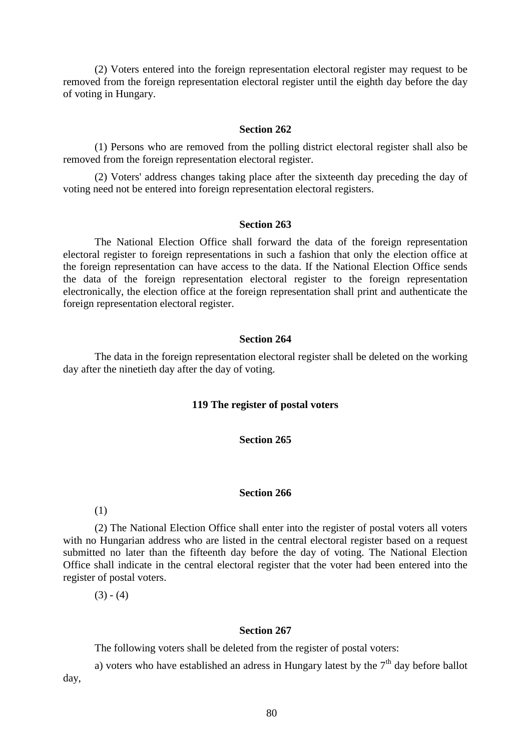(2) Voters entered into the foreign representation electoral register may request to be removed from the foreign representation electoral register until the eighth day before the day of voting in Hungary.

### Section 262

(1) Persons who are removed from the polling district electoral register shall also be removed from the foreign representation electoral register.

(2) Voters' address changes taking place after the sixteenth day preceding the day of voting need not be entered into foreign representation electoral registers.

### Section 263

The National Election Office shall forward the data of the foreign representation electoral register to foreign representations in such a fashion that only the election office at the foreign representation can have access to the data. If the National Election Office sends the data of the foreign representation electoral register to the foreign representation electronically, the election office at the foreign representation shall print and authenticate the foreign representation electoral register.

### Section 264

The data in the foreign representation electoral register shall be deleted on the working day after the ninetieth day after the day of voting.

## 119 The register of postal voters

### Section 265

### Section 266

(1)

(2) The National Election Office shall enter into the register of postal voters all voters with no Hungarian address who are listed in the central electoral register based on a request submitted no later than the fifteenth day before the day of voting. The National Election Office shall indicate in the central electoral register that the voter had been entered into the register of postal voters.

(3) - (4)

### Section 267

The following voters shall be deleted from the register of postal voters:

a) voters who have established an adress in Hungary latest by the 7th day before ballot day,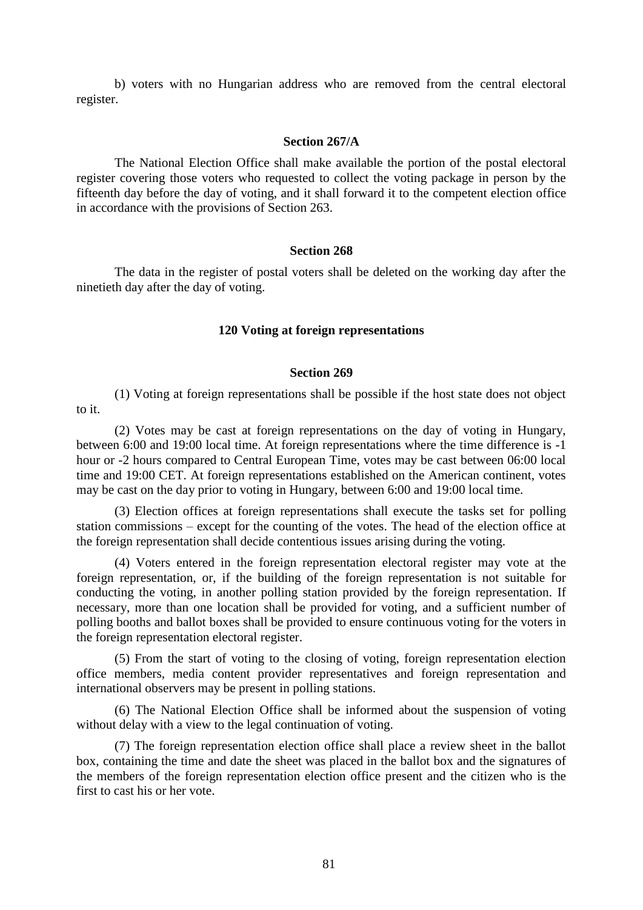b) voters with no Hungarian address who are removed from the central electoral register.

### Section 267/A

The National Election Office shall make available the portion of the postal electoral register covering those voters who requested to collect the voting package in person by the fifteenth day before the day of voting, and it shall forward it to the competent election office in accordance with the provisions of Section 263.

### Section 268

The data in the register of postal voters shall be deleted on the working day after the ninetieth day after the day of voting.

## 120 Voting at foreign representations

### Section 269

(1) Voting at foreign representations shall be possible if the host state does not object to it.

(2) Votes may be cast at foreign representations on the day of voting in Hungary, between 6:00 and 19:00 local time. At foreign representations where the time difference is -1 hour or -2 hours compared to Central European Time, votes may be cast between 06:00 local time and 19:00 CET. At foreign representations established on the American continent, votes may be cast on the day prior to voting in Hungary, between 6:00 and 19:00 local time.

(3) Election offices at foreign representations shall execute the tasks set for polling station commissions – except for the counting of the votes. The head of the election office at the foreign representation shall decide contentious issues arising during the voting.

(4) Voters entered in the foreign representation electoral register may vote at the foreign representation, or, if the building of the foreign representation is not suitable for conducting the voting, in another polling station provided by the foreign representation. If necessary, more than one location shall be provided for voting, and a sufficient number of polling booths and ballot boxes shall be provided to ensure continuous voting for the voters in the foreign representation electoral register.

(5) From the start of voting to the closing of voting, foreign representation election office members, media content provider representatives and foreign representation and international observers may be present in polling stations.

(6) The National Election Office shall be informed about the suspension of voting without delay with a view to the legal continuation of voting.

(7) The foreign representation election office shall place a review sheet in the ballot box, containing the time and date the sheet was placed in the ballot box and the signatures of the members of the foreign representation election office present and the citizen who is the first to cast his or her vote.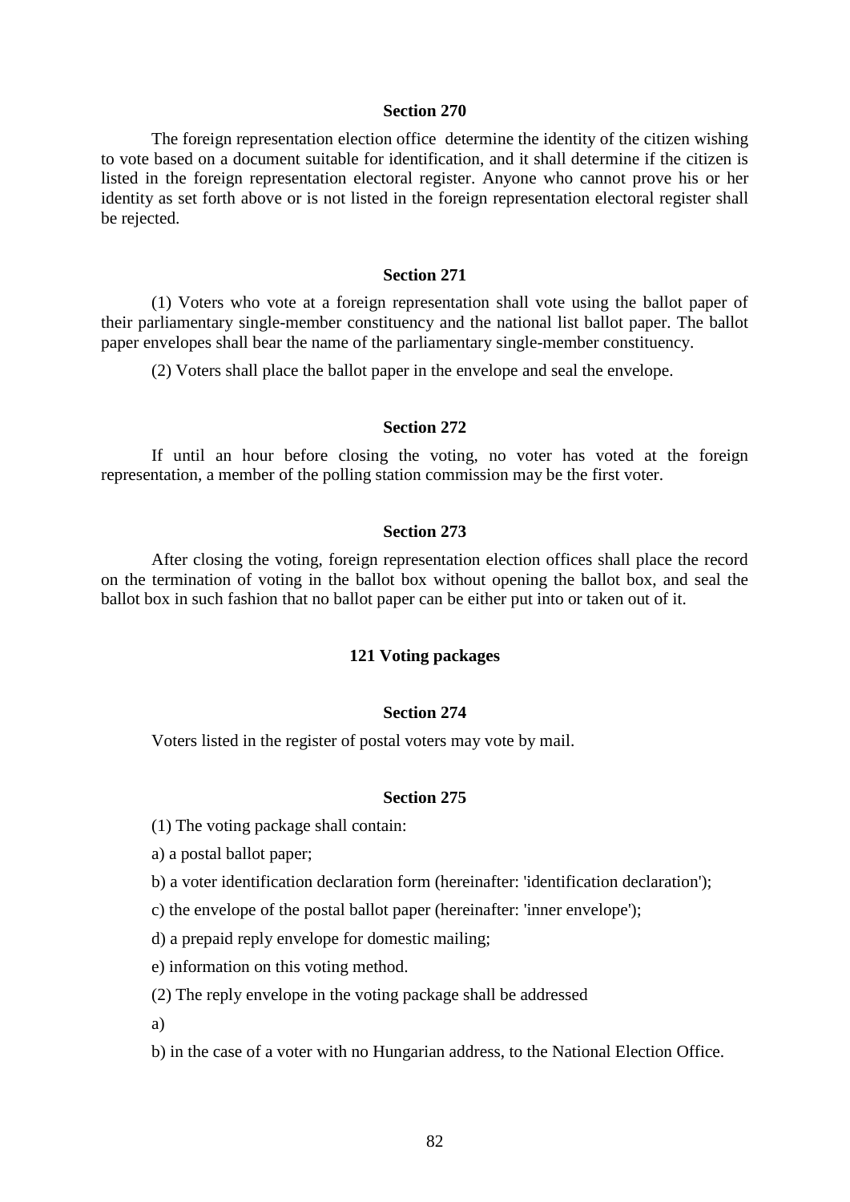## Section 270

The foreign representation election office  determine the identity of the citizen wishing to vote based on a document suitable for identification, and it shall determine if the citizen is listed in the foreign representation electoral register. Anyone who cannot prove his or her identity as set forth above or is not listed in the foreign representation electoral register shall be rejected.

## Section 271

(1) Voters who vote at a foreign representation shall vote using the ballot paper of their parliamentary single-member constituency and the national list ballot paper. The ballot paper envelopes shall bear the name of the parliamentary single-member constituency.

(2) Voters shall place the ballot paper in the envelope and seal the envelope.

## Section 272

If until an hour before closing the voting, no voter has voted at the foreign representation, a member of the polling station commission may be the first voter.

## Section 273

After closing the voting, foreign representation election offices shall place the record on the termination of voting in the ballot box without opening the ballot box, and seal the ballot box in such fashion that no ballot paper can be either put into or taken out of it.

## 121 Voting packages

## Section 274

Voters listed in the register of postal voters may vote by mail.

## Section 275

(1) The voting package shall contain:

a) a postal ballot paper;

b) a voter identification declaration form (hereinafter: 'identification declaration');

c) the envelope of the postal ballot paper (hereinafter: 'inner envelope');

d) a prepaid reply envelope for domestic mailing;

e) information on this voting method.

(2) The reply envelope in the voting package shall be addressed

a)

b) in the case of a voter with no Hungarian address, to the National Election Office.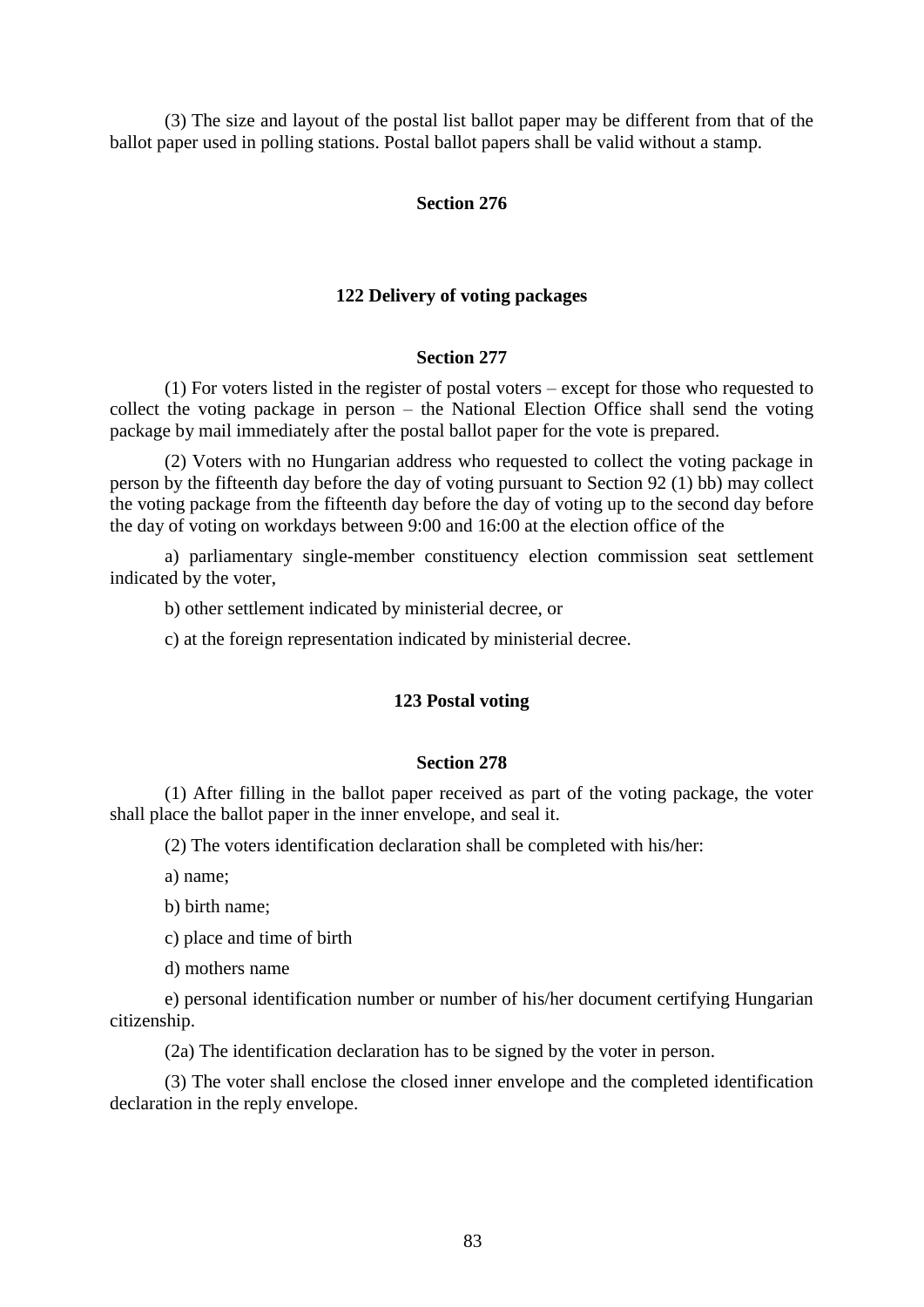(3) The size and layout of the postal list ballot paper may be different from that of the ballot paper used in polling stations. Postal ballot papers shall be valid without a stamp.

**Section 276**

**122 Delivery of voting packages**

**Section 277**

(1) For voters listed in the register of postal voters – except for those who requested to collect the voting package in person – the National Election Office shall send the voting package by mail immediately after the postal ballot paper for the vote is prepared.

(2) Voters with no Hungarian address who requested to collect the voting package in person by the fifteenth day before the day of voting pursuant to Section 92 (1) bb) may collect the voting package from the fifteenth day before the day of voting up to the second day before the day of voting on workdays between 9:00 and 16:00 at the election office of the

a) parliamentary single-member constituency election commission seat settlement indicated by the voter,

b) other settlement indicated by ministerial decree, or

c) at the foreign representation indicated by ministerial decree.

**123 Postal voting**

**Section 278**

(1) After filling in the ballot paper received as part of the voting package, the voter shall place the ballot paper in the inner envelope, and seal it.

(2) The voters identification declaration shall be completed with his/her:

a) name;

b) birth name;

c) place and time of birth

d) mothers name

e) personal identification number or number of his/her document certifying Hungarian citizenship.

(2a) The identification declaration has to be signed by the voter in person.

(3) The voter shall enclose the closed inner envelope and the completed identification declaration in the reply envelope.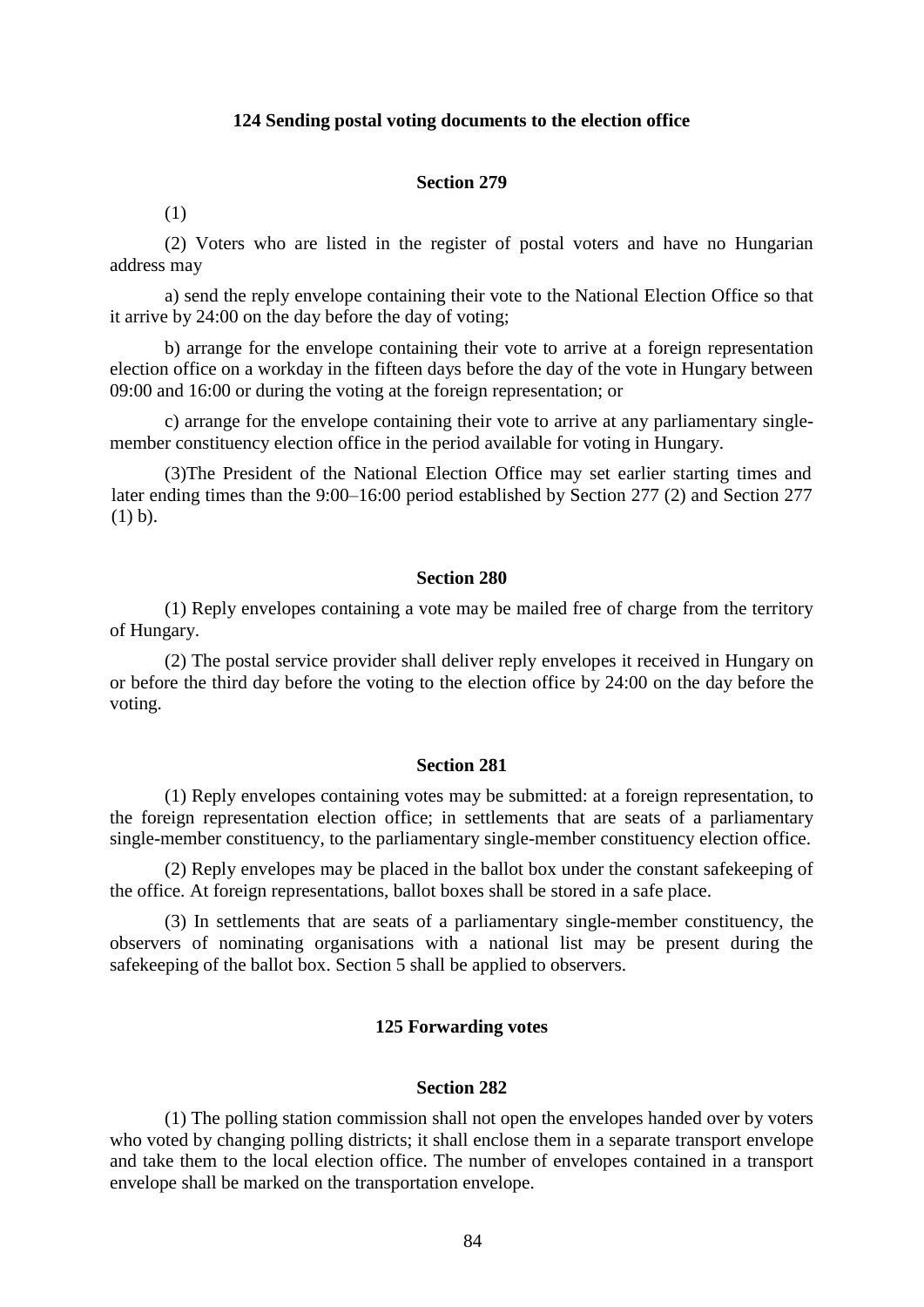### 124 Sending postal voting documents to the election office

#### Section 279

(1)

(2) Voters who are listed in the register of postal voters and have no Hungarian address may

a) send the reply envelope containing their vote to the National Election Office so that it arrive by 24:00 on the day before the day of voting;

b) arrange for the envelope containing their vote to arrive at a foreign representation election office on a workday in the fifteen days before the day of the vote in Hungary between 09:00 and 16:00 or during the voting at the foreign representation; or

c) arrange for the envelope containing their vote to arrive at any parliamentary single-member constituency election office in the period available for voting in Hungary.

(3)The President of the National Election Office may set earlier starting times and later ending times than the 9:00–16:00 period established by Section 277 (2) and Section 277 (1) b).

#### Section 280

(1) Reply envelopes containing a vote may be mailed free of charge from the territory of Hungary.

(2) The postal service provider shall deliver reply envelopes it received in Hungary on or before the third day before the voting to the election office by 24:00 on the day before the voting.

#### Section 281

(1) Reply envelopes containing votes may be submitted: at a foreign representation, to the foreign representation election office; in settlements that are seats of a parliamentary single-member constituency, to the parliamentary single-member constituency election office.

(2) Reply envelopes may be placed in the ballot box under the constant safekeeping of the office. At foreign representations, ballot boxes shall be stored in a safe place.

(3) In settlements that are seats of a parliamentary single-member constituency, the observers of nominating organisations with a national list may be present during the safekeeping of the ballot box. Section 5 shall be applied to observers.

### 125 Forwarding votes

#### Section 282

(1) The polling station commission shall not open the envelopes handed over by voters who voted by changing polling districts; it shall enclose them in a separate transport envelope and take them to the local election office. The number of envelopes contained in a transport envelope shall be marked on the transportation envelope.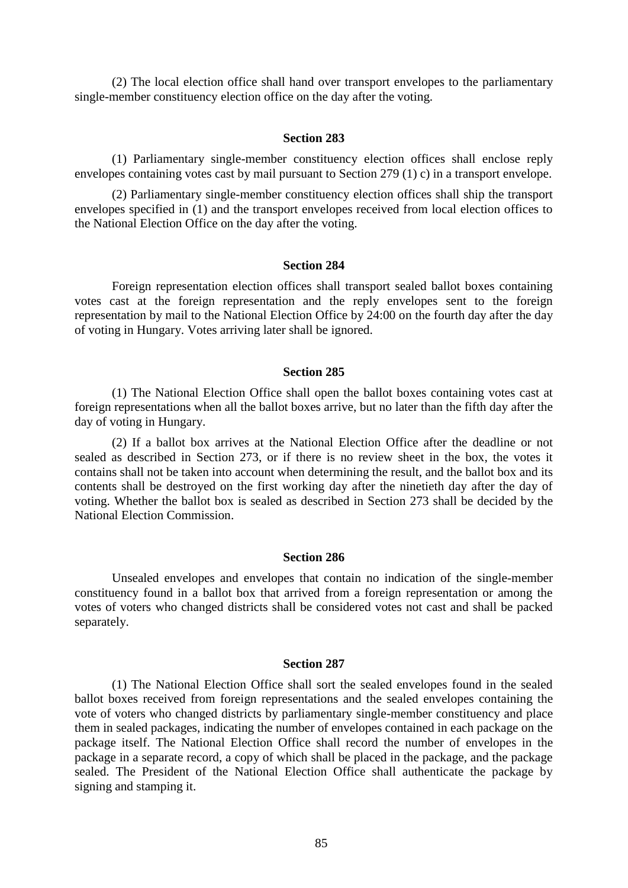(2) The local election office shall hand over transport envelopes to the parliamentary single-member constituency election office on the day after the voting.

### Section 283

(1) Parliamentary single-member constituency election offices shall enclose reply envelopes containing votes cast by mail pursuant to Section 279 (1) c) in a transport envelope.

(2) Parliamentary single-member constituency election offices shall ship the transport envelopes specified in (1) and the transport envelopes received from local election offices to the National Election Office on the day after the voting.

### Section 284

Foreign representation election offices shall transport sealed ballot boxes containing votes cast at the foreign representation and the reply envelopes sent to the foreign representation by mail to the National Election Office by 24:00 on the fourth day after the day of voting in Hungary. Votes arriving later shall be ignored.

### Section 285

(1) The National Election Office shall open the ballot boxes containing votes cast at foreign representations when all the ballot boxes arrive, but no later than the fifth day after the day of voting in Hungary.

(2) If a ballot box arrives at the National Election Office after the deadline or not sealed as described in Section 273, or if there is no review sheet in the box, the votes it contains shall not be taken into account when determining the result, and the ballot box and its contents shall be destroyed on the first working day after the ninetieth day after the day of voting. Whether the ballot box is sealed as described in Section 273 shall be decided by the National Election Commission.

### Section 286

Unsealed envelopes and envelopes that contain no indication of the single-member constituency found in a ballot box that arrived from a foreign representation or among the votes of voters who changed districts shall be considered votes not cast and shall be packed separately.

### Section 287

(1) The National Election Office shall sort the sealed envelopes found in the sealed ballot boxes received from foreign representations and the sealed envelopes containing the vote of voters who changed districts by parliamentary single-member constituency and place them in sealed packages, indicating the number of envelopes contained in each package on the package itself. The National Election Office shall record the number of envelopes in the package in a separate record, a copy of which shall be placed in the package, and the package sealed. The President of the National Election Office shall authenticate the package by signing and stamping it.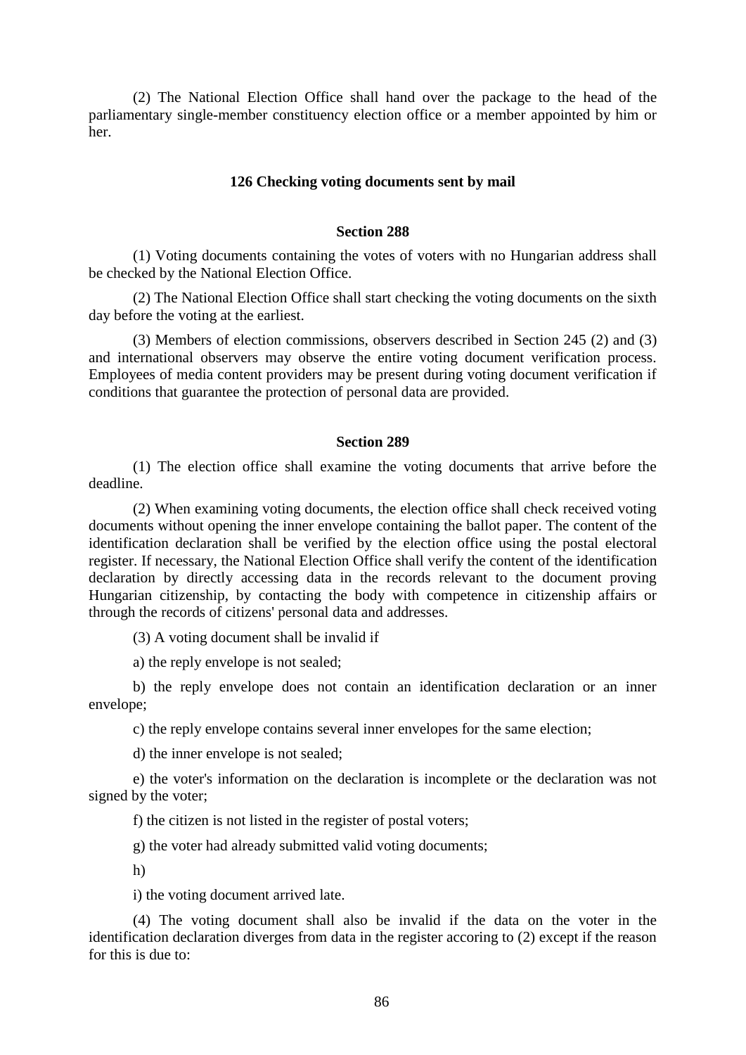(2) The National Election Office shall hand over the package to the head of the parliamentary single-member constituency election office or a member appointed by him or her.

### 126 Checking voting documents sent by mail

#### Section 288

(1) Voting documents containing the votes of voters with no Hungarian address shall be checked by the National Election Office.

(2) The National Election Office shall start checking the voting documents on the sixth day before the voting at the earliest.

(3) Members of election commissions, observers described in Section 245 (2) and (3) and international observers may observe the entire voting document verification process. Employees of media content providers may be present during voting document verification if conditions that guarantee the protection of personal data are provided.

#### Section 289

(1) The election office shall examine the voting documents that arrive before the deadline.

(2) When examining voting documents, the election office shall check received voting documents without opening the inner envelope containing the ballot paper. The content of the identification declaration shall be verified by the election office using the postal electoral register. If necessary, the National Election Office shall verify the content of the identification declaration by directly accessing data in the records relevant to the document proving Hungarian citizenship, by contacting the body with competence in citizenship affairs or through the records of citizens' personal data and addresses.

(3) A voting document shall be invalid if

a) the reply envelope is not sealed;

b) the reply envelope does not contain an identification declaration or an inner envelope;

c) the reply envelope contains several inner envelopes for the same election;

d) the inner envelope is not sealed;

e) the voter's information on the declaration is incomplete or the declaration was not signed by the voter;

f) the citizen is not listed in the register of postal voters;

g) the voter had already submitted valid voting documents;

h)

i) the voting document arrived late.

(4) The voting document shall also be invalid if the data on the voter in the identification declaration diverges from data in the register accoring to (2) except if the reason for this is due to: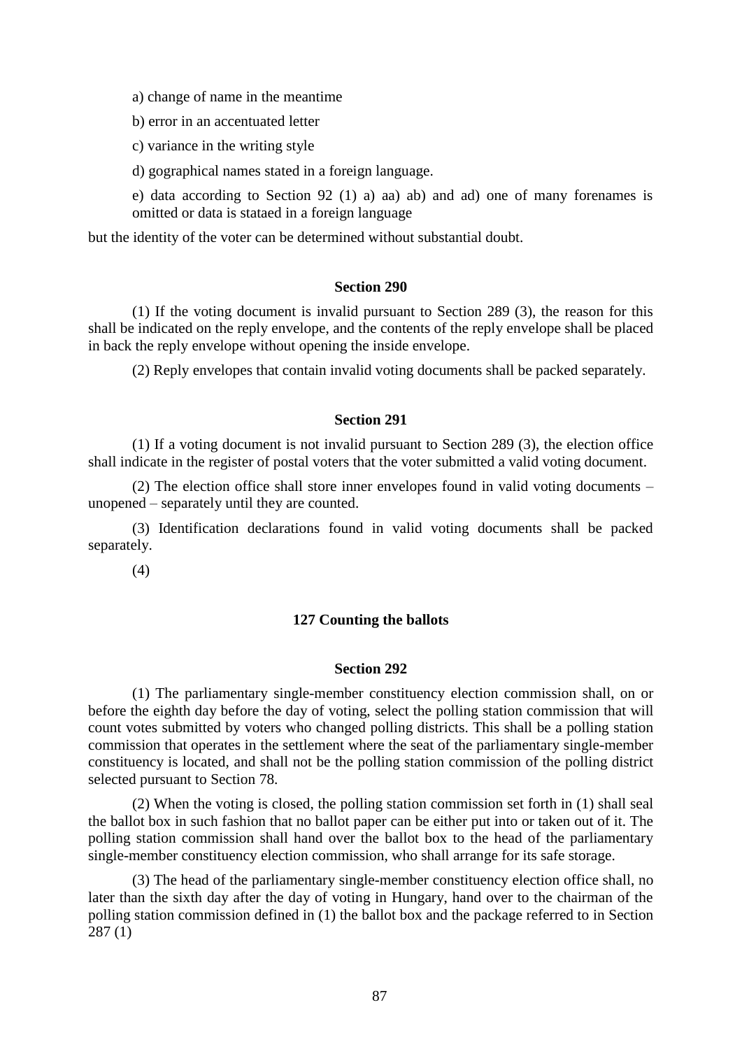a) change of name in the meantime

b) error in an accentuated letter

c) variance in the writing style

d) gographical names stated in a foreign language.

e) data according to Section 92 (1) a) aa) ab) and ad) one of many forenames is omitted or data is stataed in a foreign language

but the identity of the voter can be determined without substantial doubt.

**Section 290**

(1) If the voting document is invalid pursuant to Section 289 (3), the reason for this shall be indicated on the reply envelope, and the contents of the reply envelope shall be placed in back the reply envelope without opening the inside envelope.

(2) Reply envelopes that contain invalid voting documents shall be packed separately.

**Section 291**

(1) If a voting document is not invalid pursuant to Section 289 (3), the election office shall indicate in the register of postal voters that the voter submitted a valid voting document.

(2) The election office shall store inner envelopes found in valid voting documents – unopened – separately until they are counted.

(3) Identification declarations found in valid voting documents shall be packed separately.

(4)

**127 Counting the ballots**

**Section 292**

(1) The parliamentary single-member constituency election commission shall, on or before the eighth day before the day of voting, select the polling station commission that will count votes submitted by voters who changed polling districts. This shall be a polling station commission that operates in the settlement where the seat of the parliamentary single-member constituency is located, and shall not be the polling station commission of the polling district selected pursuant to Section 78.

(2) When the voting is closed, the polling station commission set forth in (1) shall seal the ballot box in such fashion that no ballot paper can be either put into or taken out of it. The polling station commission shall hand over the ballot box to the head of the parliamentary single-member constituency election commission, who shall arrange for its safe storage.

(3) The head of the parliamentary single-member constituency election office shall, no later than the sixth day after the day of voting in Hungary, hand over to the chairman of the polling station commission defined in (1) the ballot box and the package referred to in Section 287 (1)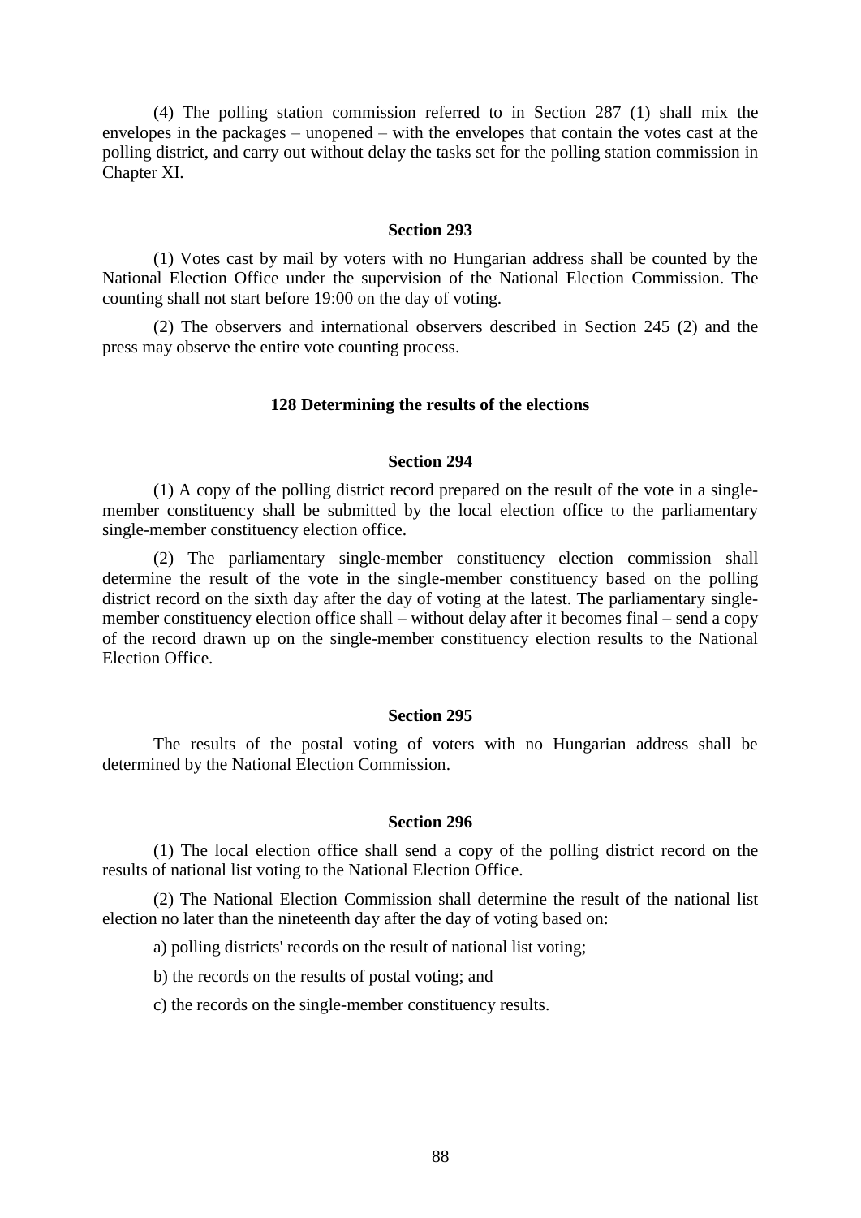(4) The polling station commission referred to in Section 287 (1) shall mix the envelopes in the packages – unopened – with the envelopes that contain the votes cast at the polling district, and carry out without delay the tasks set for the polling station commission in Chapter XI.

### Section 293

(1) Votes cast by mail by voters with no Hungarian address shall be counted by the National Election Office under the supervision of the National Election Commission. The counting shall not start before 19:00 on the day of voting.

(2) The observers and international observers described in Section 245 (2) and the press may observe the entire vote counting process.

## 128 Determining the results of the elections

### Section 294

(1) A copy of the polling district record prepared on the result of the vote in a single-member constituency shall be submitted by the local election office to the parliamentary single-member constituency election office.

(2) The parliamentary single-member constituency election commission shall determine the result of the vote in the single-member constituency based on the polling district record on the sixth day after the day of voting at the latest. The parliamentary single-member constituency election office shall – without delay after it becomes final – send a copy of the record drawn up on the single-member constituency election results to the National Election Office.

### Section 295

The results of the postal voting of voters with no Hungarian address shall be determined by the National Election Commission.

### Section 296

(1) The local election office shall send a copy of the polling district record on the results of national list voting to the National Election Office.

(2) The National Election Commission shall determine the result of the national list election no later than the nineteenth day after the day of voting based on:

a) polling districts' records on the result of national list voting;

b) the records on the results of postal voting; and

c) the records on the single-member constituency results.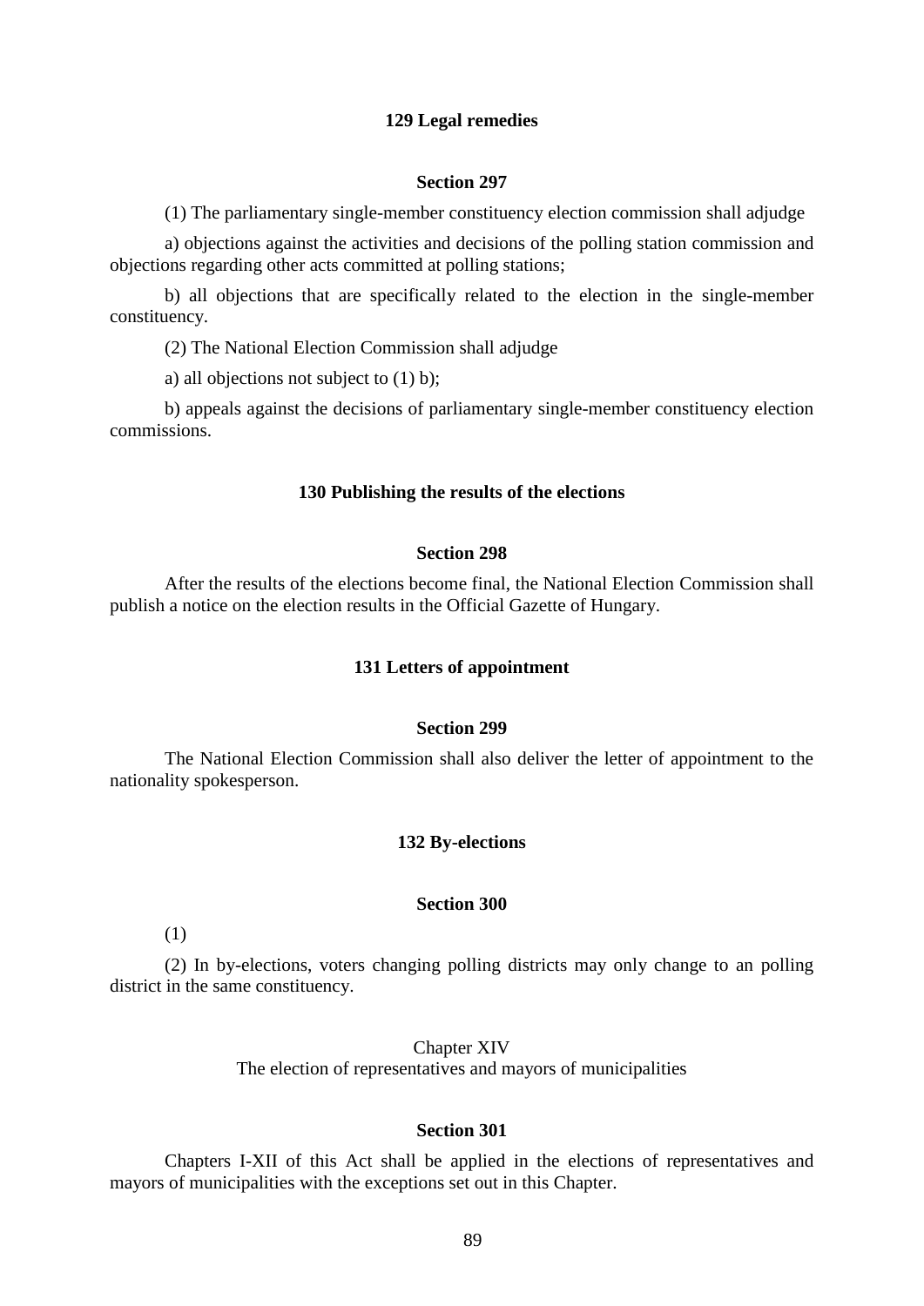### 129 Legal remedies

#### Section 297

(1) The parliamentary single-member constituency election commission shall adjudge

a) objections against the activities and decisions of the polling station commission and objections regarding other acts committed at polling stations;

b) all objections that are specifically related to the election in the single-member constituency.

(2) The National Election Commission shall adjudge

a) all objections not subject to (1) b);

b) appeals against the decisions of parliamentary single-member constituency election commissions.

### 130 Publishing the results of the elections

#### Section 298

After the results of the elections become final, the National Election Commission shall publish a notice on the election results in the Official Gazette of Hungary.

### 131 Letters of appointment

#### Section 299

The National Election Commission shall also deliver the letter of appointment to the nationality spokesperson.

### 132 By-elections

#### Section 300

(1)

(2) In by-elections, voters changing polling districts may only change to an polling district in the same constituency.

## Chapter XIV
## The election of representatives and mayors of municipalities

#### Section 301

Chapters I-XII of this Act shall be applied in the elections of representatives and mayors of municipalities with the exceptions set out in this Chapter.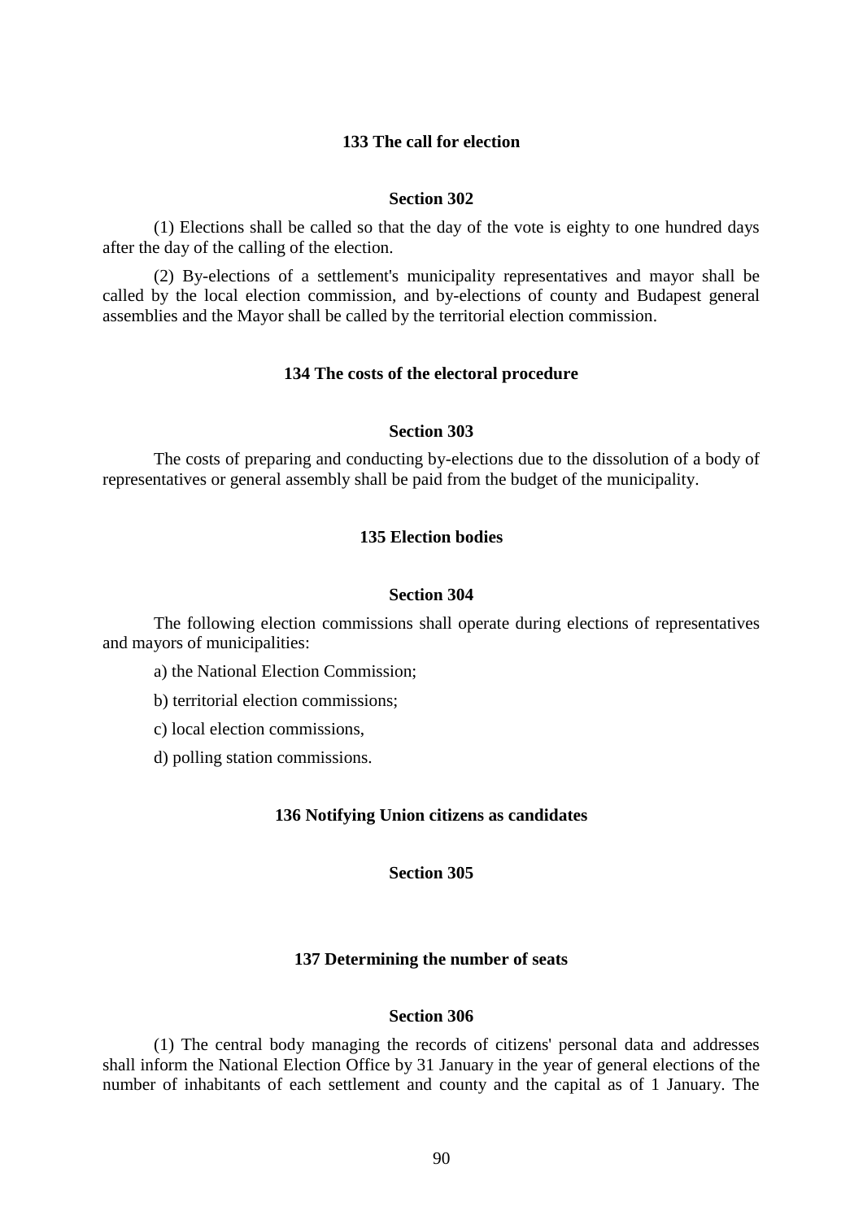### 133 The call for election

#### Section 302

(1) Elections shall be called so that the day of the vote is eighty to one hundred days after the day of the calling of the election.

(2) By-elections of a settlement's municipality representatives and mayor shall be called by the local election commission, and by-elections of county and Budapest general assemblies and the Mayor shall be called by the territorial election commission.

### 134 The costs of the electoral procedure

#### Section 303

The costs of preparing and conducting by-elections due to the dissolution of a body of representatives or general assembly shall be paid from the budget of the municipality.

### 135 Election bodies

#### Section 304

The following election commissions shall operate during elections of representatives and mayors of municipalities:

a) the National Election Commission;

b) territorial election commissions;

c) local election commissions,

d) polling station commissions.

### 136 Notifying Union citizens as candidates

#### Section 305

### 137 Determining the number of seats

#### Section 306

(1) The central body managing the records of citizens' personal data and addresses shall inform the National Election Office by 31 January in the year of general elections of the number of inhabitants of each settlement and county and the capital as of 1 January. The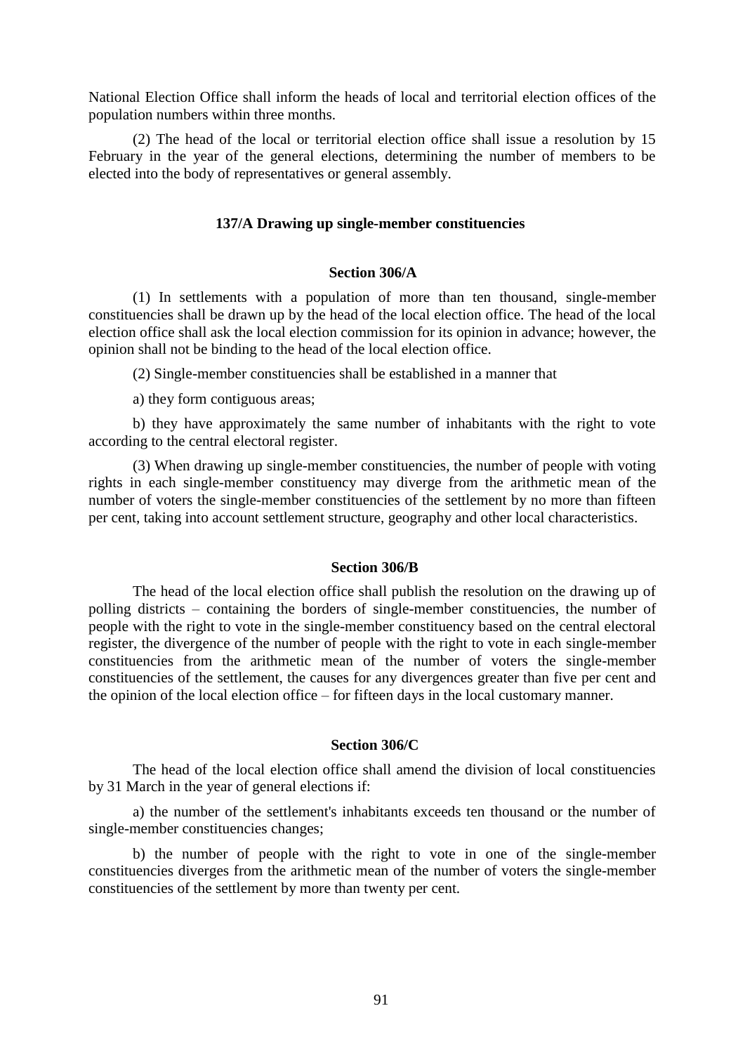National Election Office shall inform the heads of local and territorial election offices of the population numbers within three months.

(2) The head of the local or territorial election office shall issue a resolution by 15 February in the year of the general elections, determining the number of members to be elected into the body of representatives or general assembly.

**137/A Drawing up single-member constituencies**

**Section 306/A**

(1) In settlements with a population of more than ten thousand, single-member constituencies shall be drawn up by the head of the local election office. The head of the local election office shall ask the local election commission for its opinion in advance; however, the opinion shall not be binding to the head of the local election office.

(2) Single-member constituencies shall be established in a manner that

a) they form contiguous areas;

b) they have approximately the same number of inhabitants with the right to vote according to the central electoral register.

(3) When drawing up single-member constituencies, the number of people with voting rights in each single-member constituency may diverge from the arithmetic mean of the number of voters the single-member constituencies of the settlement by no more than fifteen per cent, taking into account settlement structure, geography and other local characteristics.

**Section 306/B**

The head of the local election office shall publish the resolution on the drawing up of polling districts – containing the borders of single-member constituencies, the number of people with the right to vote in the single-member constituency based on the central electoral register, the divergence of the number of people with the right to vote in each single-member constituencies from the arithmetic mean of the number of voters the single-member constituencies of the settlement, the causes for any divergences greater than five per cent and the opinion of the local election office – for fifteen days in the local customary manner.

**Section 306/C**

The head of the local election office shall amend the division of local constituencies by 31 March in the year of general elections if:

a) the number of the settlement's inhabitants exceeds ten thousand or the number of single-member constituencies changes;

b) the number of people with the right to vote in one of the single-member constituencies diverges from the arithmetic mean of the number of voters the single-member constituencies of the settlement by more than twenty per cent.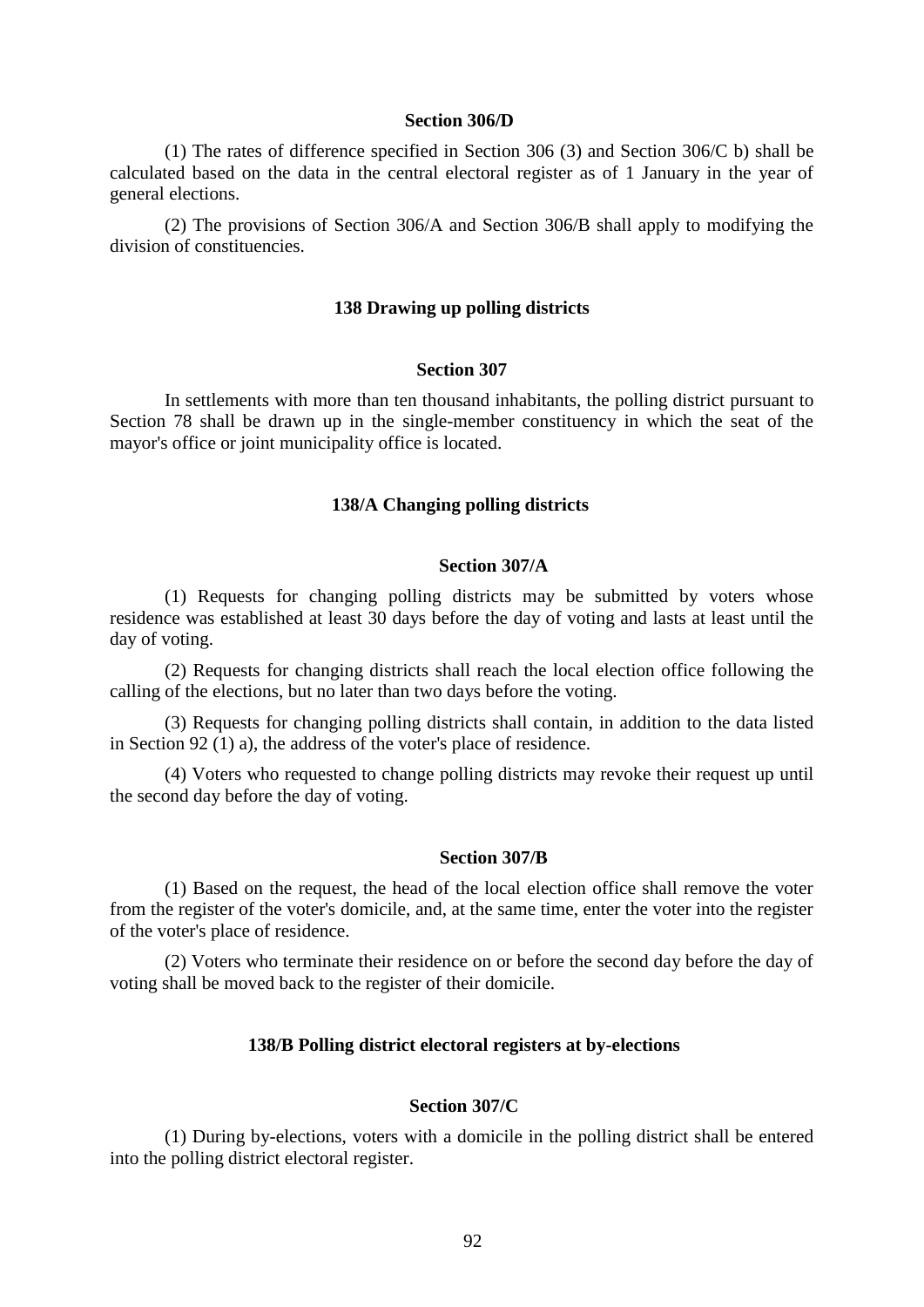**Section 306/D**

(1) The rates of difference specified in Section 306 (3) and Section 306/C b) shall be calculated based on the data in the central electoral register as of 1 January in the year of general elections.

(2) The provisions of Section 306/A and Section 306/B shall apply to modifying the division of constituencies.

## 138 Drawing up polling districts

**Section 307**

In settlements with more than ten thousand inhabitants, the polling district pursuant to Section 78 shall be drawn up in the single-member constituency in which the seat of the mayor's office or joint municipality office is located.

## 138/A Changing polling districts

**Section 307/A**

(1) Requests for changing polling districts may be submitted by voters whose residence was established at least 30 days before the day of voting and lasts at least until the day of voting.

(2) Requests for changing districts shall reach the local election office following the calling of the elections, but no later than two days before the voting.

(3) Requests for changing polling districts shall contain, in addition to the data listed in Section 92 (1) a), the address of the voter's place of residence.

(4) Voters who requested to change polling districts may revoke their request up until the second day before the day of voting.

**Section 307/B**

(1) Based on the request, the head of the local election office shall remove the voter from the register of the voter's domicile, and, at the same time, enter the voter into the register of the voter's place of residence.

(2) Voters who terminate their residence on or before the second day before the day of voting shall be moved back to the register of their domicile.

## 138/B Polling district electoral registers at by-elections

**Section 307/C**

(1) During by-elections, voters with a domicile in the polling district shall be entered into the polling district electoral register.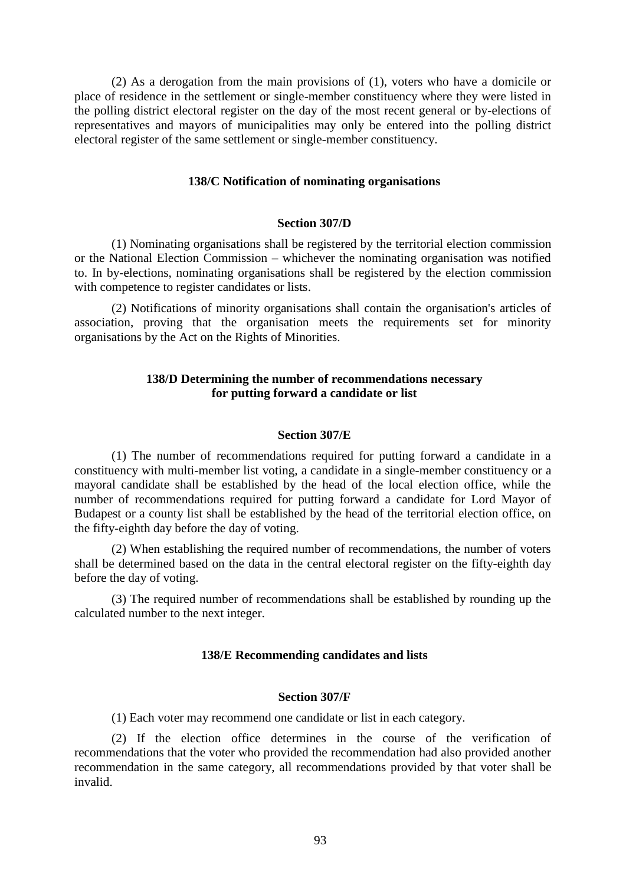(2) As a derogation from the main provisions of (1), voters who have a domicile or place of residence in the settlement or single-member constituency where they were listed in the polling district electoral register on the day of the most recent general or by-elections of representatives and mayors of municipalities may only be entered into the polling district electoral register of the same settlement or single-member constituency.

### 138/C Notification of nominating organisations

### Section 307/D

(1) Nominating organisations shall be registered by the territorial election commission or the National Election Commission – whichever the nominating organisation was notified to. In by-elections, nominating organisations shall be registered by the election commission with competence to register candidates or lists.

(2) Notifications of minority organisations shall contain the organisation's articles of association, proving that the organisation meets the requirements set for minority organisations by the Act on the Rights of Minorities.

### 138/D Determining the number of recommendations necessary for putting forward a candidate or list

### Section 307/E

(1) The number of recommendations required for putting forward a candidate in a constituency with multi-member list voting, a candidate in a single-member constituency or a mayoral candidate shall be established by the head of the local election office, while the number of recommendations required for putting forward a candidate for Lord Mayor of Budapest or a county list shall be established by the head of the territorial election office, on the fifty-eighth day before the day of voting.

(2) When establishing the required number of recommendations, the number of voters shall be determined based on the data in the central electoral register on the fifty-eighth day before the day of voting.

(3) The required number of recommendations shall be established by rounding up the calculated number to the next integer.

### 138/E Recommending candidates and lists

### Section 307/F

(1) Each voter may recommend one candidate or list in each category.

(2) If the election office determines in the course of the verification of recommendations that the voter who provided the recommendation had also provided another recommendation in the same category, all recommendations provided by that voter shall be invalid.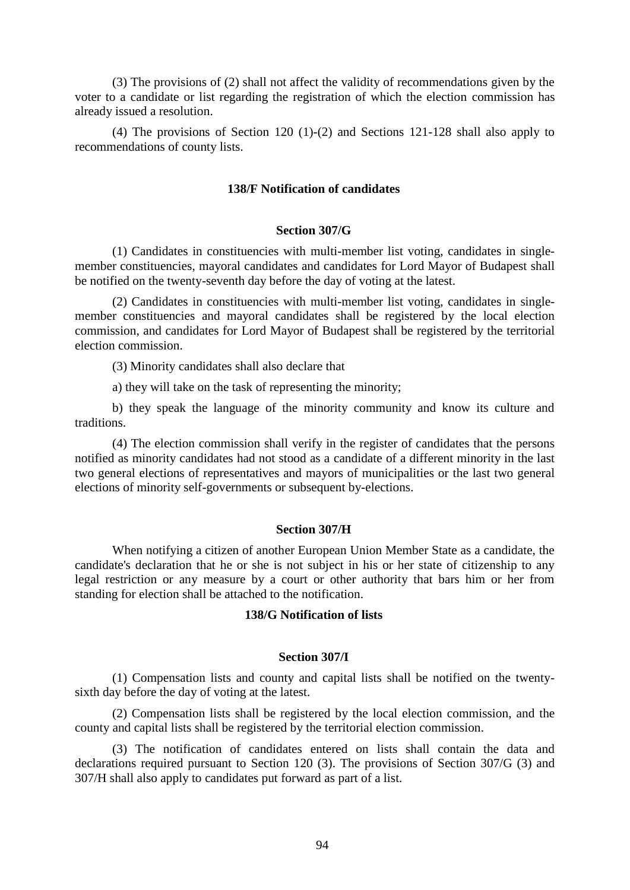(3) The provisions of (2) shall not affect the validity of recommendations given by the voter to a candidate or list regarding the registration of which the election commission has already issued a resolution.

(4) The provisions of Section 120 (1)-(2) and Sections 121-128 shall also apply to recommendations of county lists.

### 138/F Notification of candidates

#### Section 307/G

(1) Candidates in constituencies with multi-member list voting, candidates in single-member constituencies, mayoral candidates and candidates for Lord Mayor of Budapest shall be notified on the twenty-seventh day before the day of voting at the latest.

(2) Candidates in constituencies with multi-member list voting, candidates in single-member constituencies and mayoral candidates shall be registered by the local election commission, and candidates for Lord Mayor of Budapest shall be registered by the territorial election commission.

(3) Minority candidates shall also declare that

a) they will take on the task of representing the minority;

b) they speak the language of the minority community and know its culture and traditions.

(4) The election commission shall verify in the register of candidates that the persons notified as minority candidates had not stood as a candidate of a different minority in the last two general elections of representatives and mayors of municipalities or the last two general elections of minority self-governments or subsequent by-elections.

#### Section 307/H

When notifying a citizen of another European Union Member State as a candidate, the candidate's declaration that he or she is not subject in his or her state of citizenship to any legal restriction or any measure by a court or other authority that bars him or her from standing for election shall be attached to the notification.

### 138/G Notification of lists

#### Section 307/I

(1) Compensation lists and county and capital lists shall be notified on the twenty-sixth day before the day of voting at the latest.

(2) Compensation lists shall be registered by the local election commission, and the county and capital lists shall be registered by the territorial election commission.

(3) The notification of candidates entered on lists shall contain the data and declarations required pursuant to Section 120 (3). The provisions of Section 307/G (3) and 307/H shall also apply to candidates put forward as part of a list.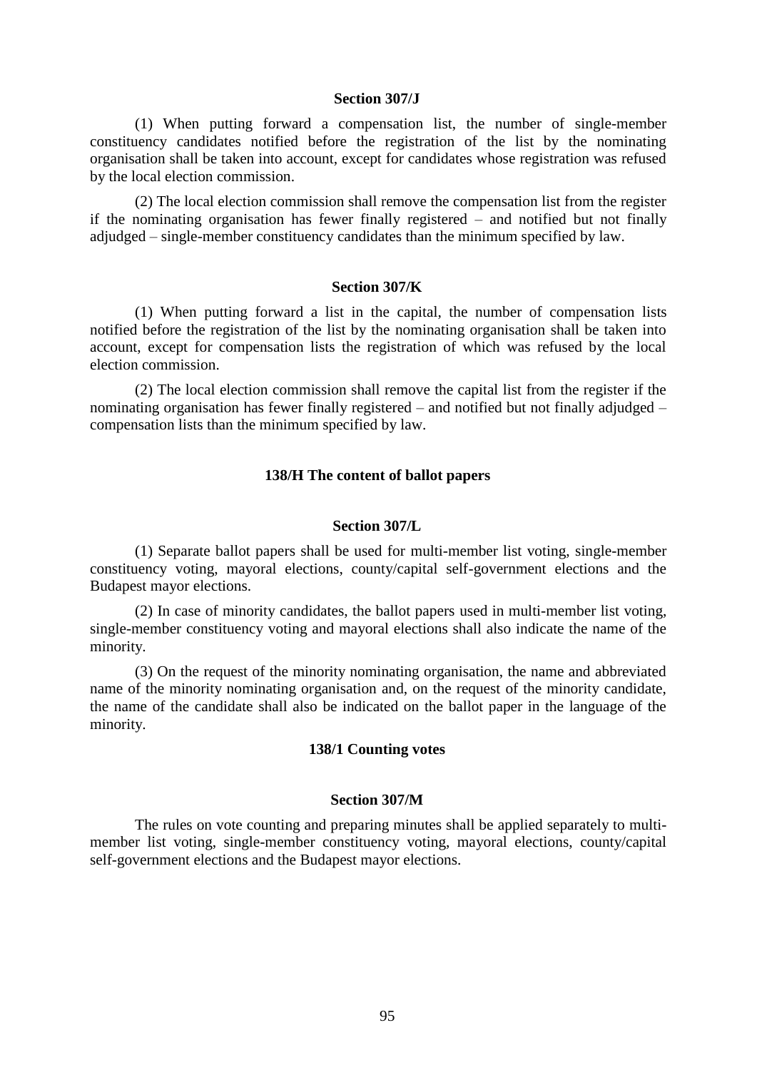### Section 307/J

(1) When putting forward a compensation list, the number of single-member constituency candidates notified before the registration of the list by the nominating organisation shall be taken into account, except for candidates whose registration was refused by the local election commission.

(2) The local election commission shall remove the compensation list from the register if the nominating organisation has fewer finally registered – and notified but not finally adjudged – single-member constituency candidates than the minimum specified by law.

### Section 307/K

(1) When putting forward a list in the capital, the number of compensation lists notified before the registration of the list by the nominating organisation shall be taken into account, except for compensation lists the registration of which was refused by the local election commission.

(2) The local election commission shall remove the capital list from the register if the nominating organisation has fewer finally registered – and notified but not finally adjudged – compensation lists than the minimum specified by law.

## 138/H The content of ballot papers

### Section 307/L

(1) Separate ballot papers shall be used for multi-member list voting, single-member constituency voting, mayoral elections, county/capital self-government elections and the Budapest mayor elections.

(2) In case of minority candidates, the ballot papers used in multi-member list voting, single-member constituency voting and mayoral elections shall also indicate the name of the minority.

(3) On the request of the minority nominating organisation, the name and abbreviated name of the minority nominating organisation and, on the request of the minority candidate, the name of the candidate shall also be indicated on the ballot paper in the language of the minority.

## 138/1 Counting votes

### Section 307/M

The rules on vote counting and preparing minutes shall be applied separately to multi-member list voting, single-member constituency voting, mayoral elections, county/capital self-government elections and the Budapest mayor elections.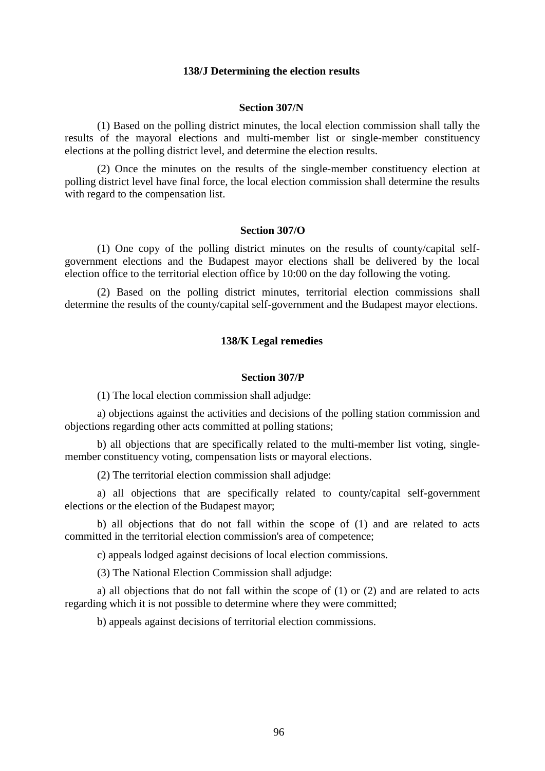### 138/J Determining the election results

#### Section 307/N

(1) Based on the polling district minutes, the local election commission shall tally the results of the mayoral elections and multi-member list or single-member constituency elections at the polling district level, and determine the election results.

(2) Once the minutes on the results of the single-member constituency election at polling district level have final force, the local election commission shall determine the results with regard to the compensation list.

#### Section 307/O

(1) One copy of the polling district minutes on the results of county/capital self-government elections and the Budapest mayor elections shall be delivered by the local election office to the territorial election office by 10:00 on the day following the voting.

(2) Based on the polling district minutes, territorial election commissions shall determine the results of the county/capital self-government and the Budapest mayor elections.

### 138/K Legal remedies

#### Section 307/P

(1) The local election commission shall adjudge:

a) objections against the activities and decisions of the polling station commission and objections regarding other acts committed at polling stations;

b) all objections that are specifically related to the multi-member list voting, single-member constituency voting, compensation lists or mayoral elections.

(2) The territorial election commission shall adjudge:

a) all objections that are specifically related to county/capital self-government elections or the election of the Budapest mayor;

b) all objections that do not fall within the scope of (1) and are related to acts committed in the territorial election commission's area of competence;

c) appeals lodged against decisions of local election commissions.

(3) The National Election Commission shall adjudge:

a) all objections that do not fall within the scope of (1) or (2) and are related to acts regarding which it is not possible to determine where they were committed;

b) appeals against decisions of territorial election commissions.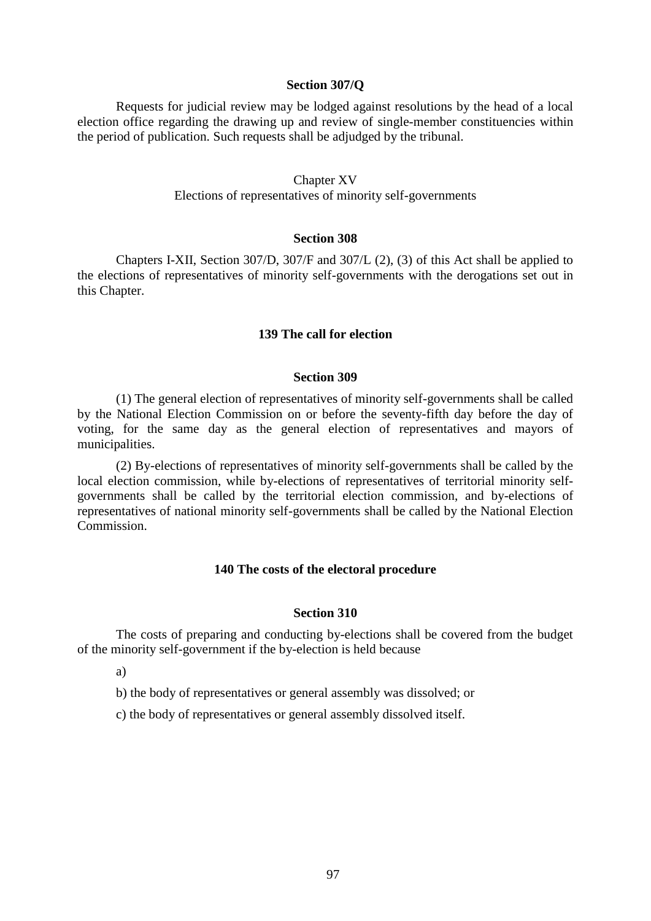**Section 307/Q**

Requests for judicial review may be lodged against resolutions by the head of a local election office regarding the drawing up and review of single-member constituencies within the period of publication. Such requests shall be adjudged by the tribunal.

## Chapter XV
## Elections of representatives of minority self-governments

**Section 308**

Chapters I-XII, Section 307/D, 307/F and 307/L (2), (3) of this Act shall be applied to the elections of representatives of minority self-governments with the derogations set out in this Chapter.

### 139 The call for election

**Section 309**

(1) The general election of representatives of minority self-governments shall be called by the National Election Commission on or before the seventy-fifth day before the day of voting, for the same day as the general election of representatives and mayors of municipalities.

(2) By-elections of representatives of minority self-governments shall be called by the local election commission, while by-elections of representatives of territorial minority self-governments shall be called by the territorial election commission, and by-elections of representatives of national minority self-governments shall be called by the National Election Commission.

### 140 The costs of the electoral procedure

**Section 310**

The costs of preparing and conducting by-elections shall be covered from the budget of the minority self-government if the by-election is held because

a)

b) the body of representatives or general assembly was dissolved; or

c) the body of representatives or general assembly dissolved itself.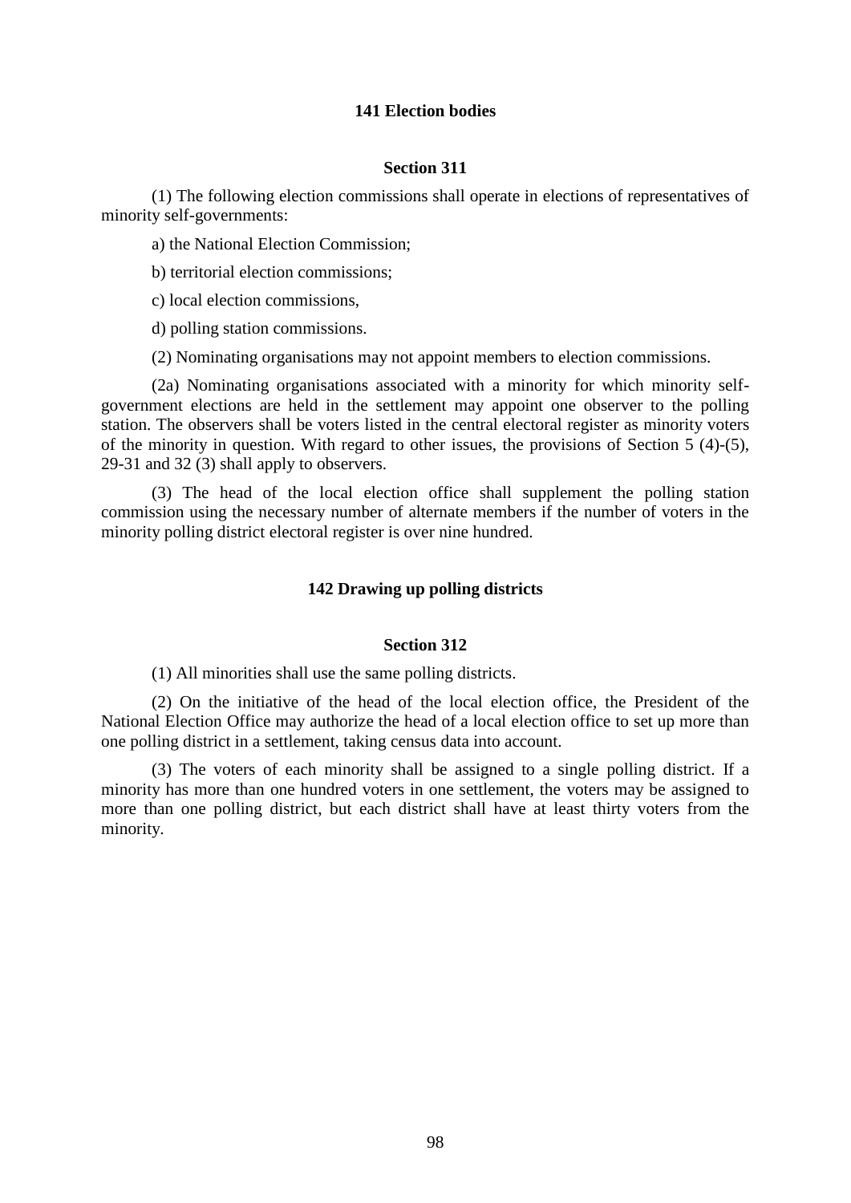### 141 Election bodies

#### Section 311

(1) The following election commissions shall operate in elections of representatives of minority self-governments:

a) the National Election Commission;

b) territorial election commissions;

c) local election commissions,

d) polling station commissions.

(2) Nominating organisations may not appoint members to election commissions.

(2a) Nominating organisations associated with a minority for which minority self-government elections are held in the settlement may appoint one observer to the polling station. The observers shall be voters listed in the central electoral register as minority voters of the minority in question. With regard to other issues, the provisions of Section 5 (4)-(5), 29-31 and 32 (3) shall apply to observers.

(3) The head of the local election office shall supplement the polling station commission using the necessary number of alternate members if the number of voters in the minority polling district electoral register is over nine hundred.

### 142 Drawing up polling districts

#### Section 312

(1) All minorities shall use the same polling districts.

(2) On the initiative of the head of the local election office, the President of the National Election Office may authorize the head of a local election office to set up more than one polling district in a settlement, taking census data into account.

(3) The voters of each minority shall be assigned to a single polling district. If a minority has more than one hundred voters in one settlement, the voters may be assigned to more than one polling district, but each district shall have at least thirty voters from the minority.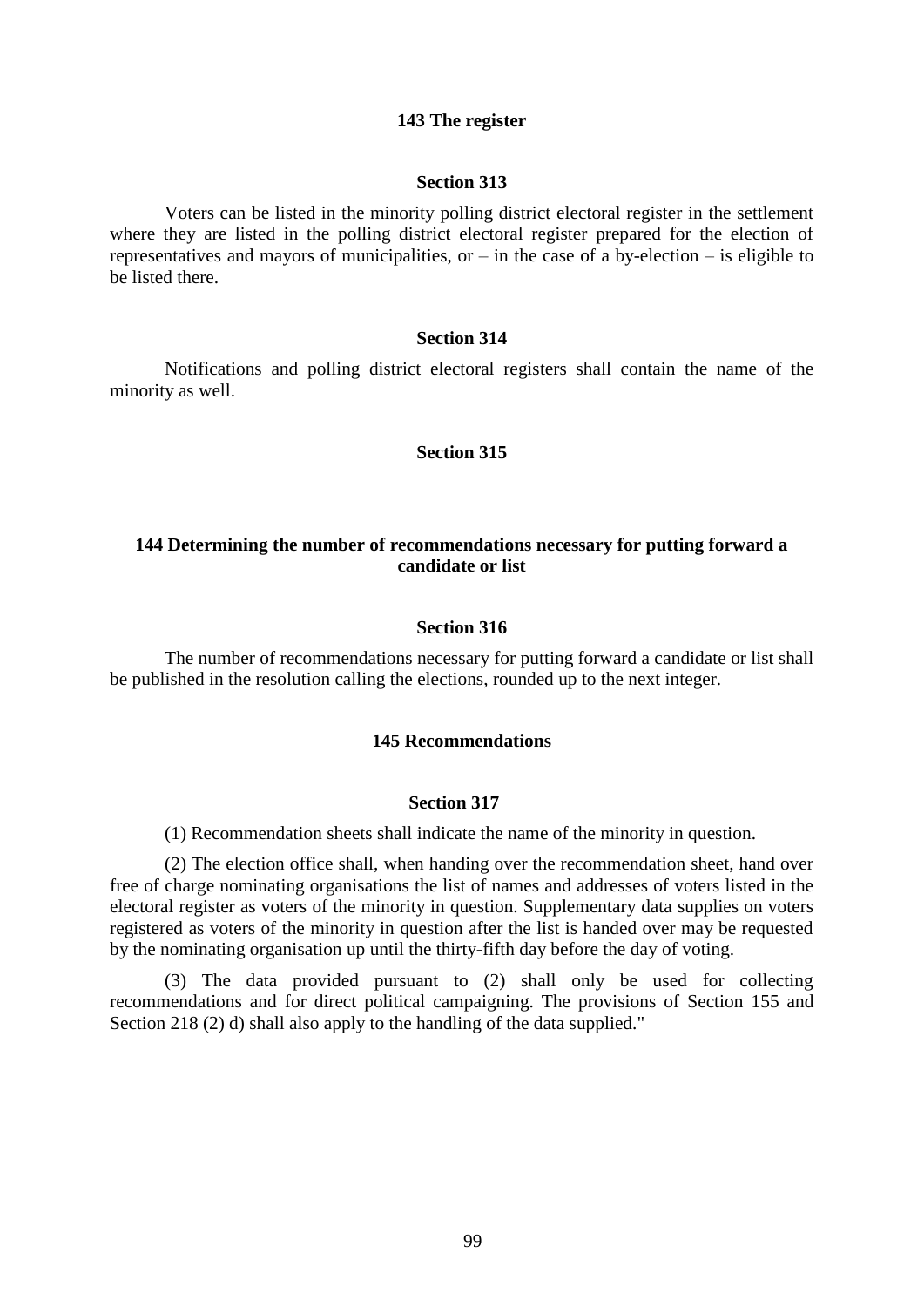### 143 The register

#### Section 313

Voters can be listed in the minority polling district electoral register in the settlement where they are listed in the polling district electoral register prepared for the election of representatives and mayors of municipalities, or – in the case of a by-election – is eligible to be listed there.

#### Section 314

Notifications and polling district electoral registers shall contain the name of the minority as well.

#### Section 315

### 144 Determining the number of recommendations necessary for putting forward a candidate or list

#### Section 316

The number of recommendations necessary for putting forward a candidate or list shall be published in the resolution calling the elections, rounded up to the next integer.

### 145 Recommendations

#### Section 317

(1) Recommendation sheets shall indicate the name of the minority in question.

(2) The election office shall, when handing over the recommendation sheet, hand over free of charge nominating organisations the list of names and addresses of voters listed in the electoral register as voters of the minority in question. Supplementary data supplies on voters registered as voters of the minority in question after the list is handed over may be requested by the nominating organisation up until the thirty-fifth day before the day of voting.

(3) The data provided pursuant to (2) shall only be used for collecting recommendations and for direct political campaigning. The provisions of Section 155 and Section 218 (2) d) shall also apply to the handling of the data supplied."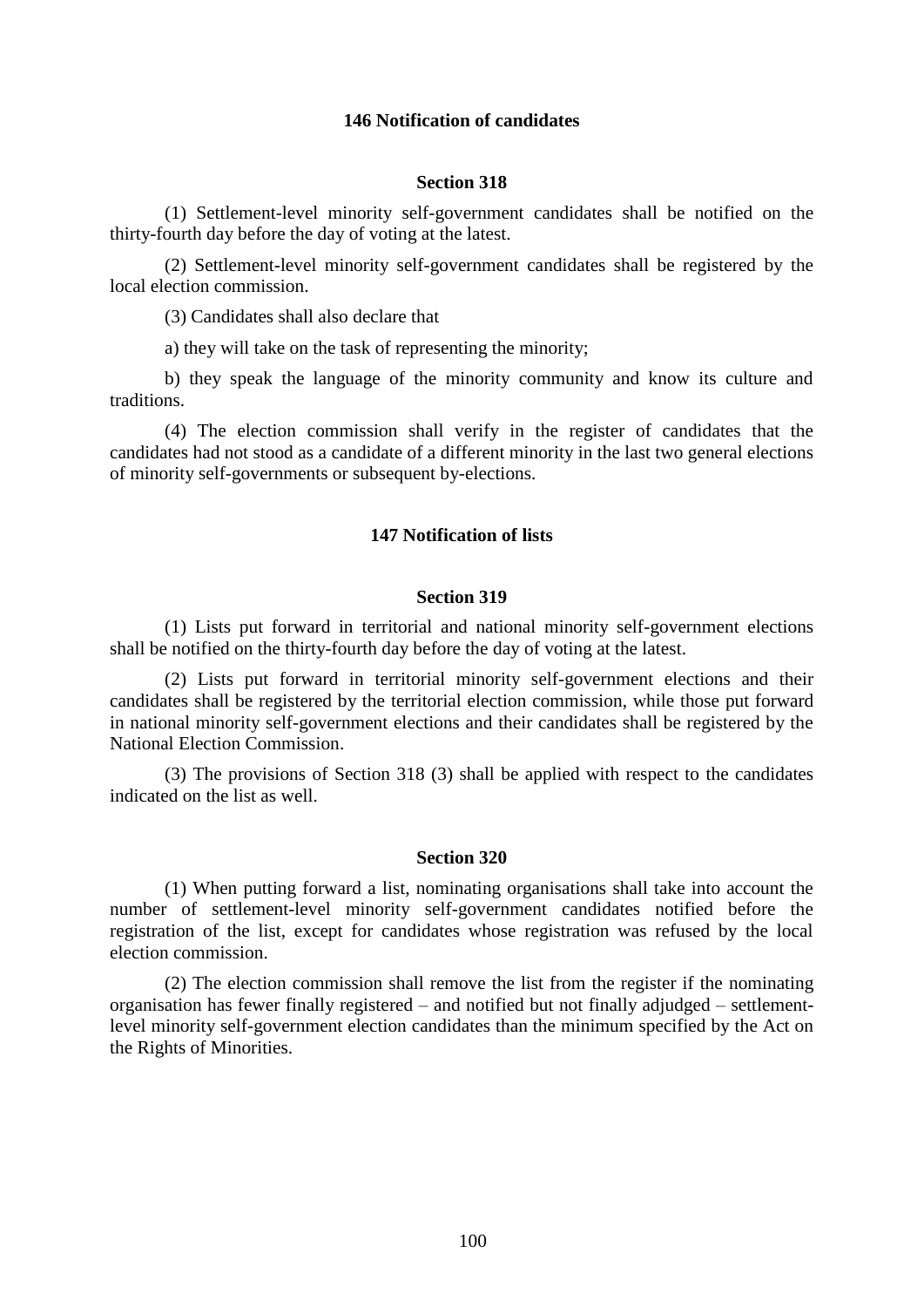## 146 Notification of candidates

### Section 318

(1) Settlement-level minority self-government candidates shall be notified on the thirty-fourth day before the day of voting at the latest.

(2) Settlement-level minority self-government candidates shall be registered by the local election commission.

(3) Candidates shall also declare that

a) they will take on the task of representing the minority;

b) they speak the language of the minority community and know its culture and traditions.

(4) The election commission shall verify in the register of candidates that the candidates had not stood as a candidate of a different minority in the last two general elections of minority self-governments or subsequent by-elections.

## 147 Notification of lists

### Section 319

(1) Lists put forward in territorial and national minority self-government elections shall be notified on the thirty-fourth day before the day of voting at the latest.

(2) Lists put forward in territorial minority self-government elections and their candidates shall be registered by the territorial election commission, while those put forward in national minority self-government elections and their candidates shall be registered by the National Election Commission.

(3) The provisions of Section 318 (3) shall be applied with respect to the candidates indicated on the list as well.

### Section 320

(1) When putting forward a list, nominating organisations shall take into account the number of settlement-level minority self-government candidates notified before the registration of the list, except for candidates whose registration was refused by the local election commission.

(2) The election commission shall remove the list from the register if the nominating organisation has fewer finally registered – and notified but not finally adjudged – settlement-level minority self-government election candidates than the minimum specified by the Act on the Rights of Minorities.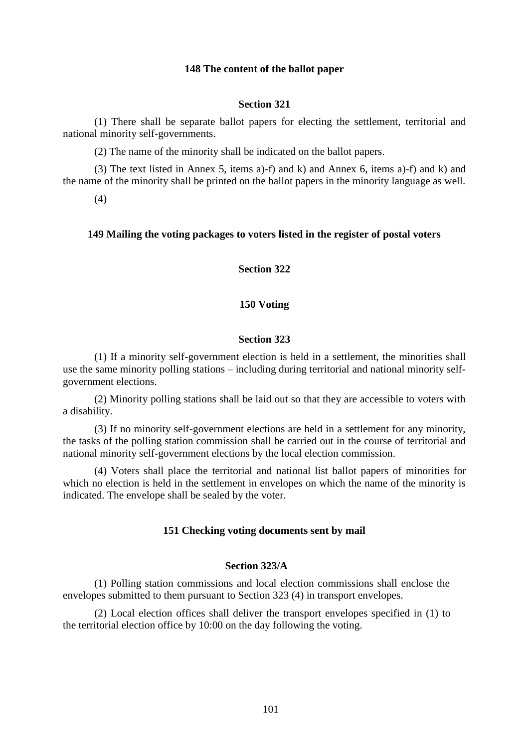### 148 The content of the ballot paper

#### Section 321

(1) There shall be separate ballot papers for electing the settlement, territorial and national minority self-governments.

(2) The name of the minority shall be indicated on the ballot papers.

(3) The text listed in Annex 5, items a)-f) and k) and Annex 6, items a)-f) and k) and the name of the minority shall be printed on the ballot papers in the minority language as well.

(4)

### 149 Mailing the voting packages to voters listed in the register of postal voters

#### Section 322

### 150 Voting

#### Section 323

(1) If a minority self-government election is held in a settlement, the minorities shall use the same minority polling stations – including during territorial and national minority self-government elections.

(2) Minority polling stations shall be laid out so that they are accessible to voters with a disability.

(3) If no minority self-government elections are held in a settlement for any minority, the tasks of the polling station commission shall be carried out in the course of territorial and national minority self-government elections by the local election commission.

(4) Voters shall place the territorial and national list ballot papers of minorities for which no election is held in the settlement in envelopes on which the name of the minority is indicated. The envelope shall be sealed by the voter.

### 151 Checking voting documents sent by mail

#### Section 323/A

(1) Polling station commissions and local election commissions shall enclose the envelopes submitted to them pursuant to Section 323 (4) in transport envelopes.

(2) Local election offices shall deliver the transport envelopes specified in (1) to the territorial election office by 10:00 on the day following the voting.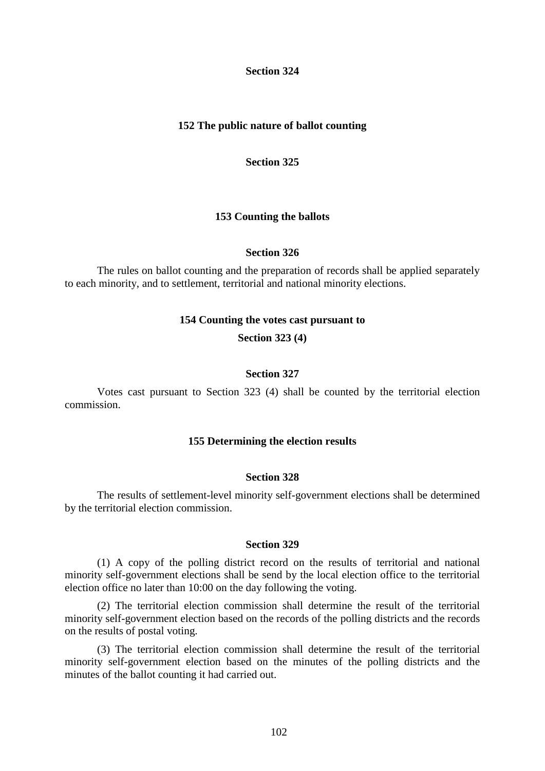**Section 324**

### 152 The public nature of ballot counting

**Section 325**

### 153 Counting the ballots

**Section 326**

The rules on ballot counting and the preparation of records shall be applied separately to each minority, and to settlement, territorial and national minority elections.

### 154 Counting the votes cast pursuant to Section 323 (4)

**Section 327**

Votes cast pursuant to Section 323 (4) shall be counted by the territorial election commission.

### 155 Determining the election results

**Section 328**

The results of settlement-level minority self-government elections shall be determined by the territorial election commission.

**Section 329**

(1) A copy of the polling district record on the results of territorial and national minority self-government elections shall be send by the local election office to the territorial election office no later than 10:00 on the day following the voting.

(2) The territorial election commission shall determine the result of the territorial minority self-government election based on the records of the polling districts and the records on the results of postal voting.

(3) The territorial election commission shall determine the result of the territorial minority self-government election based on the minutes of the polling districts and the minutes of the ballot counting it had carried out.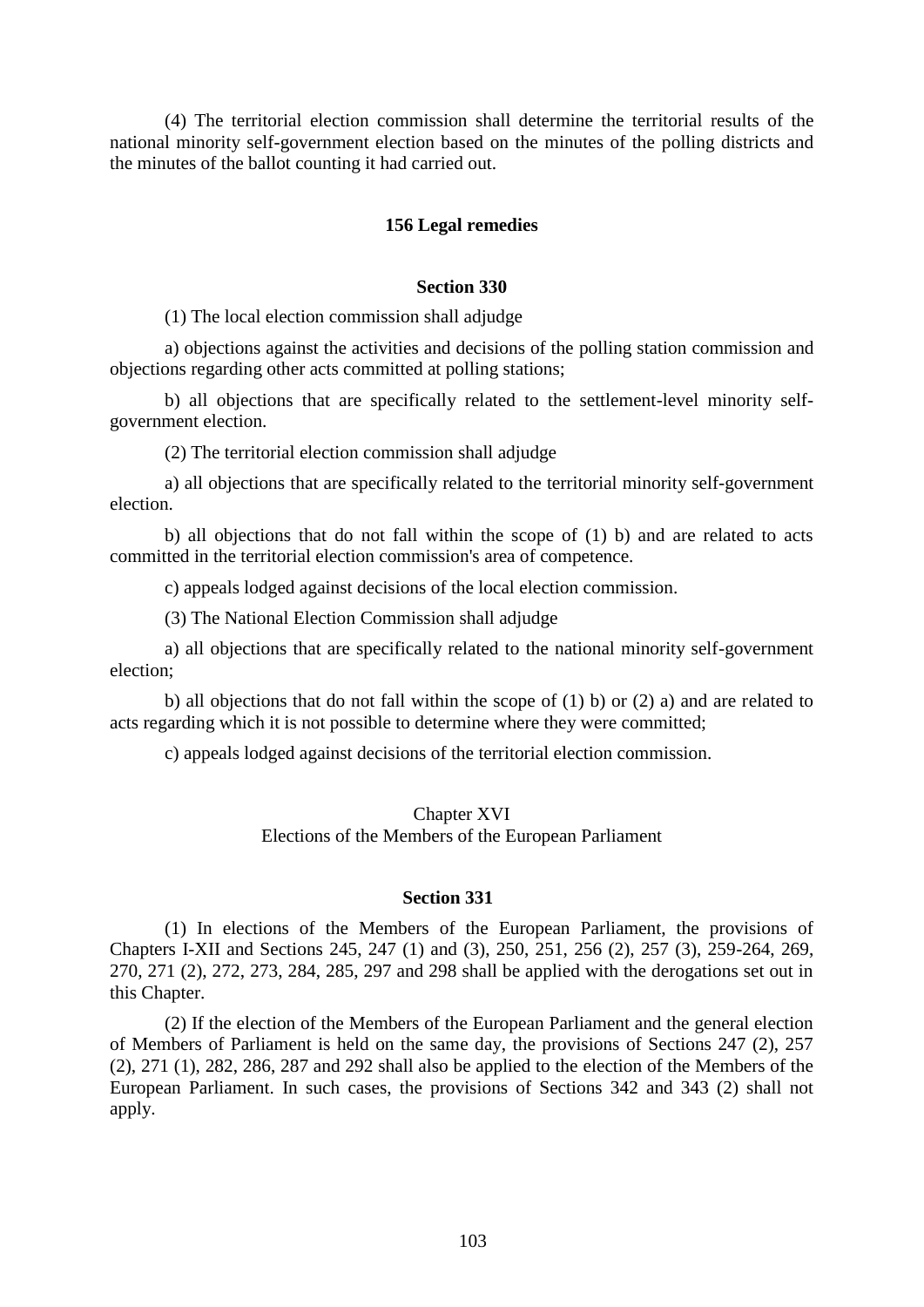(4) The territorial election commission shall determine the territorial results of the national minority self-government election based on the minutes of the polling districts and the minutes of the ballot counting it had carried out.

### 156 Legal remedies

#### Section 330

(1) The local election commission shall adjudge

a) objections against the activities and decisions of the polling station commission and objections regarding other acts committed at polling stations;

b) all objections that are specifically related to the settlement-level minority self-government election.

(2) The territorial election commission shall adjudge

a) all objections that are specifically related to the territorial minority self-government election.

b) all objections that do not fall within the scope of (1) b) and are related to acts committed in the territorial election commission's area of competence.

c) appeals lodged against decisions of the local election commission.

(3) The National Election Commission shall adjudge

a) all objections that are specifically related to the national minority self-government election;

b) all objections that do not fall within the scope of (1) b) or (2) a) and are related to acts regarding which it is not possible to determine where they were committed;

c) appeals lodged against decisions of the territorial election commission.

## Chapter XVI
## Elections of the Members of the European Parliament

#### Section 331

(1) In elections of the Members of the European Parliament, the provisions of Chapters I-XII and Sections 245, 247 (1) and (3), 250, 251, 256 (2), 257 (3), 259-264, 269, 270, 271 (2), 272, 273, 284, 285, 297 and 298 shall be applied with the derogations set out in this Chapter.

(2) If the election of the Members of the European Parliament and the general election of Members of Parliament is held on the same day, the provisions of Sections 247 (2), 257 (2), 271 (1), 282, 286, 287 and 292 shall also be applied to the election of the Members of the European Parliament. In such cases, the provisions of Sections 342 and 343 (2) shall not apply.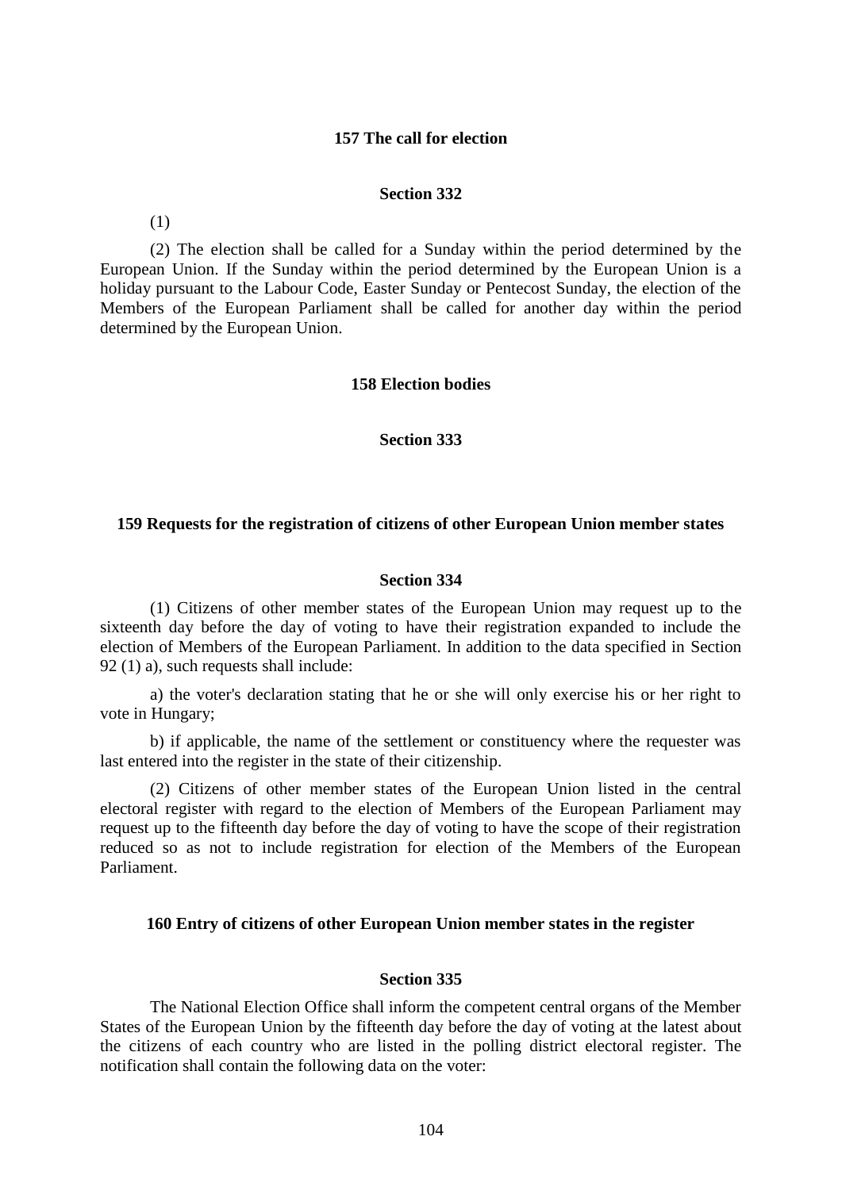### 157 The call for election

#### Section 332

(1)

(2) The election shall be called for a Sunday within the period determined by the European Union. If the Sunday within the period determined by the European Union is a holiday pursuant to the Labour Code, Easter Sunday or Pentecost Sunday, the election of the Members of the European Parliament shall be called for another day within the period determined by the European Union.

### 158 Election bodies

#### Section 333

### 159 Requests for the registration of citizens of other European Union member states

#### Section 334

(1) Citizens of other member states of the European Union may request up to the sixteenth day before the day of voting to have their registration expanded to include the election of Members of the European Parliament. In addition to the data specified in Section 92 (1) a), such requests shall include:

a) the voter's declaration stating that he or she will only exercise his or her right to vote in Hungary;

b) if applicable, the name of the settlement or constituency where the requester was last entered into the register in the state of their citizenship.

(2) Citizens of other member states of the European Union listed in the central electoral register with regard to the election of Members of the European Parliament may request up to the fifteenth day before the day of voting to have the scope of their registration reduced so as not to include registration for election of the Members of the European Parliament.

### 160 Entry of citizens of other European Union member states in the register

#### Section 335

The National Election Office shall inform the competent central organs of the Member States of the European Union by the fifteenth day before the day of voting at the latest about the citizens of each country who are listed in the polling district electoral register. The notification shall contain the following data on the voter: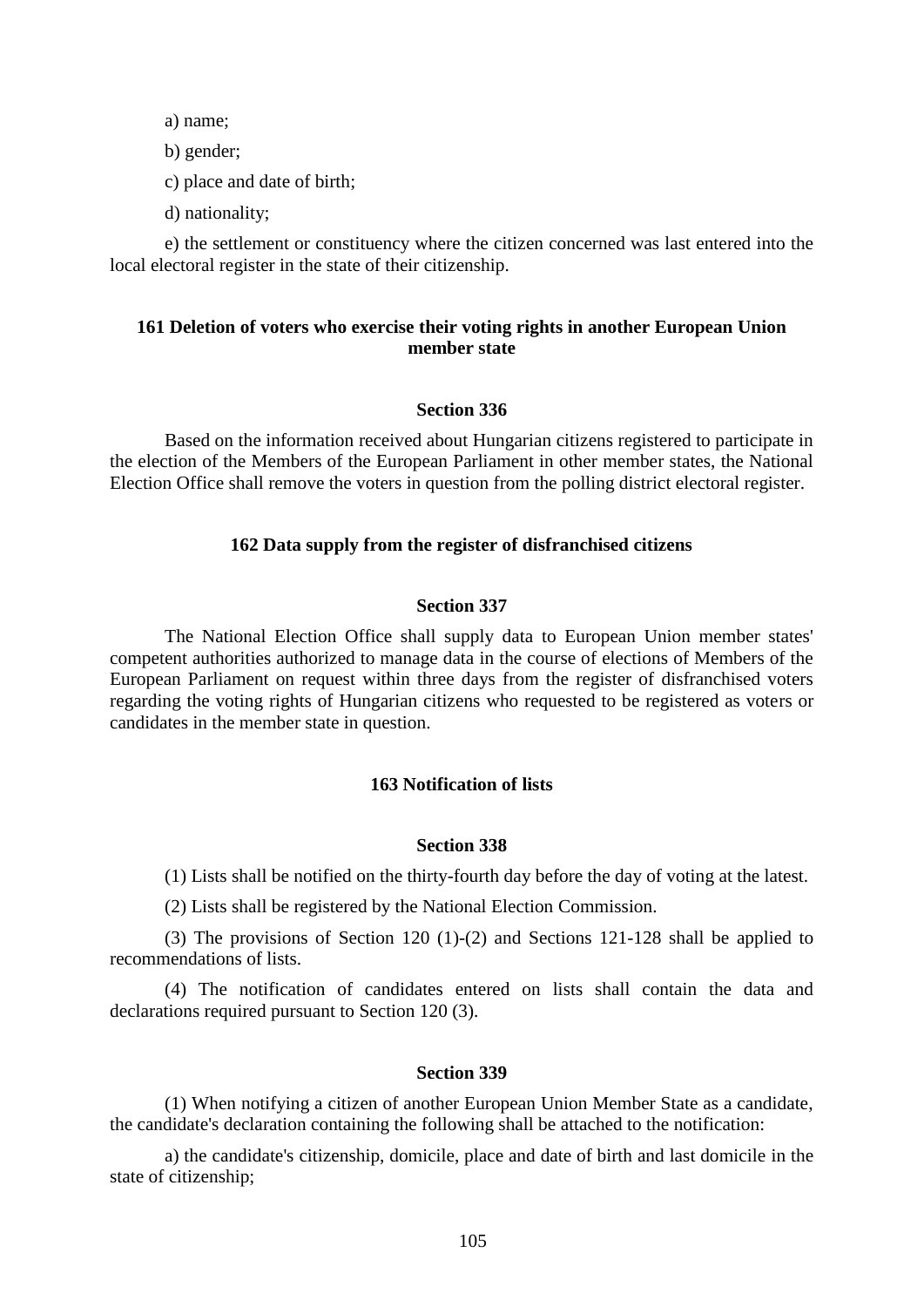a) name;

b) gender;

c) place and date of birth;

d) nationality;

e) the settlement or constituency where the citizen concerned was last entered into the local electoral register in the state of their citizenship.

### 161 Deletion of voters who exercise their voting rights in another European Union member state

#### Section 336

Based on the information received about Hungarian citizens registered to participate in the election of the Members of the European Parliament in other member states, the National Election Office shall remove the voters in question from the polling district electoral register.

### 162 Data supply from the register of disfranchised citizens

#### Section 337

The National Election Office shall supply data to European Union member states' competent authorities authorized to manage data in the course of elections of Members of the European Parliament on request within three days from the register of disfranchised voters regarding the voting rights of Hungarian citizens who requested to be registered as voters or candidates in the member state in question.

### 163 Notification of lists

#### Section 338

(1) Lists shall be notified on the thirty-fourth day before the day of voting at the latest.

(2) Lists shall be registered by the National Election Commission.

(3) The provisions of Section 120 (1)-(2) and Sections 121-128 shall be applied to recommendations of lists.

(4) The notification of candidates entered on lists shall contain the data and declarations required pursuant to Section 120 (3).

#### Section 339

(1) When notifying a citizen of another European Union Member State as a candidate, the candidate's declaration containing the following shall be attached to the notification:

a) the candidate's citizenship, domicile, place and date of birth and last domicile in the state of citizenship;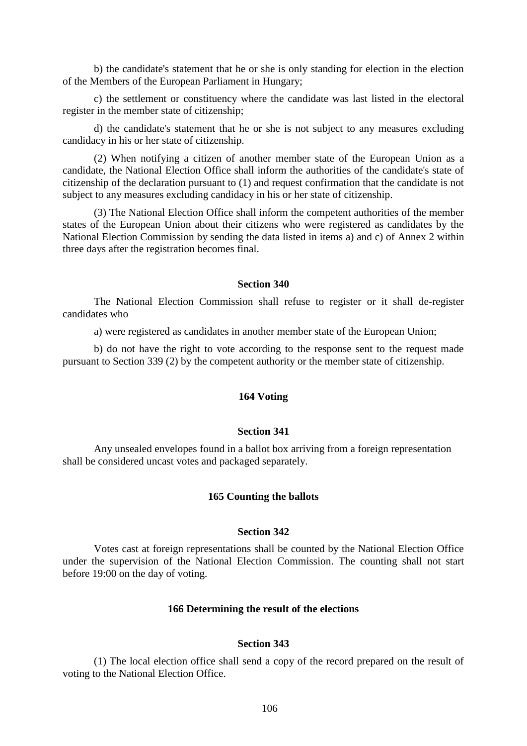b) the candidate's statement that he or she is only standing for election in the election of the Members of the European Parliament in Hungary;

c) the settlement or constituency where the candidate was last listed in the electoral register in the member state of citizenship;

d) the candidate's statement that he or she is not subject to any measures excluding candidacy in his or her state of citizenship.

(2) When notifying a citizen of another member state of the European Union as a candidate, the National Election Office shall inform the authorities of the candidate's state of citizenship of the declaration pursuant to (1) and request confirmation that the candidate is not subject to any measures excluding candidacy in his or her state of citizenship.

(3) The National Election Office shall inform the competent authorities of the member states of the European Union about their citizens who were registered as candidates by the National Election Commission by sending the data listed in items a) and c) of Annex 2 within three days after the registration becomes final.

### Section 340

The National Election Commission shall refuse to register or it shall de-register candidates who

a) were registered as candidates in another member state of the European Union;

b) do not have the right to vote according to the response sent to the request made pursuant to Section 339 (2) by the competent authority or the member state of citizenship.

## 164 Voting

### Section 341

Any unsealed envelopes found in a ballot box arriving from a foreign representation shall be considered uncast votes and packaged separately.

## 165 Counting the ballots

### Section 342

Votes cast at foreign representations shall be counted by the National Election Office under the supervision of the National Election Commission. The counting shall not start before 19:00 on the day of voting.

## 166 Determining the result of the elections

### Section 343

(1) The local election office shall send a copy of the record prepared on the result of voting to the National Election Office.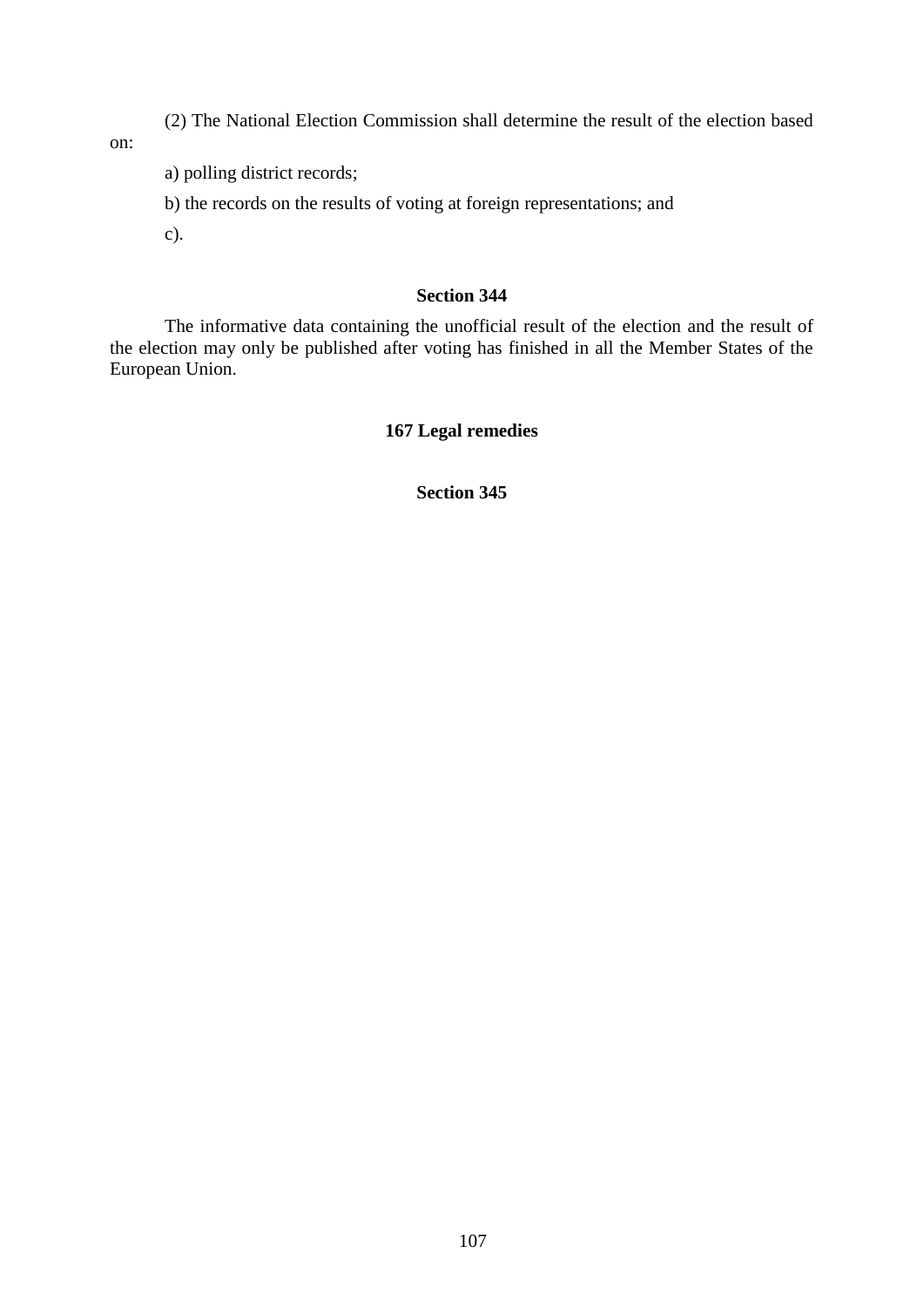(2) The National Election Commission shall determine the result of the election based on:

a) polling district records;

b) the records on the results of voting at foreign representations; and

c).

**Section 344**

The informative data containing the unofficial result of the election and the result of the election may only be published after voting has finished in all the Member States of the European Union.

**167 Legal remedies**

**Section 345**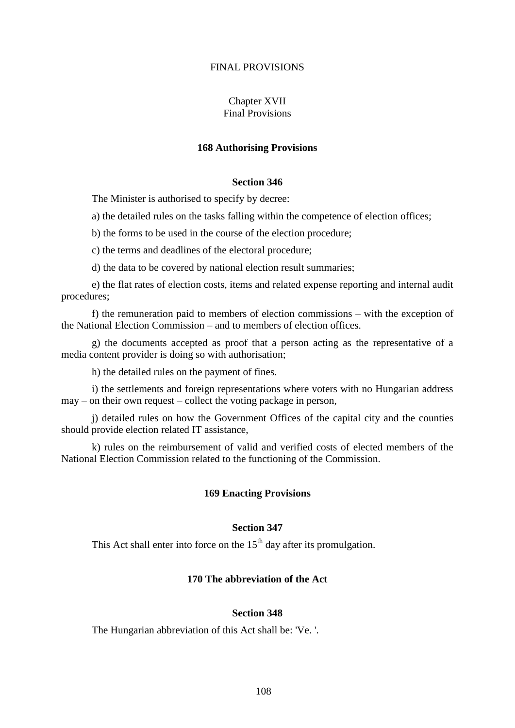# FINAL PROVISIONS

## Chapter XVII
## Final Provisions

### 168 Authorising Provisions

#### Section 346

The Minister is authorised to specify by decree:

a) the detailed rules on the tasks falling within the competence of election offices;

b) the forms to be used in the course of the election procedure;

c) the terms and deadlines of the electoral procedure;

d) the data to be covered by national election result summaries;

e) the flat rates of election costs, items and related expense reporting and internal audit procedures;

f) the remuneration paid to members of election commissions – with the exception of the National Election Commission – and to members of election offices.

g) the documents accepted as proof that a person acting as the representative of a media content provider is doing so with authorisation;

h) the detailed rules on the payment of fines.

i) the settlements and foreign representations where voters with no Hungarian address may – on their own request – collect the voting package in person,

j) detailed rules on how the Government Offices of the capital city and the counties should provide election related IT assistance,

k) rules on the reimbursement of valid and verified costs of elected members of the National Election Commission related to the functioning of the Commission.

### 169 Enacting Provisions

#### Section 347

This Act shall enter into force on the 15th day after its promulgation.

### 170 The abbreviation of the Act

#### Section 348

The Hungarian abbreviation of this Act shall be: 'Ve. '.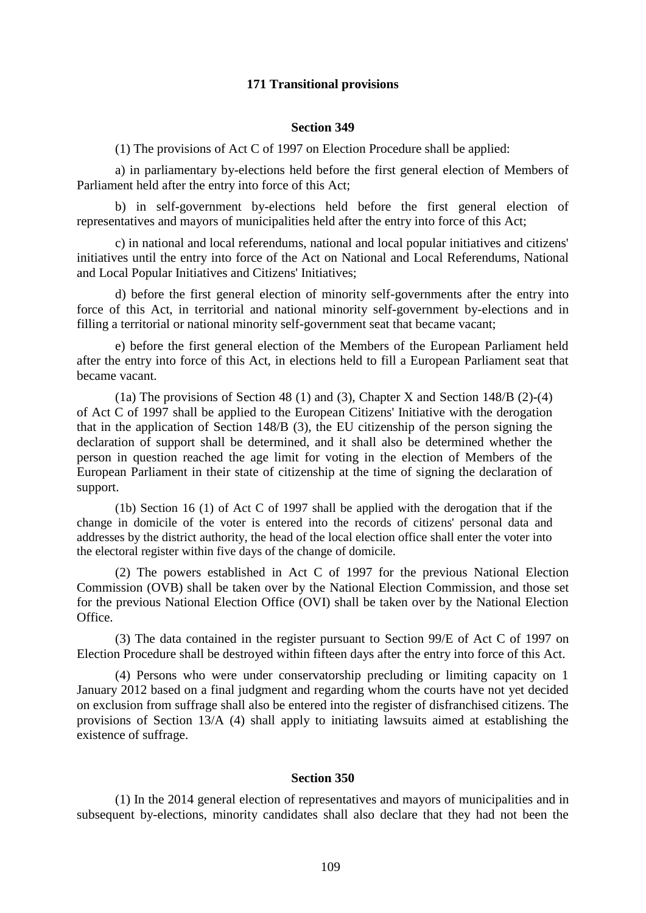## 171 Transitional provisions

### Section 349

(1) The provisions of Act C of 1997 on Election Procedure shall be applied:

a) in parliamentary by-elections held before the first general election of Members of Parliament held after the entry into force of this Act;

b) in self-government by-elections held before the first general election of representatives and mayors of municipalities held after the entry into force of this Act;

c) in national and local referendums, national and local popular initiatives and citizens' initiatives until the entry into force of the Act on National and Local Referendums, National and Local Popular Initiatives and Citizens' Initiatives;

d) before the first general election of minority self-governments after the entry into force of this Act, in territorial and national minority self-government by-elections and in filling a territorial or national minority self-government seat that became vacant;

e) before the first general election of the Members of the European Parliament held after the entry into force of this Act, in elections held to fill a European Parliament seat that became vacant.

(1a) The provisions of Section 48 (1) and (3), Chapter X and Section 148/B (2)-(4) of Act C of 1997 shall be applied to the European Citizens' Initiative with the derogation that in the application of Section 148/B (3), the EU citizenship of the person signing the declaration of support shall be determined, and it shall also be determined whether the person in question reached the age limit for voting in the election of Members of the European Parliament in their state of citizenship at the time of signing the declaration of support.

(1b) Section 16 (1) of Act C of 1997 shall be applied with the derogation that if the change in domicile of the voter is entered into the records of citizens' personal data and addresses by the district authority, the head of the local election office shall enter the voter into the electoral register within five days of the change of domicile.

(2) The powers established in Act C of 1997 for the previous National Election Commission (OVB) shall be taken over by the National Election Commission, and those set for the previous National Election Office (OVI) shall be taken over by the National Election Office.

(3) The data contained in the register pursuant to Section 99/E of Act C of 1997 on Election Procedure shall be destroyed within fifteen days after the entry into force of this Act.

(4) Persons who were under conservatorship precluding or limiting capacity on 1 January 2012 based on a final judgment and regarding whom the courts have not yet decided on exclusion from suffrage shall also be entered into the register of disfranchised citizens. The provisions of Section 13/A (4) shall apply to initiating lawsuits aimed at establishing the existence of suffrage.

### Section 350

(1) In the 2014 general election of representatives and mayors of municipalities and in subsequent by-elections, minority candidates shall also declare that they had not been the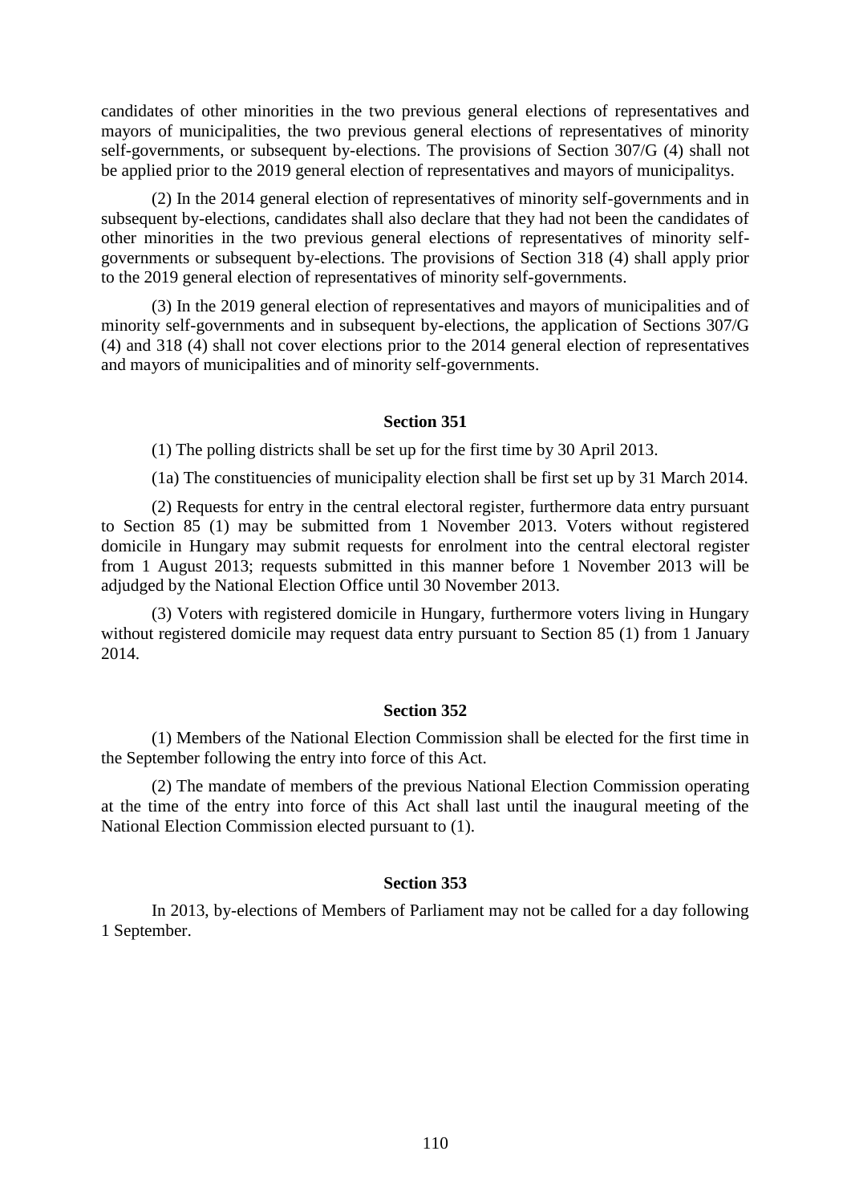candidates of other minorities in the two previous general elections of representatives and mayors of municipalities, the two previous general elections of representatives of minority self-governments, or subsequent by-elections. The provisions of Section 307/G (4) shall not be applied prior to the 2019 general election of representatives and mayors of municipalitys.

(2) In the 2014 general election of representatives of minority self-governments and in subsequent by-elections, candidates shall also declare that they had not been the candidates of other minorities in the two previous general elections of representatives of minority self-governments or subsequent by-elections. The provisions of Section 318 (4) shall apply prior to the 2019 general election of representatives of minority self-governments.

(3) In the 2019 general election of representatives and mayors of municipalities and of minority self-governments and in subsequent by-elections, the application of Sections 307/G (4) and 318 (4) shall not cover elections prior to the 2014 general election of representatives and mayors of municipalities and of minority self-governments.

### Section 351

(1) The polling districts shall be set up for the first time by 30 April 2013.

(1a) The constituencies of municipality election shall be first set up by 31 March 2014.

(2) Requests for entry in the central electoral register, furthermore data entry pursuant to Section 85 (1) may be submitted from 1 November 2013. Voters without registered domicile in Hungary may submit requests for enrolment into the central electoral register from 1 August 2013; requests submitted in this manner before 1 November 2013 will be adjudged by the National Election Office until 30 November 2013.

(3) Voters with registered domicile in Hungary, furthermore voters living in Hungary without registered domicile may request data entry pursuant to Section 85 (1) from 1 January 2014.

### Section 352

(1) Members of the National Election Commission shall be elected for the first time in the September following the entry into force of this Act.

(2) The mandate of members of the previous National Election Commission operating at the time of the entry into force of this Act shall last until the inaugural meeting of the National Election Commission elected pursuant to (1).

### Section 353

In 2013, by-elections of Members of Parliament may not be called for a day following 1 September.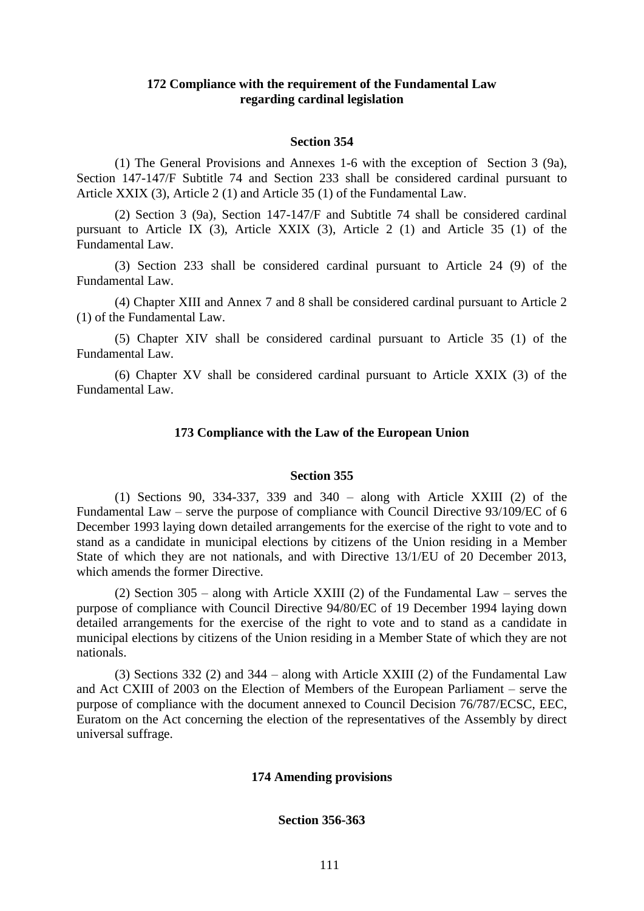## 172 Compliance with the requirement of the Fundamental Law regarding cardinal legislation

### Section 354

(1) The General Provisions and Annexes 1-6 with the exception of Section 3 (9a), Section 147-147/F Subtitle 74 and Section 233 shall be considered cardinal pursuant to Article XXIX (3), Article 2 (1) and Article 35 (1) of the Fundamental Law.

(2) Section 3 (9a), Section 147-147/F and Subtitle 74 shall be considered cardinal pursuant to Article IX (3), Article XXIX (3), Article 2 (1) and Article 35 (1) of the Fundamental Law.

(3) Section 233 shall be considered cardinal pursuant to Article 24 (9) of the Fundamental Law.

(4) Chapter XIII and Annex 7 and 8 shall be considered cardinal pursuant to Article 2 (1) of the Fundamental Law.

(5) Chapter XIV shall be considered cardinal pursuant to Article 35 (1) of the Fundamental Law.

(6) Chapter XV shall be considered cardinal pursuant to Article XXIX (3) of the Fundamental Law.

## 173 Compliance with the Law of the European Union

### Section 355

(1) Sections 90, 334-337, 339 and 340 – along with Article XXIII (2) of the Fundamental Law – serve the purpose of compliance with Council Directive 93/109/EC of 6 December 1993 laying down detailed arrangements for the exercise of the right to vote and to stand as a candidate in municipal elections by citizens of the Union residing in a Member State of which they are not nationals, and with Directive 13/1/EU of 20 December 2013, which amends the former Directive.

(2) Section 305 – along with Article XXIII (2) of the Fundamental Law – serves the purpose of compliance with Council Directive 94/80/EC of 19 December 1994 laying down detailed arrangements for the exercise of the right to vote and to stand as a candidate in municipal elections by citizens of the Union residing in a Member State of which they are not nationals.

(3) Sections 332 (2) and 344 – along with Article XXIII (2) of the Fundamental Law and Act CXIII of 2003 on the Election of Members of the European Parliament – serve the purpose of compliance with the document annexed to Council Decision 76/787/ECSC, EEC, Euratom on the Act concerning the election of the representatives of the Assembly by direct universal suffrage.

## 174 Amending provisions

### Section 356-363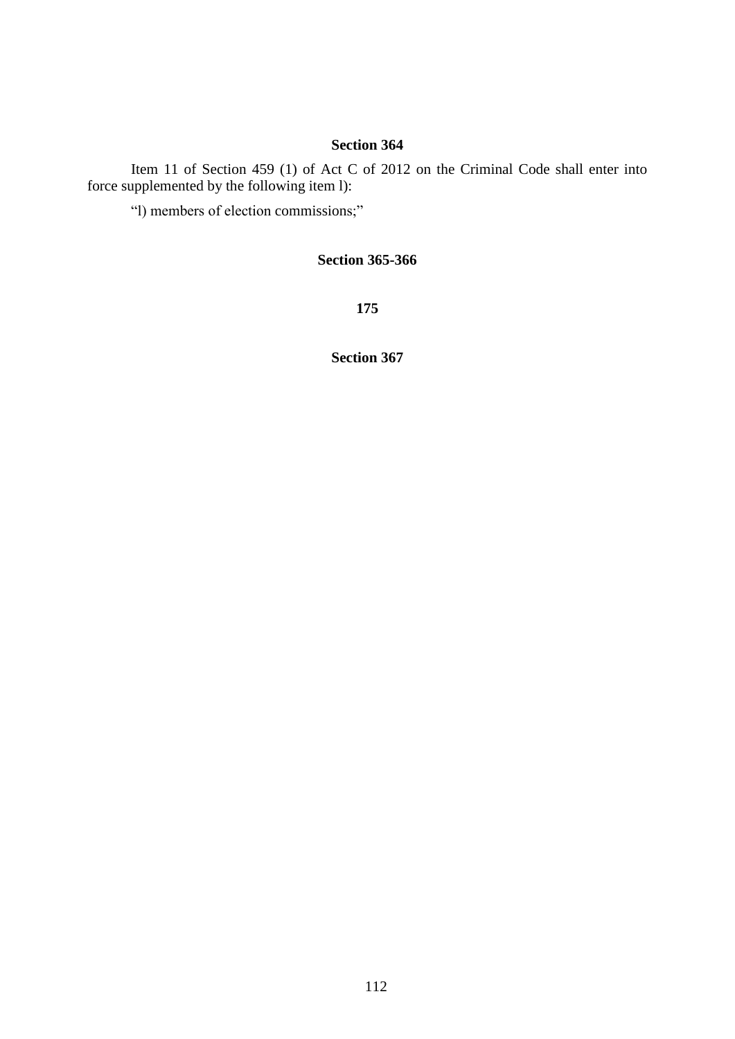**Section 364**

Item 11 of Section 459 (1) of Act C of 2012 on the Criminal Code shall enter into force supplemented by the following item l):

"l) members of election commissions;"

**Section 365-366**

**175**

**Section 367**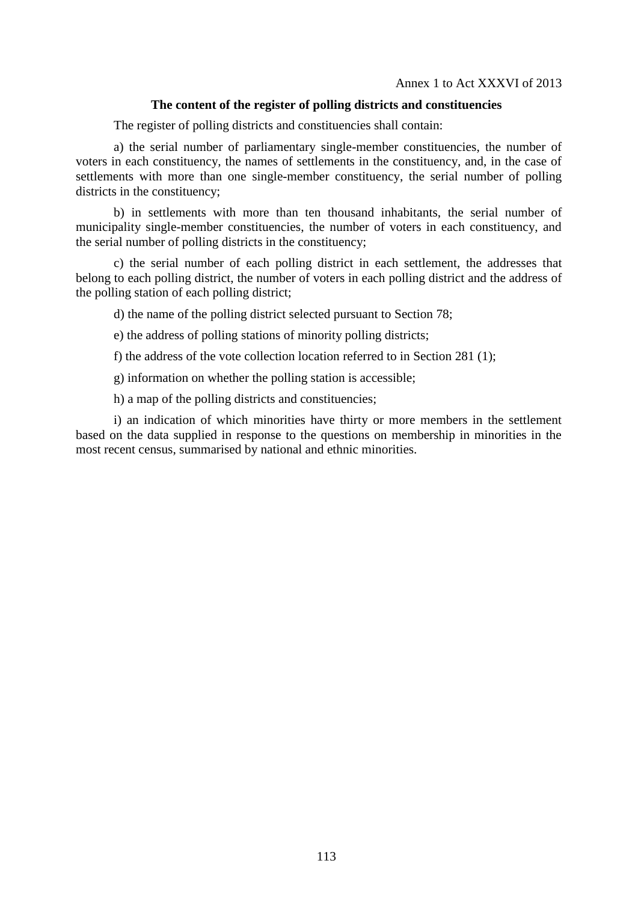Annex 1 to Act XXXVI of 2013

## The content of the register of polling districts and constituencies

The register of polling districts and constituencies shall contain:

a) the serial number of parliamentary single-member constituencies, the number of voters in each constituency, the names of settlements in the constituency, and, in the case of settlements with more than one single-member constituency, the serial number of polling districts in the constituency;

b) in settlements with more than ten thousand inhabitants, the serial number of municipality single-member constituencies, the number of voters in each constituency, and the serial number of polling districts in the constituency;

c) the serial number of each polling district in each settlement, the addresses that belong to each polling district, the number of voters in each polling district and the address of the polling station of each polling district;

d) the name of the polling district selected pursuant to Section 78;

e) the address of polling stations of minority polling districts;

f) the address of the vote collection location referred to in Section 281 (1);

g) information on whether the polling station is accessible;

h) a map of the polling districts and constituencies;

i) an indication of which minorities have thirty or more members in the settlement based on the data supplied in response to the questions on membership in minorities in the most recent census, summarised by national and ethnic minorities.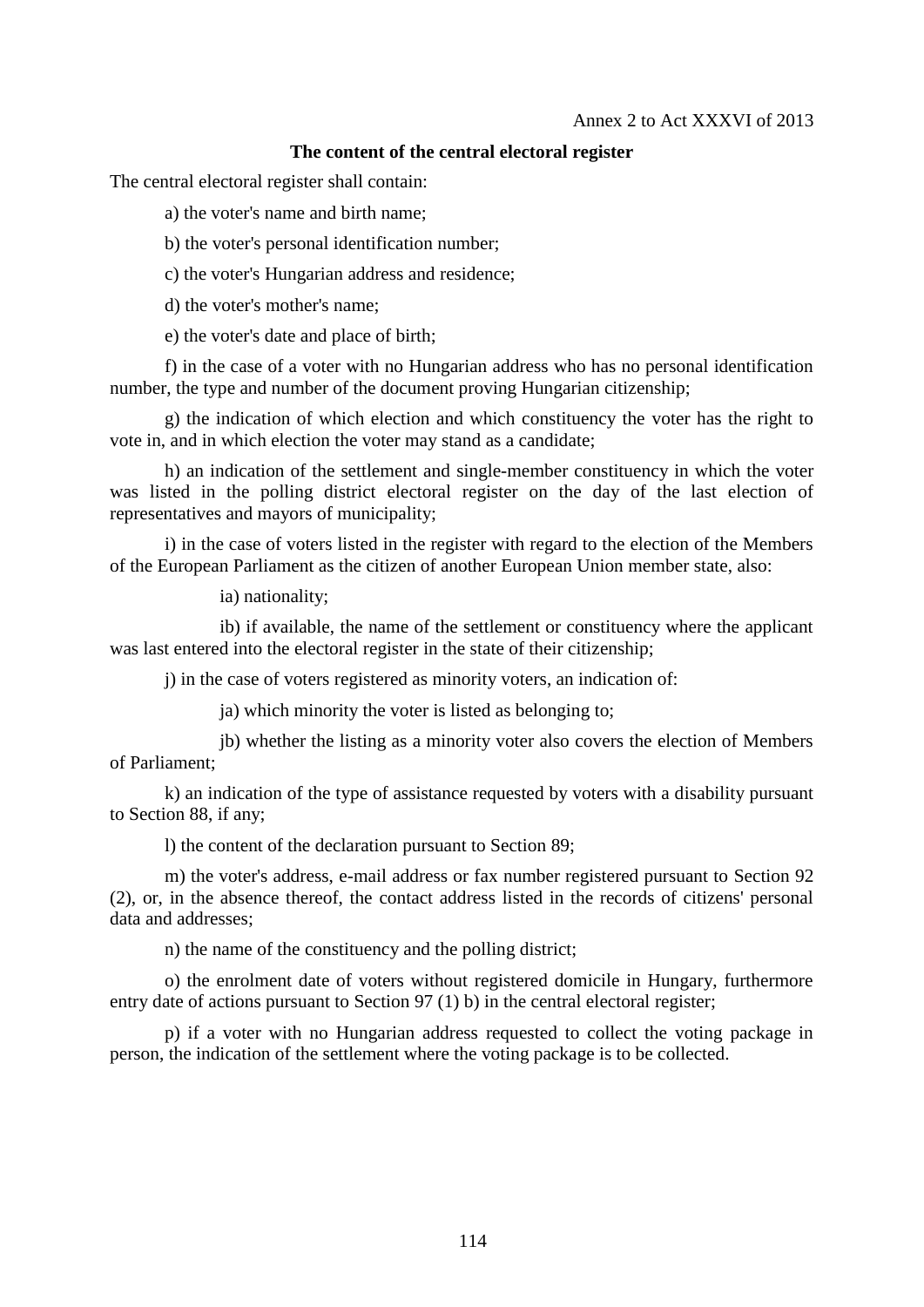Annex 2 to Act XXXVI of 2013

**The content of the central electoral register**

The central electoral register shall contain:

a) the voter's name and birth name;

b) the voter's personal identification number;

c) the voter's Hungarian address and residence;

d) the voter's mother's name;

e) the voter's date and place of birth;

f) in the case of a voter with no Hungarian address who has no personal identification number, the type and number of the document proving Hungarian citizenship;

g) the indication of which election and which constituency the voter has the right to vote in, and in which election the voter may stand as a candidate;

h) an indication of the settlement and single-member constituency in which the voter was listed in the polling district electoral register on the day of the last election of representatives and mayors of municipality;

i) in the case of voters listed in the register with regard to the election of the Members of the European Parliament as the citizen of another European Union member state, also:

ia) nationality;

ib) if available, the name of the settlement or constituency where the applicant was last entered into the electoral register in the state of their citizenship;

j) in the case of voters registered as minority voters, an indication of:

ja) which minority the voter is listed as belonging to;

jb) whether the listing as a minority voter also covers the election of Members of Parliament;

k) an indication of the type of assistance requested by voters with a disability pursuant to Section 88, if any;

l) the content of the declaration pursuant to Section 89;

m) the voter's address, e-mail address or fax number registered pursuant to Section 92 (2), or, in the absence thereof, the contact address listed in the records of citizens' personal data and addresses;

n) the name of the constituency and the polling district;

o) the enrolment date of voters without registered domicile in Hungary, furthermore entry date of actions pursuant to Section 97 (1) b) in the central electoral register;

p) if a voter with no Hungarian address requested to collect the voting package in person, the indication of the settlement where the voting package is to be collected.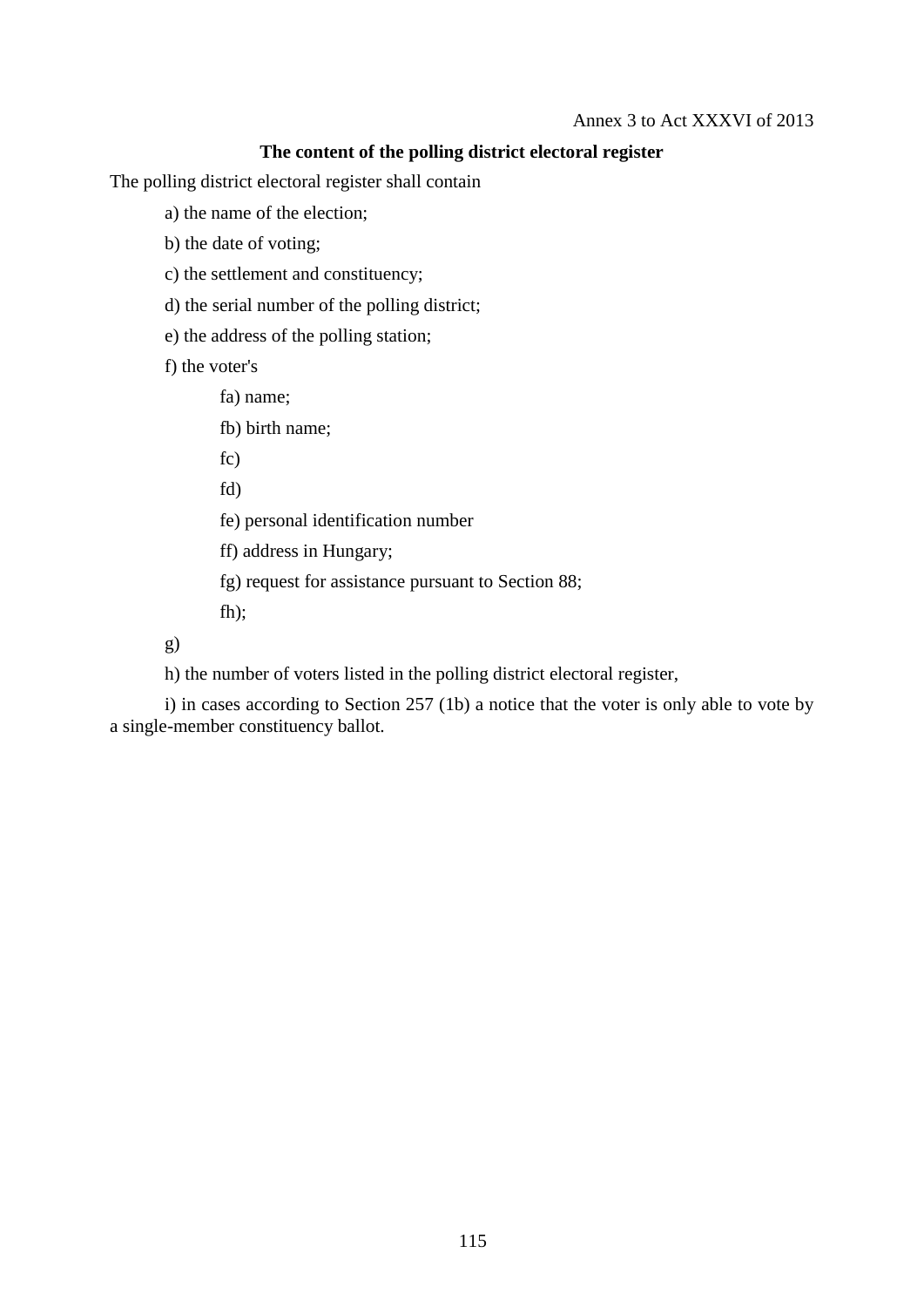Annex 3 to Act XXXVI of 2013

**The content of the polling district electoral register**

The polling district electoral register shall contain

a) the name of the election;

b) the date of voting;

c) the settlement and constituency;

d) the serial number of the polling district;

e) the address of the polling station;

f) the voter's

fa) name;

fb) birth name;

fc)

fd)

fe) personal identification number

ff) address in Hungary;

fg) request for assistance pursuant to Section 88;

fh);

g)

h) the number of voters listed in the polling district electoral register,

i) in cases according to Section 257 (1b) a notice that the voter is only able to vote by a single-member constituency ballot.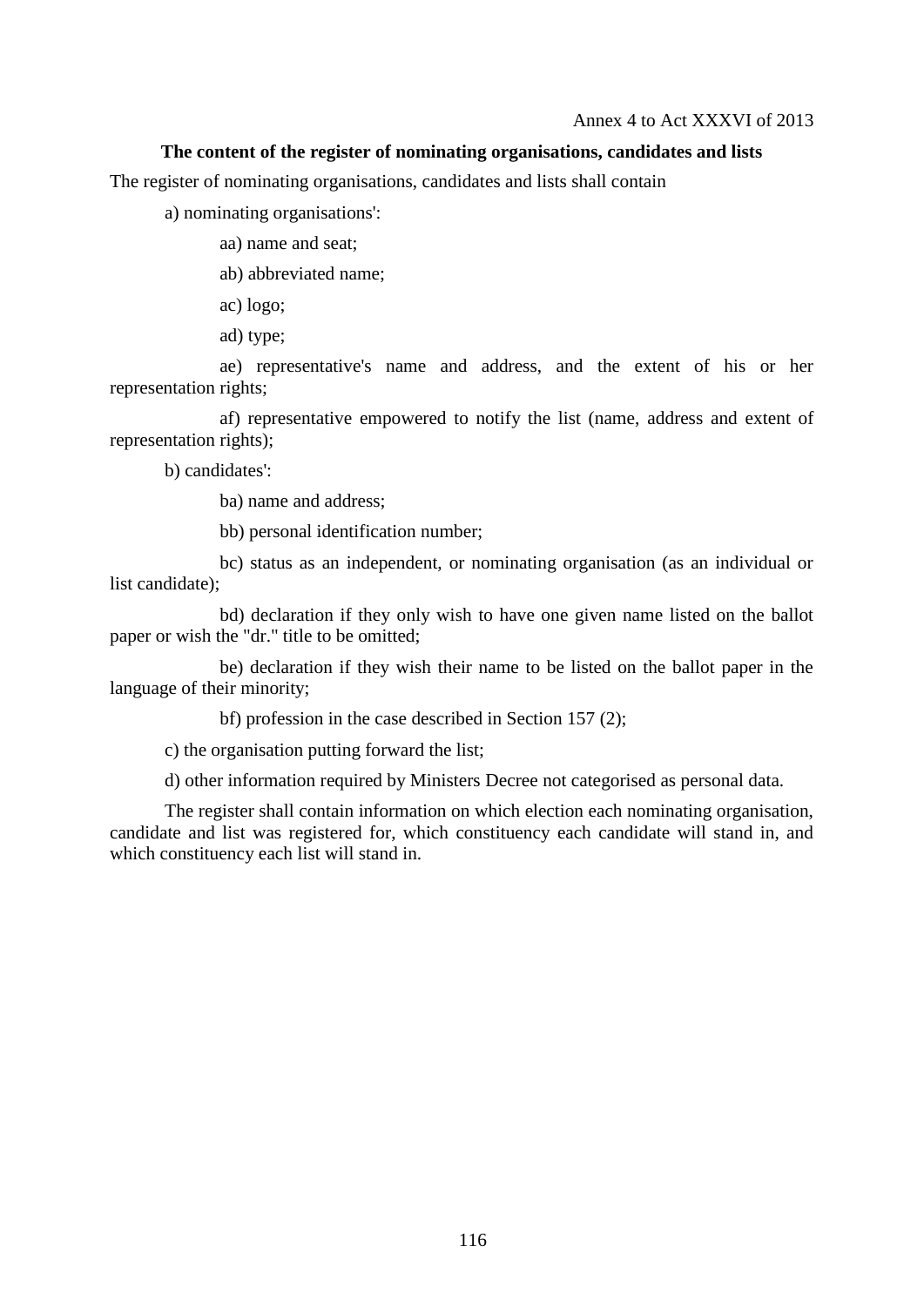Annex 4 to Act XXXVI of 2013

**The content of the register of nominating organisations, candidates and lists**

The register of nominating organisations, candidates and lists shall contain

a) nominating organisations':

aa) name and seat;

ab) abbreviated name;

ac) logo;

ad) type;

ae) representative's name and address, and the extent of his or her representation rights;

af) representative empowered to notify the list (name, address and extent of representation rights);

b) candidates':

ba) name and address;

bb) personal identification number;

bc) status as an independent, or nominating organisation (as an individual or list candidate);

bd) declaration if they only wish to have one given name listed on the ballot paper or wish the "dr." title to be omitted;

be) declaration if they wish their name to be listed on the ballot paper in the language of their minority;

bf) profession in the case described in Section 157 (2);

c) the organisation putting forward the list;

d) other information required by Ministers Decree not categorised as personal data.

The register shall contain information on which election each nominating organisation, candidate and list was registered for, which constituency each candidate will stand in, and which constituency each list will stand in.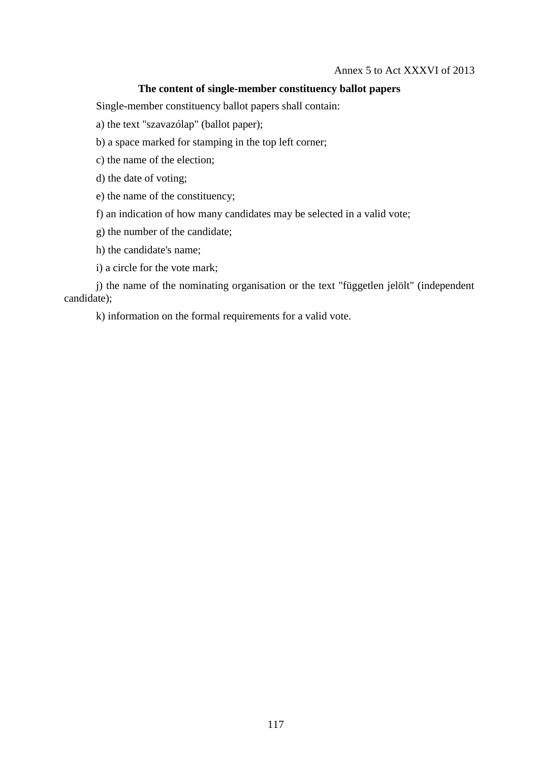Annex 5 to Act XXXVI of 2013

## The content of single-member constituency ballot papers

Single-member constituency ballot papers shall contain:

a) the text "szavazólap" (ballot paper);

b) a space marked for stamping in the top left corner;

c) the name of the election;

d) the date of voting;

e) the name of the constituency;

f) an indication of how many candidates may be selected in a valid vote;

g) the number of the candidate;

h) the candidate's name;

i) a circle for the vote mark;

j) the name of the nominating organisation or the text "független jelölt" (independent candidate);

k) information on the formal requirements for a valid vote.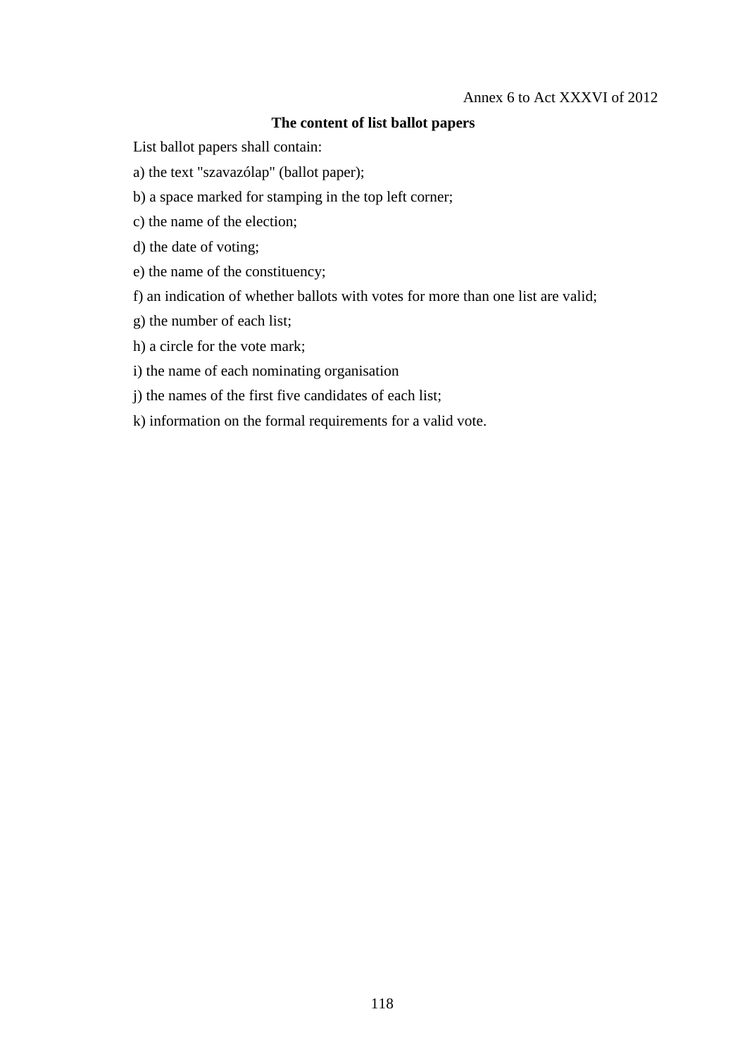Annex 6 to Act XXXVI of 2012

**The content of list ballot papers**

List ballot papers shall contain:

a) the text "szavazólap" (ballot paper);

b) a space marked for stamping in the top left corner;

c) the name of the election;

d) the date of voting;

e) the name of the constituency;

f) an indication of whether ballots with votes for more than one list are valid;

g) the number of each list;

h) a circle for the vote mark;

i) the name of each nominating organisation

j) the names of the first five candidates of each list;

k) information on the formal requirements for a valid vote.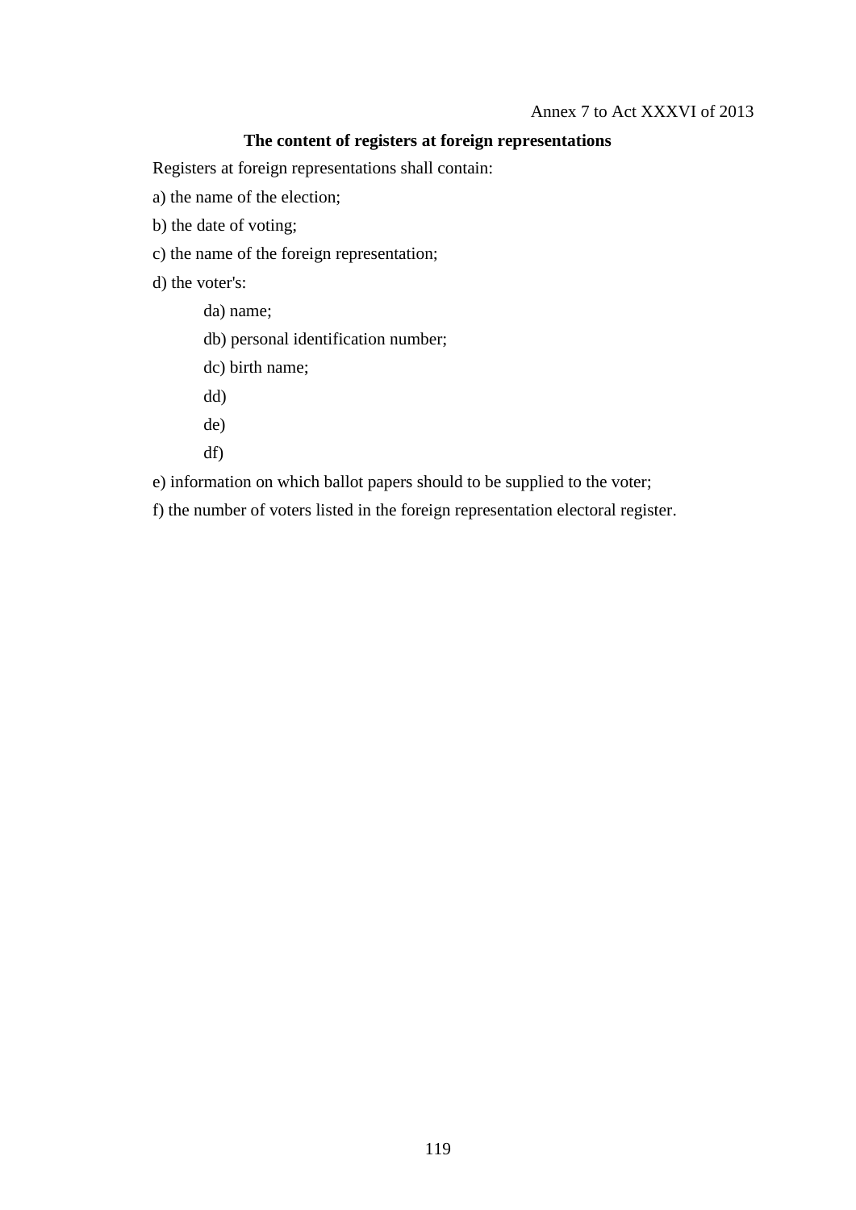Annex 7 to Act XXXVI of 2013

## The content of registers at foreign representations

Registers at foreign representations shall contain:

a) the name of the election;

b) the date of voting;

c) the name of the foreign representation;

d) the voter's:

  da) name;

  db) personal identification number;

  dc) birth name;

  dd)

  de)

  df)

e) information on which ballot papers should to be supplied to the voter;

f) the number of voters listed in the foreign representation electoral register.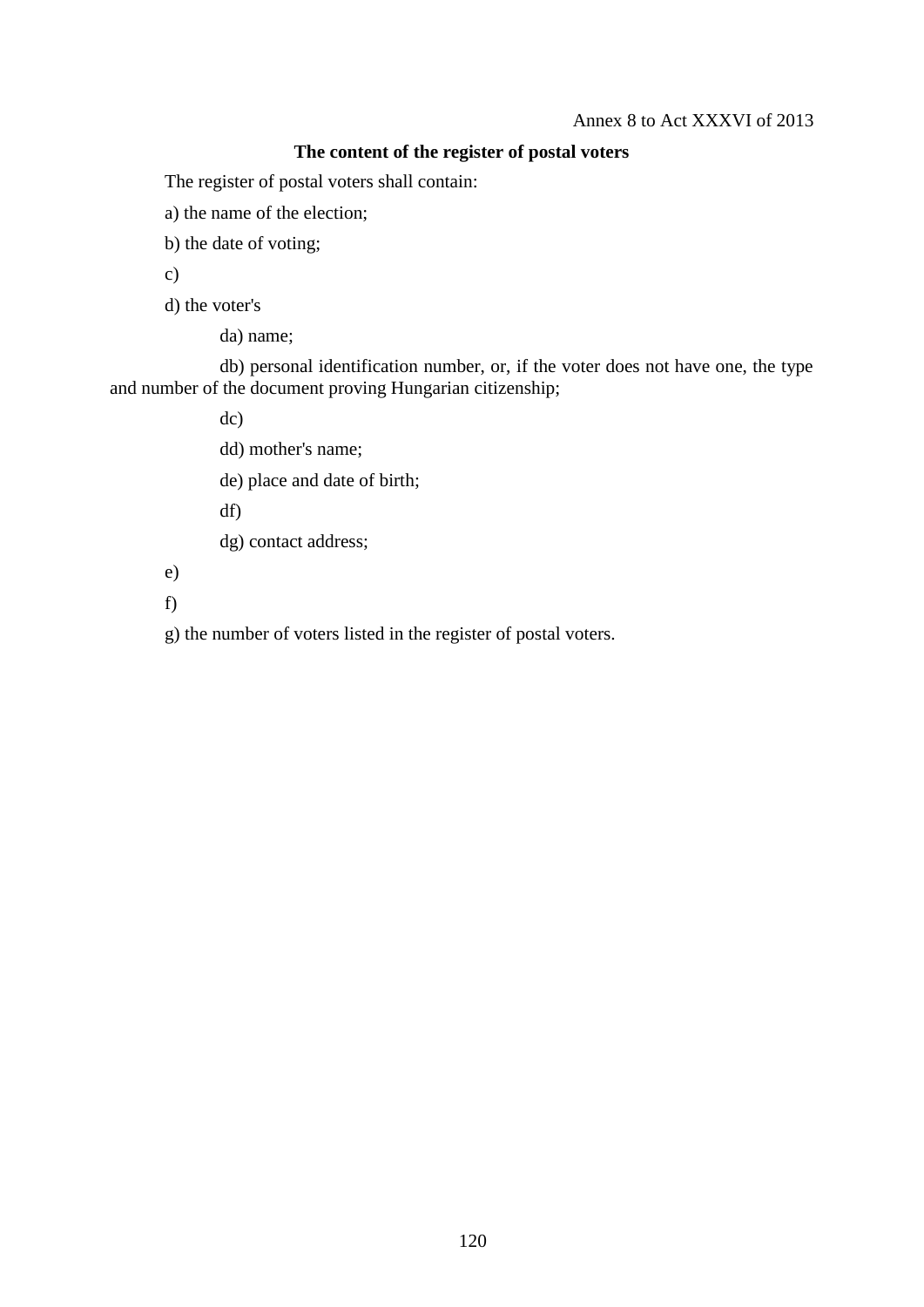Annex 8 to Act XXXVI of 2013

**The content of the register of postal voters**

The register of postal voters shall contain:

a) the name of the election;

b) the date of voting;

c)

d) the voter's

da) name;

db) personal identification number, or, if the voter does not have one, the type and number of the document proving Hungarian citizenship;

dc)

dd) mother's name;

de) place and date of birth;

df)

dg) contact address;

e)

f)

g) the number of voters listed in the register of postal voters.